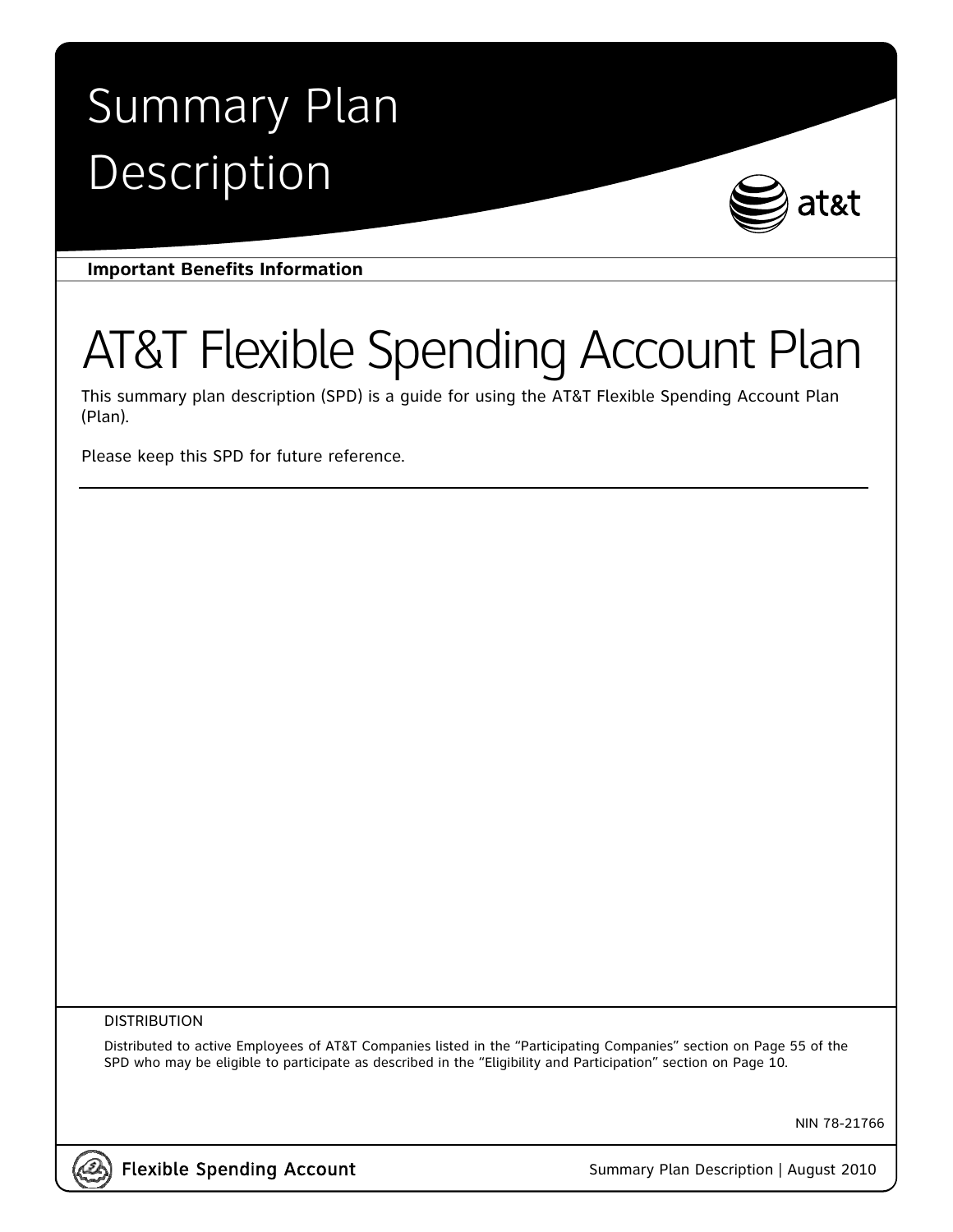# Summary Plan Description

**Important Benefits Information**

# AT&T Flexible Spending Account Plan

This summary plan description (SPD) is a guide for using the AT&T Flexible Spending Account Plan (Plan).

Please keep this SPD for future reference.

DISTRIBUTION

Distributed to active Employees of AT&T Companies listed in the "Participating Companies" section on Page 55 of the SPD who may be eligible to participate as described in the "Eligibility and Participation" section on Page 10.

NIN 78-21766

Flexible Spending Account

Summary Plan Description | August 2010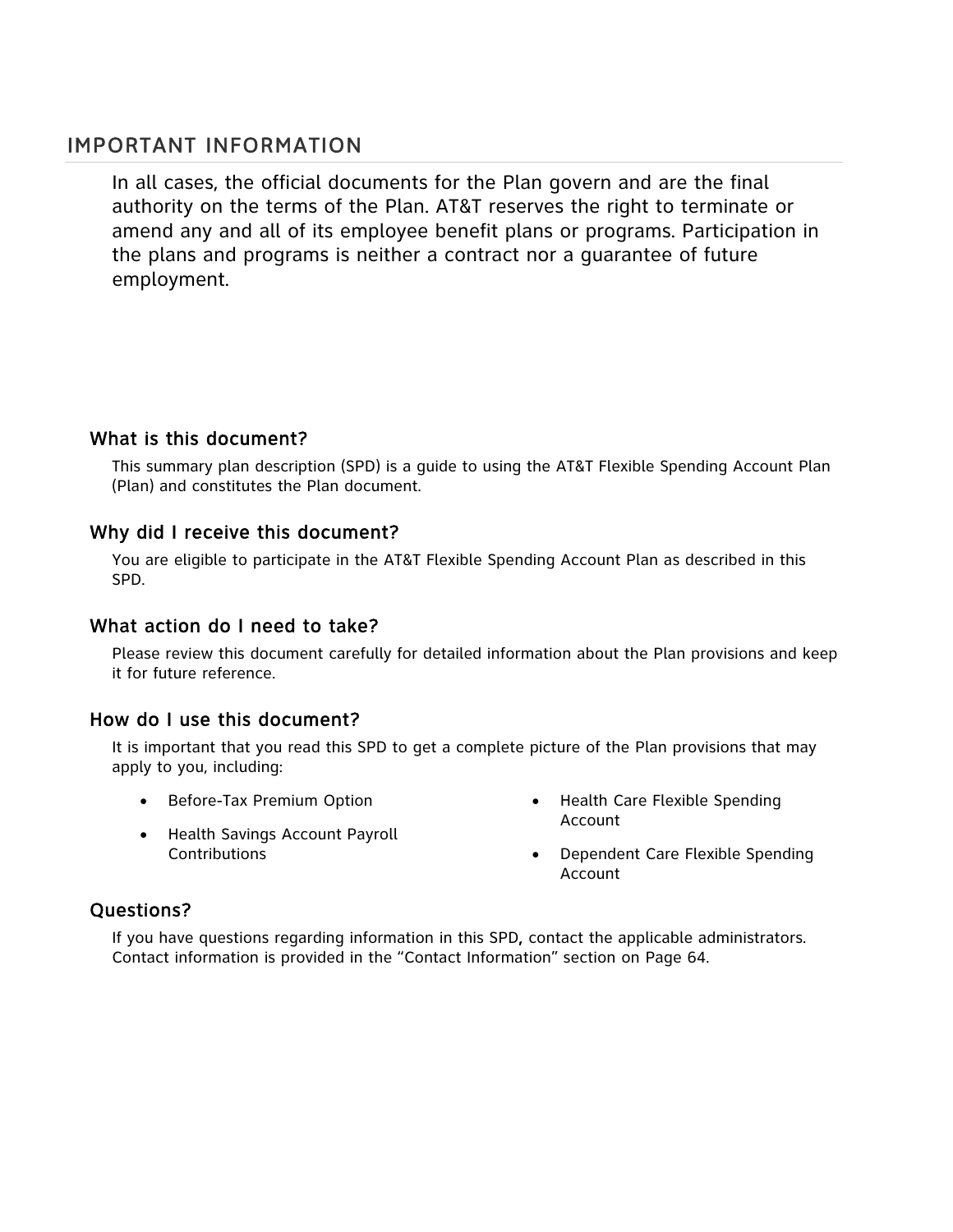## IMPORTANT INFORMATION

In all cases, the official documents for the Plan govern and are the final authority on the terms of the Plan. AT&T reserves the right to terminate or amend any and all of its employee benefit plans or programs. Participation in the plans and programs is neither a contract nor a guarantee of future employment.

### What is this document?

This summary plan description (SPD) is a guide to using the AT&T Flexible Spending Account Plan (Plan) and constitutes the Plan document.

### Why did I receive this document?

You are eligible to participate in the AT&T Flexible Spending Account Plan as described in this SPD.

### What action do I need to take?

Please review this document carefully for detailed information about the Plan provisions and keep it for future reference.

### How do I use this document?

It is important that you read this SPD to get a complete picture of the Plan provisions that may apply to you, including:

- Before-Tax Premium Option
- Health Savings Account Payroll Contributions
- Health Care Flexible Spending Account
- Dependent Care Flexible Spending Account

### Questions?

If you have questions regarding information in this SPD, contact the applicable administrators. Contact information is provided in the "Contact Information" section on Page 64.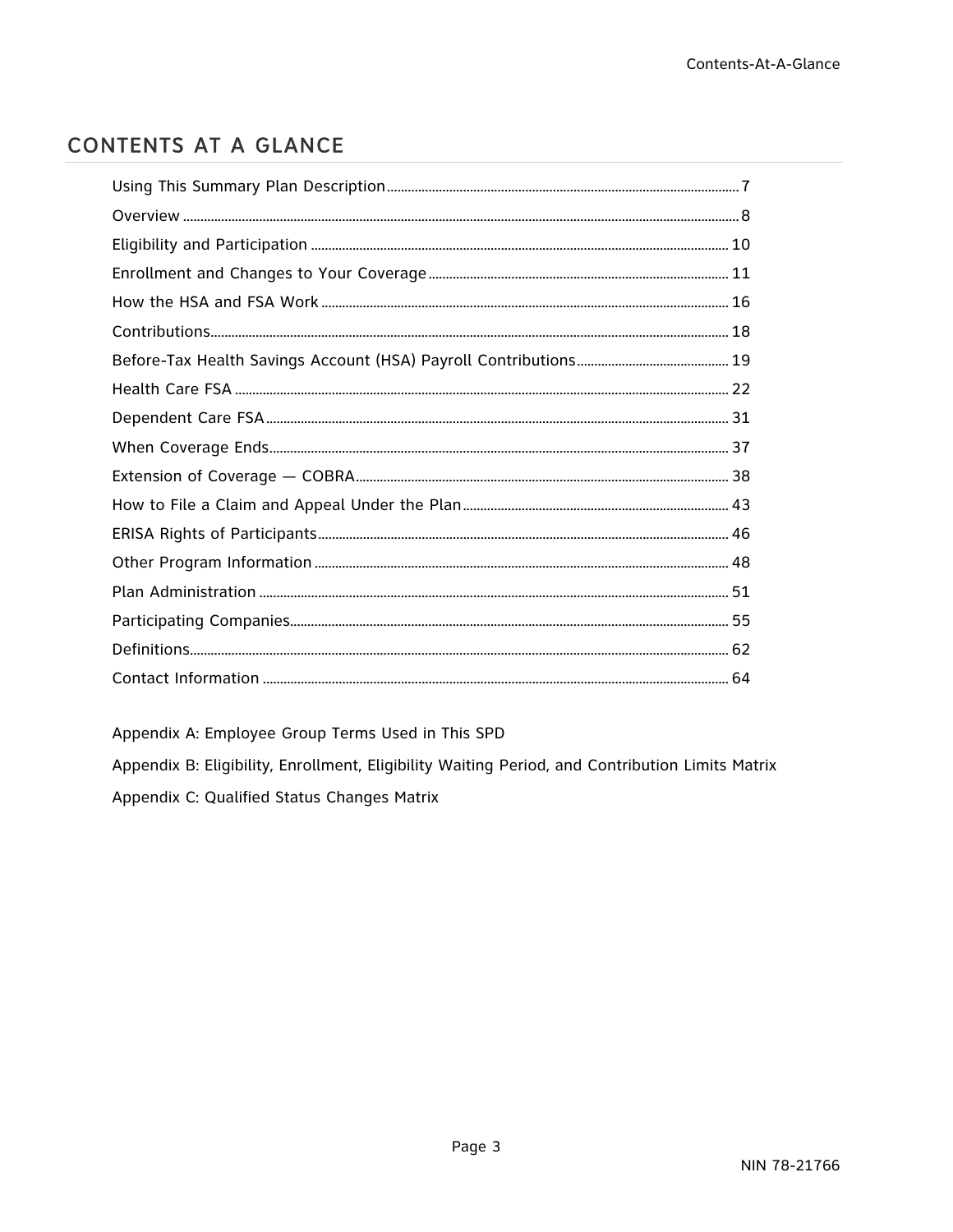# CONTENTS AT A GLANCE

Using This Summary Plan Description ..... 7

Overview ..... 8

Eligibility and Participation ..... 10

Enrollment and Changes to Your Coverage ..... 11

How the HSA and FSA Work ..... 16

Contributions ..... 18

Before-Tax Health Savings Account (HSA) Payroll Contributions ..... 19

Health Care FSA ..... 22

Dependent Care FSA ..... 31

When Coverage Ends ..... 37

Extension of Coverage — COBRA ..... 38

How to File a Claim and Appeal Under the Plan ..... 43

ERISA Rights of Participants ..... 46

Other Program Information ..... 48

Plan Administration ..... 51

Participating Companies ..... 55

Definitions ..... 62

Contact Information ..... 64

Appendix A: Employee Group Terms Used in This SPD

Appendix B: Eligibility, Enrollment, Eligibility Waiting Period, and Contribution Limits Matrix

Appendix C: Qualified Status Changes Matrix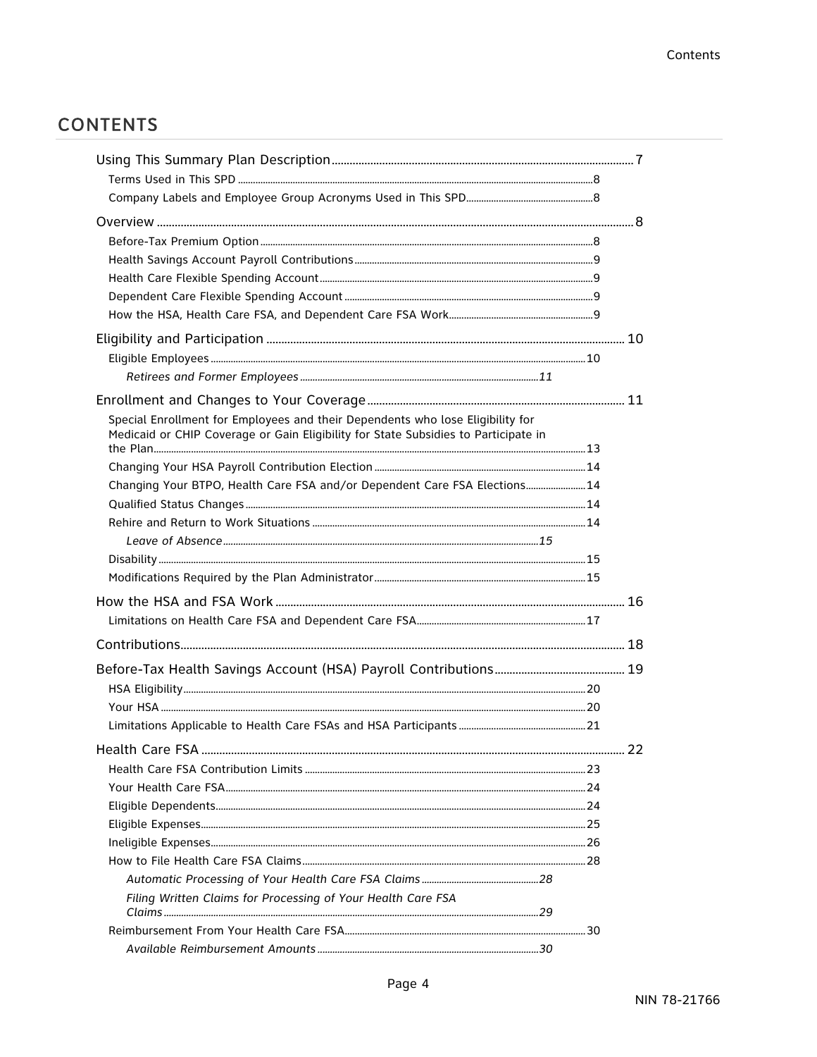# CONTENTS

Using This Summary Plan Description ..... 7
- Terms Used in This SPD ..... 8
- Company Labels and Employee Group Acronyms Used in This SPD ..... 8

Overview ..... 8
- Before-Tax Premium Option ..... 8
- Health Savings Account Payroll Contributions ..... 9
- Health Care Flexible Spending Account ..... 9
- Dependent Care Flexible Spending Account ..... 9
- How the HSA, Health Care FSA, and Dependent Care FSA Work ..... 9

Eligibility and Participation ..... 10
- Eligible Employees ..... 10
  - *Retirees and Former Employees ..... 11*

Enrollment and Changes to Your Coverage ..... 11
- Special Enrollment for Employees and their Dependents who lose Eligibility for Medicaid or CHIP Coverage or Gain Eligibility for State Subsidies to Participate in the Plan ..... 13
- Changing Your HSA Payroll Contribution Election ..... 14
- Changing Your BTPO, Health Care FSA and/or Dependent Care FSA Elections ..... 14
- Qualified Status Changes ..... 14
- Rehire and Return to Work Situations ..... 14
  - *Leave of Absence ..... 15*
- Disability ..... 15
- Modifications Required by the Plan Administrator ..... 15

How the HSA and FSA Work ..... 16
- Limitations on Health Care FSA and Dependent Care FSA ..... 17

Contributions ..... 18

Before-Tax Health Savings Account (HSA) Payroll Contributions ..... 19
- HSA Eligibility ..... 20
- Your HSA ..... 20
- Limitations Applicable to Health Care FSAs and HSA Participants ..... 21

Health Care FSA ..... 22
- Health Care FSA Contribution Limits ..... 23
- Your Health Care FSA ..... 24
- Eligible Dependents ..... 24
- Eligible Expenses ..... 25
- Ineligible Expenses ..... 26
- How to File Health Care FSA Claims ..... 28
  - *Automatic Processing of Your Health Care FSA Claims ..... 28*
  - *Filing Written Claims for Processing of Your Health Care FSA Claims ..... 29*
- Reimbursement From Your Health Care FSA ..... 30
  - *Available Reimbursement Amounts ..... 30*

NIN 78-21766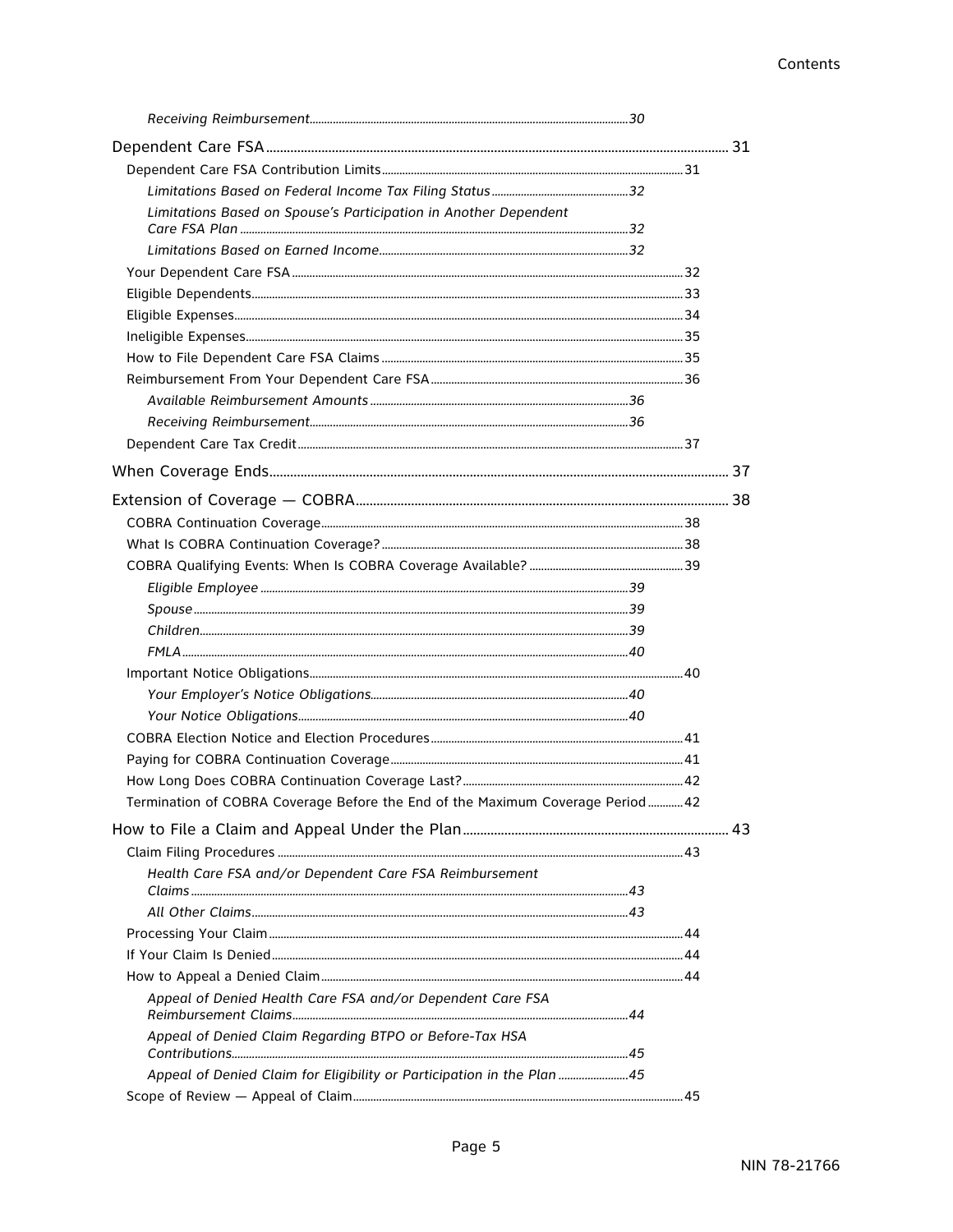*Receiving Reimbursement* ... 30

Dependent Care FSA ... 31

- Dependent Care FSA Contribution Limits ... 31
  - *Limitations Based on Federal Income Tax Filing Status* ... 32
  - *Limitations Based on Spouse's Participation in Another Dependent Care FSA Plan* ... 32
  - *Limitations Based on Earned Income* ... 32
- Your Dependent Care FSA ... 32
- Eligible Dependents ... 33
- Eligible Expenses ... 34
- Ineligible Expenses ... 35
- How to File Dependent Care FSA Claims ... 35
- Reimbursement From Your Dependent Care FSA ... 36
  - *Available Reimbursement Amounts* ... 36
  - *Receiving Reimbursement* ... 36
- Dependent Care Tax Credit ... 37

When Coverage Ends ... 37

Extension of Coverage — COBRA ... 38

- COBRA Continuation Coverage ... 38
- What Is COBRA Continuation Coverage? ... 38
- COBRA Qualifying Events: When Is COBRA Coverage Available? ... 39
  - *Eligible Employee* ... 39
  - *Spouse* ... 39
  - *Children* ... 39
  - *FMLA* ... 40
- Important Notice Obligations ... 40
  - *Your Employer's Notice Obligations* ... 40
  - *Your Notice Obligations* ... 40
- COBRA Election Notice and Election Procedures ... 41
- Paying for COBRA Continuation Coverage ... 41
- How Long Does COBRA Continuation Coverage Last? ... 42
- Termination of COBRA Coverage Before the End of the Maximum Coverage Period ... 42

How to File a Claim and Appeal Under the Plan ... 43

- Claim Filing Procedures ... 43
  - *Health Care FSA and/or Dependent Care FSA Reimbursement Claims* ... 43
  - *All Other Claims* ... 43
- Processing Your Claim ... 44
- If Your Claim Is Denied ... 44
- How to Appeal a Denied Claim ... 44
  - *Appeal of Denied Health Care FSA and/or Dependent Care FSA Reimbursement Claims* ... 44
  - *Appeal of Denied Claim Regarding BTPO or Before-Tax HSA Contributions* ... 45
  - *Appeal of Denied Claim for Eligibility or Participation in the Plan* ... 45
- Scope of Review — Appeal of Claim ... 45

NIN 78-21766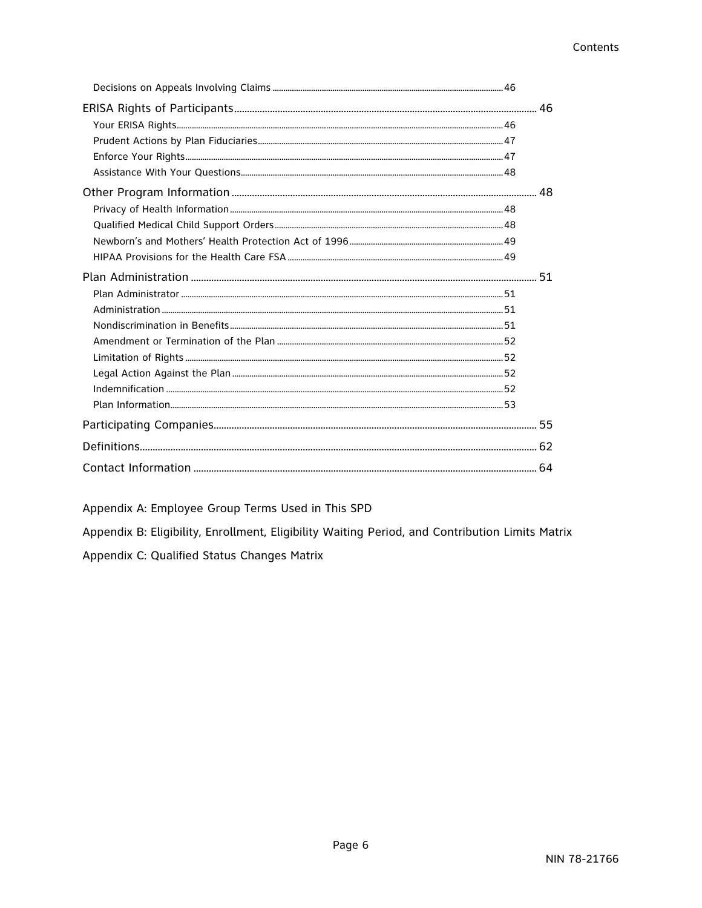Decisions on Appeals Involving Claims ... 46

ERISA Rights of Participants ... 46

- Your ERISA Rights ... 46
- Prudent Actions by Plan Fiduciaries ... 47
- Enforce Your Rights ... 47
- Assistance With Your Questions ... 48

Other Program Information ... 48

- Privacy of Health Information ... 48
- Qualified Medical Child Support Orders ... 48
- Newborn's and Mothers' Health Protection Act of 1996 ... 49
- HIPAA Provisions for the Health Care FSA ... 49

Plan Administration ... 51

- Plan Administrator ... 51
- Administration ... 51
- Nondiscrimination in Benefits ... 51
- Amendment or Termination of the Plan ... 52
- Limitation of Rights ... 52
- Legal Action Against the Plan ... 52
- Indemnification ... 52
- Plan Information ... 53

Participating Companies ... 55

Definitions ... 62

Contact Information ... 64

Appendix A: Employee Group Terms Used in This SPD

Appendix B: Eligibility, Enrollment, Eligibility Waiting Period, and Contribution Limits Matrix

Appendix C: Qualified Status Changes Matrix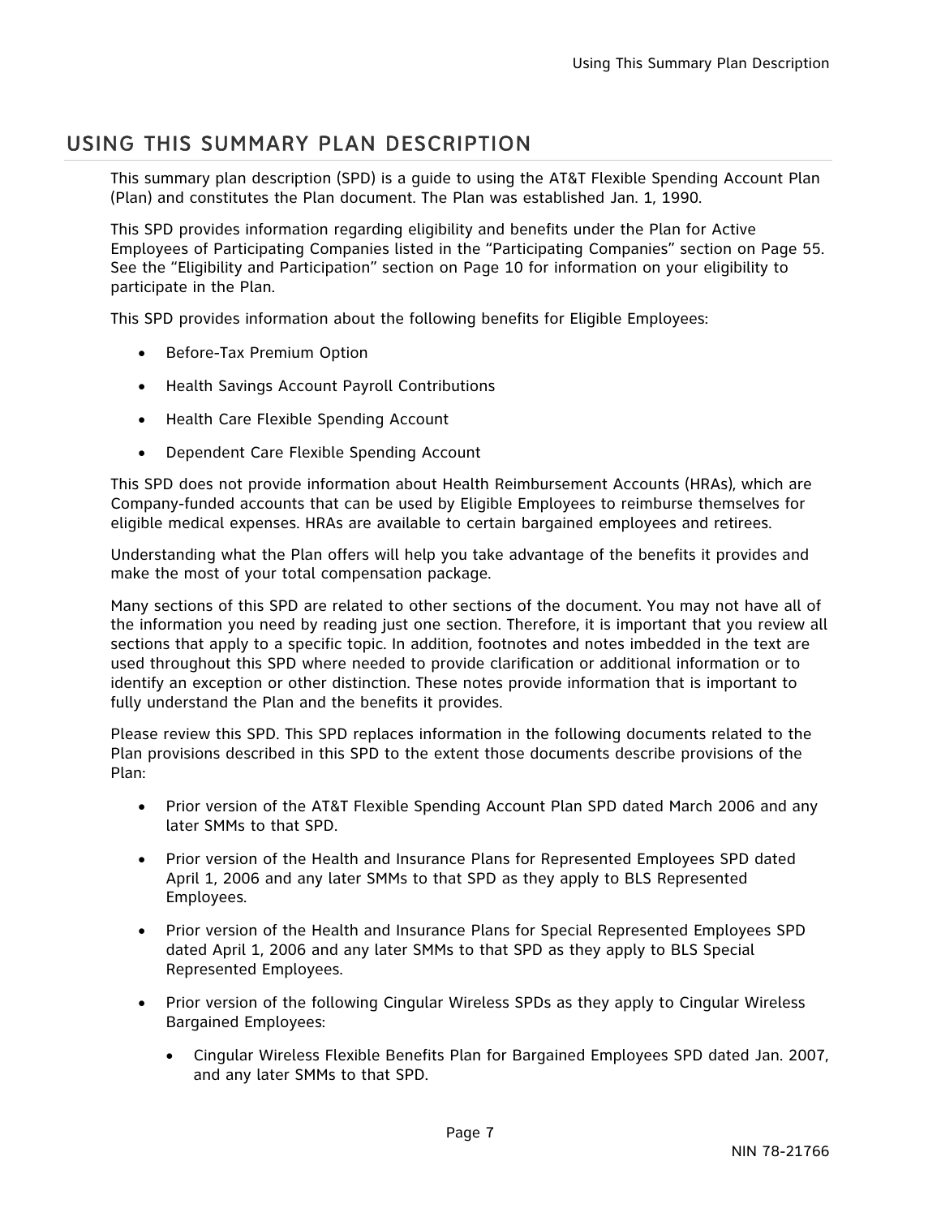# USING THIS SUMMARY PLAN DESCRIPTION

This summary plan description (SPD) is a guide to using the AT&T Flexible Spending Account Plan (Plan) and constitutes the Plan document. The Plan was established Jan. 1, 1990.

This SPD provides information regarding eligibility and benefits under the Plan for Active Employees of Participating Companies listed in the "Participating Companies" section on Page 55. See the "Eligibility and Participation" section on Page 10 for information on your eligibility to participate in the Plan.

This SPD provides information about the following benefits for Eligible Employees:

- Before-Tax Premium Option
- Health Savings Account Payroll Contributions
- Health Care Flexible Spending Account
- Dependent Care Flexible Spending Account

This SPD does not provide information about Health Reimbursement Accounts (HRAs), which are Company-funded accounts that can be used by Eligible Employees to reimburse themselves for eligible medical expenses. HRAs are available to certain bargained employees and retirees.

Understanding what the Plan offers will help you take advantage of the benefits it provides and make the most of your total compensation package.

Many sections of this SPD are related to other sections of the document. You may not have all of the information you need by reading just one section. Therefore, it is important that you review all sections that apply to a specific topic. In addition, footnotes and notes imbedded in the text are used throughout this SPD where needed to provide clarification or additional information or to identify an exception or other distinction. These notes provide information that is important to fully understand the Plan and the benefits it provides.

Please review this SPD. This SPD replaces information in the following documents related to the Plan provisions described in this SPD to the extent those documents describe provisions of the Plan:

- Prior version of the AT&T Flexible Spending Account Plan SPD dated March 2006 and any later SMMs to that SPD.
- Prior version of the Health and Insurance Plans for Represented Employees SPD dated April 1, 2006 and any later SMMs to that SPD as they apply to BLS Represented Employees.
- Prior version of the Health and Insurance Plans for Special Represented Employees SPD dated April 1, 2006 and any later SMMs to that SPD as they apply to BLS Special Represented Employees.
- Prior version of the following Cingular Wireless SPDs as they apply to Cingular Wireless Bargained Employees:
  - Cingular Wireless Flexible Benefits Plan for Bargained Employees SPD dated Jan. 2007, and any later SMMs to that SPD.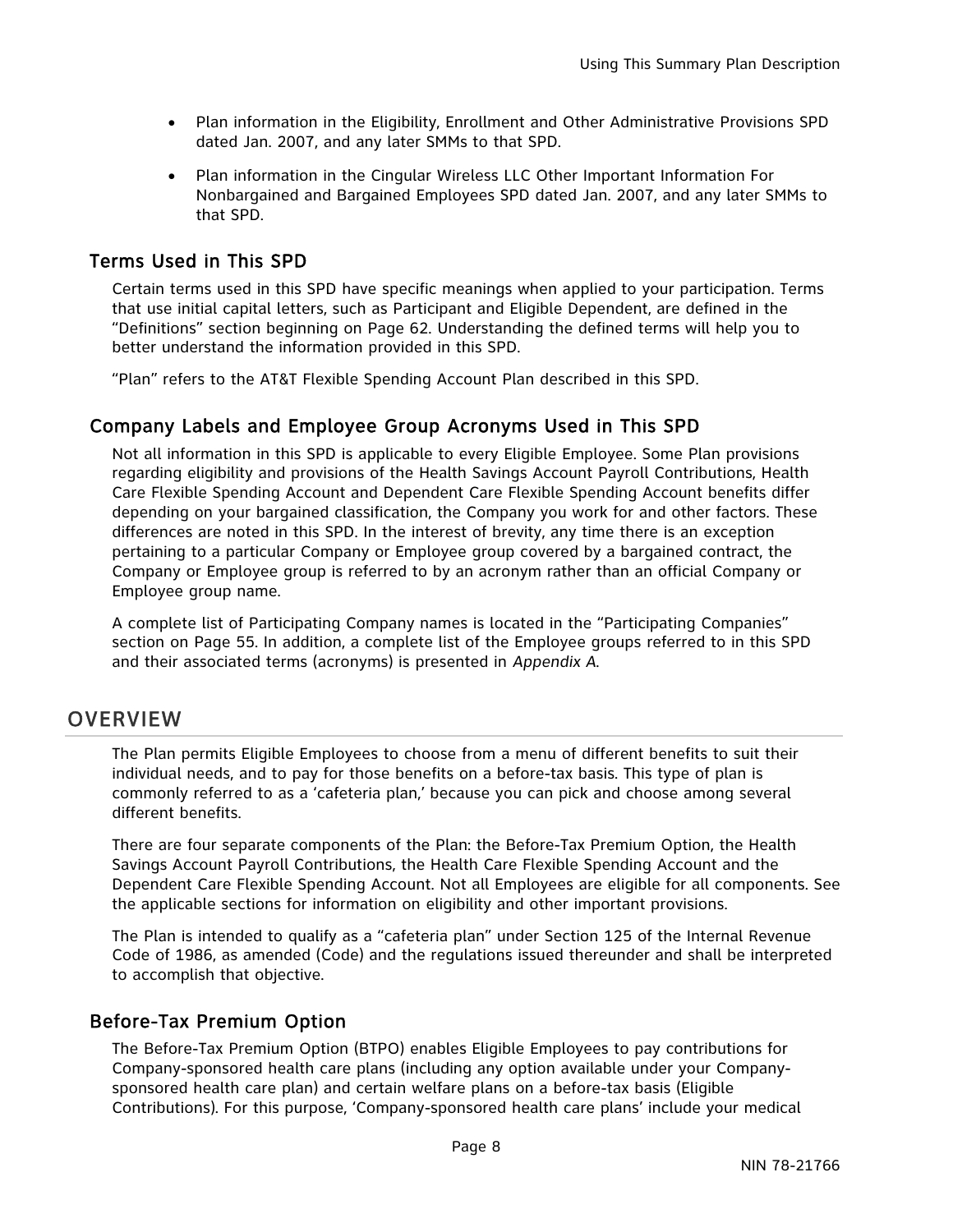- Plan information in the Eligibility, Enrollment and Other Administrative Provisions SPD dated Jan. 2007, and any later SMMs to that SPD.
- Plan information in the Cingular Wireless LLC Other Important Information For Nonbargained and Bargained Employees SPD dated Jan. 2007, and any later SMMs to that SPD.

### Terms Used in This SPD

Certain terms used in this SPD have specific meanings when applied to your participation. Terms that use initial capital letters, such as Participant and Eligible Dependent, are defined in the "Definitions" section beginning on Page 62. Understanding the defined terms will help you to better understand the information provided in this SPD.

"Plan" refers to the AT&T Flexible Spending Account Plan described in this SPD.

### Company Labels and Employee Group Acronyms Used in This SPD

Not all information in this SPD is applicable to every Eligible Employee. Some Plan provisions regarding eligibility and provisions of the Health Savings Account Payroll Contributions, Health Care Flexible Spending Account and Dependent Care Flexible Spending Account benefits differ depending on your bargained classification, the Company you work for and other factors. These differences are noted in this SPD. In the interest of brevity, any time there is an exception pertaining to a particular Company or Employee group covered by a bargained contract, the Company or Employee group is referred to by an acronym rather than an official Company or Employee group name.

A complete list of Participating Company names is located in the "Participating Companies" section on Page 55. In addition, a complete list of the Employee groups referred to in this SPD and their associated terms (acronyms) is presented in *Appendix A.*

## OVERVIEW

The Plan permits Eligible Employees to choose from a menu of different benefits to suit their individual needs, and to pay for those benefits on a before-tax basis. This type of plan is commonly referred to as a 'cafeteria plan,' because you can pick and choose among several different benefits.

There are four separate components of the Plan: the Before-Tax Premium Option, the Health Savings Account Payroll Contributions, the Health Care Flexible Spending Account and the Dependent Care Flexible Spending Account. Not all Employees are eligible for all components. See the applicable sections for information on eligibility and other important provisions.

The Plan is intended to qualify as a "cafeteria plan" under Section 125 of the Internal Revenue Code of 1986, as amended (Code) and the regulations issued thereunder and shall be interpreted to accomplish that objective.

### Before-Tax Premium Option

The Before-Tax Premium Option (BTPO) enables Eligible Employees to pay contributions for Company-sponsored health care plans (including any option available under your Company-sponsored health care plan) and certain welfare plans on a before-tax basis (Eligible Contributions). For this purpose, 'Company-sponsored health care plans' include your medical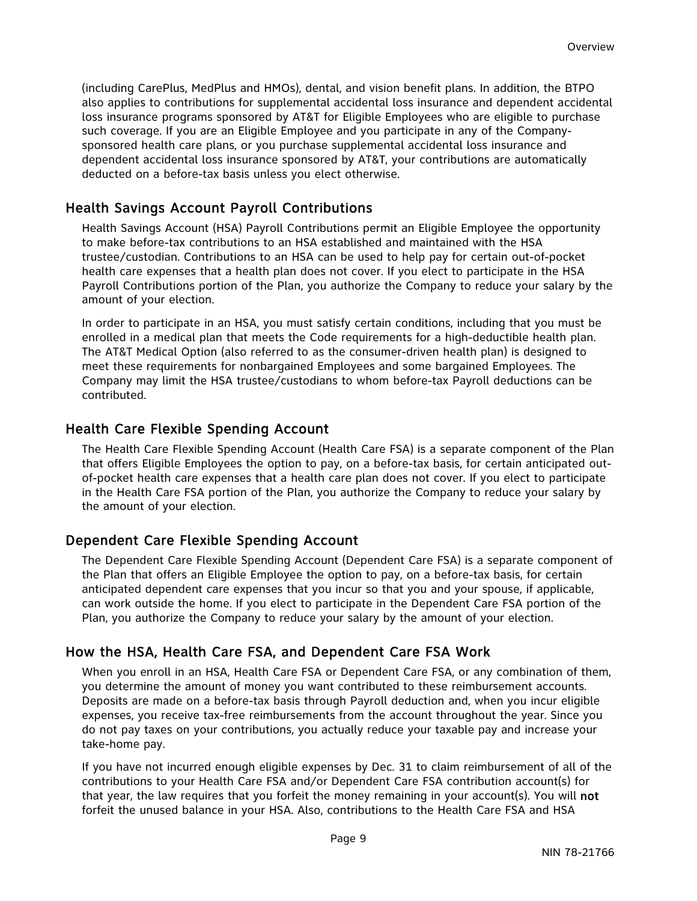(including CarePlus, MedPlus and HMOs), dental, and vision benefit plans. In addition, the BTPO also applies to contributions for supplemental accidental loss insurance and dependent accidental loss insurance programs sponsored by AT&T for Eligible Employees who are eligible to purchase such coverage. If you are an Eligible Employee and you participate in any of the Company-sponsored health care plans, or you purchase supplemental accidental loss insurance and dependent accidental loss insurance sponsored by AT&T, your contributions are automatically deducted on a before-tax basis unless you elect otherwise.

## Health Savings Account Payroll Contributions

Health Savings Account (HSA) Payroll Contributions permit an Eligible Employee the opportunity to make before-tax contributions to an HSA established and maintained with the HSA trustee/custodian. Contributions to an HSA can be used to help pay for certain out-of-pocket health care expenses that a health plan does not cover. If you elect to participate in the HSA Payroll Contributions portion of the Plan, you authorize the Company to reduce your salary by the amount of your election.

In order to participate in an HSA, you must satisfy certain conditions, including that you must be enrolled in a medical plan that meets the Code requirements for a high-deductible health plan. The AT&T Medical Option (also referred to as the consumer-driven health plan) is designed to meet these requirements for nonbargained Employees and some bargained Employees. The Company may limit the HSA trustee/custodians to whom before-tax Payroll deductions can be contributed.

## Health Care Flexible Spending Account

The Health Care Flexible Spending Account (Health Care FSA) is a separate component of the Plan that offers Eligible Employees the option to pay, on a before-tax basis, for certain anticipated out-of-pocket health care expenses that a health care plan does not cover. If you elect to participate in the Health Care FSA portion of the Plan, you authorize the Company to reduce your salary by the amount of your election.

## Dependent Care Flexible Spending Account

The Dependent Care Flexible Spending Account (Dependent Care FSA) is a separate component of the Plan that offers an Eligible Employee the option to pay, on a before-tax basis, for certain anticipated dependent care expenses that you incur so that you and your spouse, if applicable, can work outside the home. If you elect to participate in the Dependent Care FSA portion of the Plan, you authorize the Company to reduce your salary by the amount of your election.

## How the HSA, Health Care FSA, and Dependent Care FSA Work

When you enroll in an HSA, Health Care FSA or Dependent Care FSA, or any combination of them, you determine the amount of money you want contributed to these reimbursement accounts. Deposits are made on a before-tax basis through Payroll deduction and, when you incur eligible expenses, you receive tax-free reimbursements from the account throughout the year. Since you do not pay taxes on your contributions, you actually reduce your taxable pay and increase your take-home pay.

If you have not incurred enough eligible expenses by Dec. 31 to claim reimbursement of all of the contributions to your Health Care FSA and/or Dependent Care FSA contribution account(s) for that year, the law requires that you forfeit the money remaining in your account(s). You will **not** forfeit the unused balance in your HSA. Also, contributions to the Health Care FSA and HSA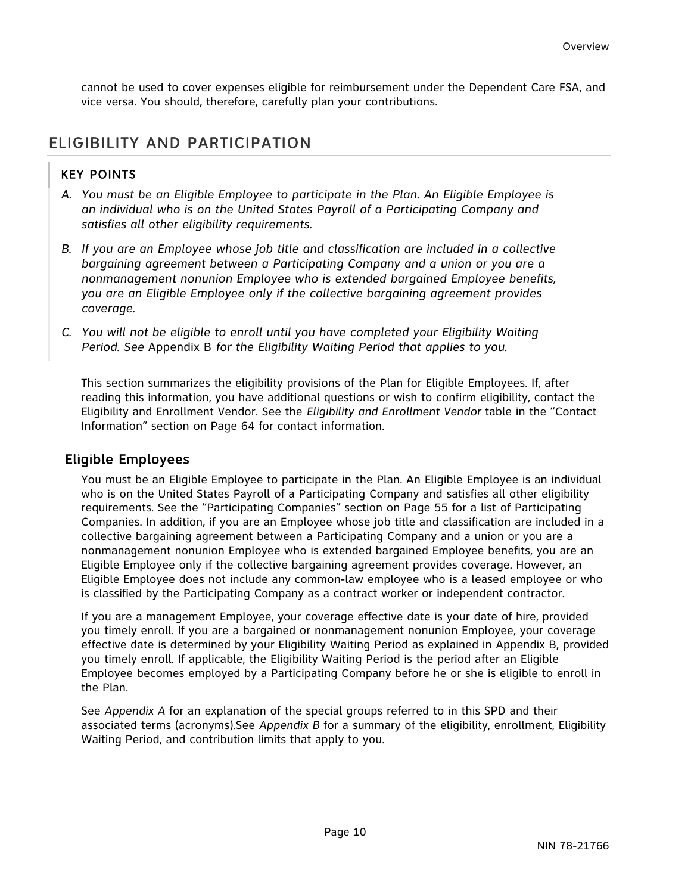cannot be used to cover expenses eligible for reimbursement under the Dependent Care FSA, and vice versa. You should, therefore, carefully plan your contributions.

## ELIGIBILITY AND PARTICIPATION

### KEY POINTS

A. *You must be an Eligible Employee to participate in the Plan. An Eligible Employee is an individual who is on the United States Payroll of a Participating Company and satisfies all other eligibility requirements.*

B. *If you are an Employee whose job title and classification are included in a collective bargaining agreement between a Participating Company and a union or you are a nonmanagement nonunion Employee who is extended bargained Employee benefits, you are an Eligible Employee only if the collective bargaining agreement provides coverage.*

C. *You will not be eligible to enroll until you have completed your Eligibility Waiting Period. See* Appendix B *for the Eligibility Waiting Period that applies to you.*

This section summarizes the eligibility provisions of the Plan for Eligible Employees. If, after reading this information, you have additional questions or wish to confirm eligibility, contact the Eligibility and Enrollment Vendor. See the *Eligibility and Enrollment Vendor* table in the "Contact Information" section on Page 64 for contact information.

### Eligible Employees

You must be an Eligible Employee to participate in the Plan. An Eligible Employee is an individual who is on the United States Payroll of a Participating Company and satisfies all other eligibility requirements. See the "Participating Companies" section on Page 55 for a list of Participating Companies. In addition, if you are an Employee whose job title and classification are included in a collective bargaining agreement between a Participating Company and a union or you are a nonmanagement nonunion Employee who is extended bargained Employee benefits, you are an Eligible Employee only if the collective bargaining agreement provides coverage. However, an Eligible Employee does not include any common-law employee who is a leased employee or who is classified by the Participating Company as a contract worker or independent contractor.

If you are a management Employee, your coverage effective date is your date of hire, provided you timely enroll. If you are a bargained or nonmanagement nonunion Employee, your coverage effective date is determined by your Eligibility Waiting Period as explained in Appendix B, provided you timely enroll. If applicable, the Eligibility Waiting Period is the period after an Eligible Employee becomes employed by a Participating Company before he or she is eligible to enroll in the Plan.

See *Appendix A* for an explanation of the special groups referred to in this SPD and their associated terms (acronyms).See *Appendix B* for a summary of the eligibility, enrollment, Eligibility Waiting Period, and contribution limits that apply to you.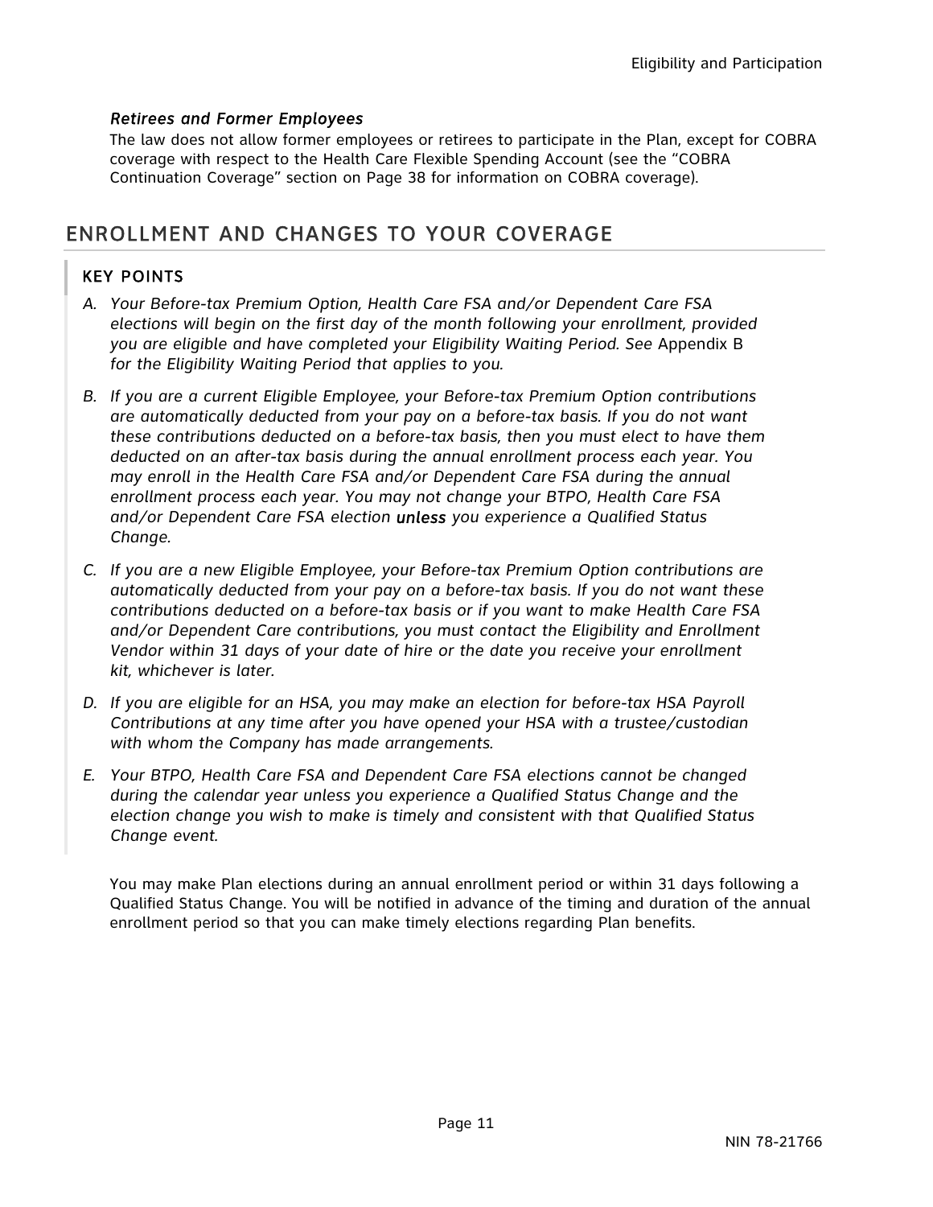***Retirees and Former Employees***

The law does not allow former employees or retirees to participate in the Plan, except for COBRA coverage with respect to the Health Care Flexible Spending Account (see the "COBRA Continuation Coverage" section on Page 38 for information on COBRA coverage).

## ENROLLMENT AND CHANGES TO YOUR COVERAGE

### KEY POINTS

A. *Your Before-tax Premium Option, Health Care FSA and/or Dependent Care FSA elections will begin on the first day of the month following your enrollment, provided you are eligible and have completed your Eligibility Waiting Period. See* Appendix B *for the Eligibility Waiting Period that applies to you.*

B. *If you are a current Eligible Employee, your Before-tax Premium Option contributions are automatically deducted from your pay on a before-tax basis. If you do not want these contributions deducted on a before-tax basis, then you must elect to have them deducted on an after-tax basis during the annual enrollment process each year. You may enroll in the Health Care FSA and/or Dependent Care FSA during the annual enrollment process each year. You may not change your BTPO, Health Care FSA and/or Dependent Care FSA election* ***unless*** *you experience a Qualified Status Change.*

C. *If you are a new Eligible Employee, your Before-tax Premium Option contributions are automatically deducted from your pay on a before-tax basis. If you do not want these contributions deducted on a before-tax basis or if you want to make Health Care FSA and/or Dependent Care contributions, you must contact the Eligibility and Enrollment Vendor within 31 days of your date of hire or the date you receive your enrollment kit, whichever is later.*

D. *If you are eligible for an HSA, you may make an election for before-tax HSA Payroll Contributions at any time after you have opened your HSA with a trustee/custodian with whom the Company has made arrangements.*

E. *Your BTPO, Health Care FSA and Dependent Care FSA elections cannot be changed during the calendar year unless you experience a Qualified Status Change and the election change you wish to make is timely and consistent with that Qualified Status Change event.*

You may make Plan elections during an annual enrollment period or within 31 days following a Qualified Status Change. You will be notified in advance of the timing and duration of the annual enrollment period so that you can make timely elections regarding Plan benefits.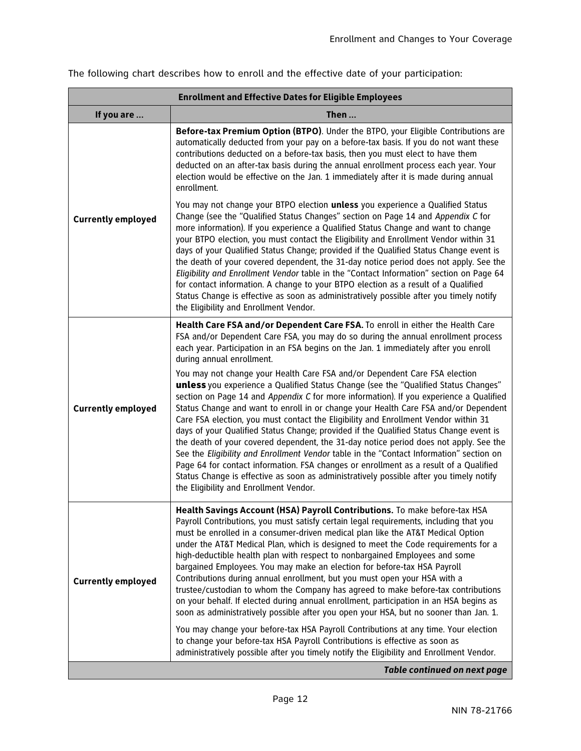The following chart describes how to enroll and the effective date of your participation:

| Enrollment and Effective Dates for Eligible Employees | |
|---|---|
| **If you are …** | **Then …** |
| **Currently employed** | **Before-tax Premium Option (BTPO)**. Under the BTPO, your Eligible Contributions are automatically deducted from your pay on a before-tax basis. If you do not want these contributions deducted on a before-tax basis, then you must elect to have them deducted on an after-tax basis during the annual enrollment process each year. Your election would be effective on the Jan. 1 immediately after it is made during annual enrollment.<br><br>You may not change your BTPO election **unless** you experience a Qualified Status Change (see the "Qualified Status Changes" section on Page 14 and *Appendix C* for more information). If you experience a Qualified Status Change and want to change your BTPO election, you must contact the Eligibility and Enrollment Vendor within 31 days of your Qualified Status Change; provided if the Qualified Status Change event is the death of your covered dependent, the 31-day notice period does not apply. See the *Eligibility and Enrollment Vendor* table in the "Contact Information" section on Page 64 for contact information. A change to your BTPO election as a result of a Qualified Status Change is effective as soon as administratively possible after you timely notify the Eligibility and Enrollment Vendor. |
| **Currently employed** | **Health Care FSA and/or Dependent Care FSA.** To enroll in either the Health Care FSA and/or Dependent Care FSA, you may do so during the annual enrollment process each year. Participation in an FSA begins on the Jan. 1 immediately after you enroll during annual enrollment.<br><br>You may not change your Health Care FSA and/or Dependent Care FSA election **unless** you experience a Qualified Status Change (see the "Qualified Status Changes" section on Page 14 and *Appendix C* for more information). If you experience a Qualified Status Change and want to enroll in or change your Health Care FSA and/or Dependent Care FSA election, you must contact the Eligibility and Enrollment Vendor within 31 days of your Qualified Status Change; provided if the Qualified Status Change event is the death of your covered dependent, the 31-day notice period does not apply. See the See the *Eligibility and Enrollment Vendor* table in the "Contact Information" section on Page 64 for contact information. FSA changes or enrollment as a result of a Qualified Status Change is effective as soon as administratively possible after you timely notify the Eligibility and Enrollment Vendor. |
| **Currently employed** | **Health Savings Account (HSA) Payroll Contributions.** To make before-tax HSA Payroll Contributions, you must satisfy certain legal requirements, including that you must be enrolled in a consumer-driven medical plan like the AT&T Medical Option under the AT&T Medical Plan, which is designed to meet the Code requirements for a high-deductible health plan with respect to nonbargained Employees and some bargained Employees. You may make an election for before-tax HSA Payroll Contributions during annual enrollment, but you must open your HSA with a trustee/custodian to whom the Company has agreed to make before-tax contributions on your behalf. If elected during annual enrollment, participation in an HSA begins as soon as administratively possible after you open your HSA, but no sooner than Jan. 1.<br><br>You may change your before-tax HSA Payroll Contributions at any time. Your election to change your before-tax HSA Payroll Contributions is effective as soon as administratively possible after you timely notify the Eligibility and Enrollment Vendor. |
| | ***Table continued on next page*** |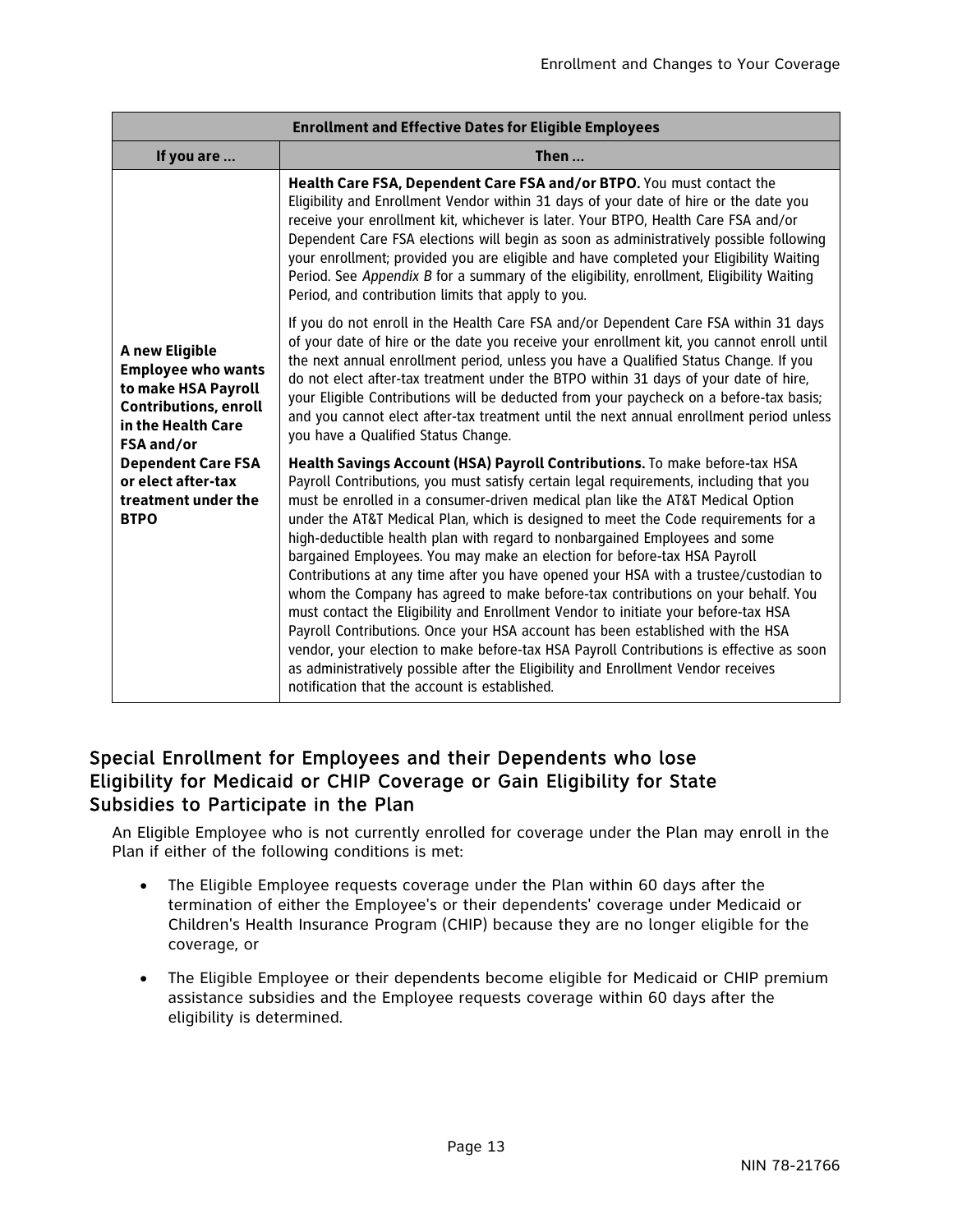| Enrollment and Effective Dates for Eligible Employees | |
|---|---|
| **If you are …** | **Then …** |
| **A new Eligible Employee who wants to make HSA Payroll Contributions, enroll in the Health Care FSA and/or Dependent Care FSA or elect after-tax treatment under the BTPO** | **Health Care FSA, Dependent Care FSA and/or BTPO.** You must contact the Eligibility and Enrollment Vendor within 31 days of your date of hire or the date you receive your enrollment kit, whichever is later. Your BTPO, Health Care FSA and/or Dependent Care FSA elections will begin as soon as administratively possible following your enrollment; provided you are eligible and have completed your Eligibility Waiting Period. See *Appendix B* for a summary of the eligibility, enrollment, Eligibility Waiting Period, and contribution limits that apply to you.<br><br>If you do not enroll in the Health Care FSA and/or Dependent Care FSA within 31 days of your date of hire or the date you receive your enrollment kit, you cannot enroll until the next annual enrollment period, unless you have a Qualified Status Change. If you do not elect after-tax treatment under the BTPO within 31 days of your date of hire, your Eligible Contributions will be deducted from your paycheck on a before-tax basis; and you cannot elect after-tax treatment until the next annual enrollment period unless you have a Qualified Status Change.<br><br>**Health Savings Account (HSA) Payroll Contributions.** To make before-tax HSA Payroll Contributions, you must satisfy certain legal requirements, including that you must be enrolled in a consumer-driven medical plan like the AT&T Medical Option under the AT&T Medical Plan, which is designed to meet the Code requirements for a high-deductible health plan with regard to nonbargained Employees and some bargained Employees. You may make an election for before-tax HSA Payroll Contributions at any time after you have opened your HSA with a trustee/custodian to whom the Company has agreed to make before-tax contributions on your behalf. You must contact the Eligibility and Enrollment Vendor to initiate your before-tax HSA Payroll Contributions. Once your HSA account has been established with the HSA vendor, your election to make before-tax HSA Payroll Contributions is effective as soon as administratively possible after the Eligibility and Enrollment Vendor receives notification that the account is established. |

## Special Enrollment for Employees and their Dependents who lose Eligibility for Medicaid or CHIP Coverage or Gain Eligibility for State Subsidies to Participate in the Plan

An Eligible Employee who is not currently enrolled for coverage under the Plan may enroll in the Plan if either of the following conditions is met:

- The Eligible Employee requests coverage under the Plan within 60 days after the termination of either the Employee's or their dependents' coverage under Medicaid or Children's Health Insurance Program (CHIP) because they are no longer eligible for the coverage, or
- The Eligible Employee or their dependents become eligible for Medicaid or CHIP premium assistance subsidies and the Employee requests coverage within 60 days after the eligibility is determined.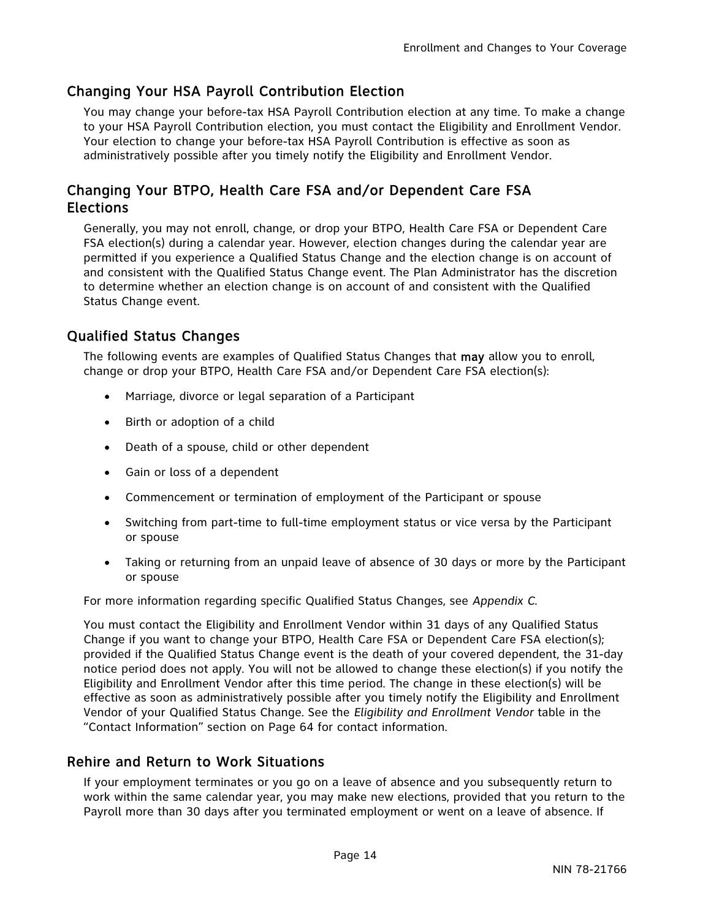## Changing Your HSA Payroll Contribution Election

You may change your before-tax HSA Payroll Contribution election at any time. To make a change to your HSA Payroll Contribution election, you must contact the Eligibility and Enrollment Vendor. Your election to change your before-tax HSA Payroll Contribution is effective as soon as administratively possible after you timely notify the Eligibility and Enrollment Vendor.

## Changing Your BTPO, Health Care FSA and/or Dependent Care FSA Elections

Generally, you may not enroll, change, or drop your BTPO, Health Care FSA or Dependent Care FSA election(s) during a calendar year. However, election changes during the calendar year are permitted if you experience a Qualified Status Change and the election change is on account of and consistent with the Qualified Status Change event. The Plan Administrator has the discretion to determine whether an election change is on account of and consistent with the Qualified Status Change event.

## Qualified Status Changes

The following events are examples of Qualified Status Changes that **may** allow you to enroll, change or drop your BTPO, Health Care FSA and/or Dependent Care FSA election(s):

- Marriage, divorce or legal separation of a Participant
- Birth or adoption of a child
- Death of a spouse, child or other dependent
- Gain or loss of a dependent
- Commencement or termination of employment of the Participant or spouse
- Switching from part-time to full-time employment status or vice versa by the Participant or spouse
- Taking or returning from an unpaid leave of absence of 30 days or more by the Participant or spouse

For more information regarding specific Qualified Status Changes, see *Appendix C.*

You must contact the Eligibility and Enrollment Vendor within 31 days of any Qualified Status Change if you want to change your BTPO, Health Care FSA or Dependent Care FSA election(s); provided if the Qualified Status Change event is the death of your covered dependent, the 31-day notice period does not apply. You will not be allowed to change these election(s) if you notify the Eligibility and Enrollment Vendor after this time period. The change in these election(s) will be effective as soon as administratively possible after you timely notify the Eligibility and Enrollment Vendor of your Qualified Status Change. See the *Eligibility and Enrollment Vendor* table in the "Contact Information" section on Page 64 for contact information.

## Rehire and Return to Work Situations

If your employment terminates or you go on a leave of absence and you subsequently return to work within the same calendar year, you may make new elections, provided that you return to the Payroll more than 30 days after you terminated employment or went on a leave of absence. If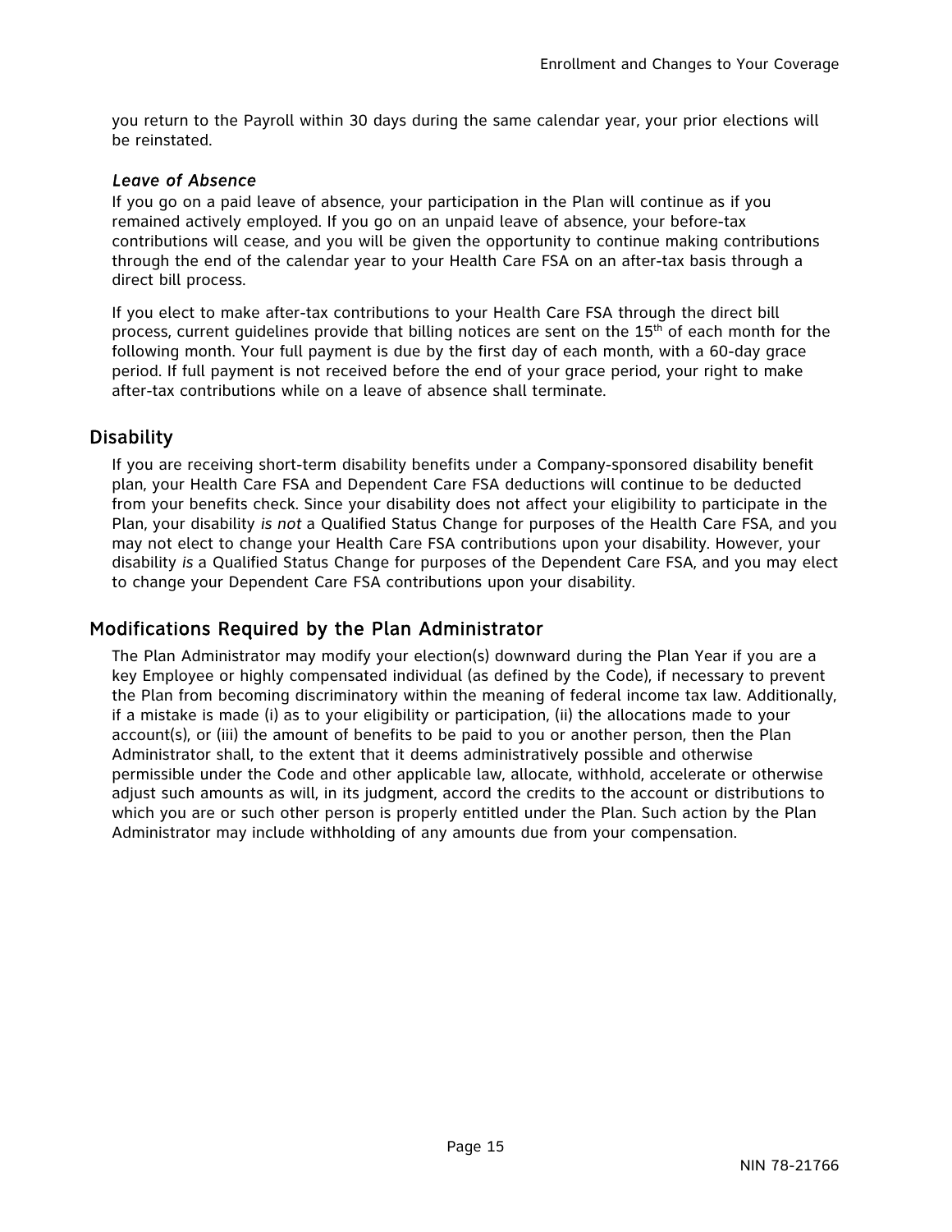you return to the Payroll within 30 days during the same calendar year, your prior elections will be reinstated.

### *Leave of Absence*

If you go on a paid leave of absence, your participation in the Plan will continue as if you remained actively employed. If you go on an unpaid leave of absence, your before-tax contributions will cease, and you will be given the opportunity to continue making contributions through the end of the calendar year to your Health Care FSA on an after-tax basis through a direct bill process.

If you elect to make after-tax contributions to your Health Care FSA through the direct bill process, current guidelines provide that billing notices are sent on the 15th of each month for the following month. Your full payment is due by the first day of each month, with a 60-day grace period. If full payment is not received before the end of your grace period, your right to make after-tax contributions while on a leave of absence shall terminate.

## Disability

If you are receiving short-term disability benefits under a Company-sponsored disability benefit plan, your Health Care FSA and Dependent Care FSA deductions will continue to be deducted from your benefits check. Since your disability does not affect your eligibility to participate in the Plan, your disability *is not* a Qualified Status Change for purposes of the Health Care FSA, and you may not elect to change your Health Care FSA contributions upon your disability. However, your disability *is* a Qualified Status Change for purposes of the Dependent Care FSA, and you may elect to change your Dependent Care FSA contributions upon your disability.

## Modifications Required by the Plan Administrator

The Plan Administrator may modify your election(s) downward during the Plan Year if you are a key Employee or highly compensated individual (as defined by the Code), if necessary to prevent the Plan from becoming discriminatory within the meaning of federal income tax law. Additionally, if a mistake is made (i) as to your eligibility or participation, (ii) the allocations made to your account(s), or (iii) the amount of benefits to be paid to you or another person, then the Plan Administrator shall, to the extent that it deems administratively possible and otherwise permissible under the Code and other applicable law, allocate, withhold, accelerate or otherwise adjust such amounts as will, in its judgment, accord the credits to the account or distributions to which you are or such other person is properly entitled under the Plan. Such action by the Plan Administrator may include withholding of any amounts due from your compensation.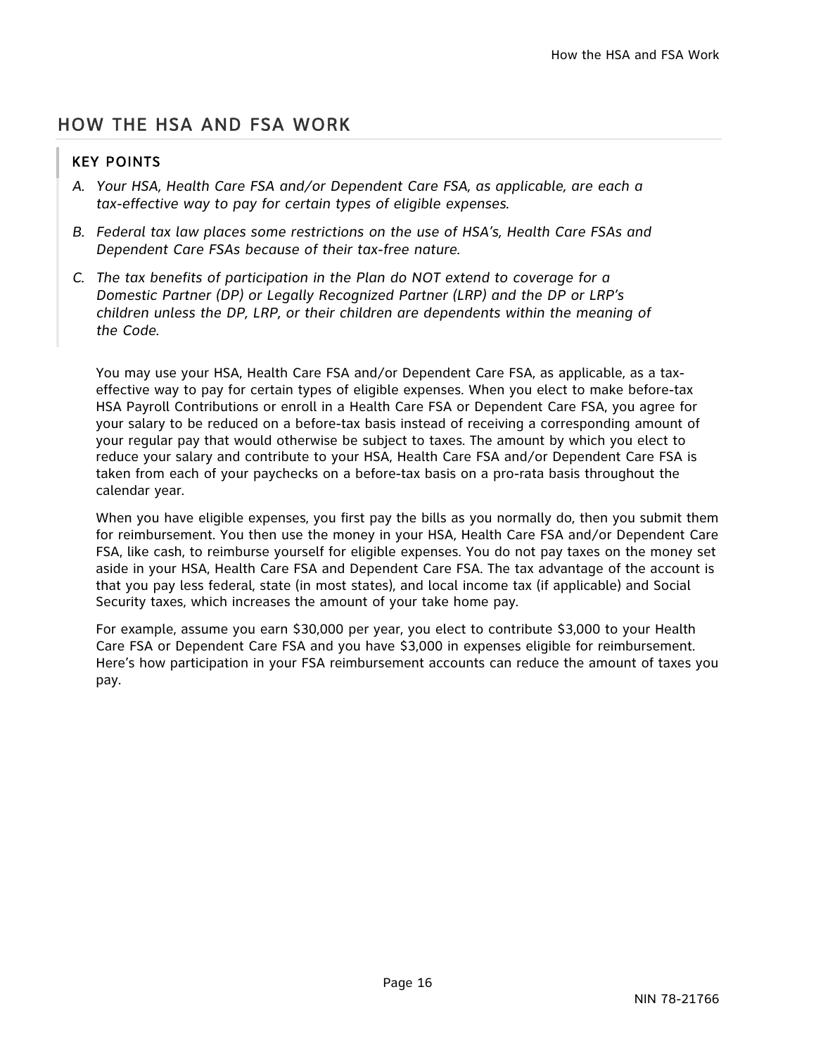## HOW THE HSA AND FSA WORK

### KEY POINTS

A. *Your HSA, Health Care FSA and/or Dependent Care FSA, as applicable, are each a tax-effective way to pay for certain types of eligible expenses.*

B. *Federal tax law places some restrictions on the use of HSA's, Health Care FSAs and Dependent Care FSAs because of their tax-free nature.*

C. *The tax benefits of participation in the Plan do NOT extend to coverage for a Domestic Partner (DP) or Legally Recognized Partner (LRP) and the DP or LRP's children unless the DP, LRP, or their children are dependents within the meaning of the Code.*

You may use your HSA, Health Care FSA and/or Dependent Care FSA, as applicable, as a tax-effective way to pay for certain types of eligible expenses. When you elect to make before-tax HSA Payroll Contributions or enroll in a Health Care FSA or Dependent Care FSA, you agree for your salary to be reduced on a before-tax basis instead of receiving a corresponding amount of your regular pay that would otherwise be subject to taxes. The amount by which you elect to reduce your salary and contribute to your HSA, Health Care FSA and/or Dependent Care FSA is taken from each of your paychecks on a before-tax basis on a pro-rata basis throughout the calendar year.

When you have eligible expenses, you first pay the bills as you normally do, then you submit them for reimbursement. You then use the money in your HSA, Health Care FSA and/or Dependent Care FSA, like cash, to reimburse yourself for eligible expenses. You do not pay taxes on the money set aside in your HSA, Health Care FSA and Dependent Care FSA. The tax advantage of the account is that you pay less federal, state (in most states), and local income tax (if applicable) and Social Security taxes, which increases the amount of your take home pay.

For example, assume you earn $30,000 per year, you elect to contribute $3,000 to your Health Care FSA or Dependent Care FSA and you have $3,000 in expenses eligible for reimbursement. Here's how participation in your FSA reimbursement accounts can reduce the amount of taxes you pay.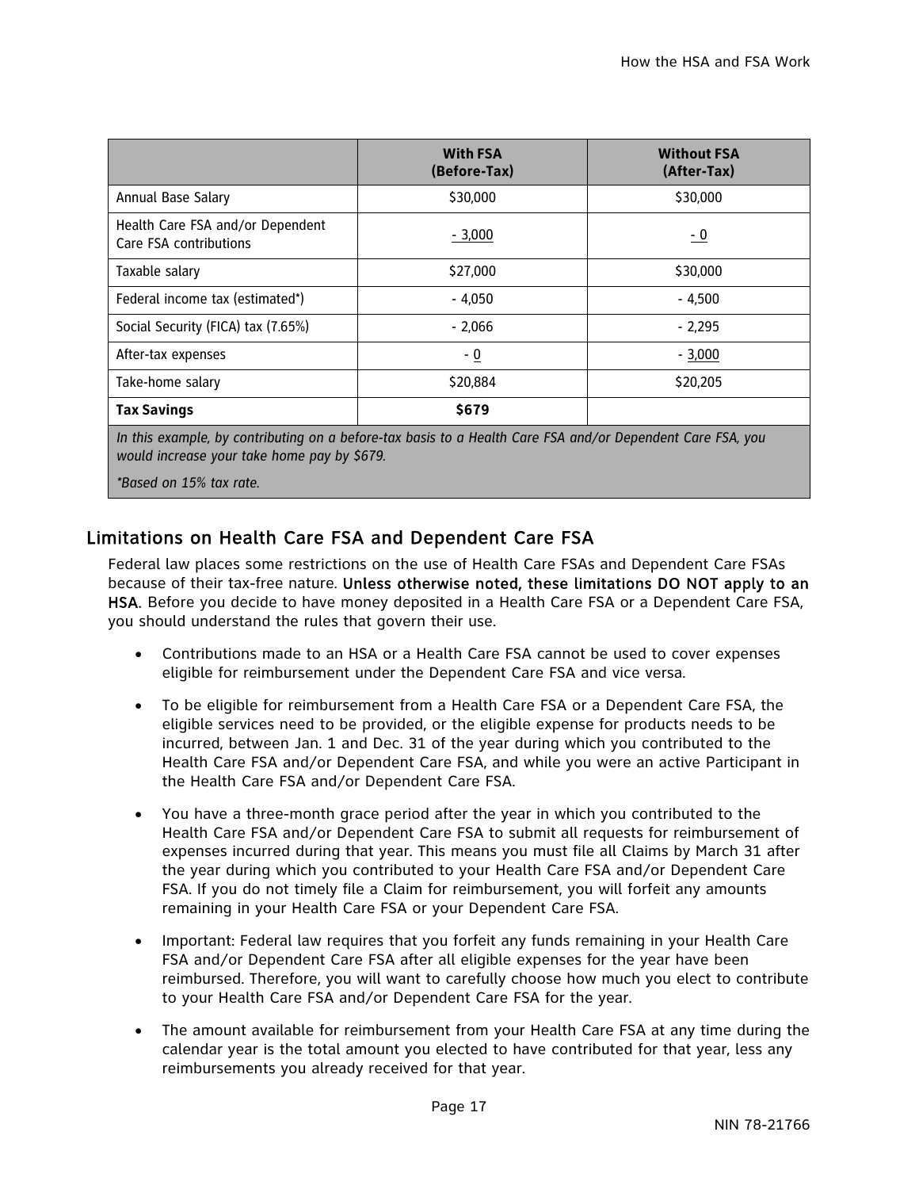| | **With FSA (Before-Tax)** | **Without FSA (After-Tax)** |
|---|---|---|
| Annual Base Salary | $30,000 | $30,000 |
| Health Care FSA and/or Dependent Care FSA contributions | - 3,000 | - 0 |
| Taxable salary | $27,000 | $30,000 |
| Federal income tax (estimated*) | - 4,050 | - 4,500 |
| Social Security (FICA) tax (7.65%) | - 2,066 | - 2,295 |
| After-tax expenses | - 0 | - 3,000 |
| Take-home salary | $20,884 | $20,205 |
| **Tax Savings** | **$679** | |
| *In this example, by contributing on a before-tax basis to a Health Care FSA and/or Dependent Care FSA, you would increase your take home pay by $679.* *Based on 15% tax rate.* | | |

## Limitations on Health Care FSA and Dependent Care FSA

Federal law places some restrictions on the use of Health Care FSAs and Dependent Care FSAs because of their tax-free nature. **Unless otherwise noted, these limitations DO NOT apply to an HSA.** Before you decide to have money deposited in a Health Care FSA or a Dependent Care FSA, you should understand the rules that govern their use.

- Contributions made to an HSA or a Health Care FSA cannot be used to cover expenses eligible for reimbursement under the Dependent Care FSA and vice versa.
- To be eligible for reimbursement from a Health Care FSA or a Dependent Care FSA, the eligible services need to be provided, or the eligible expense for products needs to be incurred, between Jan. 1 and Dec. 31 of the year during which you contributed to the Health Care FSA and/or Dependent Care FSA, and while you were an active Participant in the Health Care FSA and/or Dependent Care FSA.
- You have a three-month grace period after the year in which you contributed to the Health Care FSA and/or Dependent Care FSA to submit all requests for reimbursement of expenses incurred during that year. This means you must file all Claims by March 31 after the year during which you contributed to your Health Care FSA and/or Dependent Care FSA. If you do not timely file a Claim for reimbursement, you will forfeit any amounts remaining in your Health Care FSA or your Dependent Care FSA.
- Important: Federal law requires that you forfeit any funds remaining in your Health Care FSA and/or Dependent Care FSA after all eligible expenses for the year have been reimbursed. Therefore, you will want to carefully choose how much you elect to contribute to your Health Care FSA and/or Dependent Care FSA for the year.
- The amount available for reimbursement from your Health Care FSA at any time during the calendar year is the total amount you elected to have contributed for that year, less any reimbursements you already received for that year.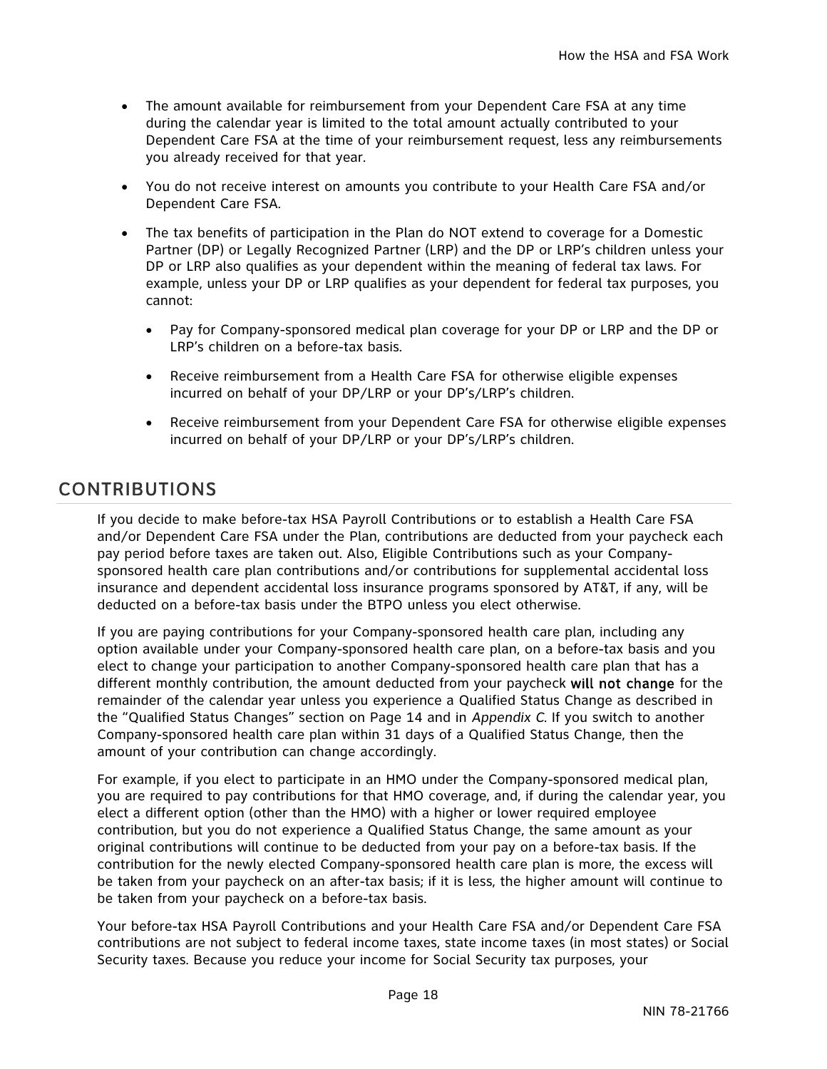- The amount available for reimbursement from your Dependent Care FSA at any time during the calendar year is limited to the total amount actually contributed to your Dependent Care FSA at the time of your reimbursement request, less any reimbursements you already received for that year.
- You do not receive interest on amounts you contribute to your Health Care FSA and/or Dependent Care FSA.
- The tax benefits of participation in the Plan do NOT extend to coverage for a Domestic Partner (DP) or Legally Recognized Partner (LRP) and the DP or LRP's children unless your DP or LRP also qualifies as your dependent within the meaning of federal tax laws. For example, unless your DP or LRP qualifies as your dependent for federal tax purposes, you cannot:
  - Pay for Company-sponsored medical plan coverage for your DP or LRP and the DP or LRP's children on a before-tax basis.
  - Receive reimbursement from a Health Care FSA for otherwise eligible expenses incurred on behalf of your DP/LRP or your DP's/LRP's children.
  - Receive reimbursement from your Dependent Care FSA for otherwise eligible expenses incurred on behalf of your DP/LRP or your DP's/LRP's children.

## CONTRIBUTIONS

If you decide to make before-tax HSA Payroll Contributions or to establish a Health Care FSA and/or Dependent Care FSA under the Plan, contributions are deducted from your paycheck each pay period before taxes are taken out. Also, Eligible Contributions such as your Company-sponsored health care plan contributions and/or contributions for supplemental accidental loss insurance and dependent accidental loss insurance programs sponsored by AT&T, if any, will be deducted on a before-tax basis under the BTPO unless you elect otherwise.

If you are paying contributions for your Company-sponsored health care plan, including any option available under your Company-sponsored health care plan, on a before-tax basis and you elect to change your participation to another Company-sponsored health care plan that has a different monthly contribution, the amount deducted from your paycheck **will not change** for the remainder of the calendar year unless you experience a Qualified Status Change as described in the "Qualified Status Changes" section on Page 14 and in *Appendix C*. If you switch to another Company-sponsored health care plan within 31 days of a Qualified Status Change, then the amount of your contribution can change accordingly.

For example, if you elect to participate in an HMO under the Company-sponsored medical plan, you are required to pay contributions for that HMO coverage, and, if during the calendar year, you elect a different option (other than the HMO) with a higher or lower required employee contribution, but you do not experience a Qualified Status Change, the same amount as your original contributions will continue to be deducted from your pay on a before-tax basis. If the contribution for the newly elected Company-sponsored health care plan is more, the excess will be taken from your paycheck on an after-tax basis; if it is less, the higher amount will continue to be taken from your paycheck on a before-tax basis.

Your before-tax HSA Payroll Contributions and your Health Care FSA and/or Dependent Care FSA contributions are not subject to federal income taxes, state income taxes (in most states) or Social Security taxes. Because you reduce your income for Social Security tax purposes, your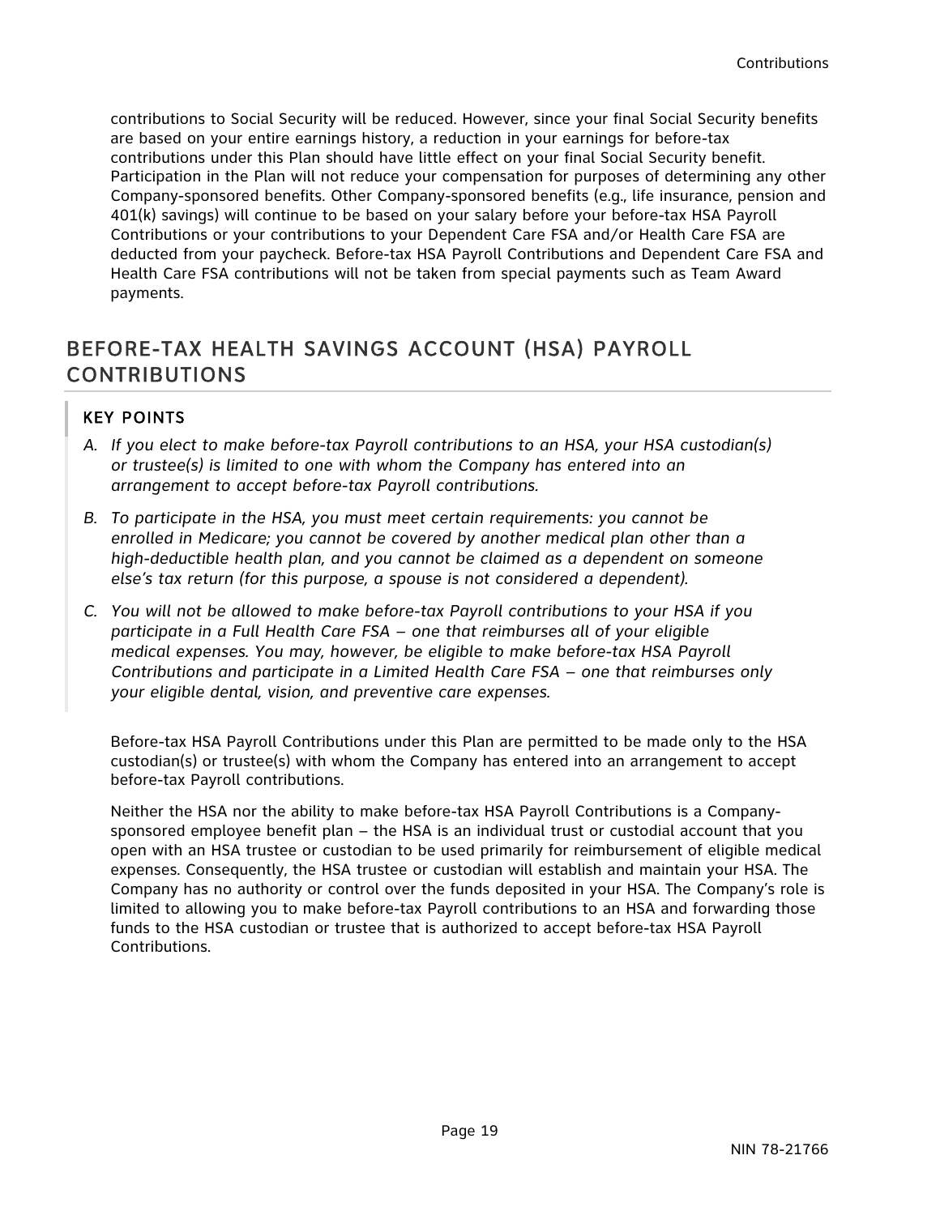contributions to Social Security will be reduced. However, since your final Social Security benefits are based on your entire earnings history, a reduction in your earnings for before-tax contributions under this Plan should have little effect on your final Social Security benefit. Participation in the Plan will not reduce your compensation for purposes of determining any other Company-sponsored benefits. Other Company-sponsored benefits (e.g., life insurance, pension and 401(k) savings) will continue to be based on your salary before your before-tax HSA Payroll Contributions or your contributions to your Dependent Care FSA and/or Health Care FSA are deducted from your paycheck. Before-tax HSA Payroll Contributions and Dependent Care FSA and Health Care FSA contributions will not be taken from special payments such as Team Award payments.

## BEFORE-TAX HEALTH SAVINGS ACCOUNT (HSA) PAYROLL CONTRIBUTIONS

### KEY POINTS

A. *If you elect to make before-tax Payroll contributions to an HSA, your HSA custodian(s) or trustee(s) is limited to one with whom the Company has entered into an arrangement to accept before-tax Payroll contributions.*

B. *To participate in the HSA, you must meet certain requirements: you cannot be enrolled in Medicare; you cannot be covered by another medical plan other than a high-deductible health plan, and you cannot be claimed as a dependent on someone else's tax return (for this purpose, a spouse is not considered a dependent).*

C. *You will not be allowed to make before-tax Payroll contributions to your HSA if you participate in a Full Health Care FSA – one that reimburses all of your eligible medical expenses. You may, however, be eligible to make before-tax HSA Payroll Contributions and participate in a Limited Health Care FSA – one that reimburses only your eligible dental, vision, and preventive care expenses.*

Before-tax HSA Payroll Contributions under this Plan are permitted to be made only to the HSA custodian(s) or trustee(s) with whom the Company has entered into an arrangement to accept before-tax Payroll contributions.

Neither the HSA nor the ability to make before-tax HSA Payroll Contributions is a Company-sponsored employee benefit plan – the HSA is an individual trust or custodial account that you open with an HSA trustee or custodian to be used primarily for reimbursement of eligible medical expenses. Consequently, the HSA trustee or custodian will establish and maintain your HSA. The Company has no authority or control over the funds deposited in your HSA. The Company's role is limited to allowing you to make before-tax Payroll contributions to an HSA and forwarding those funds to the HSA custodian or trustee that is authorized to accept before-tax HSA Payroll Contributions.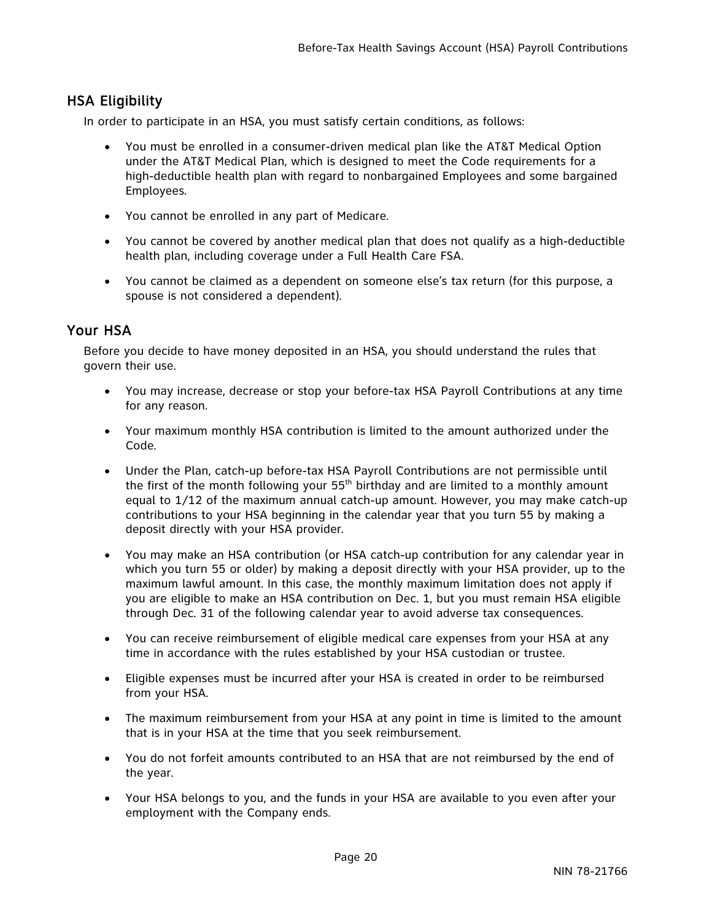## HSA Eligibility

In order to participate in an HSA, you must satisfy certain conditions, as follows:

- You must be enrolled in a consumer-driven medical plan like the AT&T Medical Option under the AT&T Medical Plan, which is designed to meet the Code requirements for a high-deductible health plan with regard to nonbargained Employees and some bargained Employees.
- You cannot be enrolled in any part of Medicare.
- You cannot be covered by another medical plan that does not qualify as a high-deductible health plan, including coverage under a Full Health Care FSA.
- You cannot be claimed as a dependent on someone else's tax return (for this purpose, a spouse is not considered a dependent).

## Your HSA

Before you decide to have money deposited in an HSA, you should understand the rules that govern their use.

- You may increase, decrease or stop your before-tax HSA Payroll Contributions at any time for any reason.
- Your maximum monthly HSA contribution is limited to the amount authorized under the Code.
- Under the Plan, catch-up before-tax HSA Payroll Contributions are not permissible until the first of the month following your 55th birthday and are limited to a monthly amount equal to 1/12 of the maximum annual catch-up amount. However, you may make catch-up contributions to your HSA beginning in the calendar year that you turn 55 by making a deposit directly with your HSA provider.
- You may make an HSA contribution (or HSA catch-up contribution for any calendar year in which you turn 55 or older) by making a deposit directly with your HSA provider, up to the maximum lawful amount. In this case, the monthly maximum limitation does not apply if you are eligible to make an HSA contribution on Dec. 1, but you must remain HSA eligible through Dec. 31 of the following calendar year to avoid adverse tax consequences.
- You can receive reimbursement of eligible medical care expenses from your HSA at any time in accordance with the rules established by your HSA custodian or trustee.
- Eligible expenses must be incurred after your HSA is created in order to be reimbursed from your HSA.
- The maximum reimbursement from your HSA at any point in time is limited to the amount that is in your HSA at the time that you seek reimbursement.
- You do not forfeit amounts contributed to an HSA that are not reimbursed by the end of the year.
- Your HSA belongs to you, and the funds in your HSA are available to you even after your employment with the Company ends.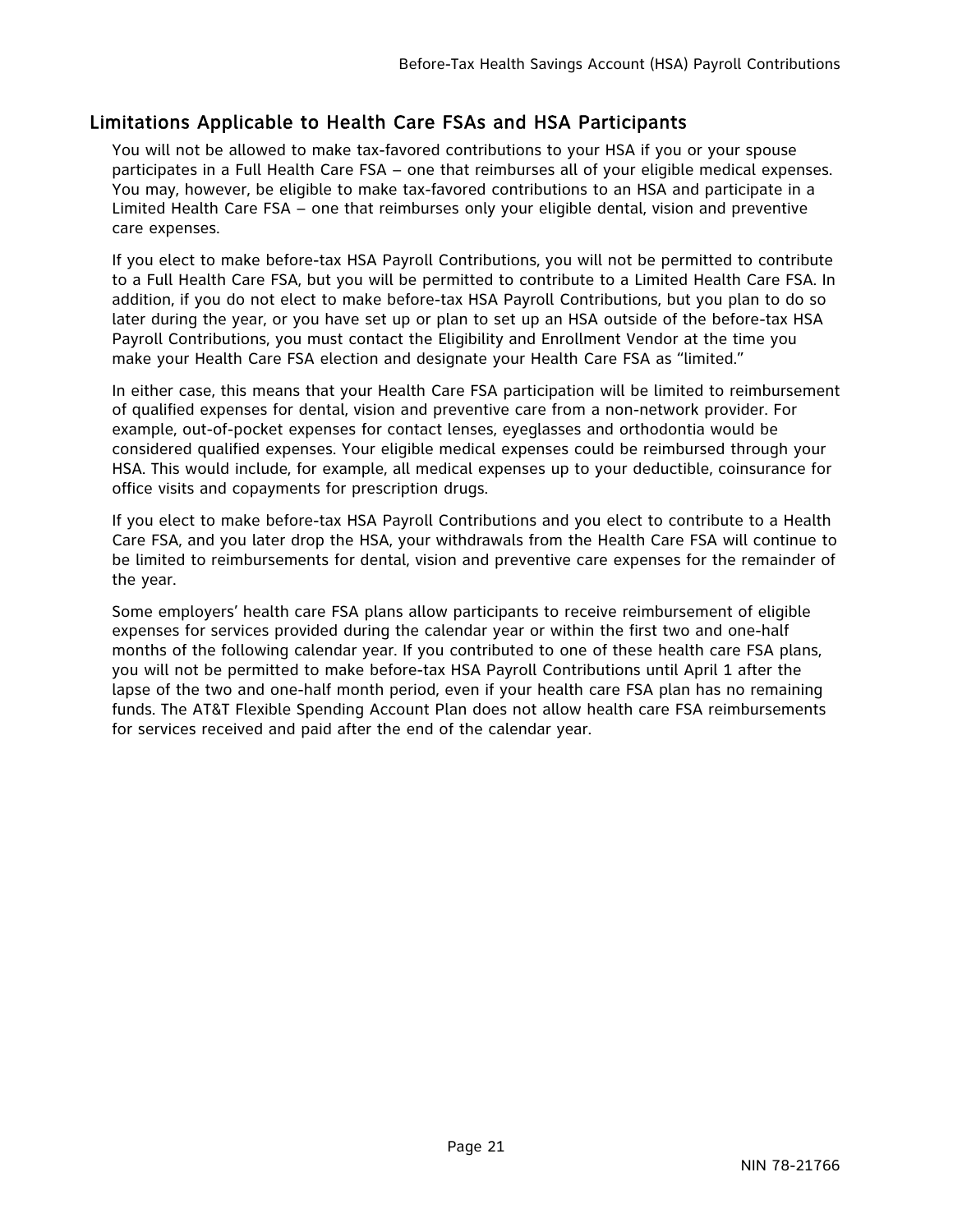## Limitations Applicable to Health Care FSAs and HSA Participants

You will not be allowed to make tax-favored contributions to your HSA if you or your spouse participates in a Full Health Care FSA – one that reimburses all of your eligible medical expenses. You may, however, be eligible to make tax-favored contributions to an HSA and participate in a Limited Health Care FSA – one that reimburses only your eligible dental, vision and preventive care expenses.

If you elect to make before-tax HSA Payroll Contributions, you will not be permitted to contribute to a Full Health Care FSA, but you will be permitted to contribute to a Limited Health Care FSA. In addition, if you do not elect to make before-tax HSA Payroll Contributions, but you plan to do so later during the year, or you have set up or plan to set up an HSA outside of the before-tax HSA Payroll Contributions, you must contact the Eligibility and Enrollment Vendor at the time you make your Health Care FSA election and designate your Health Care FSA as "limited."

In either case, this means that your Health Care FSA participation will be limited to reimbursement of qualified expenses for dental, vision and preventive care from a non-network provider. For example, out-of-pocket expenses for contact lenses, eyeglasses and orthodontia would be considered qualified expenses. Your eligible medical expenses could be reimbursed through your HSA. This would include, for example, all medical expenses up to your deductible, coinsurance for office visits and copayments for prescription drugs.

If you elect to make before-tax HSA Payroll Contributions and you elect to contribute to a Health Care FSA, and you later drop the HSA, your withdrawals from the Health Care FSA will continue to be limited to reimbursements for dental, vision and preventive care expenses for the remainder of the year.

Some employers' health care FSA plans allow participants to receive reimbursement of eligible expenses for services provided during the calendar year or within the first two and one-half months of the following calendar year. If you contributed to one of these health care FSA plans, you will not be permitted to make before-tax HSA Payroll Contributions until April 1 after the lapse of the two and one-half month period, even if your health care FSA plan has no remaining funds. The AT&T Flexible Spending Account Plan does not allow health care FSA reimbursements for services received and paid after the end of the calendar year.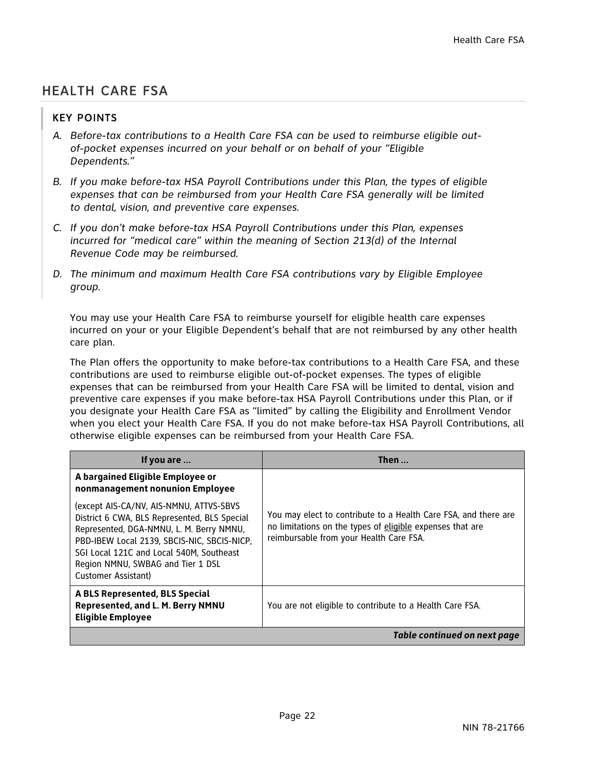## HEALTH CARE FSA

### KEY POINTS

*A. Before-tax contributions to a Health Care FSA can be used to reimburse eligible out-of-pocket expenses incurred on your behalf or on behalf of your "Eligible Dependents."*

*B. If you make before-tax HSA Payroll Contributions under this Plan, the types of eligible expenses that can be reimbursed from your Health Care FSA generally will be limited to dental, vision, and preventive care expenses.*

*C. If you don't make before-tax HSA Payroll Contributions under this Plan, expenses incurred for "medical care" within the meaning of Section 213(d) of the Internal Revenue Code may be reimbursed.*

*D. The minimum and maximum Health Care FSA contributions vary by Eligible Employee group.*

You may use your Health Care FSA to reimburse yourself for eligible health care expenses incurred on your or your Eligible Dependent's behalf that are not reimbursed by any other health care plan.

The Plan offers the opportunity to make before-tax contributions to a Health Care FSA, and these contributions are used to reimburse eligible out-of-pocket expenses. The types of eligible expenses that can be reimbursed from your Health Care FSA will be limited to dental, vision and preventive care expenses if you make before-tax HSA Payroll Contributions under this Plan, or if you designate your Health Care FSA as "limited" by calling the Eligibility and Enrollment Vendor when you elect your Health Care FSA. If you do not make before-tax HSA Payroll Contributions, all otherwise eligible expenses can be reimbursed from your Health Care FSA.

| If you are ... | Then ... |
|---|---|
| **A bargained Eligible Employee or nonmanagement nonunion Employee** (except AIS-CA/NV, AIS-NMNU, ATTVS-SBVS District 6 CWA, BLS Represented, BLS Special Represented, DGA-NMNU, L. M. Berry NMNU, PBD-IBEW Local 2139, SBCIS-NIC, SBCIS-NICP, SGI Local 121C and Local 540M, Southeast Region NMNU, SWBAG and Tier 1 DSL Customer Assistant) | You may elect to contribute to a Health Care FSA, and there are no limitations on the types of eligible expenses that are reimbursable from your Health Care FSA. |
| **A BLS Represented, BLS Special Represented, and L. M. Berry NMNU Eligible Employee** | You are not eligible to contribute to a Health Care FSA. |
| | ***Table continued on next page*** |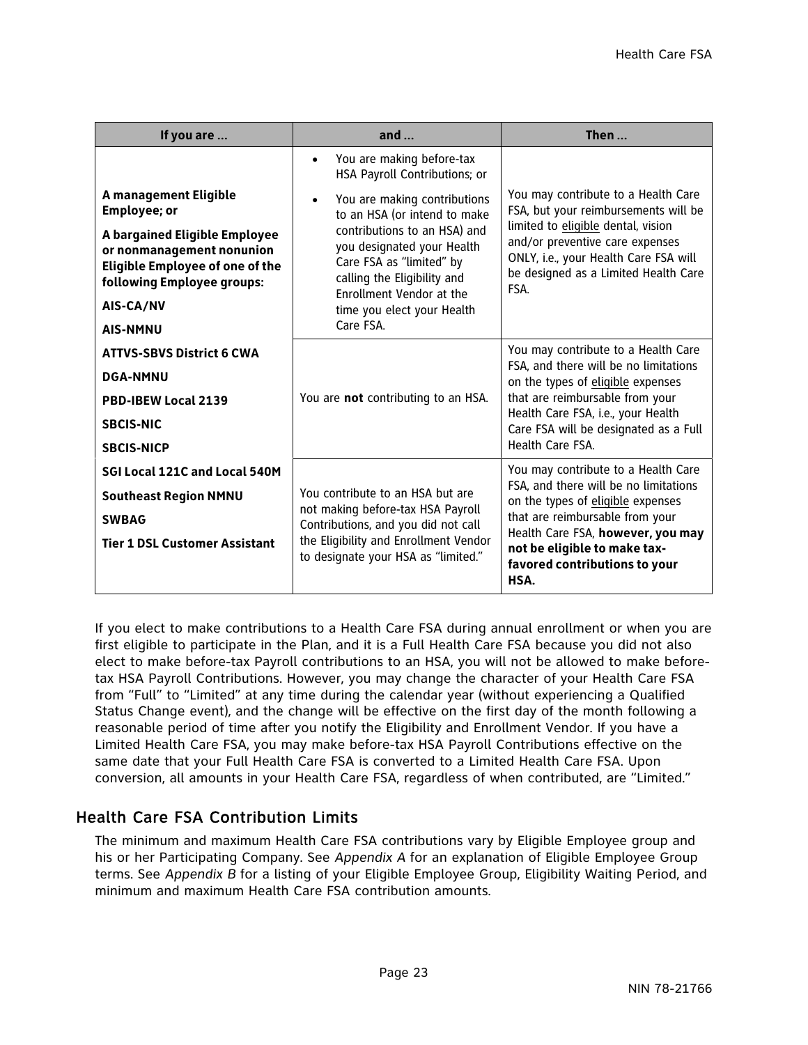| If you are ... | and ... | Then ... |
|---|---|---|
| **A management Eligible Employee; or**<br><br>**A bargained Eligible Employee or nonmanagement nonunion Eligible Employee of one of the following Employee groups:**<br><br>**AIS-CA/NV**<br>**AIS-NMNU**<br>**ATTVS-SBVS District 6 CWA**<br>**DGA-NMNU**<br>**PBD-IBEW Local 2139**<br>**SBCIS-NIC**<br>**SBCIS-NICP**<br>**SGI Local 121C and Local 540M**<br>**Southeast Region NMNU**<br>**SWBAG**<br>**Tier 1 DSL Customer Assistant** | • You are making before-tax HSA Payroll Contributions; or<br>• You are making contributions to an HSA (or intend to make contributions to an HSA) and you designated your Health Care FSA as "limited" by calling the Eligibility and Enrollment Vendor at the time you elect your Health Care FSA. | You may contribute to a Health Care FSA, but your reimbursements will be limited to eligible dental, vision and/or preventive care expenses ONLY, i.e., your Health Care FSA will be designed as a Limited Health Care FSA. |
| | You are **not** contributing to an HSA. | You may contribute to a Health Care FSA, and there will be no limitations on the types of eligible expenses that are reimbursable from your Health Care FSA, i.e., your Health Care FSA will be designated as a Full Health Care FSA. |
| | You contribute to an HSA but are not making before-tax HSA Payroll Contributions, and you did not call the Eligibility and Enrollment Vendor to designate your HSA as "limited." | You may contribute to a Health Care FSA, and there will be no limitations on the types of eligible expenses that are reimbursable from your Health Care FSA, **however, you may not be eligible to make tax-favored contributions to your HSA.** |

If you elect to make contributions to a Health Care FSA during annual enrollment or when you are first eligible to participate in the Plan, and it is a Full Health Care FSA because you did not also elect to make before-tax Payroll contributions to an HSA, you will not be allowed to make before-tax HSA Payroll Contributions. However, you may change the character of your Health Care FSA from "Full" to "Limited" at any time during the calendar year (without experiencing a Qualified Status Change event), and the change will be effective on the first day of the month following a reasonable period of time after you notify the Eligibility and Enrollment Vendor. If you have a Limited Health Care FSA, you may make before-tax HSA Payroll Contributions effective on the same date that your Full Health Care FSA is converted to a Limited Health Care FSA. Upon conversion, all amounts in your Health Care FSA, regardless of when contributed, are "Limited."

## Health Care FSA Contribution Limits

The minimum and maximum Health Care FSA contributions vary by Eligible Employee group and his or her Participating Company. See *Appendix A* for an explanation of Eligible Employee Group terms. See *Appendix B* for a listing of your Eligible Employee Group, Eligibility Waiting Period, and minimum and maximum Health Care FSA contribution amounts.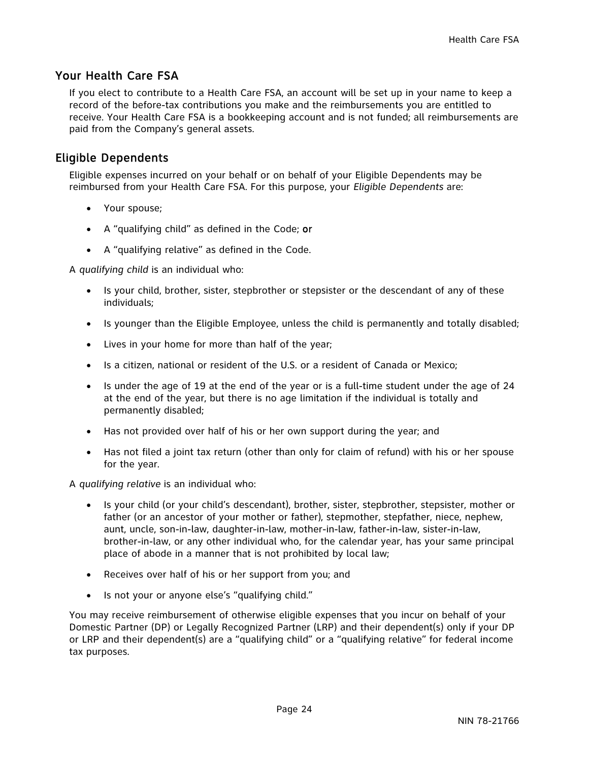## Your Health Care FSA

If you elect to contribute to a Health Care FSA, an account will be set up in your name to keep a record of the before-tax contributions you make and the reimbursements you are entitled to receive. Your Health Care FSA is a bookkeeping account and is not funded; all reimbursements are paid from the Company's general assets.

## Eligible Dependents

Eligible expenses incurred on your behalf or on behalf of your Eligible Dependents may be reimbursed from your Health Care FSA. For this purpose, your *Eligible Dependents* are:

- Your spouse;
- A "qualifying child" as defined in the Code; **or**
- A "qualifying relative" as defined in the Code.

A *qualifying child* is an individual who:

- Is your child, brother, sister, stepbrother or stepsister or the descendant of any of these individuals;
- Is younger than the Eligible Employee, unless the child is permanently and totally disabled;
- Lives in your home for more than half of the year;
- Is a citizen, national or resident of the U.S. or a resident of Canada or Mexico;
- Is under the age of 19 at the end of the year or is a full-time student under the age of 24 at the end of the year, but there is no age limitation if the individual is totally and permanently disabled;
- Has not provided over half of his or her own support during the year; and
- Has not filed a joint tax return (other than only for claim of refund) with his or her spouse for the year.

A *qualifying relative* is an individual who:

- Is your child (or your child's descendant), brother, sister, stepbrother, stepsister, mother or father (or an ancestor of your mother or father), stepmother, stepfather, niece, nephew, aunt, uncle, son-in-law, daughter-in-law, mother-in-law, father-in-law, sister-in-law, brother-in-law, or any other individual who, for the calendar year, has your same principal place of abode in a manner that is not prohibited by local law;
- Receives over half of his or her support from you; and
- Is not your or anyone else's "qualifying child."

You may receive reimbursement of otherwise eligible expenses that you incur on behalf of your Domestic Partner (DP) or Legally Recognized Partner (LRP) and their dependent(s) only if your DP or LRP and their dependent(s) are a "qualifying child" or a "qualifying relative" for federal income tax purposes.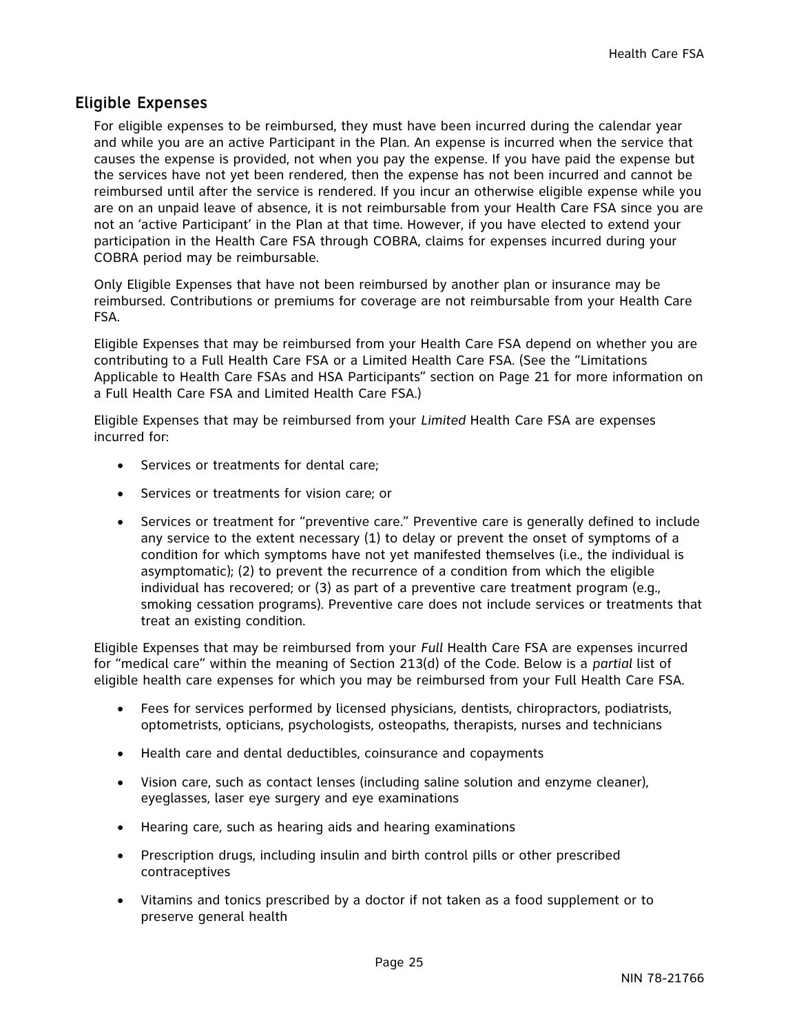## Eligible Expenses

For eligible expenses to be reimbursed, they must have been incurred during the calendar year and while you are an active Participant in the Plan. An expense is incurred when the service that causes the expense is provided, not when you pay the expense. If you have paid the expense but the services have not yet been rendered, then the expense has not been incurred and cannot be reimbursed until after the service is rendered. If you incur an otherwise eligible expense while you are on an unpaid leave of absence, it is not reimbursable from your Health Care FSA since you are not an 'active Participant' in the Plan at that time. However, if you have elected to extend your participation in the Health Care FSA through COBRA, claims for expenses incurred during your COBRA period may be reimbursable.

Only Eligible Expenses that have not been reimbursed by another plan or insurance may be reimbursed. Contributions or premiums for coverage are not reimbursable from your Health Care FSA.

Eligible Expenses that may be reimbursed from your Health Care FSA depend on whether you are contributing to a Full Health Care FSA or a Limited Health Care FSA. (See the "Limitations Applicable to Health Care FSAs and HSA Participants" section on Page 21 for more information on a Full Health Care FSA and Limited Health Care FSA.)

Eligible Expenses that may be reimbursed from your *Limited* Health Care FSA are expenses incurred for:

- Services or treatments for dental care;
- Services or treatments for vision care; or
- Services or treatment for "preventive care." Preventive care is generally defined to include any service to the extent necessary (1) to delay or prevent the onset of symptoms of a condition for which symptoms have not yet manifested themselves (i.e., the individual is asymptomatic); (2) to prevent the recurrence of a condition from which the eligible individual has recovered; or (3) as part of a preventive care treatment program (e.g., smoking cessation programs). Preventive care does not include services or treatments that treat an existing condition.

Eligible Expenses that may be reimbursed from your *Full* Health Care FSA are expenses incurred for "medical care" within the meaning of Section 213(d) of the Code. Below is a *partial* list of eligible health care expenses for which you may be reimbursed from your Full Health Care FSA.

- Fees for services performed by licensed physicians, dentists, chiropractors, podiatrists, optometrists, opticians, psychologists, osteopaths, therapists, nurses and technicians
- Health care and dental deductibles, coinsurance and copayments
- Vision care, such as contact lenses (including saline solution and enzyme cleaner), eyeglasses, laser eye surgery and eye examinations
- Hearing care, such as hearing aids and hearing examinations
- Prescription drugs, including insulin and birth control pills or other prescribed contraceptives
- Vitamins and tonics prescribed by a doctor if not taken as a food supplement or to preserve general health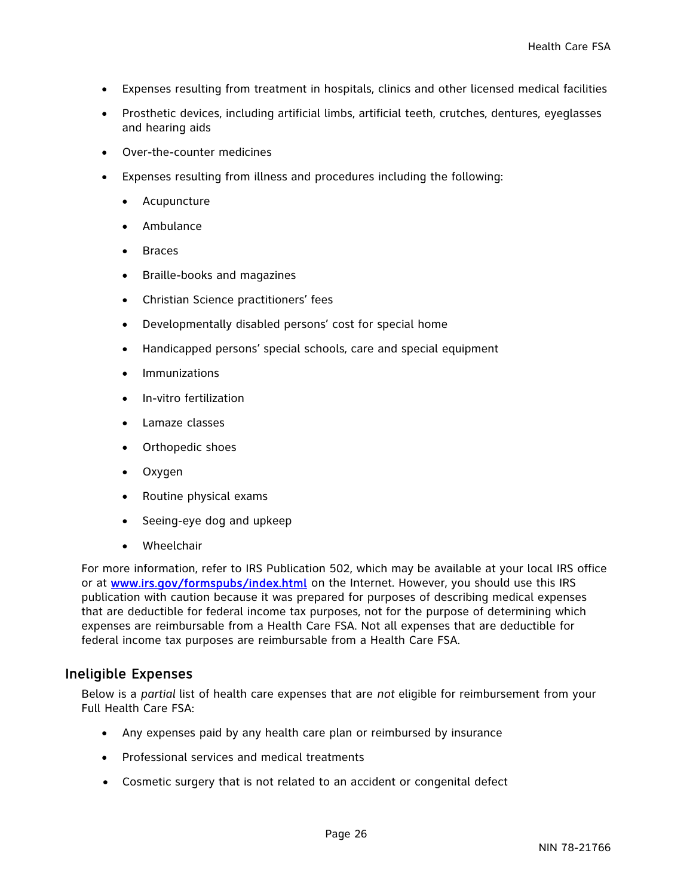- Expenses resulting from treatment in hospitals, clinics and other licensed medical facilities
- Prosthetic devices, including artificial limbs, artificial teeth, crutches, dentures, eyeglasses and hearing aids
- Over-the-counter medicines
- Expenses resulting from illness and procedures including the following:
  - Acupuncture
  - Ambulance
  - Braces
  - Braille-books and magazines
  - Christian Science practitioners' fees
  - Developmentally disabled persons' cost for special home
  - Handicapped persons' special schools, care and special equipment
  - Immunizations
  - In-vitro fertilization
  - Lamaze classes
  - Orthopedic shoes
  - Oxygen
  - Routine physical exams
  - Seeing-eye dog and upkeep
  - Wheelchair

For more information, refer to IRS Publication 502, which may be available at your local IRS office or at [www.irs.gov/formspubs/index.html](http://www.irs.gov/formspubs/index.html) on the Internet. However, you should use this IRS publication with caution because it was prepared for purposes of describing medical expenses that are deductible for federal income tax purposes, not for the purpose of determining which expenses are reimbursable from a Health Care FSA. Not all expenses that are deductible for federal income tax purposes are reimbursable from a Health Care FSA.

## Ineligible Expenses

Below is a *partial* list of health care expenses that are *not* eligible for reimbursement from your Full Health Care FSA:

- Any expenses paid by any health care plan or reimbursed by insurance
- Professional services and medical treatments
- Cosmetic surgery that is not related to an accident or congenital defect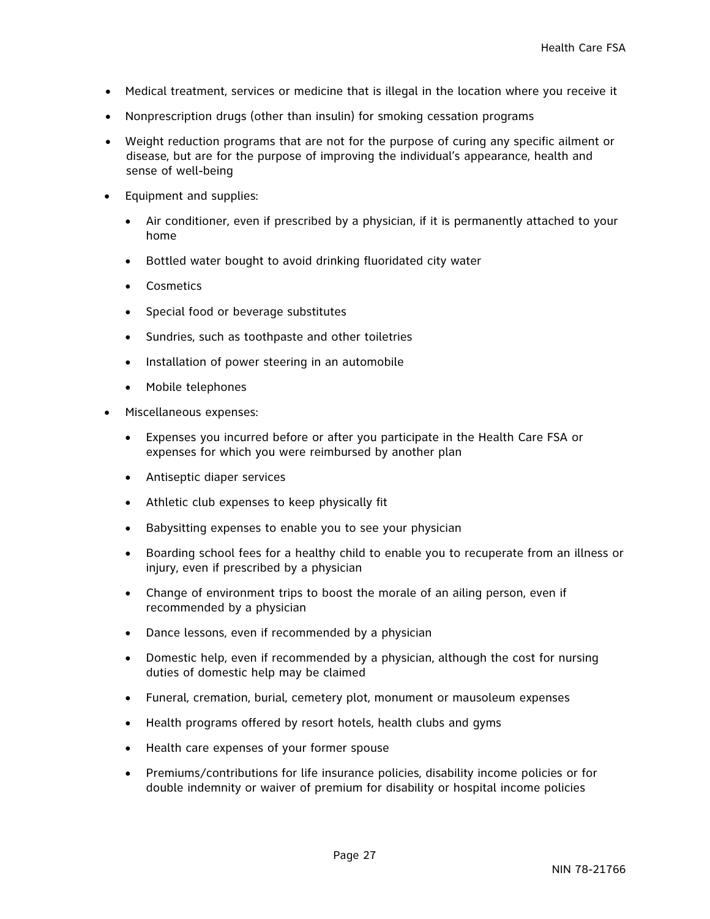- Medical treatment, services or medicine that is illegal in the location where you receive it
- Nonprescription drugs (other than insulin) for smoking cessation programs
- Weight reduction programs that are not for the purpose of curing any specific ailment or disease, but are for the purpose of improving the individual's appearance, health and sense of well-being
- Equipment and supplies:
  - Air conditioner, even if prescribed by a physician, if it is permanently attached to your home
  - Bottled water bought to avoid drinking fluoridated city water
  - Cosmetics
  - Special food or beverage substitutes
  - Sundries, such as toothpaste and other toiletries
  - Installation of power steering in an automobile
  - Mobile telephones
- Miscellaneous expenses:
  - Expenses you incurred before or after you participate in the Health Care FSA or expenses for which you were reimbursed by another plan
  - Antiseptic diaper services
  - Athletic club expenses to keep physically fit
  - Babysitting expenses to enable you to see your physician
  - Boarding school fees for a healthy child to enable you to recuperate from an illness or injury, even if prescribed by a physician
  - Change of environment trips to boost the morale of an ailing person, even if recommended by a physician
  - Dance lessons, even if recommended by a physician
  - Domestic help, even if recommended by a physician, although the cost for nursing duties of domestic help may be claimed
  - Funeral, cremation, burial, cemetery plot, monument or mausoleum expenses
  - Health programs offered by resort hotels, health clubs and gyms
  - Health care expenses of your former spouse
  - Premiums/contributions for life insurance policies, disability income policies or for double indemnity or waiver of premium for disability or hospital income policies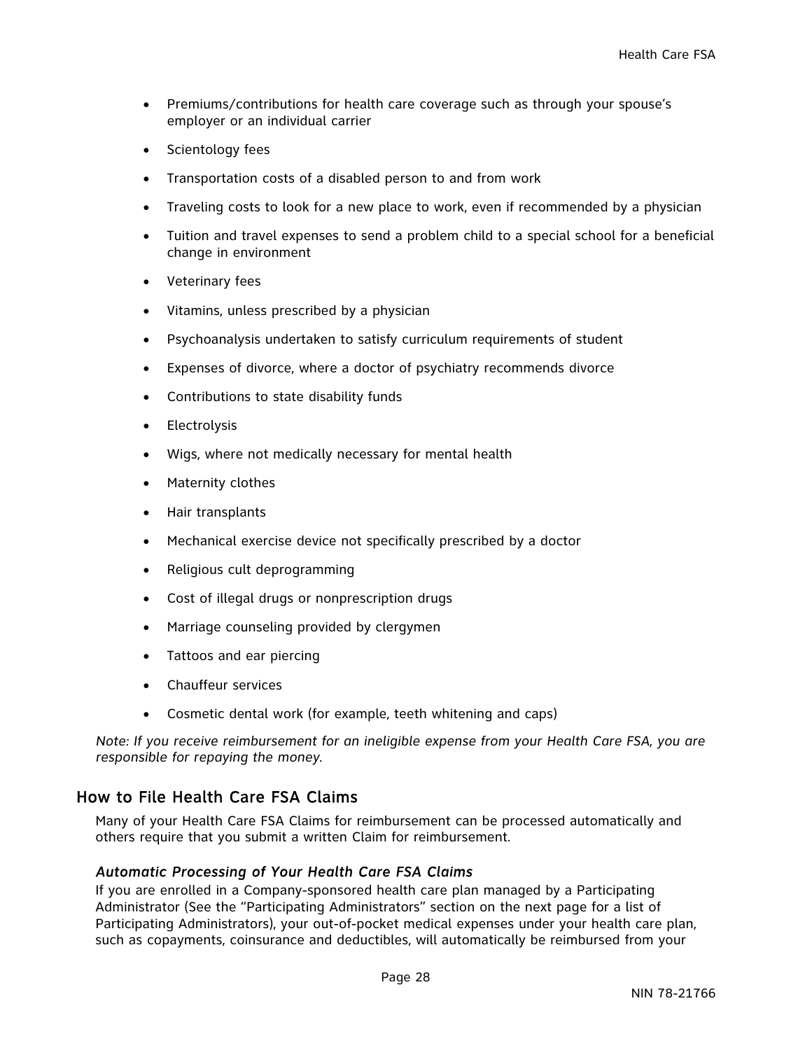- Premiums/contributions for health care coverage such as through your spouse's employer or an individual carrier
- Scientology fees
- Transportation costs of a disabled person to and from work
- Traveling costs to look for a new place to work, even if recommended by a physician
- Tuition and travel expenses to send a problem child to a special school for a beneficial change in environment
- Veterinary fees
- Vitamins, unless prescribed by a physician
- Psychoanalysis undertaken to satisfy curriculum requirements of student
- Expenses of divorce, where a doctor of psychiatry recommends divorce
- Contributions to state disability funds
- Electrolysis
- Wigs, where not medically necessary for mental health
- Maternity clothes
- Hair transplants
- Mechanical exercise device not specifically prescribed by a doctor
- Religious cult deprogramming
- Cost of illegal drugs or nonprescription drugs
- Marriage counseling provided by clergymen
- Tattoos and ear piercing
- Chauffeur services
- Cosmetic dental work (for example, teeth whitening and caps)

*Note: If you receive reimbursement for an ineligible expense from your Health Care FSA, you are responsible for repaying the money.*

## How to File Health Care FSA Claims

Many of your Health Care FSA Claims for reimbursement can be processed automatically and others require that you submit a written Claim for reimbursement.

### *Automatic Processing of Your Health Care FSA Claims*

If you are enrolled in a Company-sponsored health care plan managed by a Participating Administrator (See the "Participating Administrators" section on the next page for a list of Participating Administrators), your out-of-pocket medical expenses under your health care plan, such as copayments, coinsurance and deductibles, will automatically be reimbursed from your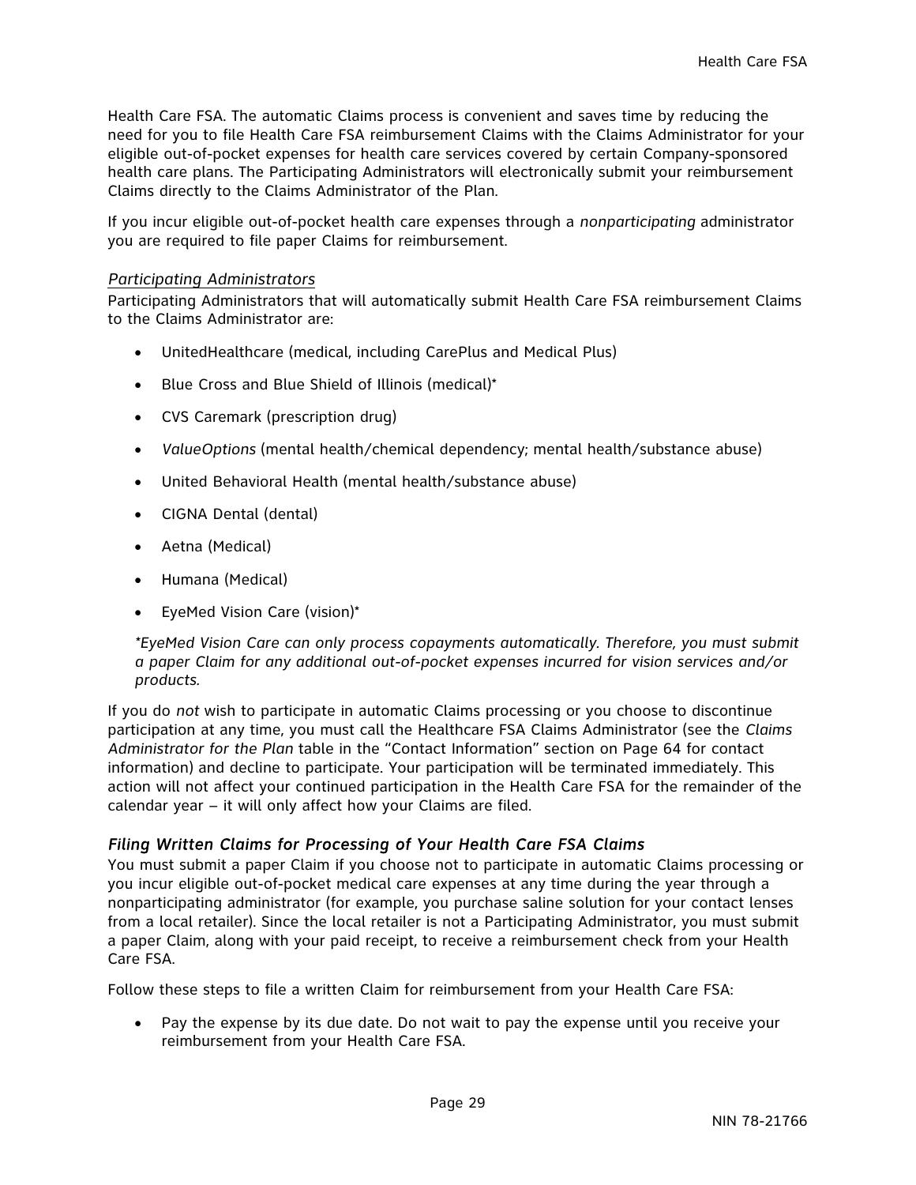Health Care FSA. The automatic Claims process is convenient and saves time by reducing the need for you to file Health Care FSA reimbursement Claims with the Claims Administrator for your eligible out-of-pocket expenses for health care services covered by certain Company-sponsored health care plans. The Participating Administrators will electronically submit your reimbursement Claims directly to the Claims Administrator of the Plan.

If you incur eligible out-of-pocket health care expenses through a *nonparticipating* administrator you are required to file paper Claims for reimbursement.

*Participating Administrators*

Participating Administrators that will automatically submit Health Care FSA reimbursement Claims to the Claims Administrator are:

- UnitedHealthcare (medical, including CarePlus and Medical Plus)
- Blue Cross and Blue Shield of Illinois (medical)*
- CVS Caremark (prescription drug)
- *ValueOptions* (mental health/chemical dependency; mental health/substance abuse)
- United Behavioral Health (mental health/substance abuse)
- CIGNA Dental (dental)
- Aetna (Medical)
- Humana (Medical)
- EyeMed Vision Care (vision)*

*\*EyeMed Vision Care can only process copayments automatically. Therefore, you must submit a paper Claim for any additional out-of-pocket expenses incurred for vision services and/or products.*

If you do *not* wish to participate in automatic Claims processing or you choose to discontinue participation at any time, you must call the Healthcare FSA Claims Administrator (see the *Claims Administrator for the Plan* table in the "Contact Information" section on Page 64 for contact information) and decline to participate. Your participation will be terminated immediately. This action will not affect your continued participation in the Health Care FSA for the remainder of the calendar year – it will only affect how your Claims are filed.

### *Filing Written Claims for Processing of Your Health Care FSA Claims*

You must submit a paper Claim if you choose not to participate in automatic Claims processing or you incur eligible out-of-pocket medical care expenses at any time during the year through a nonparticipating administrator (for example, you purchase saline solution for your contact lenses from a local retailer). Since the local retailer is not a Participating Administrator, you must submit a paper Claim, along with your paid receipt, to receive a reimbursement check from your Health Care FSA.

Follow these steps to file a written Claim for reimbursement from your Health Care FSA:

- Pay the expense by its due date. Do not wait to pay the expense until you receive your reimbursement from your Health Care FSA.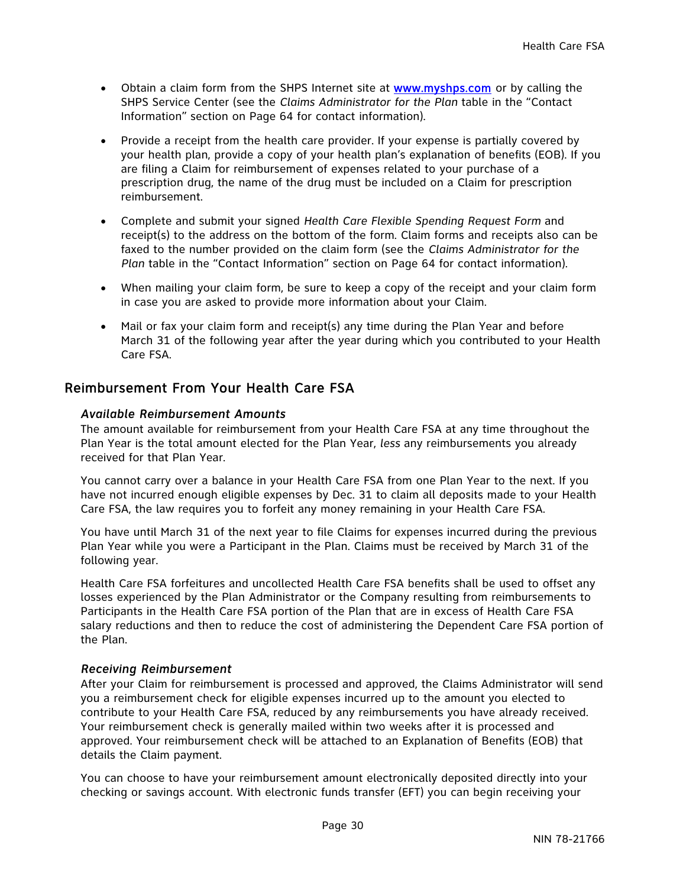- Obtain a claim form from the SHPS Internet site at [www.myshps.com](http://www.myshps.com) or by calling the SHPS Service Center (see the *Claims Administrator for the Plan* table in the "Contact Information" section on Page 64 for contact information).

- Provide a receipt from the health care provider. If your expense is partially covered by your health plan, provide a copy of your health plan's explanation of benefits (EOB). If you are filing a Claim for reimbursement of expenses related to your purchase of a prescription drug, the name of the drug must be included on a Claim for prescription reimbursement.

- Complete and submit your signed *Health Care Flexible Spending Request Form* and receipt(s) to the address on the bottom of the form. Claim forms and receipts also can be faxed to the number provided on the claim form (see the *Claims Administrator for the Plan* table in the "Contact Information" section on Page 64 for contact information).

- When mailing your claim form, be sure to keep a copy of the receipt and your claim form in case you are asked to provide more information about your Claim.

- Mail or fax your claim form and receipt(s) any time during the Plan Year and before March 31 of the following year after the year during which you contributed to your Health Care FSA.

## Reimbursement From Your Health Care FSA

### *Available Reimbursement Amounts*

The amount available for reimbursement from your Health Care FSA at any time throughout the Plan Year is the total amount elected for the Plan Year, *less* any reimbursements you already received for that Plan Year.

You cannot carry over a balance in your Health Care FSA from one Plan Year to the next. If you have not incurred enough eligible expenses by Dec. 31 to claim all deposits made to your Health Care FSA, the law requires you to forfeit any money remaining in your Health Care FSA.

You have until March 31 of the next year to file Claims for expenses incurred during the previous Plan Year while you were a Participant in the Plan. Claims must be received by March 31 of the following year.

Health Care FSA forfeitures and uncollected Health Care FSA benefits shall be used to offset any losses experienced by the Plan Administrator or the Company resulting from reimbursements to Participants in the Health Care FSA portion of the Plan that are in excess of Health Care FSA salary reductions and then to reduce the cost of administering the Dependent Care FSA portion of the Plan.

### *Receiving Reimbursement*

After your Claim for reimbursement is processed and approved, the Claims Administrator will send you a reimbursement check for eligible expenses incurred up to the amount you elected to contribute to your Health Care FSA, reduced by any reimbursements you have already received. Your reimbursement check is generally mailed within two weeks after it is processed and approved. Your reimbursement check will be attached to an Explanation of Benefits (EOB) that details the Claim payment.

You can choose to have your reimbursement amount electronically deposited directly into your checking or savings account. With electronic funds transfer (EFT) you can begin receiving your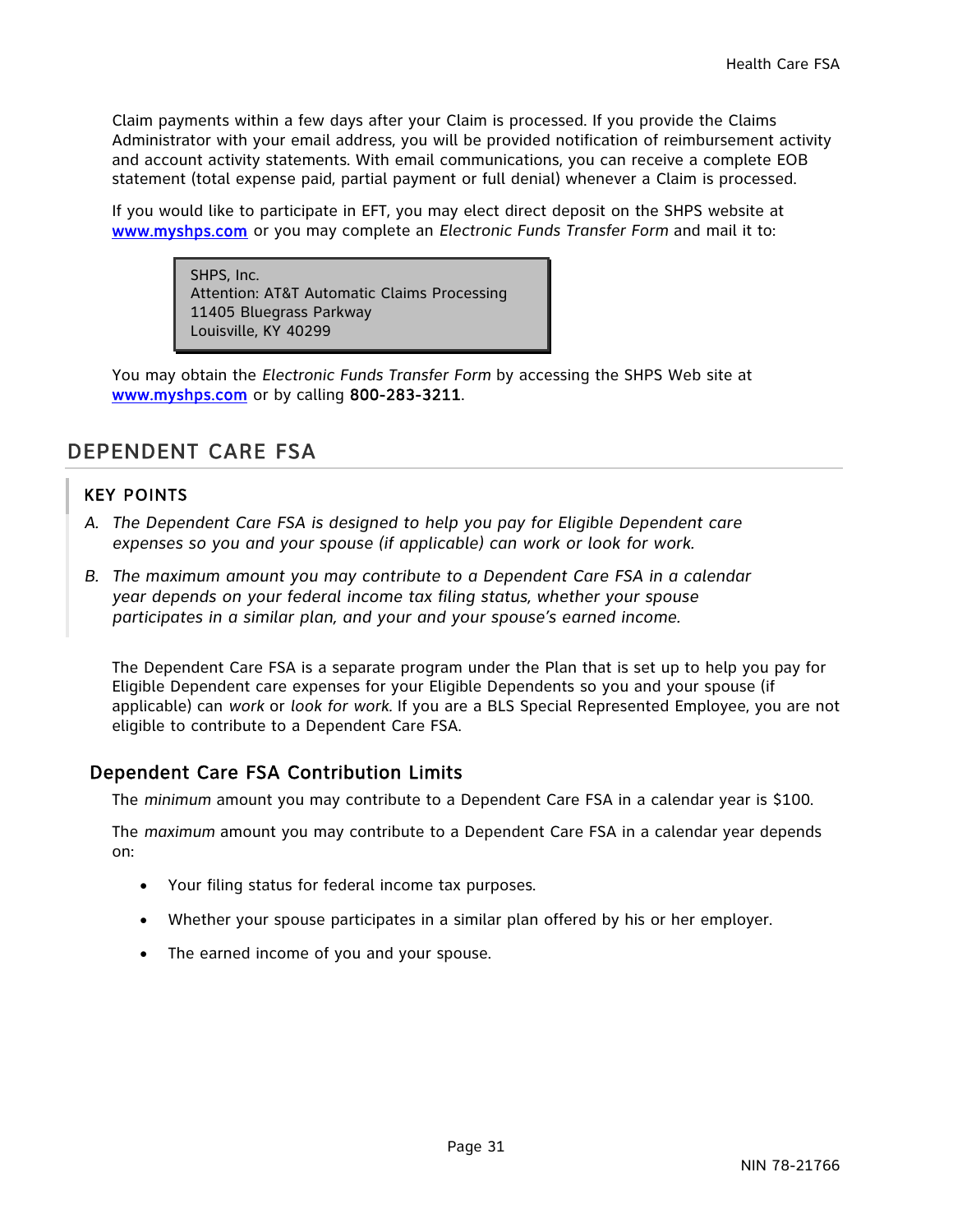Claim payments within a few days after your Claim is processed. If you provide the Claims Administrator with your email address, you will be provided notification of reimbursement activity and account activity statements. With email communications, you can receive a complete EOB statement (total expense paid, partial payment or full denial) whenever a Claim is processed.

If you would like to participate in EFT, you may elect direct deposit on the SHPS website at [www.myshps.com](http://www.myshps.com) or you may complete an *Electronic Funds Transfer Form* and mail it to:

> SHPS, Inc.
> Attention: AT&T Automatic Claims Processing
> 11405 Bluegrass Parkway
> Louisville, KY 40299

You may obtain the *Electronic Funds Transfer Form* by accessing the SHPS Web site at [www.myshps.com](http://www.myshps.com) or by calling **800-283-3211**.

## DEPENDENT CARE FSA

### KEY POINTS

A. *The Dependent Care FSA is designed to help you pay for Eligible Dependent care expenses so you and your spouse (if applicable) can work or look for work.*

B. *The maximum amount you may contribute to a Dependent Care FSA in a calendar year depends on your federal income tax filing status, whether your spouse participates in a similar plan, and your and your spouse's earned income.*

The Dependent Care FSA is a separate program under the Plan that is set up to help you pay for Eligible Dependent care expenses for your Eligible Dependents so you and your spouse (if applicable) can *work* or *look for work*. If you are a BLS Special Represented Employee, you are not eligible to contribute to a Dependent Care FSA.

### Dependent Care FSA Contribution Limits

The *minimum* amount you may contribute to a Dependent Care FSA in a calendar year is $100.

The *maximum* amount you may contribute to a Dependent Care FSA in a calendar year depends on:

- Your filing status for federal income tax purposes.
- Whether your spouse participates in a similar plan offered by his or her employer.
- The earned income of you and your spouse.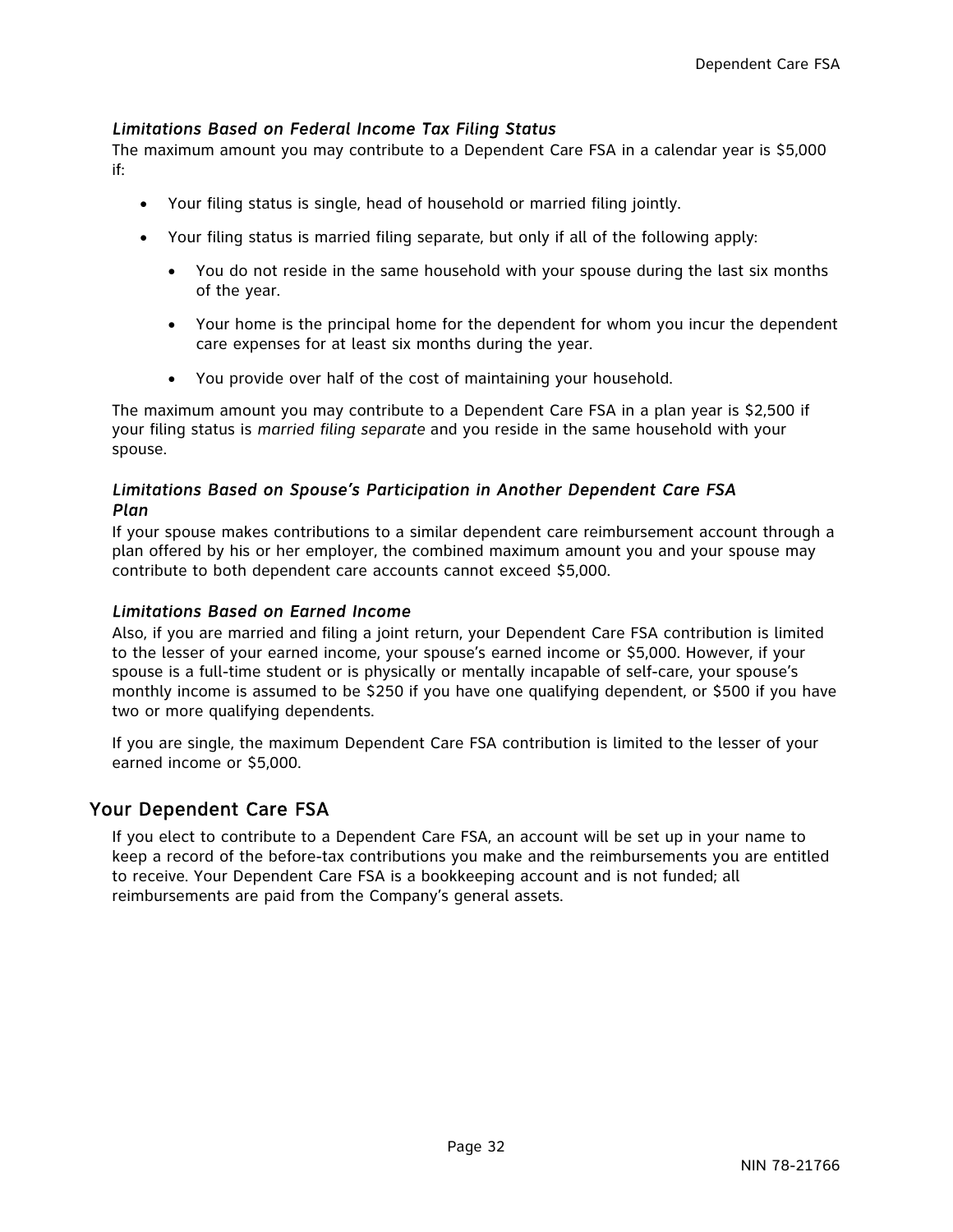### *Limitations Based on Federal Income Tax Filing Status*

The maximum amount you may contribute to a Dependent Care FSA in a calendar year is $5,000 if:

- Your filing status is single, head of household or married filing jointly.
- Your filing status is married filing separate, but only if all of the following apply:
  - You do not reside in the same household with your spouse during the last six months of the year.
  - Your home is the principal home for the dependent for whom you incur the dependent care expenses for at least six months during the year.
  - You provide over half of the cost of maintaining your household.

The maximum amount you may contribute to a Dependent Care FSA in a plan year is $2,500 if your filing status is *married filing separate* and you reside in the same household with your spouse.

### *Limitations Based on Spouse's Participation in Another Dependent Care FSA Plan*

If your spouse makes contributions to a similar dependent care reimbursement account through a plan offered by his or her employer, the combined maximum amount you and your spouse may contribute to both dependent care accounts cannot exceed $5,000.

### *Limitations Based on Earned Income*

Also, if you are married and filing a joint return, your Dependent Care FSA contribution is limited to the lesser of your earned income, your spouse's earned income or $5,000. However, if your spouse is a full-time student or is physically or mentally incapable of self-care, your spouse's monthly income is assumed to be $250 if you have one qualifying dependent, or $500 if you have two or more qualifying dependents.

If you are single, the maximum Dependent Care FSA contribution is limited to the lesser of your earned income or $5,000.

## Your Dependent Care FSA

If you elect to contribute to a Dependent Care FSA, an account will be set up in your name to keep a record of the before-tax contributions you make and the reimbursements you are entitled to receive. Your Dependent Care FSA is a bookkeeping account and is not funded; all reimbursements are paid from the Company's general assets.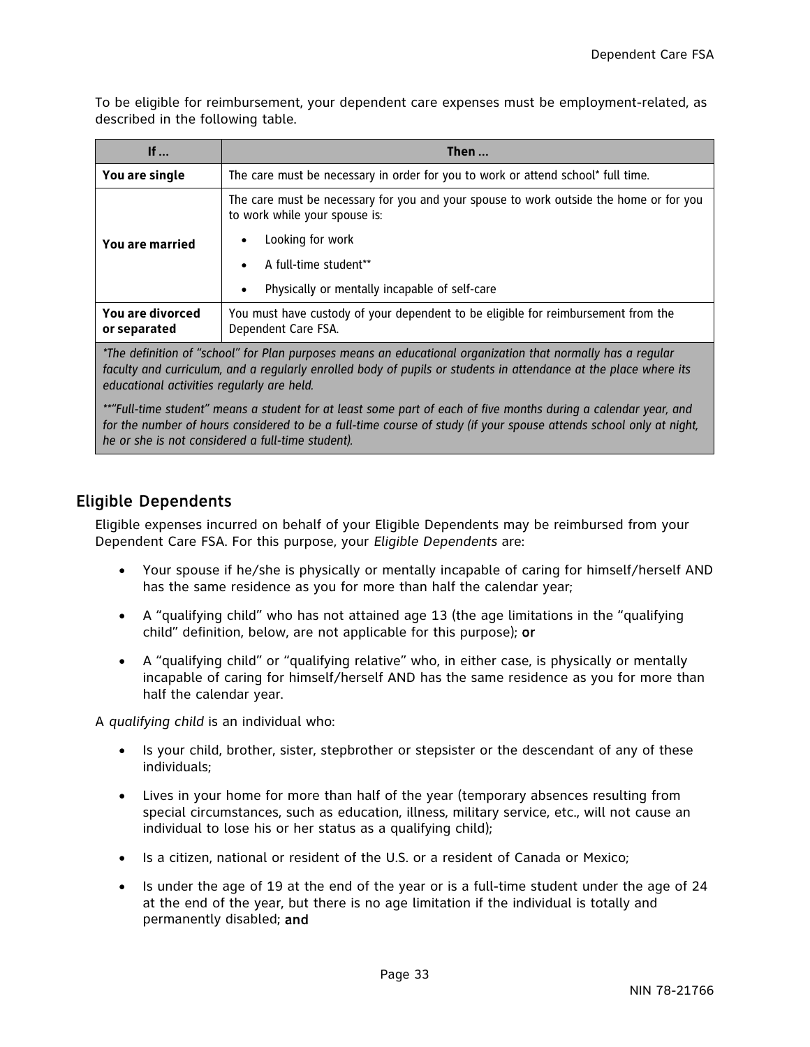To be eligible for reimbursement, your dependent care expenses must be employment-related, as described in the following table.

| If … | Then … |
|---|---|
| **You are single** | The care must be necessary in order for you to work or attend school* full time. |
| **You are married** | The care must be necessary for you and your spouse to work outside the home or for you to work while your spouse is:<br>• Looking for work<br>• A full-time student**<br>• Physically or mentally incapable of self-care |
| **You are divorced or separated** | You must have custody of your dependent to be eligible for reimbursement from the Dependent Care FSA. |
| *\*The definition of "school" for Plan purposes means an educational organization that normally has a regular faculty and curriculum, and a regularly enrolled body of pupils or students in attendance at the place where its educational activities regularly are held.*<br><br>*\*\*"Full-time student" means a student for at least some part of each of five months during a calendar year, and for the number of hours considered to be a full-time course of study (if your spouse attends school only at night, he or she is not considered a full-time student).* | |

## Eligible Dependents

Eligible expenses incurred on behalf of your Eligible Dependents may be reimbursed from your Dependent Care FSA. For this purpose, your *Eligible Dependents* are:

- Your spouse if he/she is physically or mentally incapable of caring for himself/herself AND has the same residence as you for more than half the calendar year;
- A "qualifying child" who has not attained age 13 (the age limitations in the "qualifying child" definition, below, are not applicable for this purpose); **or**
- A "qualifying child" or "qualifying relative" who, in either case, is physically or mentally incapable of caring for himself/herself AND has the same residence as you for more than half the calendar year.

A *qualifying child* is an individual who:

- Is your child, brother, sister, stepbrother or stepsister or the descendant of any of these individuals;
- Lives in your home for more than half of the year (temporary absences resulting from special circumstances, such as education, illness, military service, etc., will not cause an individual to lose his or her status as a qualifying child);
- Is a citizen, national or resident of the U.S. or a resident of Canada or Mexico;
- Is under the age of 19 at the end of the year or is a full-time student under the age of 24 at the end of the year, but there is no age limitation if the individual is totally and permanently disabled; **and**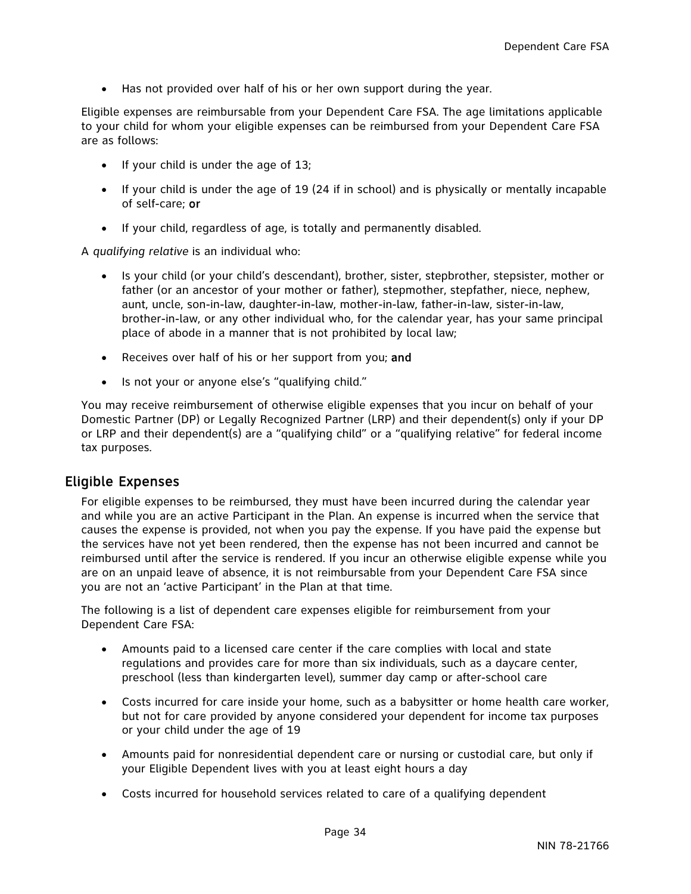- Has not provided over half of his or her own support during the year.

Eligible expenses are reimbursable from your Dependent Care FSA. The age limitations applicable to your child for whom your eligible expenses can be reimbursed from your Dependent Care FSA are as follows:

- If your child is under the age of 13;
- If your child is under the age of 19 (24 if in school) and is physically or mentally incapable of self-care; **or**
- If your child, regardless of age, is totally and permanently disabled.

A *qualifying relative* is an individual who:

- Is your child (or your child's descendant), brother, sister, stepbrother, stepsister, mother or father (or an ancestor of your mother or father), stepmother, stepfather, niece, nephew, aunt, uncle, son-in-law, daughter-in-law, mother-in-law, father-in-law, sister-in-law, brother-in-law, or any other individual who, for the calendar year, has your same principal place of abode in a manner that is not prohibited by local law;
- Receives over half of his or her support from you; **and**
- Is not your or anyone else's "qualifying child."

You may receive reimbursement of otherwise eligible expenses that you incur on behalf of your Domestic Partner (DP) or Legally Recognized Partner (LRP) and their dependent(s) only if your DP or LRP and their dependent(s) are a "qualifying child" or a "qualifying relative" for federal income tax purposes.

## Eligible Expenses

For eligible expenses to be reimbursed, they must have been incurred during the calendar year and while you are an active Participant in the Plan. An expense is incurred when the service that causes the expense is provided, not when you pay the expense. If you have paid the expense but the services have not yet been rendered, then the expense has not been incurred and cannot be reimbursed until after the service is rendered. If you incur an otherwise eligible expense while you are on an unpaid leave of absence, it is not reimbursable from your Dependent Care FSA since you are not an 'active Participant' in the Plan at that time.

The following is a list of dependent care expenses eligible for reimbursement from your Dependent Care FSA:

- Amounts paid to a licensed care center if the care complies with local and state regulations and provides care for more than six individuals, such as a daycare center, preschool (less than kindergarten level), summer day camp or after-school care
- Costs incurred for care inside your home, such as a babysitter or home health care worker, but not for care provided by anyone considered your dependent for income tax purposes or your child under the age of 19
- Amounts paid for nonresidential dependent care or nursing or custodial care, but only if your Eligible Dependent lives with you at least eight hours a day
- Costs incurred for household services related to care of a qualifying dependent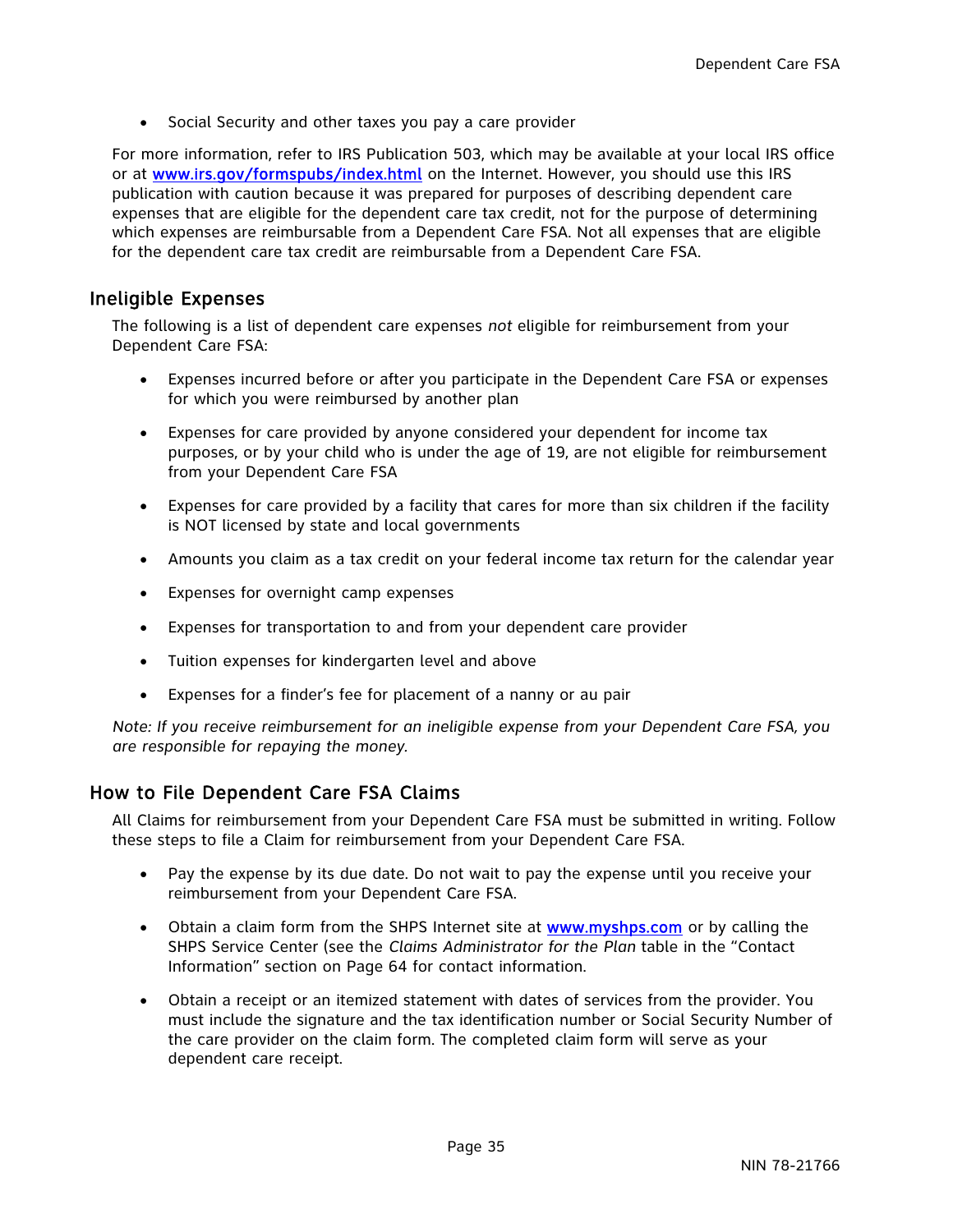- Social Security and other taxes you pay a care provider

For more information, refer to IRS Publication 503, which may be available at your local IRS office or at [www.irs.gov/formspubs/index.html](http://www.irs.gov/formspubs/index.html) on the Internet. However, you should use this IRS publication with caution because it was prepared for purposes of describing dependent care expenses that are eligible for the dependent care tax credit, not for the purpose of determining which expenses are reimbursable from a Dependent Care FSA. Not all expenses that are eligible for the dependent care tax credit are reimbursable from a Dependent Care FSA.

## Ineligible Expenses

The following is a list of dependent care expenses *not* eligible for reimbursement from your Dependent Care FSA:

- Expenses incurred before or after you participate in the Dependent Care FSA or expenses for which you were reimbursed by another plan
- Expenses for care provided by anyone considered your dependent for income tax purposes, or by your child who is under the age of 19, are not eligible for reimbursement from your Dependent Care FSA
- Expenses for care provided by a facility that cares for more than six children if the facility is NOT licensed by state and local governments
- Amounts you claim as a tax credit on your federal income tax return for the calendar year
- Expenses for overnight camp expenses
- Expenses for transportation to and from your dependent care provider
- Tuition expenses for kindergarten level and above
- Expenses for a finder's fee for placement of a nanny or au pair

*Note: If you receive reimbursement for an ineligible expense from your Dependent Care FSA, you are responsible for repaying the money.*

## How to File Dependent Care FSA Claims

All Claims for reimbursement from your Dependent Care FSA must be submitted in writing. Follow these steps to file a Claim for reimbursement from your Dependent Care FSA.

- Pay the expense by its due date. Do not wait to pay the expense until you receive your reimbursement from your Dependent Care FSA.
- Obtain a claim form from the SHPS Internet site at [www.myshps.com](http://www.myshps.com) or by calling the SHPS Service Center (see the *Claims Administrator for the Plan* table in the "Contact Information" section on Page 64 for contact information.
- Obtain a receipt or an itemized statement with dates of services from the provider. You must include the signature and the tax identification number or Social Security Number of the care provider on the claim form. The completed claim form will serve as your dependent care receipt.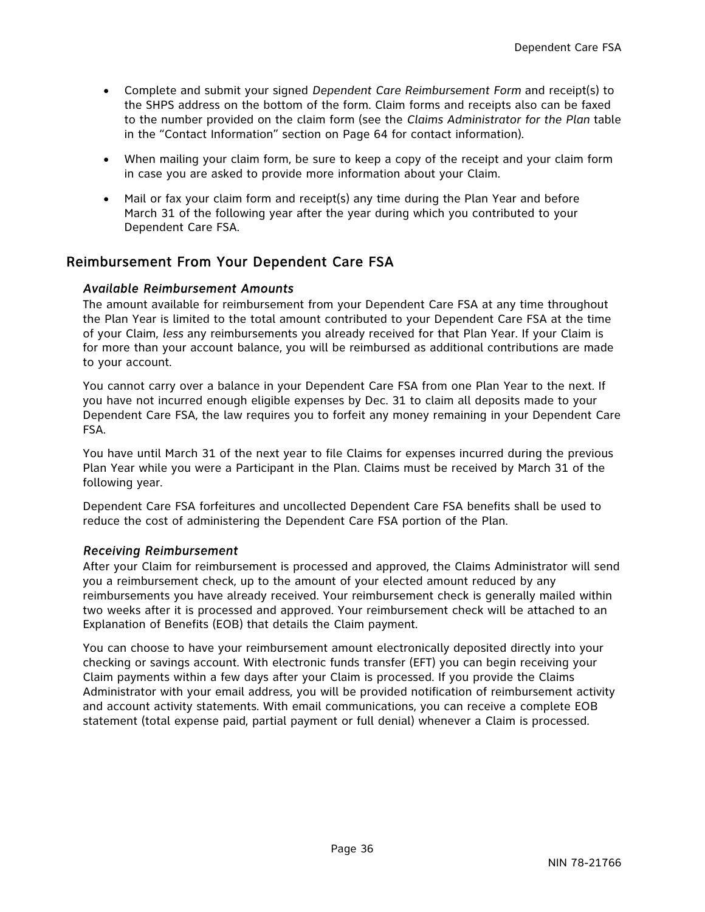- Complete and submit your signed *Dependent Care Reimbursement Form* and receipt(s) to the SHPS address on the bottom of the form. Claim forms and receipts also can be faxed to the number provided on the claim form (see the *Claims Administrator for the Plan* table in the "Contact Information" section on Page 64 for contact information).

- When mailing your claim form, be sure to keep a copy of the receipt and your claim form in case you are asked to provide more information about your Claim.

- Mail or fax your claim form and receipt(s) any time during the Plan Year and before March 31 of the following year after the year during which you contributed to your Dependent Care FSA.

## Reimbursement From Your Dependent Care FSA

### *Available Reimbursement Amounts*

The amount available for reimbursement from your Dependent Care FSA at any time throughout the Plan Year is limited to the total amount contributed to your Dependent Care FSA at the time of your Claim, *less* any reimbursements you already received for that Plan Year. If your Claim is for more than your account balance, you will be reimbursed as additional contributions are made to your account.

You cannot carry over a balance in your Dependent Care FSA from one Plan Year to the next. If you have not incurred enough eligible expenses by Dec. 31 to claim all deposits made to your Dependent Care FSA, the law requires you to forfeit any money remaining in your Dependent Care FSA.

You have until March 31 of the next year to file Claims for expenses incurred during the previous Plan Year while you were a Participant in the Plan. Claims must be received by March 31 of the following year.

Dependent Care FSA forfeitures and uncollected Dependent Care FSA benefits shall be used to reduce the cost of administering the Dependent Care FSA portion of the Plan.

### *Receiving Reimbursement*

After your Claim for reimbursement is processed and approved, the Claims Administrator will send you a reimbursement check, up to the amount of your elected amount reduced by any reimbursements you have already received. Your reimbursement check is generally mailed within two weeks after it is processed and approved. Your reimbursement check will be attached to an Explanation of Benefits (EOB) that details the Claim payment.

You can choose to have your reimbursement amount electronically deposited directly into your checking or savings account. With electronic funds transfer (EFT) you can begin receiving your Claim payments within a few days after your Claim is processed. If you provide the Claims Administrator with your email address, you will be provided notification of reimbursement activity and account activity statements. With email communications, you can receive a complete EOB statement (total expense paid, partial payment or full denial) whenever a Claim is processed.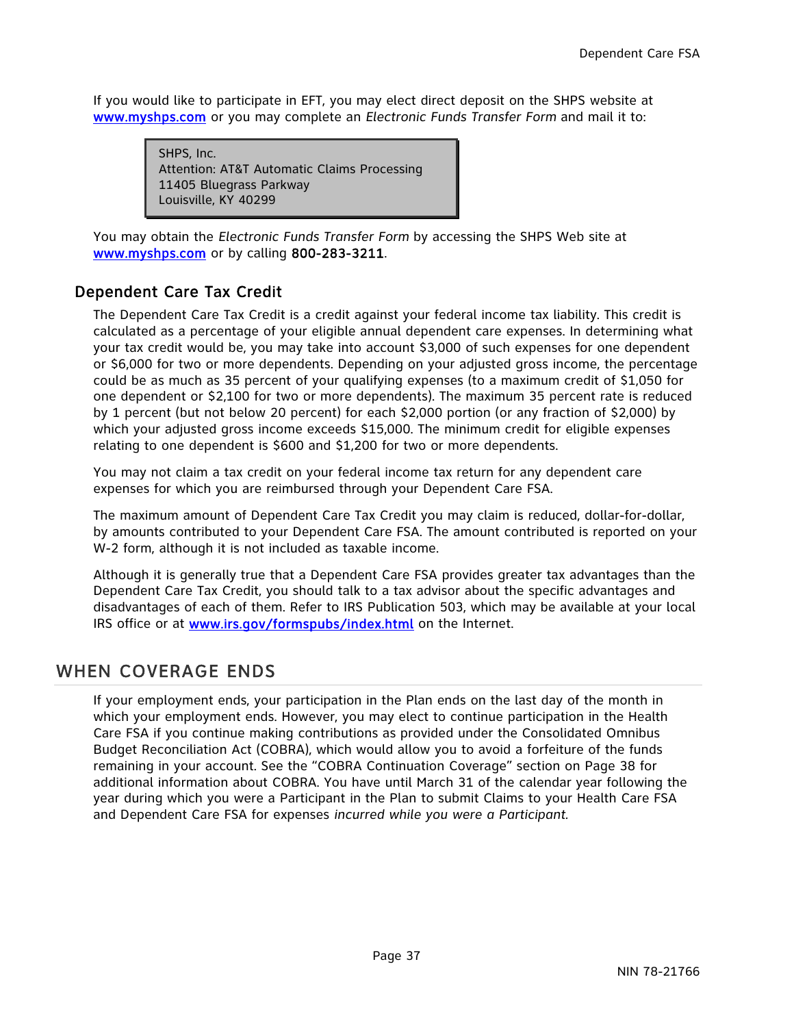If you would like to participate in EFT, you may elect direct deposit on the SHPS website at [www.myshps.com](http://www.myshps.com) or you may complete an *Electronic Funds Transfer Form* and mail it to:

> SHPS, Inc.
> Attention: AT&T Automatic Claims Processing
> 11405 Bluegrass Parkway
> Louisville, KY 40299

You may obtain the *Electronic Funds Transfer Form* by accessing the SHPS Web site at [www.myshps.com](http://www.myshps.com) or by calling **800-283-3211**.

### Dependent Care Tax Credit

The Dependent Care Tax Credit is a credit against your federal income tax liability. This credit is calculated as a percentage of your eligible annual dependent care expenses. In determining what your tax credit would be, you may take into account $3,000 of such expenses for one dependent or $6,000 for two or more dependents. Depending on your adjusted gross income, the percentage could be as much as 35 percent of your qualifying expenses (to a maximum credit of $1,050 for one dependent or $2,100 for two or more dependents). The maximum 35 percent rate is reduced by 1 percent (but not below 20 percent) for each $2,000 portion (or any fraction of $2,000) by which your adjusted gross income exceeds $15,000. The minimum credit for eligible expenses relating to one dependent is $600 and $1,200 for two or more dependents.

You may not claim a tax credit on your federal income tax return for any dependent care expenses for which you are reimbursed through your Dependent Care FSA.

The maximum amount of Dependent Care Tax Credit you may claim is reduced, dollar-for-dollar, by amounts contributed to your Dependent Care FSA. The amount contributed is reported on your W-2 form, although it is not included as taxable income.

Although it is generally true that a Dependent Care FSA provides greater tax advantages than the Dependent Care Tax Credit, you should talk to a tax advisor about the specific advantages and disadvantages of each of them. Refer to IRS Publication 503, which may be available at your local IRS office or at [www.irs.gov/formspubs/index.html](http://www.irs.gov/formspubs/index.html) on the Internet.

## WHEN COVERAGE ENDS

If your employment ends, your participation in the Plan ends on the last day of the month in which your employment ends. However, you may elect to continue participation in the Health Care FSA if you continue making contributions as provided under the Consolidated Omnibus Budget Reconciliation Act (COBRA), which would allow you to avoid a forfeiture of the funds remaining in your account. See the "COBRA Continuation Coverage" section on Page 38 for additional information about COBRA. You have until March 31 of the calendar year following the year during which you were a Participant in the Plan to submit Claims to your Health Care FSA and Dependent Care FSA for expenses *incurred while you were a Participant.*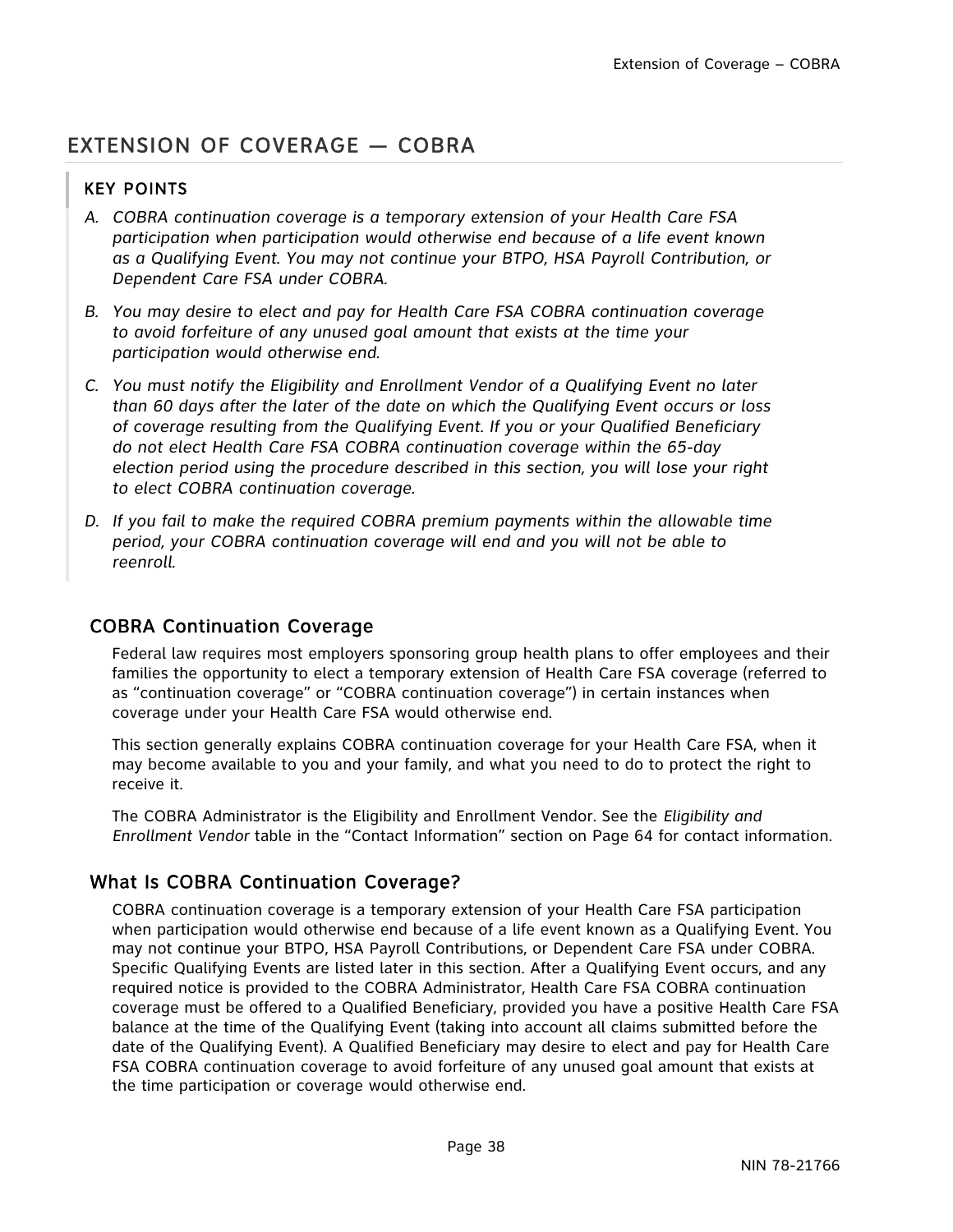# EXTENSION OF COVERAGE — COBRA

### KEY POINTS

*A. COBRA continuation coverage is a temporary extension of your Health Care FSA participation when participation would otherwise end because of a life event known as a Qualifying Event. You may not continue your BTPO, HSA Payroll Contribution, or Dependent Care FSA under COBRA.*

*B. You may desire to elect and pay for Health Care FSA COBRA continuation coverage to avoid forfeiture of any unused goal amount that exists at the time your participation would otherwise end.*

*C. You must notify the Eligibility and Enrollment Vendor of a Qualifying Event no later than 60 days after the later of the date on which the Qualifying Event occurs or loss of coverage resulting from the Qualifying Event. If you or your Qualified Beneficiary do not elect Health Care FSA COBRA continuation coverage within the 65-day election period using the procedure described in this section, you will lose your right to elect COBRA continuation coverage.*

*D. If you fail to make the required COBRA premium payments within the allowable time period, your COBRA continuation coverage will end and you will not be able to reenroll.*

## COBRA Continuation Coverage

Federal law requires most employers sponsoring group health plans to offer employees and their families the opportunity to elect a temporary extension of Health Care FSA coverage (referred to as "continuation coverage" or "COBRA continuation coverage") in certain instances when coverage under your Health Care FSA would otherwise end.

This section generally explains COBRA continuation coverage for your Health Care FSA, when it may become available to you and your family, and what you need to do to protect the right to receive it.

The COBRA Administrator is the Eligibility and Enrollment Vendor. See the *Eligibility and Enrollment Vendor* table in the "Contact Information" section on Page 64 for contact information.

## What Is COBRA Continuation Coverage?

COBRA continuation coverage is a temporary extension of your Health Care FSA participation when participation would otherwise end because of a life event known as a Qualifying Event. You may not continue your BTPO, HSA Payroll Contributions, or Dependent Care FSA under COBRA. Specific Qualifying Events are listed later in this section. After a Qualifying Event occurs, and any required notice is provided to the COBRA Administrator, Health Care FSA COBRA continuation coverage must be offered to a Qualified Beneficiary, provided you have a positive Health Care FSA balance at the time of the Qualifying Event (taking into account all claims submitted before the date of the Qualifying Event). A Qualified Beneficiary may desire to elect and pay for Health Care FSA COBRA continuation coverage to avoid forfeiture of any unused goal amount that exists at the time participation or coverage would otherwise end.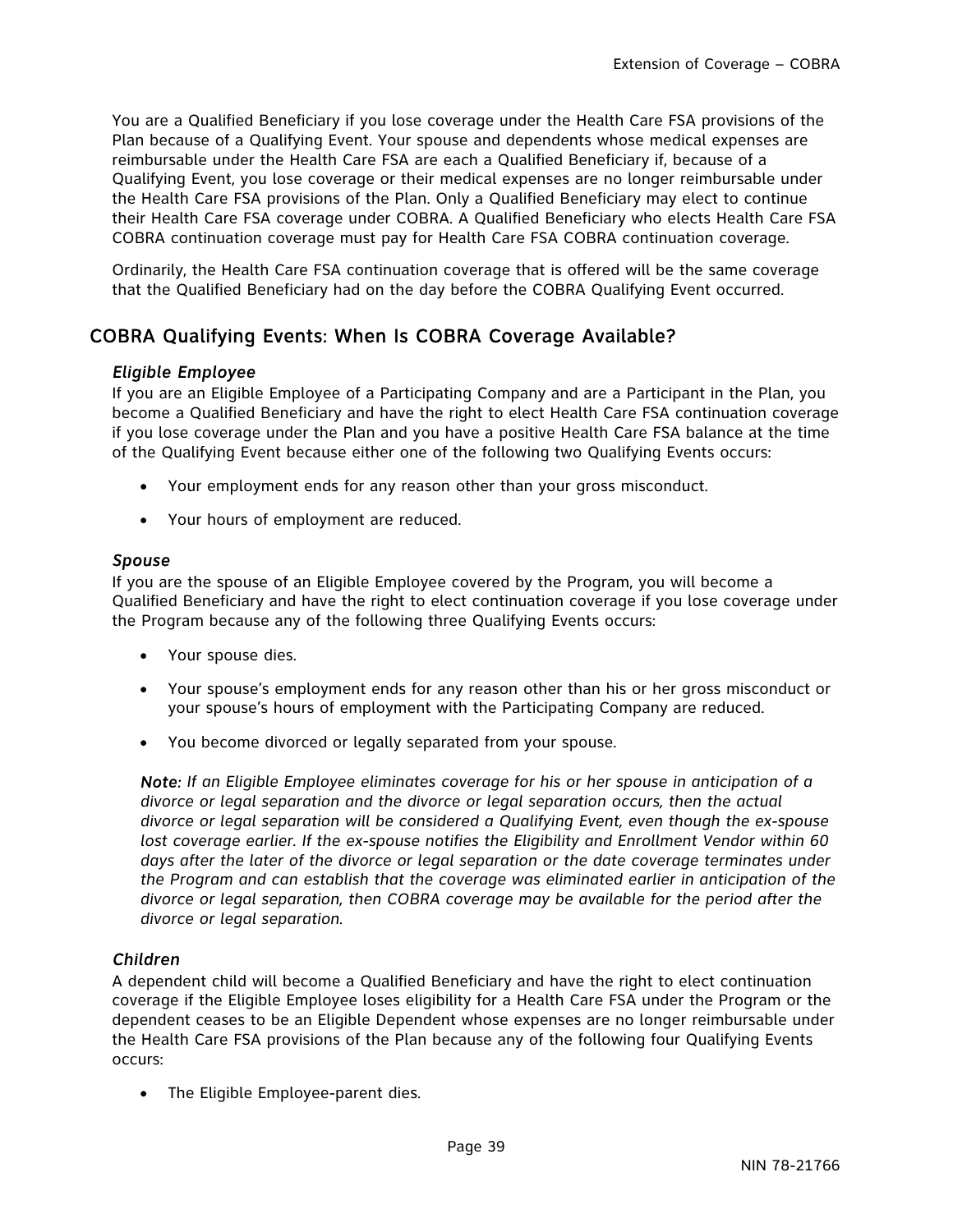You are a Qualified Beneficiary if you lose coverage under the Health Care FSA provisions of the Plan because of a Qualifying Event. Your spouse and dependents whose medical expenses are reimbursable under the Health Care FSA are each a Qualified Beneficiary if, because of a Qualifying Event, you lose coverage or their medical expenses are no longer reimbursable under the Health Care FSA provisions of the Plan. Only a Qualified Beneficiary may elect to continue their Health Care FSA coverage under COBRA. A Qualified Beneficiary who elects Health Care FSA COBRA continuation coverage must pay for Health Care FSA COBRA continuation coverage.

Ordinarily, the Health Care FSA continuation coverage that is offered will be the same coverage that the Qualified Beneficiary had on the day before the COBRA Qualifying Event occurred.

## COBRA Qualifying Events: When Is COBRA Coverage Available?

***Eligible Employee***

If you are an Eligible Employee of a Participating Company and are a Participant in the Plan, you become a Qualified Beneficiary and have the right to elect Health Care FSA continuation coverage if you lose coverage under the Plan and you have a positive Health Care FSA balance at the time of the Qualifying Event because either one of the following two Qualifying Events occurs:

- Your employment ends for any reason other than your gross misconduct.
- Your hours of employment are reduced.

***Spouse***

If you are the spouse of an Eligible Employee covered by the Program, you will become a Qualified Beneficiary and have the right to elect continuation coverage if you lose coverage under the Program because any of the following three Qualifying Events occurs:

- Your spouse dies.
- Your spouse's employment ends for any reason other than his or her gross misconduct or your spouse's hours of employment with the Participating Company are reduced.
- You become divorced or legally separated from your spouse.

> ***Note:*** *If an Eligible Employee eliminates coverage for his or her spouse in anticipation of a divorce or legal separation and the divorce or legal separation occurs, then the actual divorce or legal separation will be considered a Qualifying Event, even though the ex-spouse lost coverage earlier. If the ex-spouse notifies the Eligibility and Enrollment Vendor within 60 days after the later of the divorce or legal separation or the date coverage terminates under the Program and can establish that the coverage was eliminated earlier in anticipation of the divorce or legal separation, then COBRA coverage may be available for the period after the divorce or legal separation.*

***Children***

A dependent child will become a Qualified Beneficiary and have the right to elect continuation coverage if the Eligible Employee loses eligibility for a Health Care FSA under the Program or the dependent ceases to be an Eligible Dependent whose expenses are no longer reimbursable under the Health Care FSA provisions of the Plan because any of the following four Qualifying Events occurs:

- The Eligible Employee-parent dies.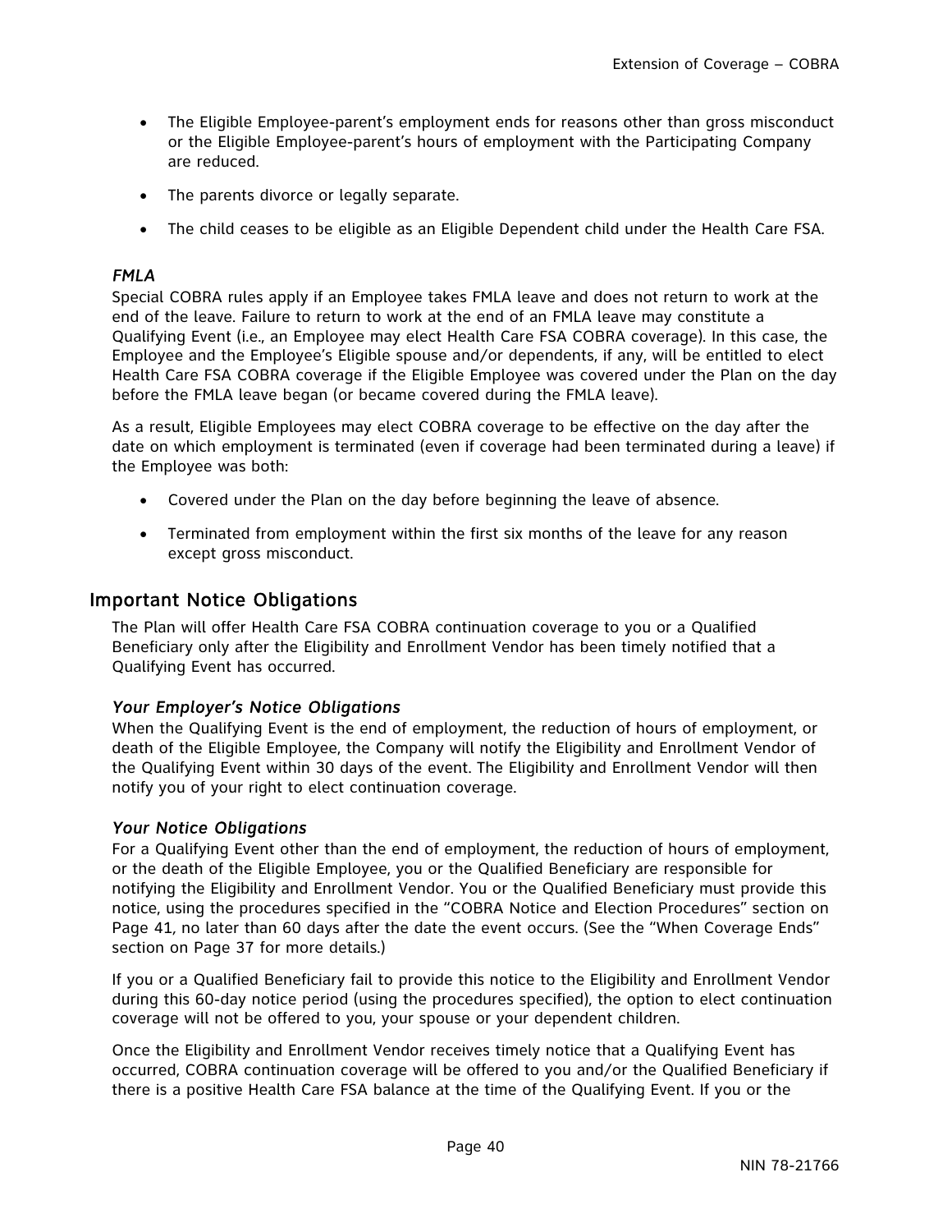- The Eligible Employee-parent's employment ends for reasons other than gross misconduct or the Eligible Employee-parent's hours of employment with the Participating Company are reduced.
- The parents divorce or legally separate.
- The child ceases to be eligible as an Eligible Dependent child under the Health Care FSA.

### *FMLA*

Special COBRA rules apply if an Employee takes FMLA leave and does not return to work at the end of the leave. Failure to return to work at the end of an FMLA leave may constitute a Qualifying Event (i.e., an Employee may elect Health Care FSA COBRA coverage). In this case, the Employee and the Employee's Eligible spouse and/or dependents, if any, will be entitled to elect Health Care FSA COBRA coverage if the Eligible Employee was covered under the Plan on the day before the FMLA leave began (or became covered during the FMLA leave).

As a result, Eligible Employees may elect COBRA coverage to be effective on the day after the date on which employment is terminated (even if coverage had been terminated during a leave) if the Employee was both:

- Covered under the Plan on the day before beginning the leave of absence.
- Terminated from employment within the first six months of the leave for any reason except gross misconduct.

## Important Notice Obligations

The Plan will offer Health Care FSA COBRA continuation coverage to you or a Qualified Beneficiary only after the Eligibility and Enrollment Vendor has been timely notified that a Qualifying Event has occurred.

### *Your Employer's Notice Obligations*

When the Qualifying Event is the end of employment, the reduction of hours of employment, or death of the Eligible Employee, the Company will notify the Eligibility and Enrollment Vendor of the Qualifying Event within 30 days of the event. The Eligibility and Enrollment Vendor will then notify you of your right to elect continuation coverage.

### *Your Notice Obligations*

For a Qualifying Event other than the end of employment, the reduction of hours of employment, or the death of the Eligible Employee, you or the Qualified Beneficiary are responsible for notifying the Eligibility and Enrollment Vendor. You or the Qualified Beneficiary must provide this notice, using the procedures specified in the "COBRA Notice and Election Procedures" section on Page 41, no later than 60 days after the date the event occurs. (See the "When Coverage Ends" section on Page 37 for more details.)

If you or a Qualified Beneficiary fail to provide this notice to the Eligibility and Enrollment Vendor during this 60-day notice period (using the procedures specified), the option to elect continuation coverage will not be offered to you, your spouse or your dependent children.

Once the Eligibility and Enrollment Vendor receives timely notice that a Qualifying Event has occurred, COBRA continuation coverage will be offered to you and/or the Qualified Beneficiary if there is a positive Health Care FSA balance at the time of the Qualifying Event. If you or the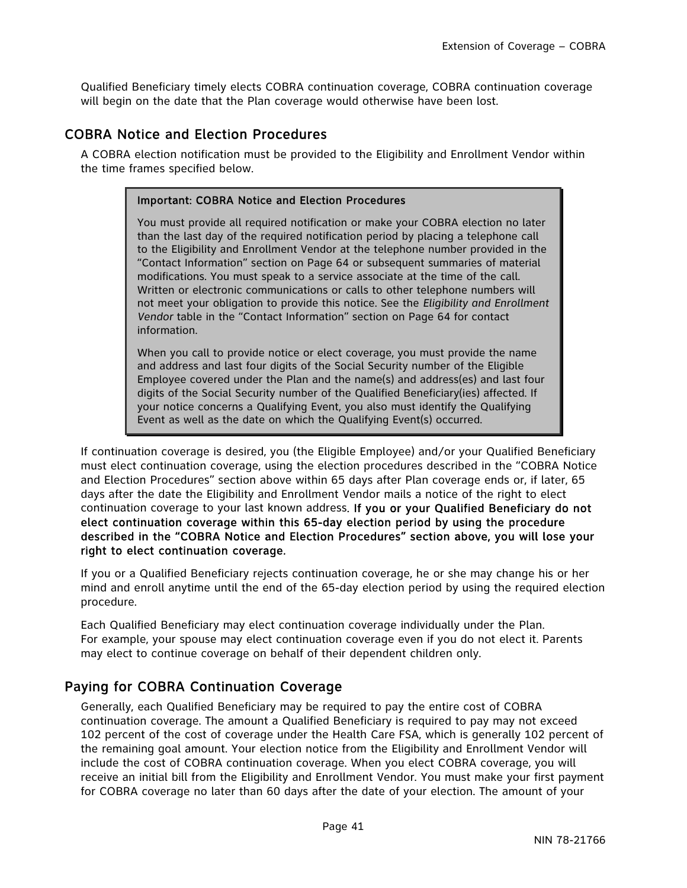Qualified Beneficiary timely elects COBRA continuation coverage, COBRA continuation coverage will begin on the date that the Plan coverage would otherwise have been lost.

## COBRA Notice and Election Procedures

A COBRA election notification must be provided to the Eligibility and Enrollment Vendor within the time frames specified below.

> **Important: COBRA Notice and Election Procedures**
>
> You must provide all required notification or make your COBRA election no later than the last day of the required notification period by placing a telephone call to the Eligibility and Enrollment Vendor at the telephone number provided in the "Contact Information" section on Page 64 or subsequent summaries of material modifications. You must speak to a service associate at the time of the call. Written or electronic communications or calls to other telephone numbers will not meet your obligation to provide this notice. See the *Eligibility and Enrollment Vendor* table in the "Contact Information" section on Page 64 for contact information.
>
> When you call to provide notice or elect coverage, you must provide the name and address and last four digits of the Social Security number of the Eligible Employee covered under the Plan and the name(s) and address(es) and last four digits of the Social Security number of the Qualified Beneficiary(ies) affected. If your notice concerns a Qualifying Event, you also must identify the Qualifying Event as well as the date on which the Qualifying Event(s) occurred.

If continuation coverage is desired, you (the Eligible Employee) and/or your Qualified Beneficiary must elect continuation coverage, using the election procedures described in the "COBRA Notice and Election Procedures" section above within 65 days after Plan coverage ends or, if later, 65 days after the date the Eligibility and Enrollment Vendor mails a notice of the right to elect continuation coverage to your last known address. **If you or your Qualified Beneficiary do not elect continuation coverage within this 65-day election period by using the procedure described in the "COBRA Notice and Election Procedures" section above, you will lose your right to elect continuation coverage.**

If you or a Qualified Beneficiary rejects continuation coverage, he or she may change his or her mind and enroll anytime until the end of the 65-day election period by using the required election procedure.

Each Qualified Beneficiary may elect continuation coverage individually under the Plan. For example, your spouse may elect continuation coverage even if you do not elect it. Parents may elect to continue coverage on behalf of their dependent children only.

## Paying for COBRA Continuation Coverage

Generally, each Qualified Beneficiary may be required to pay the entire cost of COBRA continuation coverage. The amount a Qualified Beneficiary is required to pay may not exceed 102 percent of the cost of coverage under the Health Care FSA, which is generally 102 percent of the remaining goal amount. Your election notice from the Eligibility and Enrollment Vendor will include the cost of COBRA continuation coverage. When you elect COBRA coverage, you will receive an initial bill from the Eligibility and Enrollment Vendor. You must make your first payment for COBRA coverage no later than 60 days after the date of your election. The amount of your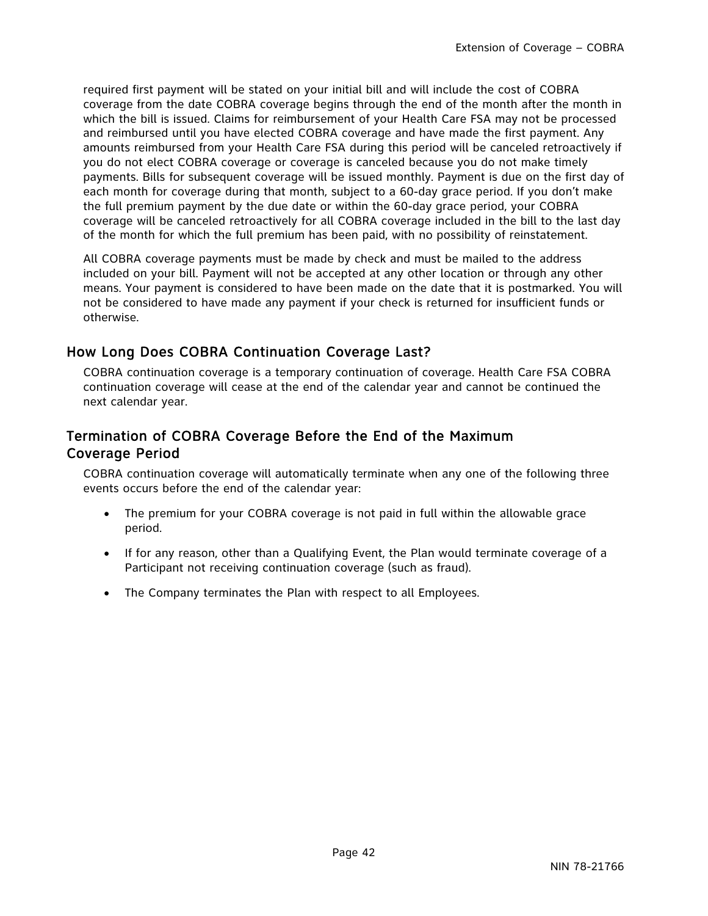required first payment will be stated on your initial bill and will include the cost of COBRA coverage from the date COBRA coverage begins through the end of the month after the month in which the bill is issued. Claims for reimbursement of your Health Care FSA may not be processed and reimbursed until you have elected COBRA coverage and have made the first payment. Any amounts reimbursed from your Health Care FSA during this period will be canceled retroactively if you do not elect COBRA coverage or coverage is canceled because you do not make timely payments. Bills for subsequent coverage will be issued monthly. Payment is due on the first day of each month for coverage during that month, subject to a 60-day grace period. If you don't make the full premium payment by the due date or within the 60-day grace period, your COBRA coverage will be canceled retroactively for all COBRA coverage included in the bill to the last day of the month for which the full premium has been paid, with no possibility of reinstatement.

All COBRA coverage payments must be made by check and must be mailed to the address included on your bill. Payment will not be accepted at any other location or through any other means. Your payment is considered to have been made on the date that it is postmarked. You will not be considered to have made any payment if your check is returned for insufficient funds or otherwise.

## How Long Does COBRA Continuation Coverage Last?

COBRA continuation coverage is a temporary continuation of coverage. Health Care FSA COBRA continuation coverage will cease at the end of the calendar year and cannot be continued the next calendar year.

## Termination of COBRA Coverage Before the End of the Maximum Coverage Period

COBRA continuation coverage will automatically terminate when any one of the following three events occurs before the end of the calendar year:

- The premium for your COBRA coverage is not paid in full within the allowable grace period.
- If for any reason, other than a Qualifying Event, the Plan would terminate coverage of a Participant not receiving continuation coverage (such as fraud).
- The Company terminates the Plan with respect to all Employees.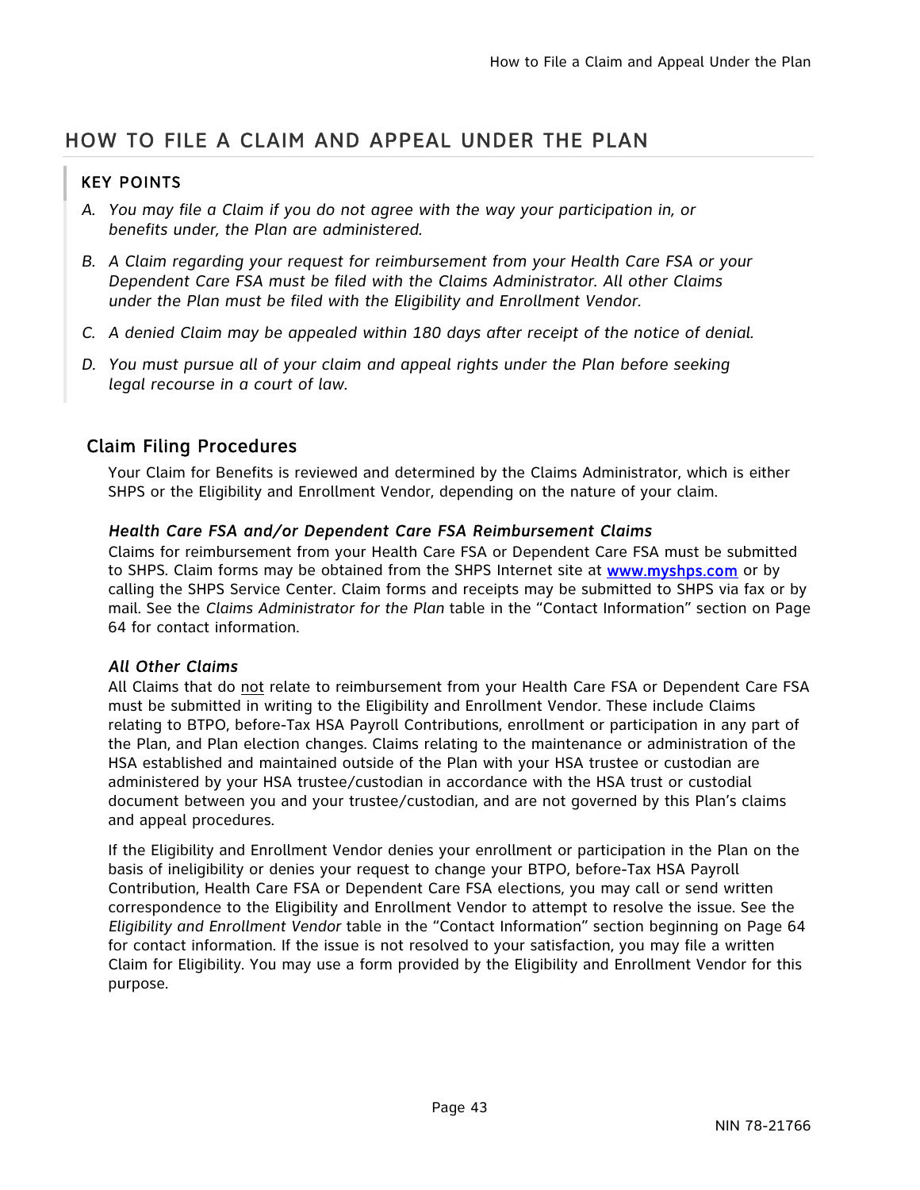# HOW TO FILE A CLAIM AND APPEAL UNDER THE PLAN

## KEY POINTS

A. *You may file a Claim if you do not agree with the way your participation in, or benefits under, the Plan are administered.*

B. *A Claim regarding your request for reimbursement from your Health Care FSA or your Dependent Care FSA must be filed with the Claims Administrator. All other Claims under the Plan must be filed with the Eligibility and Enrollment Vendor.*

C. *A denied Claim may be appealed within 180 days after receipt of the notice of denial.*

D. *You must pursue all of your claim and appeal rights under the Plan before seeking legal recourse in a court of law.*

## Claim Filing Procedures

Your Claim for Benefits is reviewed and determined by the Claims Administrator, which is either SHPS or the Eligibility and Enrollment Vendor, depending on the nature of your claim.

### *Health Care FSA and/or Dependent Care FSA Reimbursement Claims*

Claims for reimbursement from your Health Care FSA or Dependent Care FSA must be submitted to SHPS. Claim forms may be obtained from the SHPS Internet site at [www.myshps.com](http://www.myshps.com) or by calling the SHPS Service Center. Claim forms and receipts may be submitted to SHPS via fax or by mail. See the *Claims Administrator for the Plan* table in the "Contact Information" section on Page 64 for contact information.

### *All Other Claims*

All Claims that do <u>not</u> relate to reimbursement from your Health Care FSA or Dependent Care FSA must be submitted in writing to the Eligibility and Enrollment Vendor. These include Claims relating to BTPO, before-Tax HSA Payroll Contributions, enrollment or participation in any part of the Plan, and Plan election changes. Claims relating to the maintenance or administration of the HSA established and maintained outside of the Plan with your HSA trustee or custodian are administered by your HSA trustee/custodian in accordance with the HSA trust or custodial document between you and your trustee/custodian, and are not governed by this Plan's claims and appeal procedures.

If the Eligibility and Enrollment Vendor denies your enrollment or participation in the Plan on the basis of ineligibility or denies your request to change your BTPO, before-Tax HSA Payroll Contribution, Health Care FSA or Dependent Care FSA elections, you may call or send written correspondence to the Eligibility and Enrollment Vendor to attempt to resolve the issue. See the *Eligibility and Enrollment Vendor* table in the "Contact Information" section beginning on Page 64 for contact information. If the issue is not resolved to your satisfaction, you may file a written Claim for Eligibility. You may use a form provided by the Eligibility and Enrollment Vendor for this purpose.

NIN 78-21766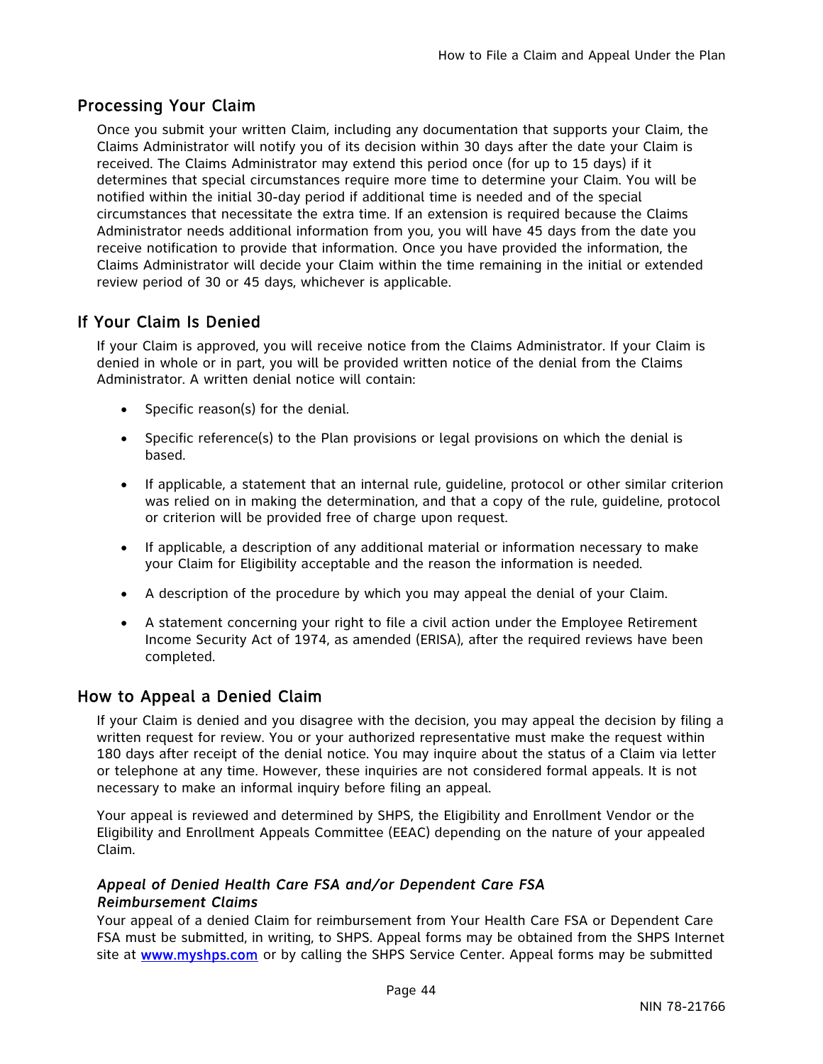## Processing Your Claim

Once you submit your written Claim, including any documentation that supports your Claim, the Claims Administrator will notify you of its decision within 30 days after the date your Claim is received. The Claims Administrator may extend this period once (for up to 15 days) if it determines that special circumstances require more time to determine your Claim. You will be notified within the initial 30-day period if additional time is needed and of the special circumstances that necessitate the extra time. If an extension is required because the Claims Administrator needs additional information from you, you will have 45 days from the date you receive notification to provide that information. Once you have provided the information, the Claims Administrator will decide your Claim within the time remaining in the initial or extended review period of 30 or 45 days, whichever is applicable.

## If Your Claim Is Denied

If your Claim is approved, you will receive notice from the Claims Administrator. If your Claim is denied in whole or in part, you will be provided written notice of the denial from the Claims Administrator. A written denial notice will contain:

- Specific reason(s) for the denial.
- Specific reference(s) to the Plan provisions or legal provisions on which the denial is based.
- If applicable, a statement that an internal rule, guideline, protocol or other similar criterion was relied on in making the determination, and that a copy of the rule, guideline, protocol or criterion will be provided free of charge upon request.
- If applicable, a description of any additional material or information necessary to make your Claim for Eligibility acceptable and the reason the information is needed.
- A description of the procedure by which you may appeal the denial of your Claim.
- A statement concerning your right to file a civil action under the Employee Retirement Income Security Act of 1974, as amended (ERISA), after the required reviews have been completed.

## How to Appeal a Denied Claim

If your Claim is denied and you disagree with the decision, you may appeal the decision by filing a written request for review. You or your authorized representative must make the request within 180 days after receipt of the denial notice. You may inquire about the status of a Claim via letter or telephone at any time. However, these inquiries are not considered formal appeals. It is not necessary to make an informal inquiry before filing an appeal.

Your appeal is reviewed and determined by SHPS, the Eligibility and Enrollment Vendor or the Eligibility and Enrollment Appeals Committee (EEAC) depending on the nature of your appealed Claim.

### *Appeal of Denied Health Care FSA and/or Dependent Care FSA Reimbursement Claims*

Your appeal of a denied Claim for reimbursement from Your Health Care FSA or Dependent Care FSA must be submitted, in writing, to SHPS. Appeal forms may be obtained from the SHPS Internet site at [www.myshps.com](http://www.myshps.com) or by calling the SHPS Service Center. Appeal forms may be submitted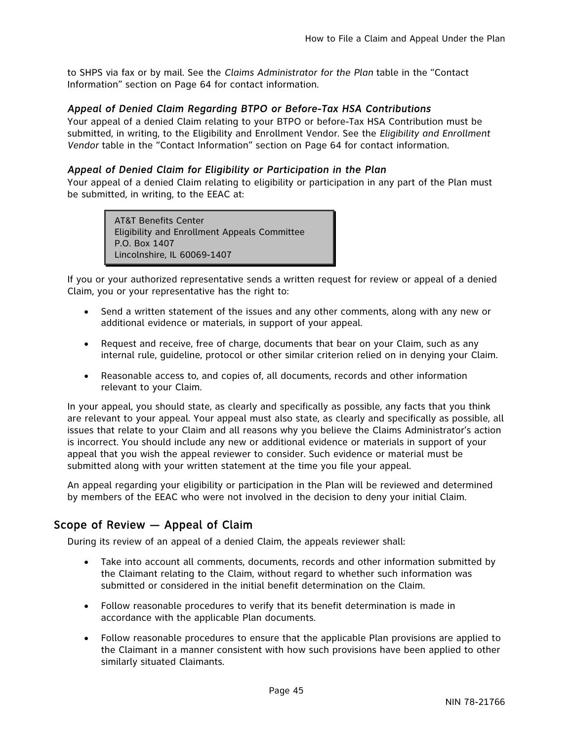to SHPS via fax or by mail. See the *Claims Administrator for the Plan* table in the "Contact Information" section on Page 64 for contact information.

### *Appeal of Denied Claim Regarding BTPO or Before-Tax HSA Contributions*

Your appeal of a denied Claim relating to your BTPO or before-Tax HSA Contribution must be submitted, in writing, to the Eligibility and Enrollment Vendor. See the *Eligibility and Enrollment Vendor* table in the "Contact Information" section on Page 64 for contact information.

### *Appeal of Denied Claim for Eligibility or Participation in the Plan*

Your appeal of a denied Claim relating to eligibility or participation in any part of the Plan must be submitted, in writing, to the EEAC at:

> AT&T Benefits Center
> Eligibility and Enrollment Appeals Committee
> P.O. Box 1407
> Lincolnshire, IL 60069-1407

If you or your authorized representative sends a written request for review or appeal of a denied Claim, you or your representative has the right to:

- Send a written statement of the issues and any other comments, along with any new or additional evidence or materials, in support of your appeal.
- Request and receive, free of charge, documents that bear on your Claim, such as any internal rule, guideline, protocol or other similar criterion relied on in denying your Claim.
- Reasonable access to, and copies of, all documents, records and other information relevant to your Claim.

In your appeal, you should state, as clearly and specifically as possible, any facts that you think are relevant to your appeal. Your appeal must also state, as clearly and specifically as possible, all issues that relate to your Claim and all reasons why you believe the Claims Administrator's action is incorrect. You should include any new or additional evidence or materials in support of your appeal that you wish the appeal reviewer to consider. Such evidence or material must be submitted along with your written statement at the time you file your appeal.

An appeal regarding your eligibility or participation in the Plan will be reviewed and determined by members of the EEAC who were not involved in the decision to deny your initial Claim.

## Scope of Review — Appeal of Claim

During its review of an appeal of a denied Claim, the appeals reviewer shall:

- Take into account all comments, documents, records and other information submitted by the Claimant relating to the Claim, without regard to whether such information was submitted or considered in the initial benefit determination on the Claim.
- Follow reasonable procedures to verify that its benefit determination is made in accordance with the applicable Plan documents.
- Follow reasonable procedures to ensure that the applicable Plan provisions are applied to the Claimant in a manner consistent with how such provisions have been applied to other similarly situated Claimants.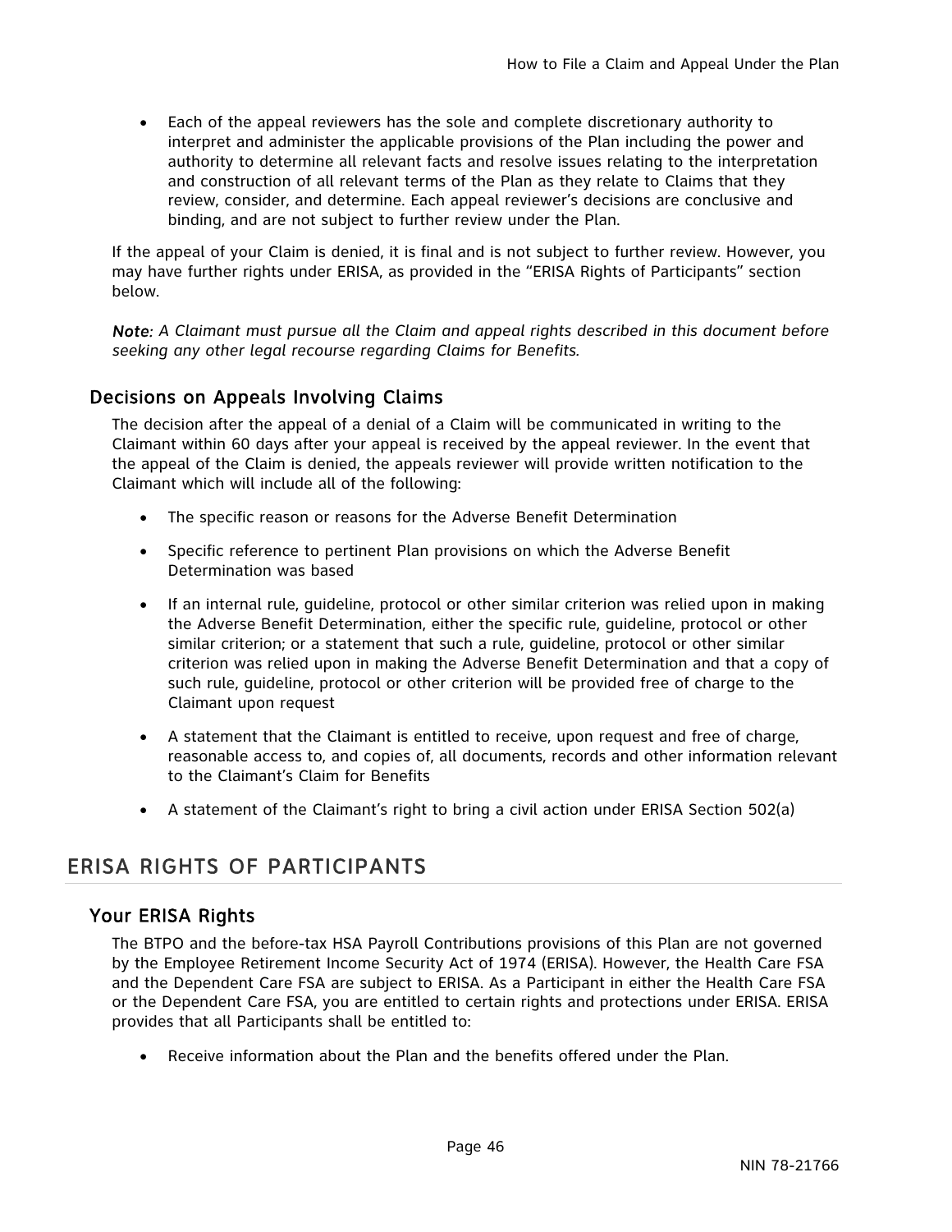- Each of the appeal reviewers has the sole and complete discretionary authority to interpret and administer the applicable provisions of the Plan including the power and authority to determine all relevant facts and resolve issues relating to the interpretation and construction of all relevant terms of the Plan as they relate to Claims that they review, consider, and determine. Each appeal reviewer's decisions are conclusive and binding, and are not subject to further review under the Plan.

If the appeal of your Claim is denied, it is final and is not subject to further review. However, you may have further rights under ERISA, as provided in the "ERISA Rights of Participants" section below.

*Note: A Claimant must pursue all the Claim and appeal rights described in this document before seeking any other legal recourse regarding Claims for Benefits.*

### Decisions on Appeals Involving Claims

The decision after the appeal of a denial of a Claim will be communicated in writing to the Claimant within 60 days after your appeal is received by the appeal reviewer. In the event that the appeal of the Claim is denied, the appeals reviewer will provide written notification to the Claimant which will include all of the following:

- The specific reason or reasons for the Adverse Benefit Determination
- Specific reference to pertinent Plan provisions on which the Adverse Benefit Determination was based
- If an internal rule, guideline, protocol or other similar criterion was relied upon in making the Adverse Benefit Determination, either the specific rule, guideline, protocol or other similar criterion; or a statement that such a rule, guideline, protocol or other similar criterion was relied upon in making the Adverse Benefit Determination and that a copy of such rule, guideline, protocol or other criterion will be provided free of charge to the Claimant upon request
- A statement that the Claimant is entitled to receive, upon request and free of charge, reasonable access to, and copies of, all documents, records and other information relevant to the Claimant's Claim for Benefits
- A statement of the Claimant's right to bring a civil action under ERISA Section 502(a)

## ERISA RIGHTS OF PARTICIPANTS

### Your ERISA Rights

The BTPO and the before-tax HSA Payroll Contributions provisions of this Plan are not governed by the Employee Retirement Income Security Act of 1974 (ERISA). However, the Health Care FSA and the Dependent Care FSA are subject to ERISA. As a Participant in either the Health Care FSA or the Dependent Care FSA, you are entitled to certain rights and protections under ERISA. ERISA provides that all Participants shall be entitled to:

- Receive information about the Plan and the benefits offered under the Plan.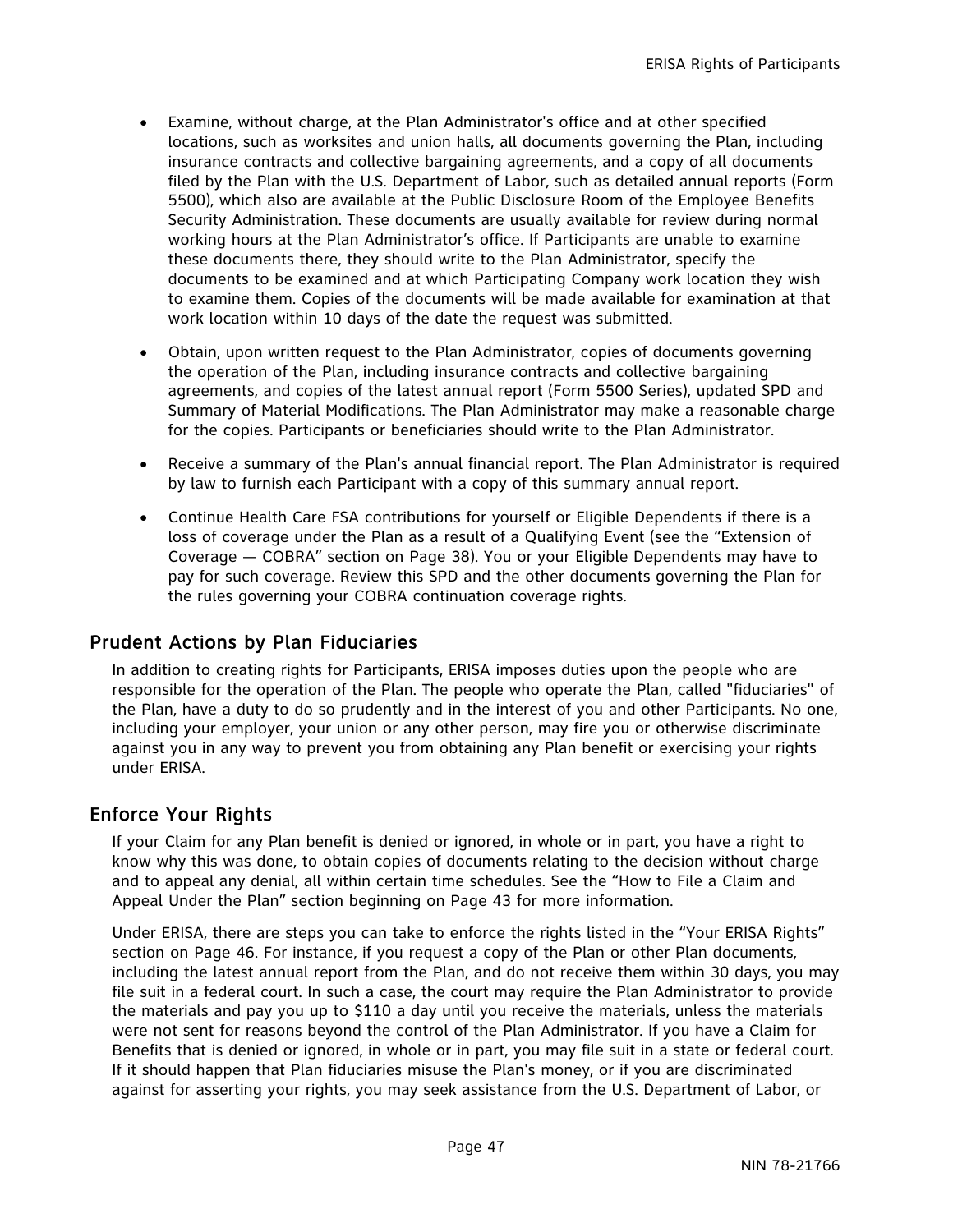- Examine, without charge, at the Plan Administrator's office and at other specified locations, such as worksites and union halls, all documents governing the Plan, including insurance contracts and collective bargaining agreements, and a copy of all documents filed by the Plan with the U.S. Department of Labor, such as detailed annual reports (Form 5500), which also are available at the Public Disclosure Room of the Employee Benefits Security Administration. These documents are usually available for review during normal working hours at the Plan Administrator's office. If Participants are unable to examine these documents there, they should write to the Plan Administrator, specify the documents to be examined and at which Participating Company work location they wish to examine them. Copies of the documents will be made available for examination at that work location within 10 days of the date the request was submitted.
- Obtain, upon written request to the Plan Administrator, copies of documents governing the operation of the Plan, including insurance contracts and collective bargaining agreements, and copies of the latest annual report (Form 5500 Series), updated SPD and Summary of Material Modifications. The Plan Administrator may make a reasonable charge for the copies. Participants or beneficiaries should write to the Plan Administrator.
- Receive a summary of the Plan's annual financial report. The Plan Administrator is required by law to furnish each Participant with a copy of this summary annual report.
- Continue Health Care FSA contributions for yourself or Eligible Dependents if there is a loss of coverage under the Plan as a result of a Qualifying Event (see the "Extension of Coverage — COBRA" section on Page 38). You or your Eligible Dependents may have to pay for such coverage. Review this SPD and the other documents governing the Plan for the rules governing your COBRA continuation coverage rights.

## Prudent Actions by Plan Fiduciaries

In addition to creating rights for Participants, ERISA imposes duties upon the people who are responsible for the operation of the Plan. The people who operate the Plan, called "fiduciaries" of the Plan, have a duty to do so prudently and in the interest of you and other Participants. No one, including your employer, your union or any other person, may fire you or otherwise discriminate against you in any way to prevent you from obtaining any Plan benefit or exercising your rights under ERISA.

## Enforce Your Rights

If your Claim for any Plan benefit is denied or ignored, in whole or in part, you have a right to know why this was done, to obtain copies of documents relating to the decision without charge and to appeal any denial, all within certain time schedules. See the "How to File a Claim and Appeal Under the Plan" section beginning on Page 43 for more information.

Under ERISA, there are steps you can take to enforce the rights listed in the "Your ERISA Rights" section on Page 46. For instance, if you request a copy of the Plan or other Plan documents, including the latest annual report from the Plan, and do not receive them within 30 days, you may file suit in a federal court. In such a case, the court may require the Plan Administrator to provide the materials and pay you up to $110 a day until you receive the materials, unless the materials were not sent for reasons beyond the control of the Plan Administrator. If you have a Claim for Benefits that is denied or ignored, in whole or in part, you may file suit in a state or federal court. If it should happen that Plan fiduciaries misuse the Plan's money, or if you are discriminated against for asserting your rights, you may seek assistance from the U.S. Department of Labor, or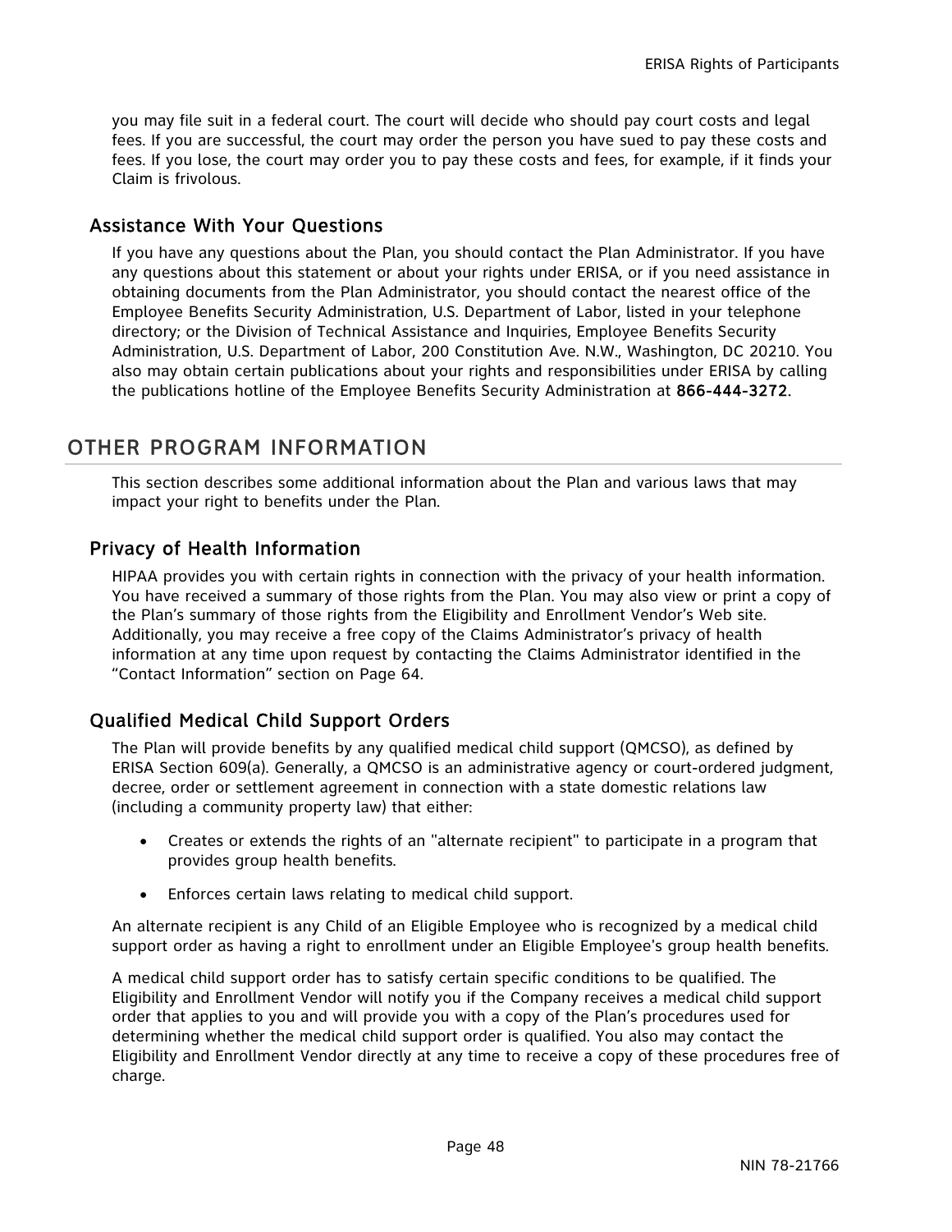you may file suit in a federal court. The court will decide who should pay court costs and legal fees. If you are successful, the court may order the person you have sued to pay these costs and fees. If you lose, the court may order you to pay these costs and fees, for example, if it finds your Claim is frivolous.

### Assistance With Your Questions

If you have any questions about the Plan, you should contact the Plan Administrator. If you have any questions about this statement or about your rights under ERISA, or if you need assistance in obtaining documents from the Plan Administrator, you should contact the nearest office of the Employee Benefits Security Administration, U.S. Department of Labor, listed in your telephone directory; or the Division of Technical Assistance and Inquiries, Employee Benefits Security Administration, U.S. Department of Labor, 200 Constitution Ave. N.W., Washington, DC 20210. You also may obtain certain publications about your rights and responsibilities under ERISA by calling the publications hotline of the Employee Benefits Security Administration at **866-444-3272**.

## OTHER PROGRAM INFORMATION

This section describes some additional information about the Plan and various laws that may impact your right to benefits under the Plan.

### Privacy of Health Information

HIPAA provides you with certain rights in connection with the privacy of your health information. You have received a summary of those rights from the Plan. You may also view or print a copy of the Plan's summary of those rights from the Eligibility and Enrollment Vendor's Web site. Additionally, you may receive a free copy of the Claims Administrator's privacy of health information at any time upon request by contacting the Claims Administrator identified in the "Contact Information" section on Page 64.

### Qualified Medical Child Support Orders

The Plan will provide benefits by any qualified medical child support (QMCSO), as defined by ERISA Section 609(a). Generally, a QMCSO is an administrative agency or court-ordered judgment, decree, order or settlement agreement in connection with a state domestic relations law (including a community property law) that either:

- Creates or extends the rights of an "alternate recipient" to participate in a program that provides group health benefits.
- Enforces certain laws relating to medical child support.

An alternate recipient is any Child of an Eligible Employee who is recognized by a medical child support order as having a right to enrollment under an Eligible Employee's group health benefits.

A medical child support order has to satisfy certain specific conditions to be qualified. The Eligibility and Enrollment Vendor will notify you if the Company receives a medical child support order that applies to you and will provide you with a copy of the Plan's procedures used for determining whether the medical child support order is qualified. You also may contact the Eligibility and Enrollment Vendor directly at any time to receive a copy of these procedures free of charge.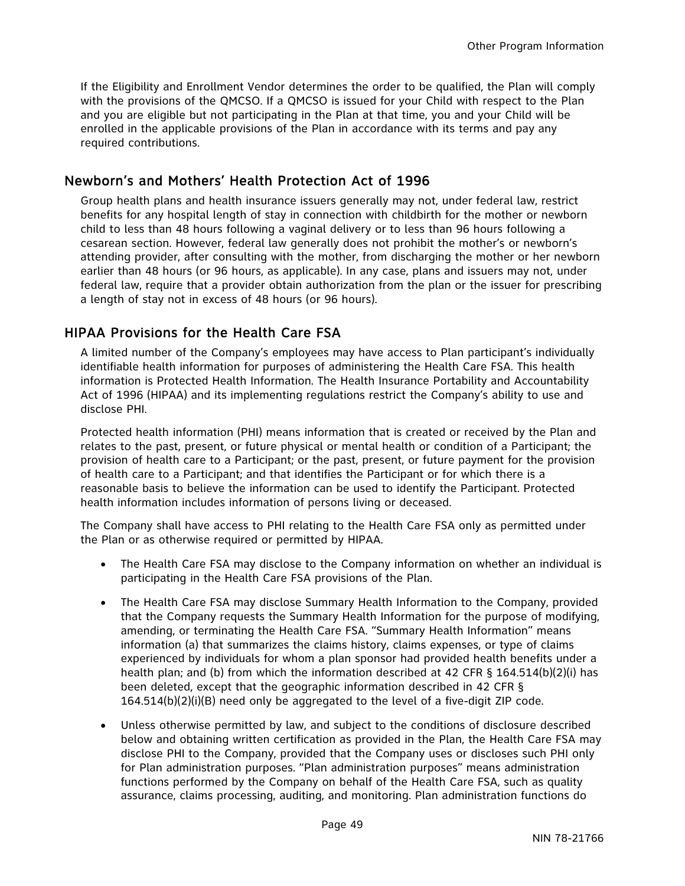If the Eligibility and Enrollment Vendor determines the order to be qualified, the Plan will comply with the provisions of the QMCSO. If a QMCSO is issued for your Child with respect to the Plan and you are eligible but not participating in the Plan at that time, you and your Child will be enrolled in the applicable provisions of the Plan in accordance with its terms and pay any required contributions.

## Newborn's and Mothers' Health Protection Act of 1996

Group health plans and health insurance issuers generally may not, under federal law, restrict benefits for any hospital length of stay in connection with childbirth for the mother or newborn child to less than 48 hours following a vaginal delivery or to less than 96 hours following a cesarean section. However, federal law generally does not prohibit the mother's or newborn's attending provider, after consulting with the mother, from discharging the mother or her newborn earlier than 48 hours (or 96 hours, as applicable). In any case, plans and issuers may not, under federal law, require that a provider obtain authorization from the plan or the issuer for prescribing a length of stay not in excess of 48 hours (or 96 hours).

## HIPAA Provisions for the Health Care FSA

A limited number of the Company's employees may have access to Plan participant's individually identifiable health information for purposes of administering the Health Care FSA. This health information is Protected Health Information. The Health Insurance Portability and Accountability Act of 1996 (HIPAA) and its implementing regulations restrict the Company's ability to use and disclose PHI.

Protected health information (PHI) means information that is created or received by the Plan and relates to the past, present, or future physical or mental health or condition of a Participant; the provision of health care to a Participant; or the past, present, or future payment for the provision of health care to a Participant; and that identifies the Participant or for which there is a reasonable basis to believe the information can be used to identify the Participant. Protected health information includes information of persons living or deceased.

The Company shall have access to PHI relating to the Health Care FSA only as permitted under the Plan or as otherwise required or permitted by HIPAA.

- The Health Care FSA may disclose to the Company information on whether an individual is participating in the Health Care FSA provisions of the Plan.
- The Health Care FSA may disclose Summary Health Information to the Company, provided that the Company requests the Summary Health Information for the purpose of modifying, amending, or terminating the Health Care FSA. "Summary Health Information" means information (a) that summarizes the claims history, claims expenses, or type of claims experienced by individuals for whom a plan sponsor had provided health benefits under a health plan; and (b) from which the information described at 42 CFR § 164.514(b)(2)(i) has been deleted, except that the geographic information described in 42 CFR § 164.514(b)(2)(i)(B) need only be aggregated to the level of a five-digit ZIP code.
- Unless otherwise permitted by law, and subject to the conditions of disclosure described below and obtaining written certification as provided in the Plan, the Health Care FSA may disclose PHI to the Company, provided that the Company uses or discloses such PHI only for Plan administration purposes. "Plan administration purposes" means administration functions performed by the Company on behalf of the Health Care FSA, such as quality assurance, claims processing, auditing, and monitoring. Plan administration functions do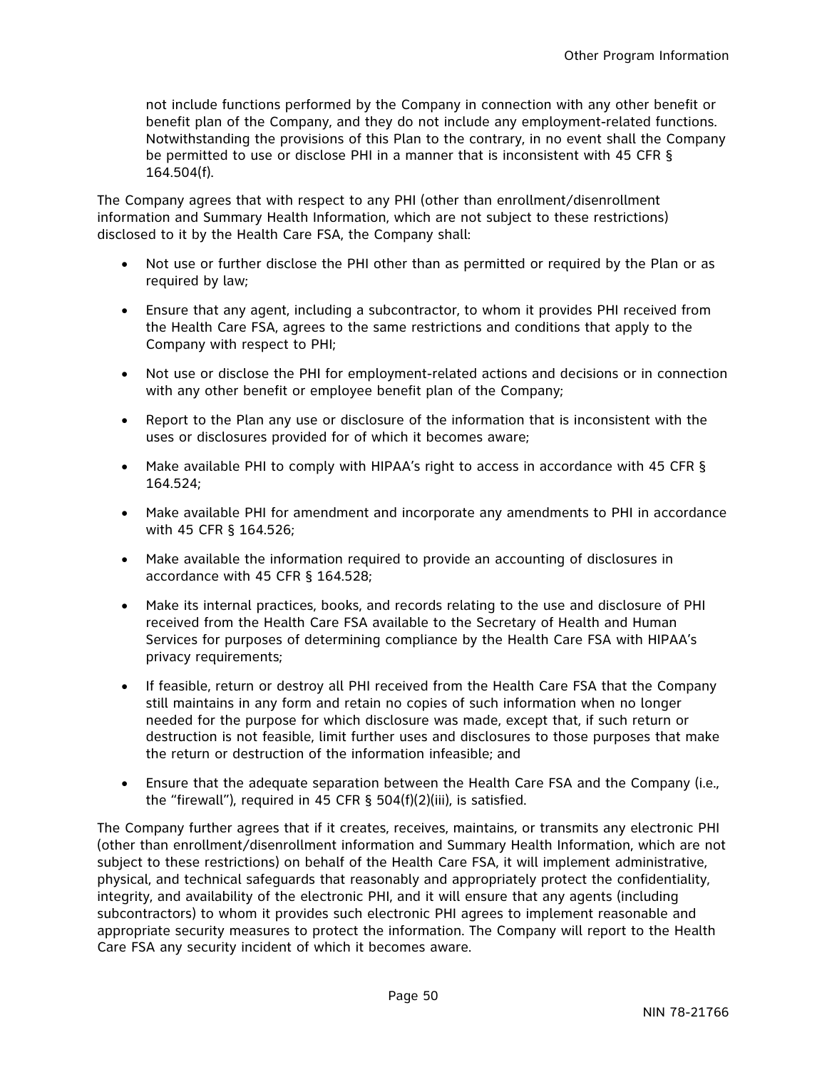not include functions performed by the Company in connection with any other benefit or benefit plan of the Company, and they do not include any employment-related functions. Notwithstanding the provisions of this Plan to the contrary, in no event shall the Company be permitted to use or disclose PHI in a manner that is inconsistent with 45 CFR § 164.504(f).

The Company agrees that with respect to any PHI (other than enrollment/disenrollment information and Summary Health Information, which are not subject to these restrictions) disclosed to it by the Health Care FSA, the Company shall:

- Not use or further disclose the PHI other than as permitted or required by the Plan or as required by law;
- Ensure that any agent, including a subcontractor, to whom it provides PHI received from the Health Care FSA, agrees to the same restrictions and conditions that apply to the Company with respect to PHI;
- Not use or disclose the PHI for employment-related actions and decisions or in connection with any other benefit or employee benefit plan of the Company;
- Report to the Plan any use or disclosure of the information that is inconsistent with the uses or disclosures provided for of which it becomes aware;
- Make available PHI to comply with HIPAA's right to access in accordance with 45 CFR § 164.524;
- Make available PHI for amendment and incorporate any amendments to PHI in accordance with 45 CFR § 164.526;
- Make available the information required to provide an accounting of disclosures in accordance with 45 CFR § 164.528;
- Make its internal practices, books, and records relating to the use and disclosure of PHI received from the Health Care FSA available to the Secretary of Health and Human Services for purposes of determining compliance by the Health Care FSA with HIPAA's privacy requirements;
- If feasible, return or destroy all PHI received from the Health Care FSA that the Company still maintains in any form and retain no copies of such information when no longer needed for the purpose for which disclosure was made, except that, if such return or destruction is not feasible, limit further uses and disclosures to those purposes that make the return or destruction of the information infeasible; and
- Ensure that the adequate separation between the Health Care FSA and the Company (i.e., the "firewall"), required in 45 CFR § 504(f)(2)(iii), is satisfied.

The Company further agrees that if it creates, receives, maintains, or transmits any electronic PHI (other than enrollment/disenrollment information and Summary Health Information, which are not subject to these restrictions) on behalf of the Health Care FSA, it will implement administrative, physical, and technical safeguards that reasonably and appropriately protect the confidentiality, integrity, and availability of the electronic PHI, and it will ensure that any agents (including subcontractors) to whom it provides such electronic PHI agrees to implement reasonable and appropriate security measures to protect the information. The Company will report to the Health Care FSA any security incident of which it becomes aware.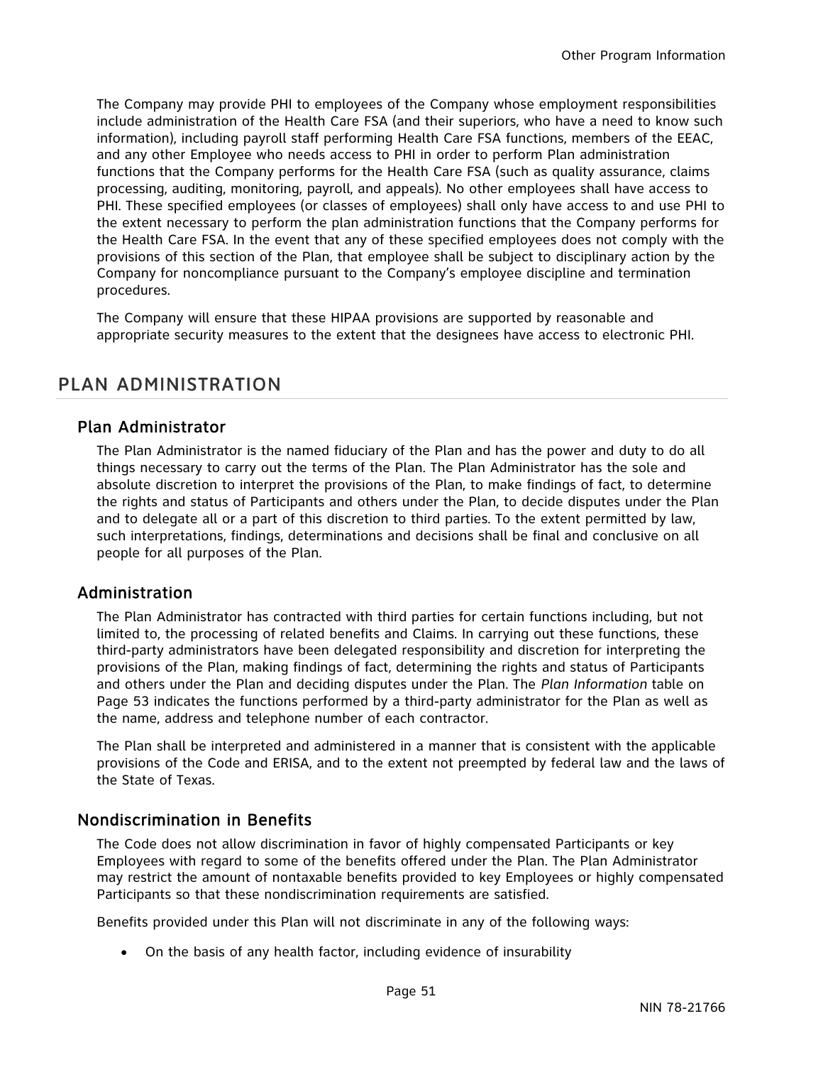The Company may provide PHI to employees of the Company whose employment responsibilities include administration of the Health Care FSA (and their superiors, who have a need to know such information), including payroll staff performing Health Care FSA functions, members of the EEAC, and any other Employee who needs access to PHI in order to perform Plan administration functions that the Company performs for the Health Care FSA (such as quality assurance, claims processing, auditing, monitoring, payroll, and appeals). No other employees shall have access to PHI. These specified employees (or classes of employees) shall only have access to and use PHI to the extent necessary to perform the plan administration functions that the Company performs for the Health Care FSA. In the event that any of these specified employees does not comply with the provisions of this section of the Plan, that employee shall be subject to disciplinary action by the Company for noncompliance pursuant to the Company's employee discipline and termination procedures.

The Company will ensure that these HIPAA provisions are supported by reasonable and appropriate security measures to the extent that the designees have access to electronic PHI.

## PLAN ADMINISTRATION

### Plan Administrator

The Plan Administrator is the named fiduciary of the Plan and has the power and duty to do all things necessary to carry out the terms of the Plan. The Plan Administrator has the sole and absolute discretion to interpret the provisions of the Plan, to make findings of fact, to determine the rights and status of Participants and others under the Plan, to decide disputes under the Plan and to delegate all or a part of this discretion to third parties. To the extent permitted by law, such interpretations, findings, determinations and decisions shall be final and conclusive on all people for all purposes of the Plan.

### Administration

The Plan Administrator has contracted with third parties for certain functions including, but not limited to, the processing of related benefits and Claims. In carrying out these functions, these third-party administrators have been delegated responsibility and discretion for interpreting the provisions of the Plan, making findings of fact, determining the rights and status of Participants and others under the Plan and deciding disputes under the Plan. The *Plan Information* table on Page 53 indicates the functions performed by a third-party administrator for the Plan as well as the name, address and telephone number of each contractor.

The Plan shall be interpreted and administered in a manner that is consistent with the applicable provisions of the Code and ERISA, and to the extent not preempted by federal law and the laws of the State of Texas.

### Nondiscrimination in Benefits

The Code does not allow discrimination in favor of highly compensated Participants or key Employees with regard to some of the benefits offered under the Plan. The Plan Administrator may restrict the amount of nontaxable benefits provided to key Employees or highly compensated Participants so that these nondiscrimination requirements are satisfied.

Benefits provided under this Plan will not discriminate in any of the following ways:

- On the basis of any health factor, including evidence of insurability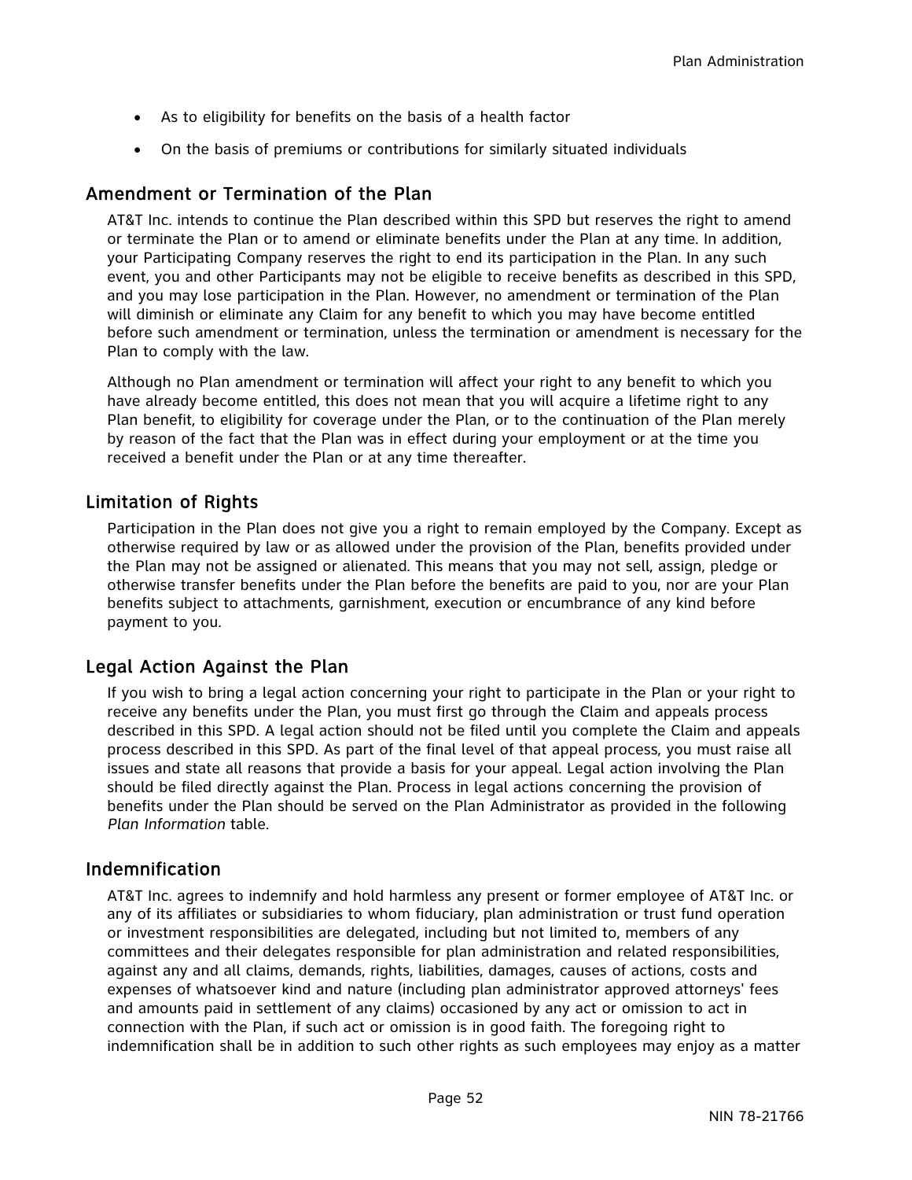- As to eligibility for benefits on the basis of a health factor
- On the basis of premiums or contributions for similarly situated individuals

## Amendment or Termination of the Plan

AT&T Inc. intends to continue the Plan described within this SPD but reserves the right to amend or terminate the Plan or to amend or eliminate benefits under the Plan at any time. In addition, your Participating Company reserves the right to end its participation in the Plan. In any such event, you and other Participants may not be eligible to receive benefits as described in this SPD, and you may lose participation in the Plan. However, no amendment or termination of the Plan will diminish or eliminate any Claim for any benefit to which you may have become entitled before such amendment or termination, unless the termination or amendment is necessary for the Plan to comply with the law.

Although no Plan amendment or termination will affect your right to any benefit to which you have already become entitled, this does not mean that you will acquire a lifetime right to any Plan benefit, to eligibility for coverage under the Plan, or to the continuation of the Plan merely by reason of the fact that the Plan was in effect during your employment or at the time you received a benefit under the Plan or at any time thereafter.

## Limitation of Rights

Participation in the Plan does not give you a right to remain employed by the Company. Except as otherwise required by law or as allowed under the provision of the Plan, benefits provided under the Plan may not be assigned or alienated. This means that you may not sell, assign, pledge or otherwise transfer benefits under the Plan before the benefits are paid to you, nor are your Plan benefits subject to attachments, garnishment, execution or encumbrance of any kind before payment to you.

## Legal Action Against the Plan

If you wish to bring a legal action concerning your right to participate in the Plan or your right to receive any benefits under the Plan, you must first go through the Claim and appeals process described in this SPD. A legal action should not be filed until you complete the Claim and appeals process described in this SPD. As part of the final level of that appeal process, you must raise all issues and state all reasons that provide a basis for your appeal. Legal action involving the Plan should be filed directly against the Plan. Process in legal actions concerning the provision of benefits under the Plan should be served on the Plan Administrator as provided in the following *Plan Information* table.

## Indemnification

AT&T Inc. agrees to indemnify and hold harmless any present or former employee of AT&T Inc. or any of its affiliates or subsidiaries to whom fiduciary, plan administration or trust fund operation or investment responsibilities are delegated, including but not limited to, members of any committees and their delegates responsible for plan administration and related responsibilities, against any and all claims, demands, rights, liabilities, damages, causes of actions, costs and expenses of whatsoever kind and nature (including plan administrator approved attorneys' fees and amounts paid in settlement of any claims) occasioned by any act or omission to act in connection with the Plan, if such act or omission is in good faith. The foregoing right to indemnification shall be in addition to such other rights as such employees may enjoy as a matter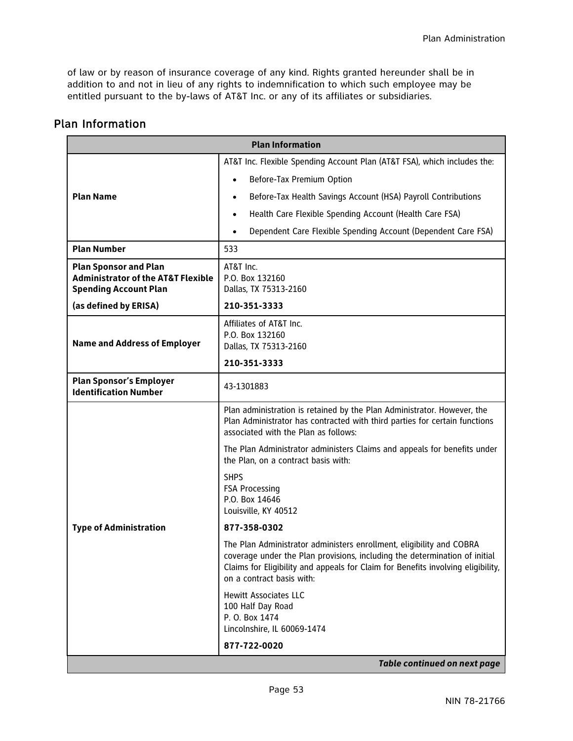of law or by reason of insurance coverage of any kind. Rights granted hereunder shall be in addition to and not in lieu of any rights to indemnification to which such employee may be entitled pursuant to the by-laws of AT&T Inc. or any of its affiliates or subsidiaries.

## Plan Information

| Plan Information | |
|---|---|
| **Plan Name** | AT&T Inc. Flexible Spending Account Plan (AT&T FSA), which includes the:<br>• Before-Tax Premium Option<br>• Before-Tax Health Savings Account (HSA) Payroll Contributions<br>• Health Care Flexible Spending Account (Health Care FSA)<br>• Dependent Care Flexible Spending Account (Dependent Care FSA) |
| **Plan Number** | 533 |
| **Plan Sponsor and Plan Administrator of the AT&T Flexible Spending Account Plan**<br>**(as defined by ERISA)** | AT&T Inc.<br>P.O. Box 132160<br>Dallas, TX 75313-2160<br>**210-351-3333** |
| **Name and Address of Employer** | Affiliates of AT&T Inc.<br>P.O. Box 132160<br>Dallas, TX 75313-2160<br>**210-351-3333** |
| **Plan Sponsor's Employer Identification Number** | 43-1301883 |
| **Type of Administration** | Plan administration is retained by the Plan Administrator. However, the Plan Administrator has contracted with third parties for certain functions associated with the Plan as follows:<br>The Plan Administrator administers Claims and appeals for benefits under the Plan, on a contract basis with:<br>SHPS<br>FSA Processing<br>P.O. Box 14646<br>Louisville, KY 40512<br>**877-358-0302**<br>The Plan Administrator administers enrollment, eligibility and COBRA coverage under the Plan provisions, including the determination of initial Claims for Eligibility and appeals for Claim for Benefits involving eligibility, on a contract basis with:<br>Hewitt Associates LLC<br>100 Half Day Road<br>P. O. Box 1474<br>Lincolnshire, IL 60069-1474<br>**877-722-0020** |

***Table continued on next page***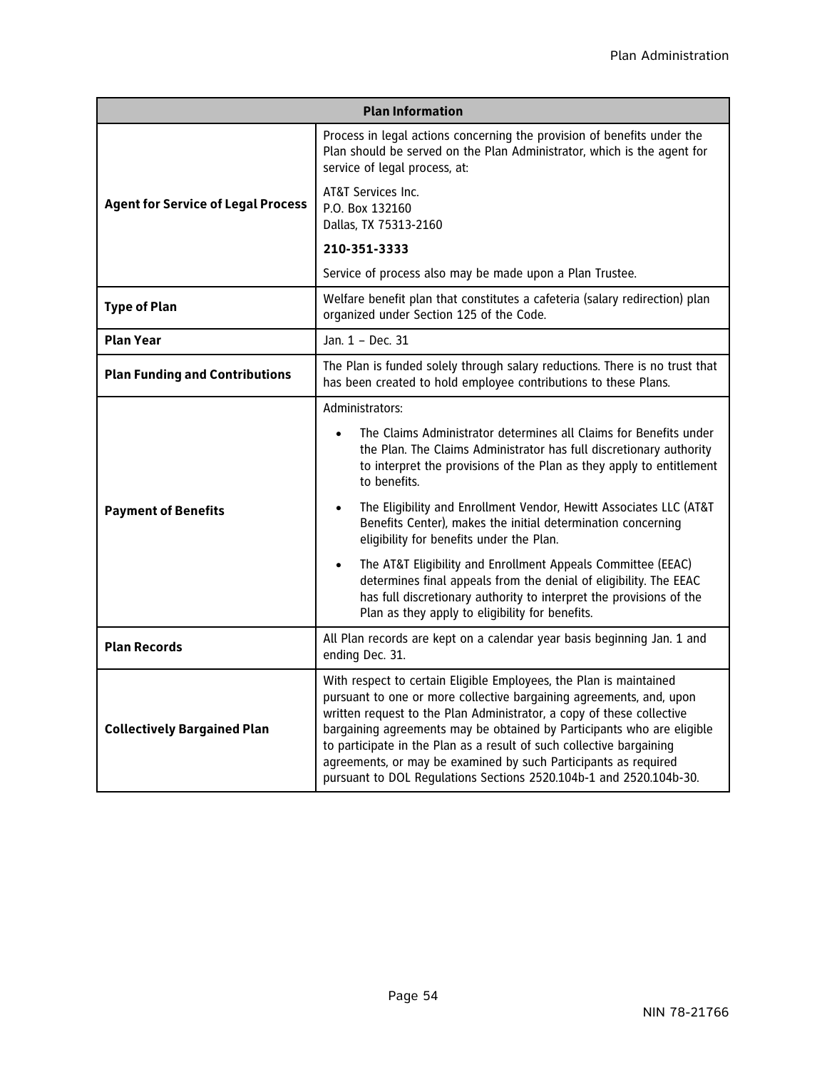| Plan Information | |
|---|---|
| **Agent for Service of Legal Process** | Process in legal actions concerning the provision of benefits under the Plan should be served on the Plan Administrator, which is the agent for service of legal process, at:<br><br>AT&T Services Inc.<br>P.O. Box 132160<br>Dallas, TX 75313-2160<br><br>**210-351-3333**<br><br>Service of process also may be made upon a Plan Trustee. |
| **Type of Plan** | Welfare benefit plan that constitutes a cafeteria (salary redirection) plan organized under Section 125 of the Code. |
| **Plan Year** | Jan. 1 – Dec. 31 |
| **Plan Funding and Contributions** | The Plan is funded solely through salary reductions. There is no trust that has been created to hold employee contributions to these Plans. |
| **Payment of Benefits** | Administrators:<br><br>• The Claims Administrator determines all Claims for Benefits under the Plan. The Claims Administrator has full discretionary authority to interpret the provisions of the Plan as they apply to entitlement to benefits.<br><br>• The Eligibility and Enrollment Vendor, Hewitt Associates LLC (AT&T Benefits Center), makes the initial determination concerning eligibility for benefits under the Plan.<br><br>• The AT&T Eligibility and Enrollment Appeals Committee (EEAC) determines final appeals from the denial of eligibility. The EEAC has full discretionary authority to interpret the provisions of the Plan as they apply to eligibility for benefits. |
| **Plan Records** | All Plan records are kept on a calendar year basis beginning Jan. 1 and ending Dec. 31. |
| **Collectively Bargained Plan** | With respect to certain Eligible Employees, the Plan is maintained pursuant to one or more collective bargaining agreements, and, upon written request to the Plan Administrator, a copy of these collective bargaining agreements may be obtained by Participants who are eligible to participate in the Plan as a result of such collective bargaining agreements, or may be examined by such Participants as required pursuant to DOL Regulations Sections 2520.104b-1 and 2520.104b-30. |

NIN 78-21766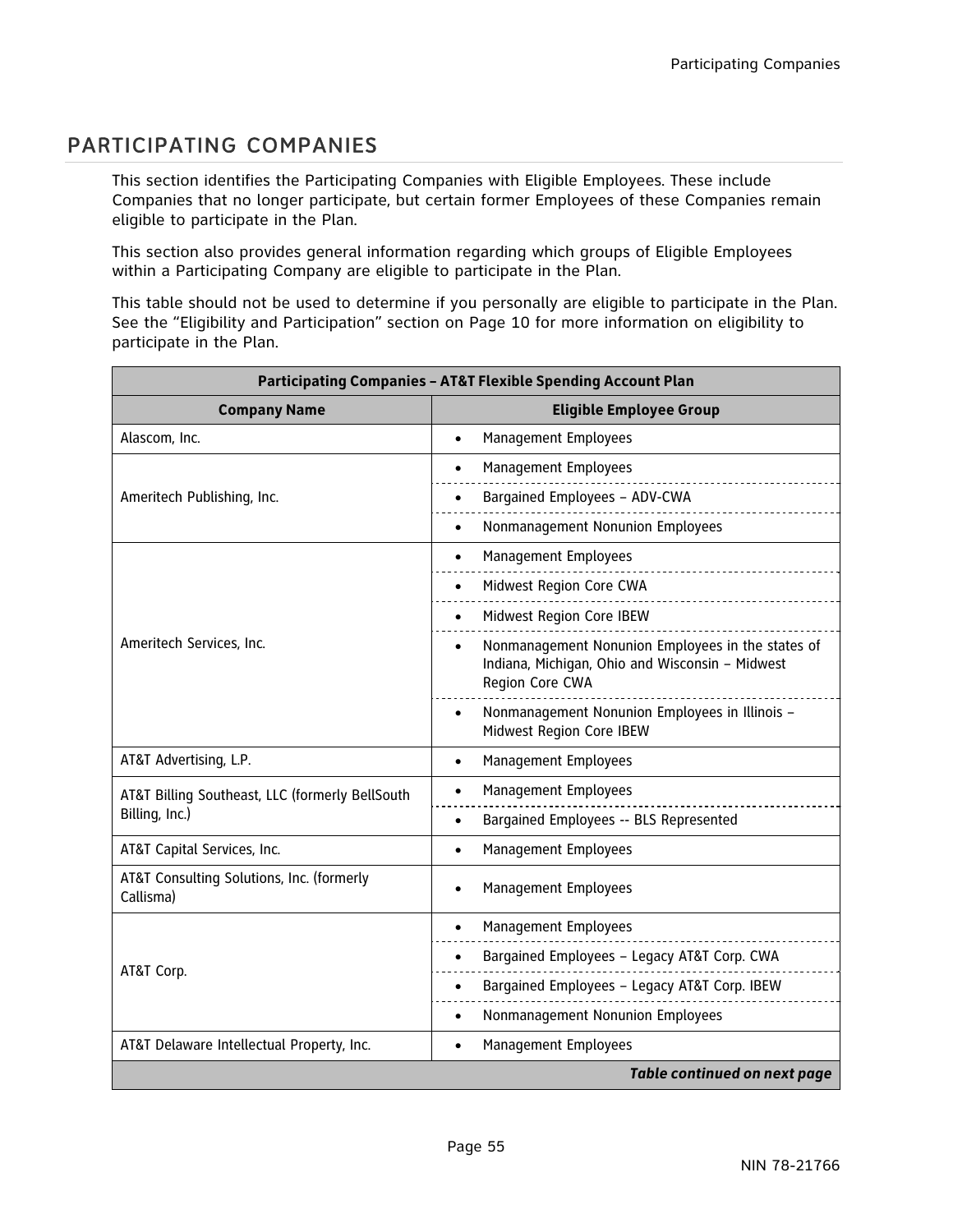## PARTICIPATING COMPANIES

This section identifies the Participating Companies with Eligible Employees. These include Companies that no longer participate, but certain former Employees of these Companies remain eligible to participate in the Plan.

This section also provides general information regarding which groups of Eligible Employees within a Participating Company are eligible to participate in the Plan.

This table should not be used to determine if you personally are eligible to participate in the Plan. See the "Eligibility and Participation" section on Page 10 for more information on eligibility to participate in the Plan.

| Participating Companies – AT&T Flexible Spending Account Plan | |
|---|---|
| **Company Name** | **Eligible Employee Group** |
| Alascom, Inc. | • Management Employees |
| Ameritech Publishing, Inc. | • Management Employees |
| | • Bargained Employees – ADV-CWA |
| | • Nonmanagement Nonunion Employees |
| Ameritech Services, Inc. | • Management Employees |
| | • Midwest Region Core CWA |
| | • Midwest Region Core IBEW |
| | • Nonmanagement Nonunion Employees in the states of Indiana, Michigan, Ohio and Wisconsin – Midwest Region Core CWA |
| | • Nonmanagement Nonunion Employees in Illinois – Midwest Region Core IBEW |
| AT&T Advertising, L.P. | • Management Employees |
| AT&T Billing Southeast, LLC (formerly BellSouth Billing, Inc.) | • Management Employees |
| | • Bargained Employees -- BLS Represented |
| AT&T Capital Services, Inc. | • Management Employees |
| AT&T Consulting Solutions, Inc. (formerly Callisma) | • Management Employees |
| AT&T Corp. | • Management Employees |
| | • Bargained Employees – Legacy AT&T Corp. CWA |
| | • Bargained Employees – Legacy AT&T Corp. IBEW |
| | • Nonmanagement Nonunion Employees |
| AT&T Delaware Intellectual Property, Inc. | • Management Employees |
| | ***Table continued on next page*** |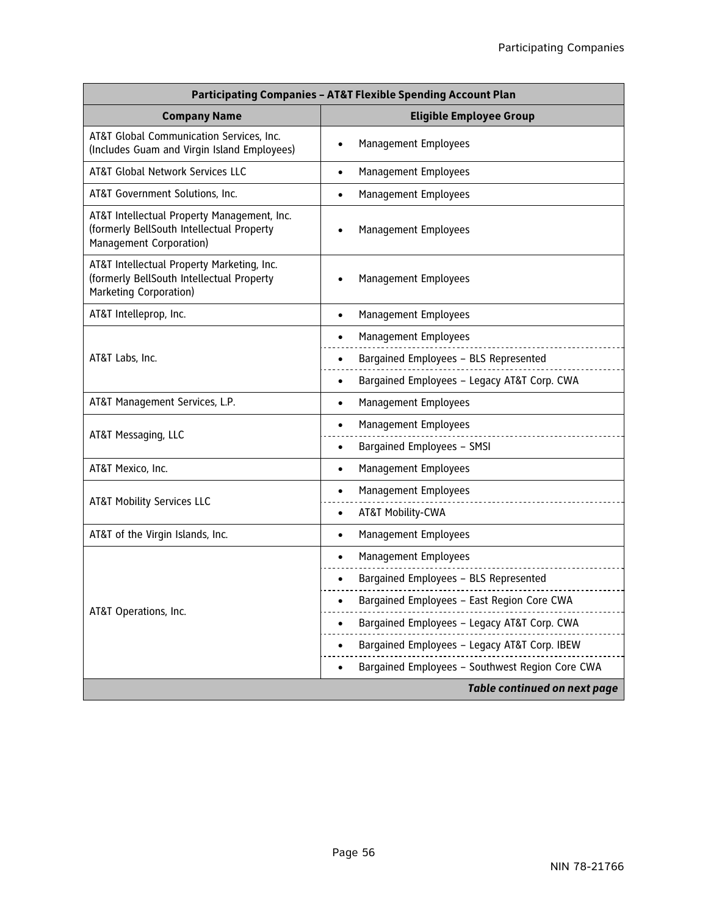| Participating Companies – AT&T Flexible Spending Account Plan | |
|---|---|
| **Company Name** | **Eligible Employee Group** |
| AT&T Global Communication Services, Inc. (Includes Guam and Virgin Island Employees) | • Management Employees |
| AT&T Global Network Services LLC | • Management Employees |
| AT&T Government Solutions, Inc. | • Management Employees |
| AT&T Intellectual Property Management, Inc. (formerly BellSouth Intellectual Property Management Corporation) | • Management Employees |
| AT&T Intellectual Property Marketing, Inc. (formerly BellSouth Intellectual Property Marketing Corporation) | • Management Employees |
| AT&T Intelleprop, Inc. | • Management Employees |
| AT&T Labs, Inc. | • Management Employees<br>• Bargained Employees – BLS Represented<br>• Bargained Employees – Legacy AT&T Corp. CWA |
| AT&T Management Services, L.P. | • Management Employees |
| AT&T Messaging, LLC | • Management Employees<br>• Bargained Employees – SMSI |
| AT&T Mexico, Inc. | • Management Employees |
| AT&T Mobility Services LLC | • Management Employees<br>• AT&T Mobility-CWA |
| AT&T of the Virgin Islands, Inc. | • Management Employees |
| AT&T Operations, Inc. | • Management Employees<br>• Bargained Employees – BLS Represented<br>• Bargained Employees – East Region Core CWA<br>• Bargained Employees – Legacy AT&T Corp. CWA<br>• Bargained Employees – Legacy AT&T Corp. IBEW<br>• Bargained Employees – Southwest Region Core CWA |
| | ***Table continued on next page*** |

NIN 78-21766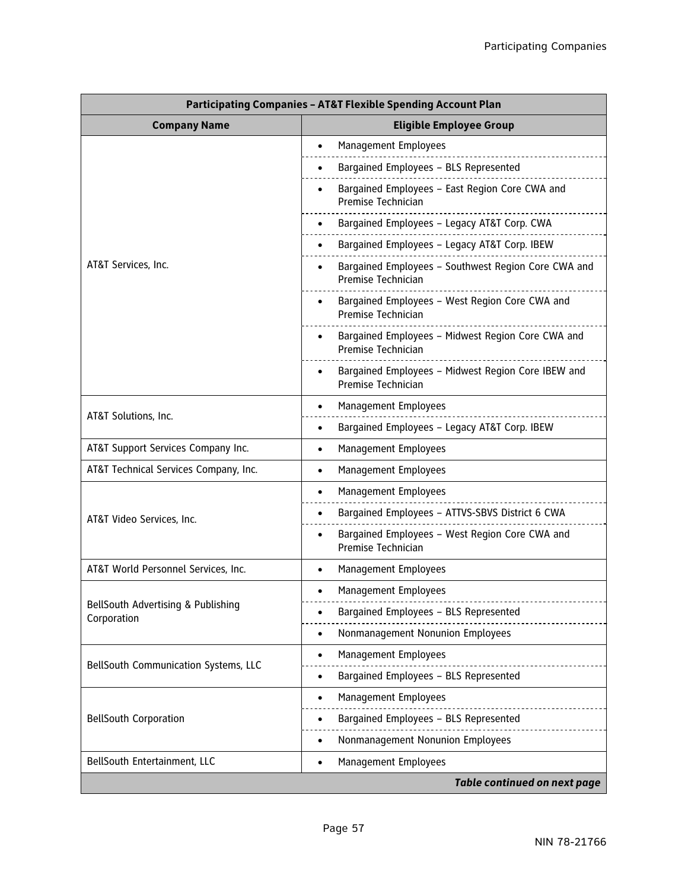| Participating Companies – AT&T Flexible Spending Account Plan | |
|---|---|
| **Company Name** | **Eligible Employee Group** |
| AT&T Services, Inc. | • Management Employees |
| | • Bargained Employees – BLS Represented |
| | • Bargained Employees – East Region Core CWA and Premise Technician |
| | • Bargained Employees – Legacy AT&T Corp. CWA |
| | • Bargained Employees – Legacy AT&T Corp. IBEW |
| | • Bargained Employees – Southwest Region Core CWA and Premise Technician |
| | • Bargained Employees – West Region Core CWA and Premise Technician |
| | • Bargained Employees – Midwest Region Core CWA and Premise Technician |
| | • Bargained Employees – Midwest Region Core IBEW and Premise Technician |
| AT&T Solutions, Inc. | • Management Employees |
| | • Bargained Employees – Legacy AT&T Corp. IBEW |
| AT&T Support Services Company Inc. | • Management Employees |
| AT&T Technical Services Company, Inc. | • Management Employees |
| AT&T Video Services, Inc. | • Management Employees |
| | • Bargained Employees – ATTVS-SBVS District 6 CWA |
| | • Bargained Employees – West Region Core CWA and Premise Technician |
| AT&T World Personnel Services, Inc. | • Management Employees |
| BellSouth Advertising & Publishing Corporation | • Management Employees |
| | • Bargained Employees – BLS Represented |
| | • Nonmanagement Nonunion Employees |
| BellSouth Communication Systems, LLC | • Management Employees |
| | • Bargained Employees – BLS Represented |
| BellSouth Corporation | • Management Employees |
| | • Bargained Employees – BLS Represented |
| | • Nonmanagement Nonunion Employees |
| BellSouth Entertainment, LLC | • Management Employees |
| | ***Table continued on next page*** |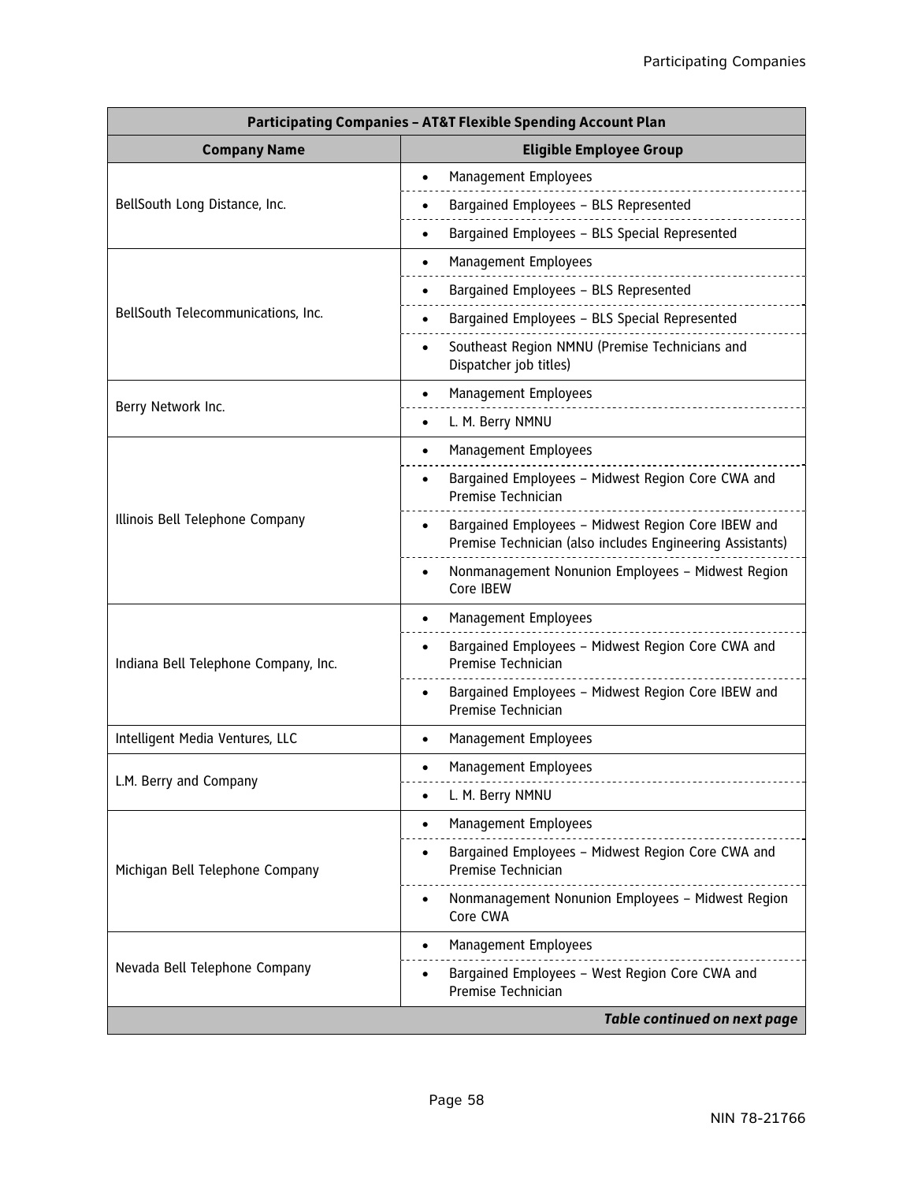| Participating Companies – AT&T Flexible Spending Account Plan | |
|---|---|
| **Company Name** | **Eligible Employee Group** |
| BellSouth Long Distance, Inc. | • Management Employees |
| | • Bargained Employees – BLS Represented |
| | • Bargained Employees – BLS Special Represented |
| BellSouth Telecommunications, Inc. | • Management Employees |
| | • Bargained Employees – BLS Represented |
| | • Bargained Employees – BLS Special Represented |
| | • Southeast Region NMNU (Premise Technicians and Dispatcher job titles) |
| Berry Network Inc. | • Management Employees |
| | • L. M. Berry NMNU |
| Illinois Bell Telephone Company | • Management Employees |
| | • Bargained Employees – Midwest Region Core CWA and Premise Technician |
| | • Bargained Employees – Midwest Region Core IBEW and Premise Technician (also includes Engineering Assistants) |
| | • Nonmanagement Nonunion Employees – Midwest Region Core IBEW |
| Indiana Bell Telephone Company, Inc. | • Management Employees |
| | • Bargained Employees – Midwest Region Core CWA and Premise Technician |
| | • Bargained Employees – Midwest Region Core IBEW and Premise Technician |
| Intelligent Media Ventures, LLC | • Management Employees |
| L.M. Berry and Company | • Management Employees |
| | • L. M. Berry NMNU |
| Michigan Bell Telephone Company | • Management Employees |
| | • Bargained Employees – Midwest Region Core CWA and Premise Technician |
| | • Nonmanagement Nonunion Employees – Midwest Region Core CWA |
| Nevada Bell Telephone Company | • Management Employees |
| | • Bargained Employees – West Region Core CWA and Premise Technician |
| | ***Table continued on next page*** |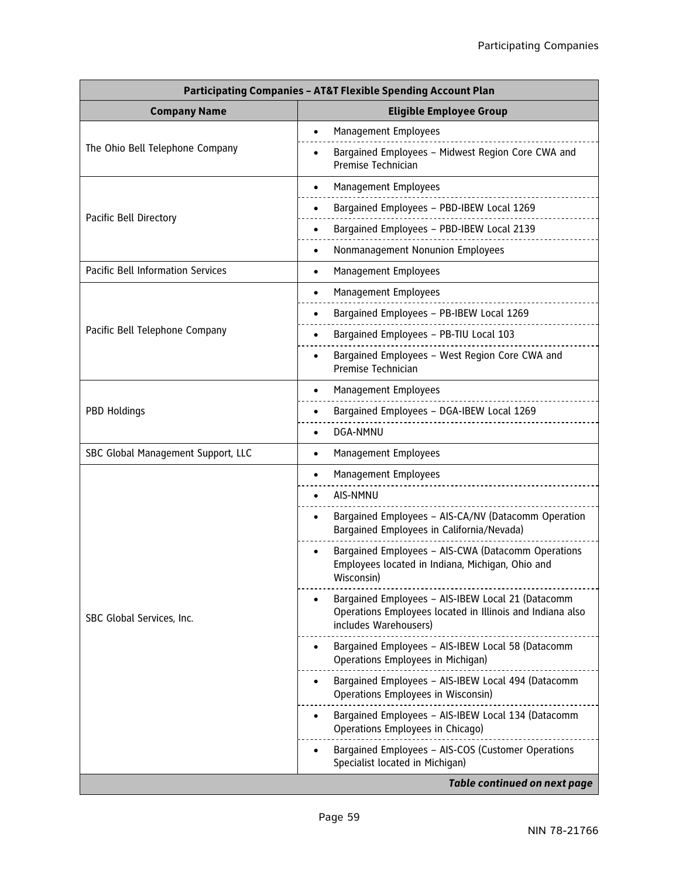| Participating Companies – AT&T Flexible Spending Account Plan | |
|---|---|
| **Company Name** | **Eligible Employee Group** |
| The Ohio Bell Telephone Company | • Management Employees |
| | • Bargained Employees – Midwest Region Core CWA and Premise Technician |
| Pacific Bell Directory | • Management Employees |
| | • Bargained Employees – PBD-IBEW Local 1269 |
| | • Bargained Employees – PBD-IBEW Local 2139 |
| | • Nonmanagement Nonunion Employees |
| Pacific Bell Information Services | • Management Employees |
| Pacific Bell Telephone Company | • Management Employees |
| | • Bargained Employees – PB-IBEW Local 1269 |
| | • Bargained Employees – PB-TIU Local 103 |
| | • Bargained Employees – West Region Core CWA and Premise Technician |
| PBD Holdings | • Management Employees |
| | • Bargained Employees – DGA-IBEW Local 1269 |
| | • DGA-NMNU |
| SBC Global Management Support, LLC | • Management Employees |
| SBC Global Services, Inc. | • Management Employees |
| | • AIS-NMNU |
| | • Bargained Employees – AIS-CA/NV (Datacomm Operation Bargained Employees in California/Nevada) |
| | • Bargained Employees – AIS-CWA (Datacomm Operations Employees located in Indiana, Michigan, Ohio and Wisconsin) |
| | • Bargained Employees – AIS-IBEW Local 21 (Datacomm Operations Employees located in Illinois and Indiana also includes Warehousers) |
| | • Bargained Employees – AIS-IBEW Local 58 (Datacomm Operations Employees in Michigan) |
| | • Bargained Employees – AIS-IBEW Local 494 (Datacomm Operations Employees in Wisconsin) |
| | • Bargained Employees – AIS-IBEW Local 134 (Datacomm Operations Employees in Chicago) |
| | • Bargained Employees – AIS-COS (Customer Operations Specialist located in Michigan) |
| | ***Table continued on next page*** |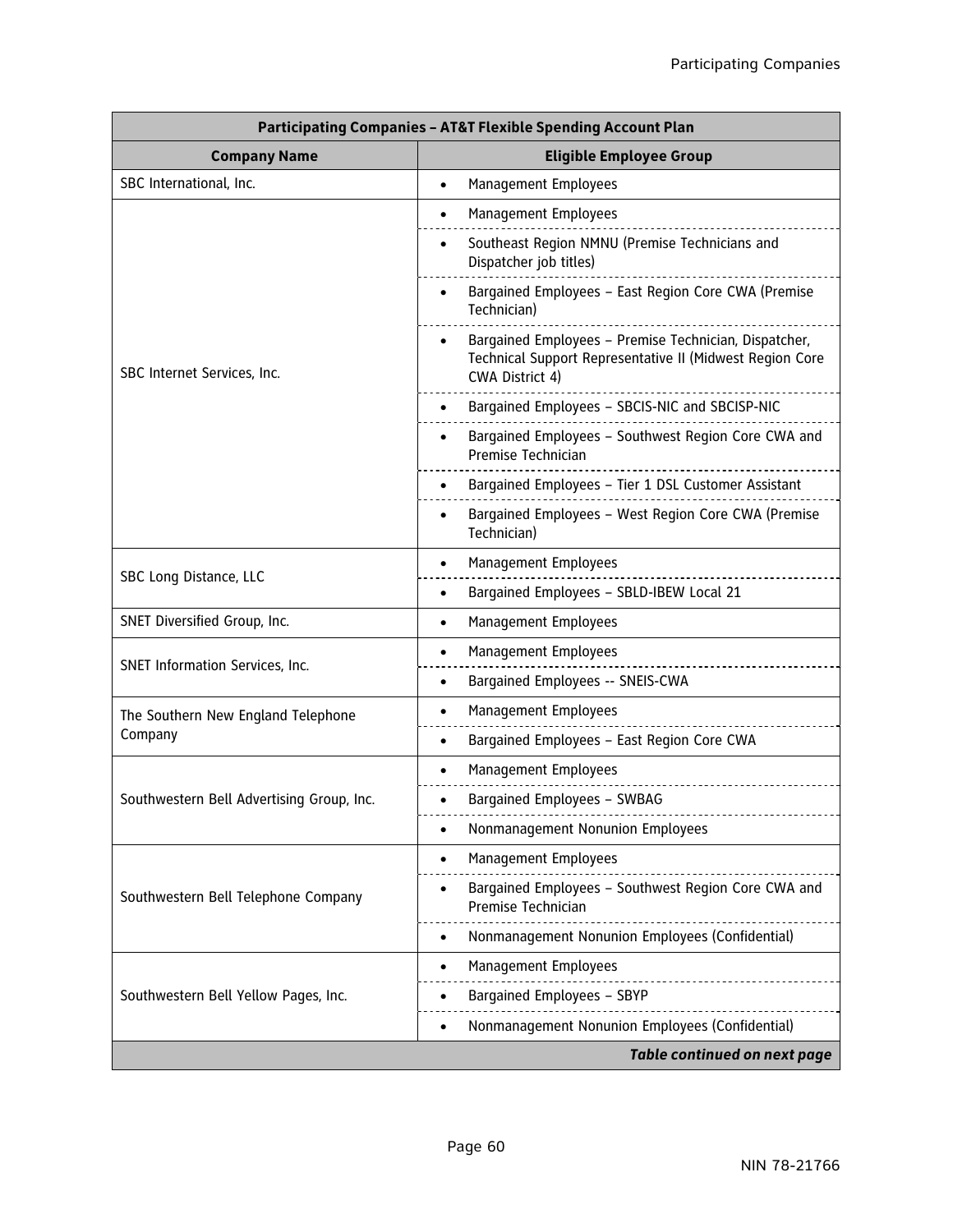| Participating Companies – AT&T Flexible Spending Account Plan | |
|---|---|
| **Company Name** | **Eligible Employee Group** |
| SBC International, Inc. | • Management Employees |
| SBC Internet Services, Inc. | • Management Employees |
| | • Southeast Region NMNU (Premise Technicians and Dispatcher job titles) |
| | • Bargained Employees – East Region Core CWA (Premise Technician) |
| | • Bargained Employees – Premise Technician, Dispatcher, Technical Support Representative II (Midwest Region Core CWA District 4) |
| | • Bargained Employees – SBCIS-NIC and SBCISP-NIC |
| | • Bargained Employees – Southwest Region Core CWA and Premise Technician |
| | • Bargained Employees – Tier 1 DSL Customer Assistant |
| | • Bargained Employees – West Region Core CWA (Premise Technician) |
| SBC Long Distance, LLC | • Management Employees |
| | • Bargained Employees – SBLD-IBEW Local 21 |
| SNET Diversified Group, Inc. | • Management Employees |
| SNET Information Services, Inc. | • Management Employees |
| | • Bargained Employees -- SNEIS-CWA |
| The Southern New England Telephone Company | • Management Employees |
| | • Bargained Employees – East Region Core CWA |
| Southwestern Bell Advertising Group, Inc. | • Management Employees |
| | • Bargained Employees – SWBAG |
| | • Nonmanagement Nonunion Employees |
| Southwestern Bell Telephone Company | • Management Employees |
| | • Bargained Employees – Southwest Region Core CWA and Premise Technician |
| | • Nonmanagement Nonunion Employees (Confidential) |
| Southwestern Bell Yellow Pages, Inc. | • Management Employees |
| | • Bargained Employees – SBYP |
| | • Nonmanagement Nonunion Employees (Confidential) |
| | ***Table continued on next page*** |

NIN 78-21766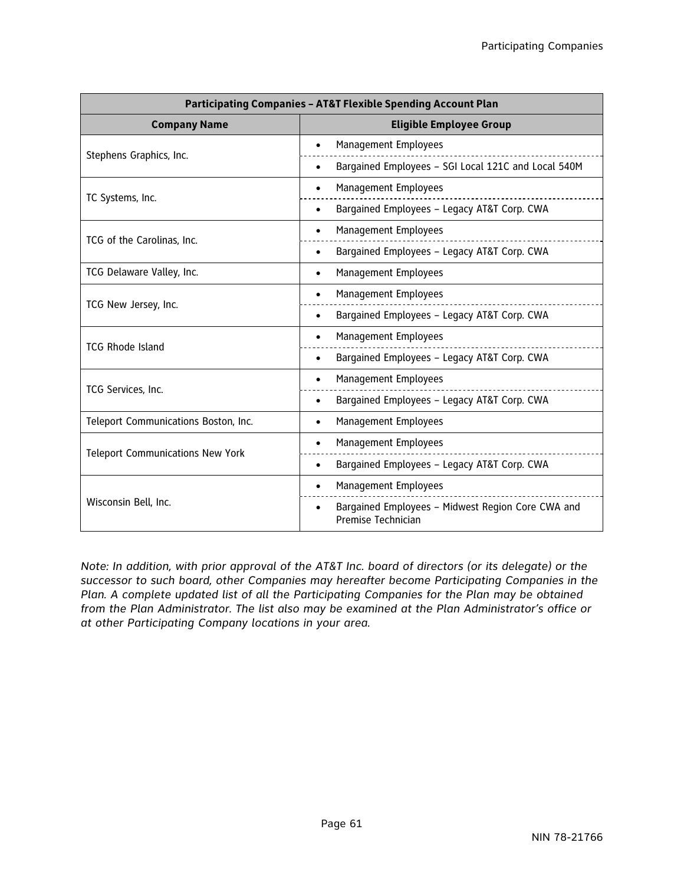| Participating Companies – AT&T Flexible Spending Account Plan | |
|---|---|
| **Company Name** | **Eligible Employee Group** |
| Stephens Graphics, Inc. | • Management Employees<br>• Bargained Employees – SGI Local 121C and Local 540M |
| TC Systems, Inc. | • Management Employees<br>• Bargained Employees – Legacy AT&T Corp. CWA |
| TCG of the Carolinas, Inc. | • Management Employees<br>• Bargained Employees – Legacy AT&T Corp. CWA |
| TCG Delaware Valley, Inc. | • Management Employees |
| TCG New Jersey, Inc. | • Management Employees<br>• Bargained Employees – Legacy AT&T Corp. CWA |
| TCG Rhode Island | • Management Employees<br>• Bargained Employees – Legacy AT&T Corp. CWA |
| TCG Services, Inc. | • Management Employees<br>• Bargained Employees – Legacy AT&T Corp. CWA |
| Teleport Communications Boston, Inc. | • Management Employees |
| Teleport Communications New York | • Management Employees<br>• Bargained Employees – Legacy AT&T Corp. CWA |
| Wisconsin Bell, Inc. | • Management Employees<br>• Bargained Employees – Midwest Region Core CWA and Premise Technician |

*Note: In addition, with prior approval of the AT&T Inc. board of directors (or its delegate) or the successor to such board, other Companies may hereafter become Participating Companies in the Plan. A complete updated list of all the Participating Companies for the Plan may be obtained from the Plan Administrator. The list also may be examined at the Plan Administrator's office or at other Participating Company locations in your area.*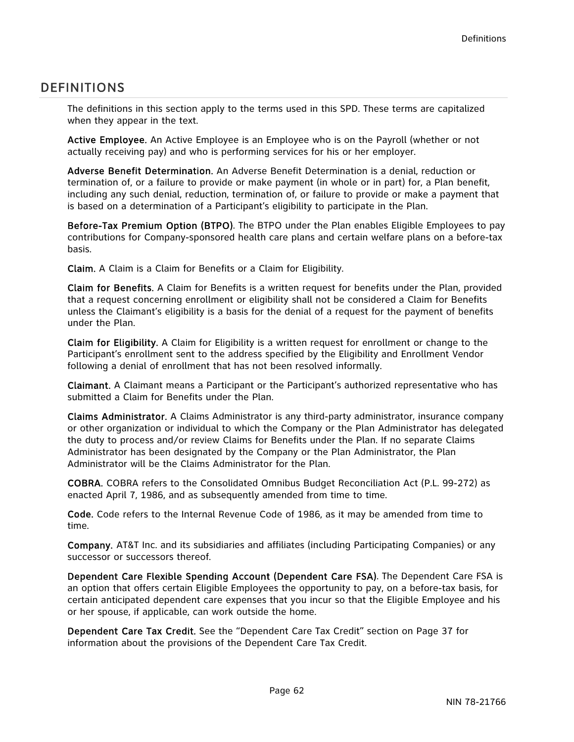# DEFINITIONS

The definitions in this section apply to the terms used in this SPD. These terms are capitalized when they appear in the text.

**Active Employee.** An Active Employee is an Employee who is on the Payroll (whether or not actually receiving pay) and who is performing services for his or her employer.

**Adverse Benefit Determination.** An Adverse Benefit Determination is a denial, reduction or termination of, or a failure to provide or make payment (in whole or in part) for, a Plan benefit, including any such denial, reduction, termination of, or failure to provide or make a payment that is based on a determination of a Participant's eligibility to participate in the Plan.

**Before-Tax Premium Option (BTPO).** The BTPO under the Plan enables Eligible Employees to pay contributions for Company-sponsored health care plans and certain welfare plans on a before-tax basis.

**Claim.** A Claim is a Claim for Benefits or a Claim for Eligibility.

**Claim for Benefits.** A Claim for Benefits is a written request for benefits under the Plan, provided that a request concerning enrollment or eligibility shall not be considered a Claim for Benefits unless the Claimant's eligibility is a basis for the denial of a request for the payment of benefits under the Plan.

**Claim for Eligibility.** A Claim for Eligibility is a written request for enrollment or change to the Participant's enrollment sent to the address specified by the Eligibility and Enrollment Vendor following a denial of enrollment that has not been resolved informally.

**Claimant.** A Claimant means a Participant or the Participant's authorized representative who has submitted a Claim for Benefits under the Plan.

**Claims Administrator.** A Claims Administrator is any third-party administrator, insurance company or other organization or individual to which the Company or the Plan Administrator has delegated the duty to process and/or review Claims for Benefits under the Plan. If no separate Claims Administrator has been designated by the Company or the Plan Administrator, the Plan Administrator will be the Claims Administrator for the Plan.

**COBRA.** COBRA refers to the Consolidated Omnibus Budget Reconciliation Act (P.L. 99-272) as enacted April 7, 1986, and as subsequently amended from time to time.

**Code.** Code refers to the Internal Revenue Code of 1986, as it may be amended from time to time.

**Company.** AT&T Inc. and its subsidiaries and affiliates (including Participating Companies) or any successor or successors thereof.

**Dependent Care Flexible Spending Account (Dependent Care FSA).** The Dependent Care FSA is an option that offers certain Eligible Employees the opportunity to pay, on a before-tax basis, for certain anticipated dependent care expenses that you incur so that the Eligible Employee and his or her spouse, if applicable, can work outside the home.

**Dependent Care Tax Credit.** See the "Dependent Care Tax Credit" section on Page 37 for information about the provisions of the Dependent Care Tax Credit.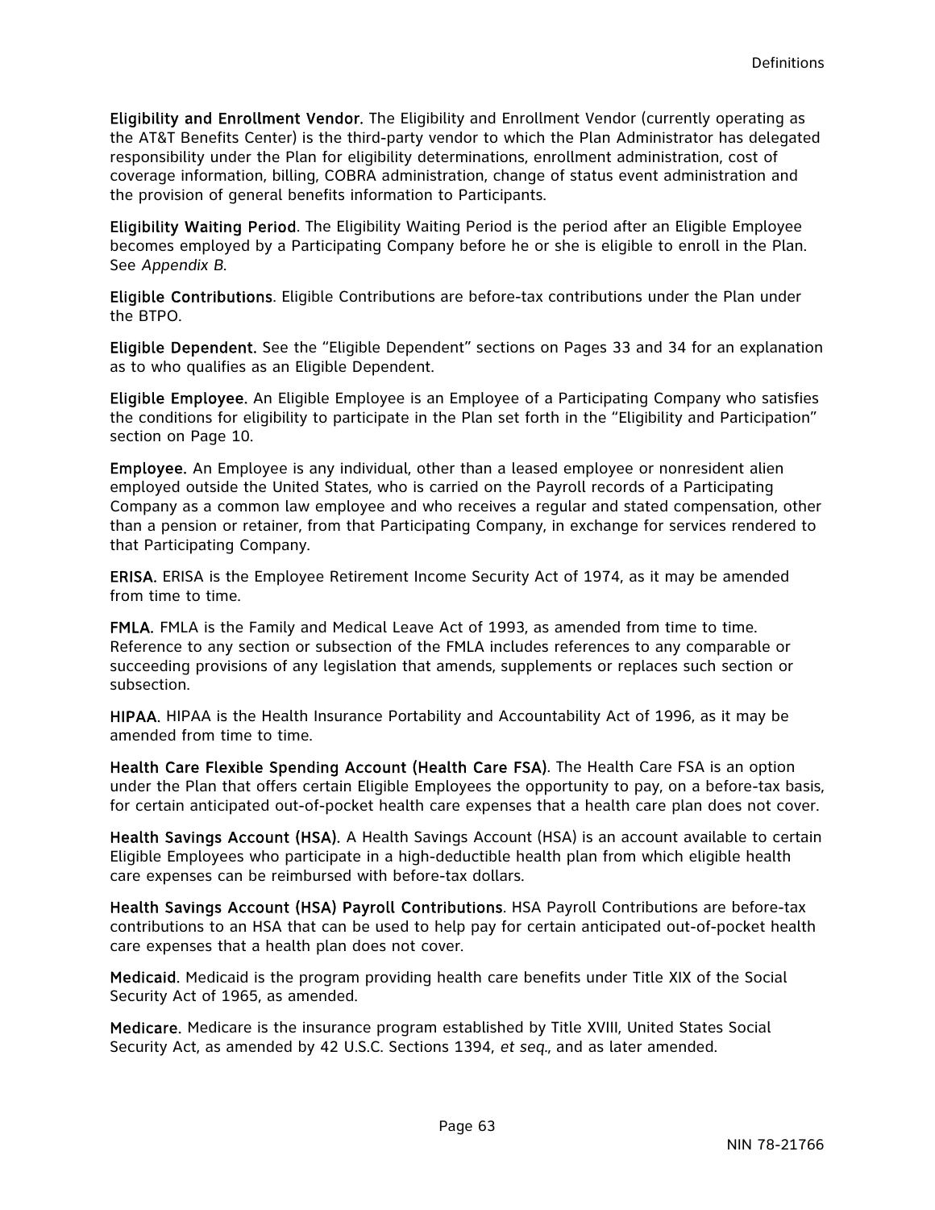**Eligibility and Enrollment Vendor.** The Eligibility and Enrollment Vendor (currently operating as the AT&T Benefits Center) is the third-party vendor to which the Plan Administrator has delegated responsibility under the Plan for eligibility determinations, enrollment administration, cost of coverage information, billing, COBRA administration, change of status event administration and the provision of general benefits information to Participants.

**Eligibility Waiting Period**. The Eligibility Waiting Period is the period after an Eligible Employee becomes employed by a Participating Company before he or she is eligible to enroll in the Plan. See *Appendix B*.

**Eligible Contributions**. Eligible Contributions are before-tax contributions under the Plan under the BTPO.

**Eligible Dependent.** See the "Eligible Dependent" sections on Pages 33 and 34 for an explanation as to who qualifies as an Eligible Dependent.

**Eligible Employee.** An Eligible Employee is an Employee of a Participating Company who satisfies the conditions for eligibility to participate in the Plan set forth in the "Eligibility and Participation" section on Page 10.

**Employee.** An Employee is any individual, other than a leased employee or nonresident alien employed outside the United States, who is carried on the Payroll records of a Participating Company as a common law employee and who receives a regular and stated compensation, other than a pension or retainer, from that Participating Company, in exchange for services rendered to that Participating Company.

**ERISA.** ERISA is the Employee Retirement Income Security Act of 1974, as it may be amended from time to time.

**FMLA**. FMLA is the Family and Medical Leave Act of 1993, as amended from time to time. Reference to any section or subsection of the FMLA includes references to any comparable or succeeding provisions of any legislation that amends, supplements or replaces such section or subsection.

**HIPAA.** HIPAA is the Health Insurance Portability and Accountability Act of 1996, as it may be amended from time to time.

**Health Care Flexible Spending Account (Health Care FSA)**. The Health Care FSA is an option under the Plan that offers certain Eligible Employees the opportunity to pay, on a before-tax basis, for certain anticipated out-of-pocket health care expenses that a health care plan does not cover.

**Health Savings Account (HSA).** A Health Savings Account (HSA) is an account available to certain Eligible Employees who participate in a high-deductible health plan from which eligible health care expenses can be reimbursed with before-tax dollars.

**Health Savings Account (HSA) Payroll Contributions**. HSA Payroll Contributions are before-tax contributions to an HSA that can be used to help pay for certain anticipated out-of-pocket health care expenses that a health plan does not cover.

**Medicaid.** Medicaid is the program providing health care benefits under Title XIX of the Social Security Act of 1965, as amended.

**Medicare.** Medicare is the insurance program established by Title XVIII, United States Social Security Act, as amended by 42 U.S.C. Sections 1394, *et seq.*, and as later amended.

NIN 78-21766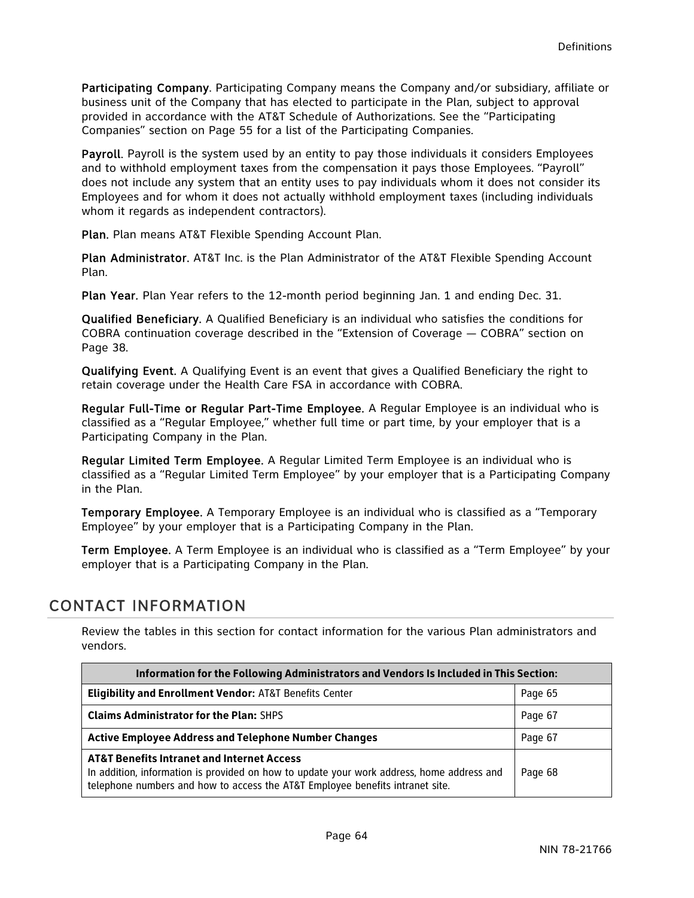**Participating Company**. Participating Company means the Company and/or subsidiary, affiliate or business unit of the Company that has elected to participate in the Plan, subject to approval provided in accordance with the AT&T Schedule of Authorizations. See the "Participating Companies" section on Page 55 for a list of the Participating Companies.

**Payroll**. Payroll is the system used by an entity to pay those individuals it considers Employees and to withhold employment taxes from the compensation it pays those Employees. "Payroll" does not include any system that an entity uses to pay individuals whom it does not consider its Employees and for whom it does not actually withhold employment taxes (including individuals whom it regards as independent contractors).

**Plan.** Plan means AT&T Flexible Spending Account Plan.

**Plan Administrator.** AT&T Inc. is the Plan Administrator of the AT&T Flexible Spending Account Plan.

**Plan Year.** Plan Year refers to the 12-month period beginning Jan. 1 and ending Dec. 31.

**Qualified Beneficiary.** A Qualified Beneficiary is an individual who satisfies the conditions for COBRA continuation coverage described in the "Extension of Coverage — COBRA" section on Page 38.

**Qualifying Event.** A Qualifying Event is an event that gives a Qualified Beneficiary the right to retain coverage under the Health Care FSA in accordance with COBRA.

**Regular Full-Time or Regular Part-Time Employee.** A Regular Employee is an individual who is classified as a "Regular Employee," whether full time or part time, by your employer that is a Participating Company in the Plan.

**Regular Limited Term Employee.** A Regular Limited Term Employee is an individual who is classified as a "Regular Limited Term Employee" by your employer that is a Participating Company in the Plan.

**Temporary Employee.** A Temporary Employee is an individual who is classified as a "Temporary Employee" by your employer that is a Participating Company in the Plan.

**Term Employee.** A Term Employee is an individual who is classified as a "Term Employee" by your employer that is a Participating Company in the Plan.

## CONTACT INFORMATION

Review the tables in this section for contact information for the various Plan administrators and vendors.

| Information for the Following Administrators and Vendors Is Included in This Section: | |
|---|---|
| **Eligibility and Enrollment Vendor:** AT&T Benefits Center | Page 65 |
| **Claims Administrator for the Plan:** SHPS | Page 67 |
| **Active Employee Address and Telephone Number Changes** | Page 67 |
| **AT&T Benefits Intranet and Internet Access**<br>In addition, information is provided on how to update your work address, home address and telephone numbers and how to access the AT&T Employee benefits intranet site. | Page 68 |

NIN 78-21766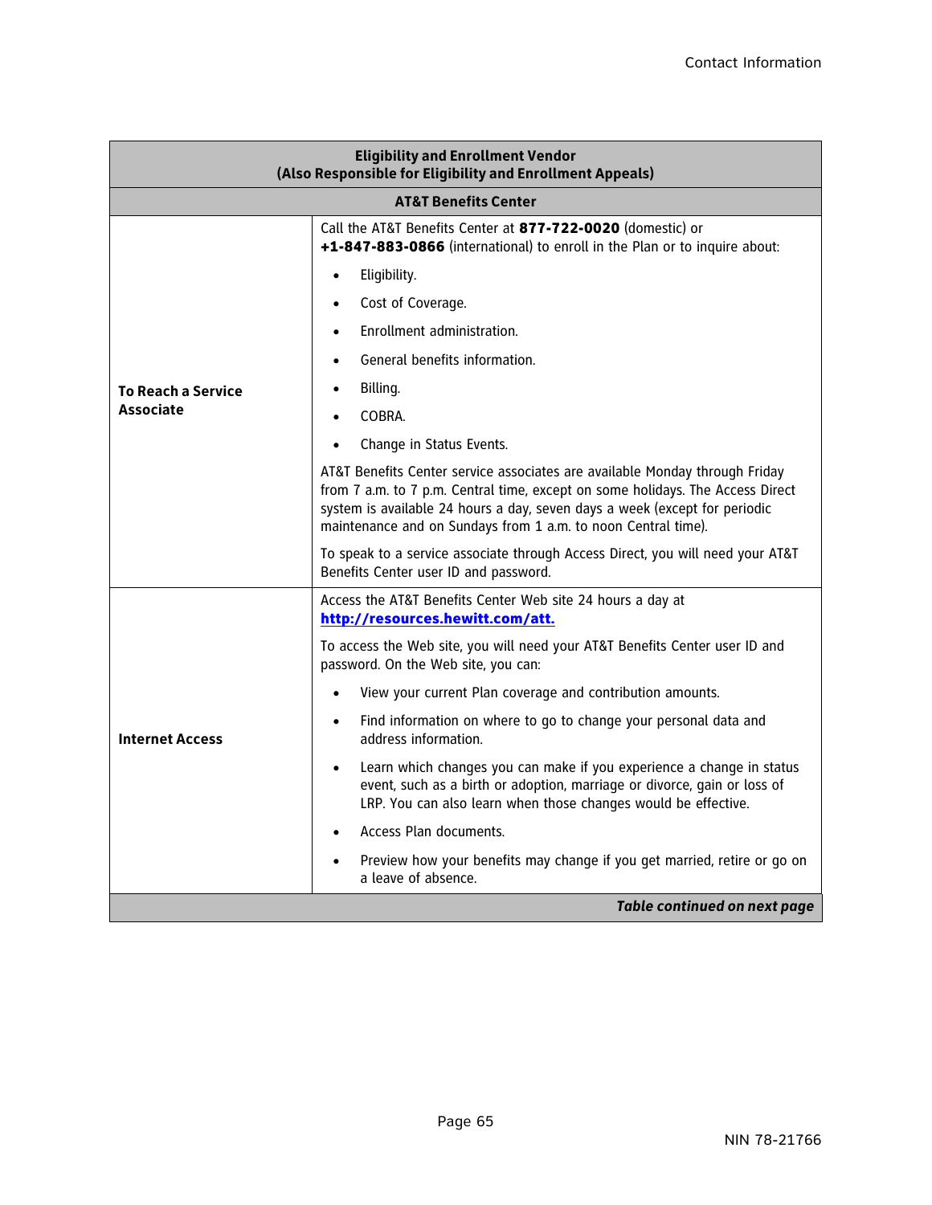| Eligibility and Enrollment Vendor (Also Responsible for Eligibility and Enrollment Appeals) | |
|---|---|
| **AT&T Benefits Center** | |
| **To Reach a Service Associate** | Call the AT&T Benefits Center at **877-722-0020** (domestic) or **+1-847-883-0866** (international) to enroll in the Plan or to inquire about:<br>• Eligibility.<br>• Cost of Coverage.<br>• Enrollment administration.<br>• General benefits information.<br>• Billing.<br>• COBRA.<br>• Change in Status Events.<br><br>AT&T Benefits Center service associates are available Monday through Friday from 7 a.m. to 7 p.m. Central time, except on some holidays. The Access Direct system is available 24 hours a day, seven days a week (except for periodic maintenance and on Sundays from 1 a.m. to noon Central time).<br><br>To speak to a service associate through Access Direct, you will need your AT&T Benefits Center user ID and password. |
| **Internet Access** | Access the AT&T Benefits Center Web site 24 hours a day at **http://resources.hewitt.com/att.**<br><br>To access the Web site, you will need your AT&T Benefits Center user ID and password. On the Web site, you can:<br>• View your current Plan coverage and contribution amounts.<br>• Find information on where to go to change your personal data and address information.<br>• Learn which changes you can make if you experience a change in status event, such as a birth or adoption, marriage or divorce, gain or loss of LRP. You can also learn when those changes would be effective.<br>• Access Plan documents.<br>• Preview how your benefits may change if you get married, retire or go on a leave of absence. |
| | ***Table continued on next page*** |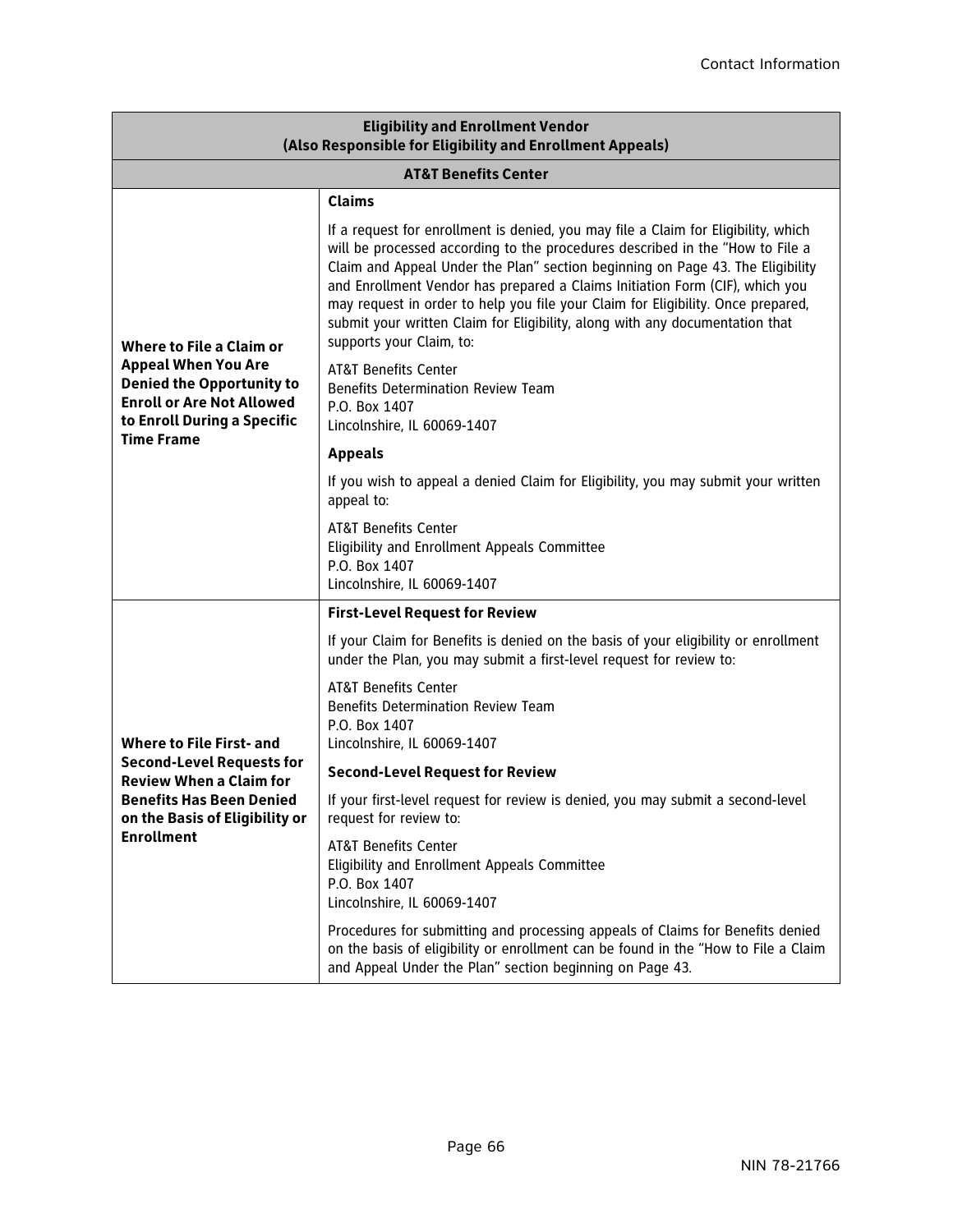<table>
<tr><th colspan="2">Eligibility and Enrollment Vendor<br>(Also Responsible for Eligibility and Enrollment Appeals)</th></tr>
<tr><th colspan="2">AT&amp;T Benefits Center</th></tr>
<tr>
<td><b>Where to File a Claim or Appeal When You Are Denied the Opportunity to Enroll or Are Not Allowed to Enroll During a Specific Time Frame</b></td>
<td><b>Claims</b><br><br>If a request for enrollment is denied, you may file a Claim for Eligibility, which will be processed according to the procedures described in the “How to File a Claim and Appeal Under the Plan” section beginning on Page 43. The Eligibility and Enrollment Vendor has prepared a Claims Initiation Form (CIF), which you may request in order to help you file your Claim for Eligibility. Once prepared, submit your written Claim for Eligibility, along with any documentation that supports your Claim, to:<br><br>AT&amp;T Benefits Center<br>Benefits Determination Review Team<br>P.O. Box 1407<br>Lincolnshire, IL 60069-1407<br><br><b>Appeals</b><br><br>If you wish to appeal a denied Claim for Eligibility, you may submit your written appeal to:<br><br>AT&amp;T Benefits Center<br>Eligibility and Enrollment Appeals Committee<br>P.O. Box 1407<br>Lincolnshire, IL 60069-1407</td>
</tr>
<tr>
<td><b>Where to File First- and Second-Level Requests for Review When a Claim for Benefits Has Been Denied on the Basis of Eligibility or Enrollment</b></td>
<td><b>First-Level Request for Review</b><br><br>If your Claim for Benefits is denied on the basis of your eligibility or enrollment under the Plan, you may submit a first-level request for review to:<br><br>AT&amp;T Benefits Center<br>Benefits Determination Review Team<br>P.O. Box 1407<br>Lincolnshire, IL 60069-1407<br><br><b>Second-Level Request for Review</b><br><br>If your first-level request for review is denied, you may submit a second-level request for review to:<br><br>AT&amp;T Benefits Center<br>Eligibility and Enrollment Appeals Committee<br>P.O. Box 1407<br>Lincolnshire, IL 60069-1407<br><br>Procedures for submitting and processing appeals of Claims for Benefits denied on the basis of eligibility or enrollment can be found in the “How to File a Claim and Appeal Under the Plan” section beginning on Page 43.</td>
</tr>
</table>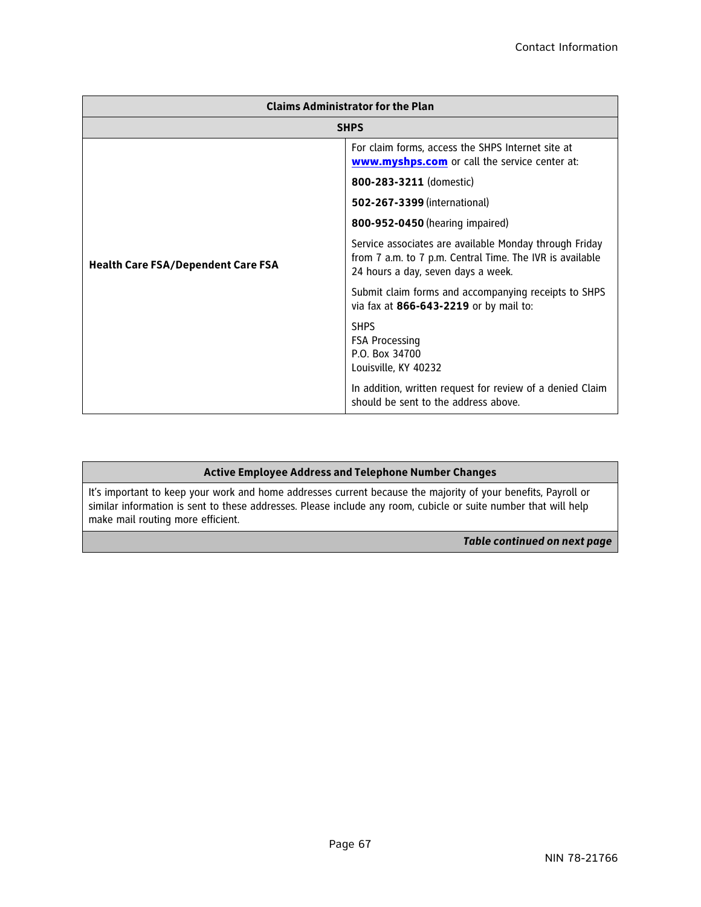| Claims Administrator for the Plan | |
|---|---|
| **SHPS** | |
| **Health Care FSA/Dependent Care FSA** | For claim forms, access the SHPS Internet site at **www.myshps.com** or call the service center at:<br><br>**800-283-3211** (domestic)<br><br>**502-267-3399** (international)<br><br>**800-952-0450** (hearing impaired)<br><br>Service associates are available Monday through Friday from 7 a.m. to 7 p.m. Central Time. The IVR is available 24 hours a day, seven days a week.<br><br>Submit claim forms and accompanying receipts to SHPS via fax at **866-643-2219** or by mail to:<br><br>SHPS<br>FSA Processing<br>P.O. Box 34700<br>Louisville, KY 40232<br><br>In addition, written request for review of a denied Claim should be sent to the address above. |

| Active Employee Address and Telephone Number Changes |
|---|
| It's important to keep your work and home addresses current because the majority of your benefits, Payroll or similar information is sent to these addresses. Please include any room, cubicle or suite number that will help make mail routing more efficient. |
| ***Table continued on next page*** |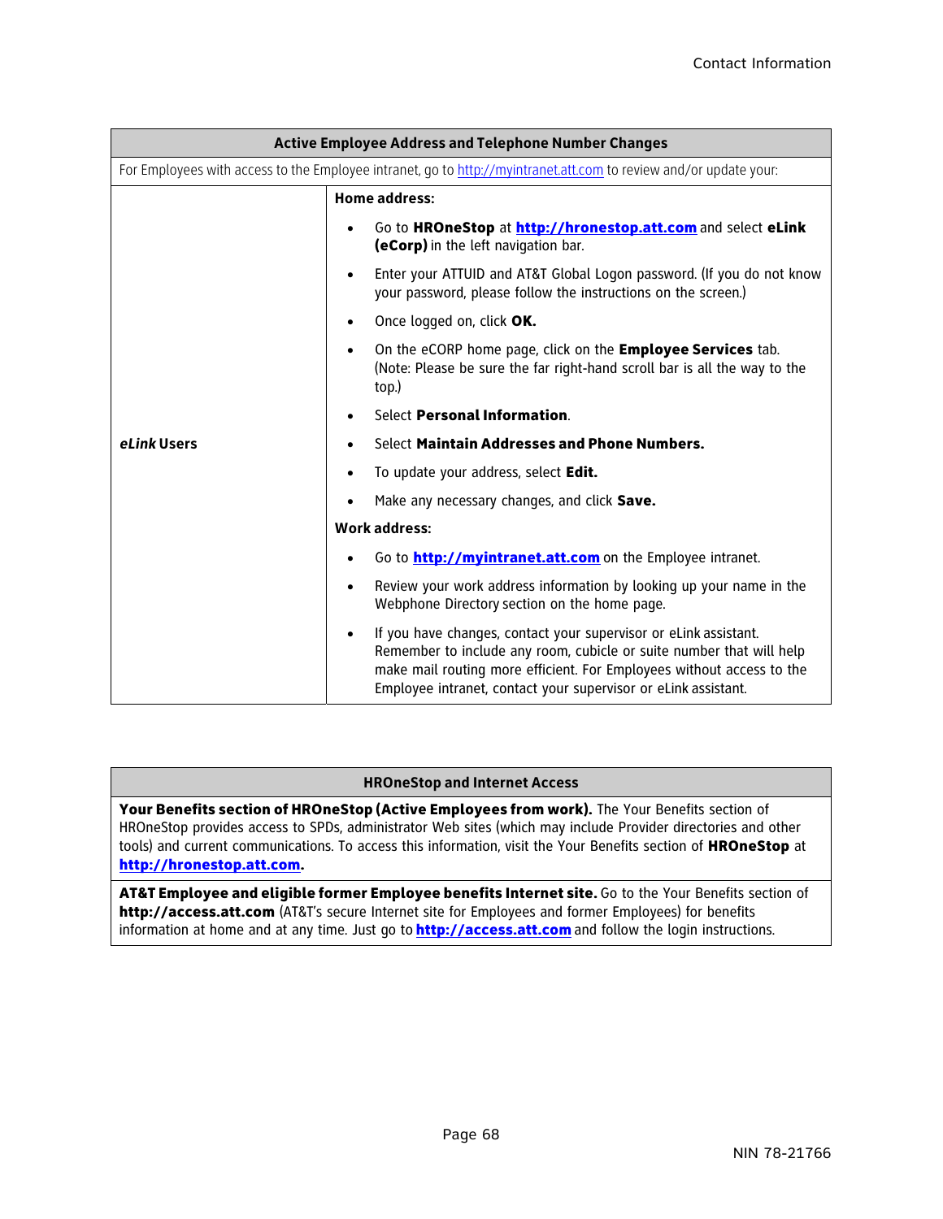| Active Employee Address and Telephone Number Changes | |
|---|---|
| For Employees with access to the Employee intranet, go to http://myintranet.att.com to review and/or update your: | |
| ***eLink* Users** | **Home address:**<br>• Go to **HROneStop** at **http://hronestop.att.com** and select **eLink (eCorp)** in the left navigation bar.<br>• Enter your ATTUID and AT&T Global Logon password. (If you do not know your password, please follow the instructions on the screen.)<br>• Once logged on, click **OK.**<br>• On the eCORP home page, click on the **Employee Services** tab. (Note: Please be sure the far right-hand scroll bar is all the way to the top.)<br>• Select **Personal Information**.<br>• Select **Maintain Addresses and Phone Numbers.**<br>• To update your address, select **Edit.**<br>• Make any necessary changes, and click **Save.**<br>**Work address:**<br>• Go to **http://myintranet.att.com** on the Employee intranet.<br>• Review your work address information by looking up your name in the Webphone Directory section on the home page.<br>• If you have changes, contact your supervisor or eLink assistant. Remember to include any room, cubicle or suite number that will help make mail routing more efficient. For Employees without access to the Employee intranet, contact your supervisor or eLink assistant. |

| HROneStop and Internet Access |
|---|
| **Your Benefits section of HROneStop (Active Employees from work).** The Your Benefits section of HROneStop provides access to SPDs, administrator Web sites (which may include Provider directories and other tools) and current communications. To access this information, visit the Your Benefits section of **HROneStop** at **http://hronestop.att.com.** |
| **AT&T Employee and eligible former Employee benefits Internet site.** Go to the Your Benefits section of **http://access.att.com** (AT&T's secure Internet site for Employees and former Employees) for benefits information at home and at any time. Just go to **http://access.att.com** and follow the login instructions. |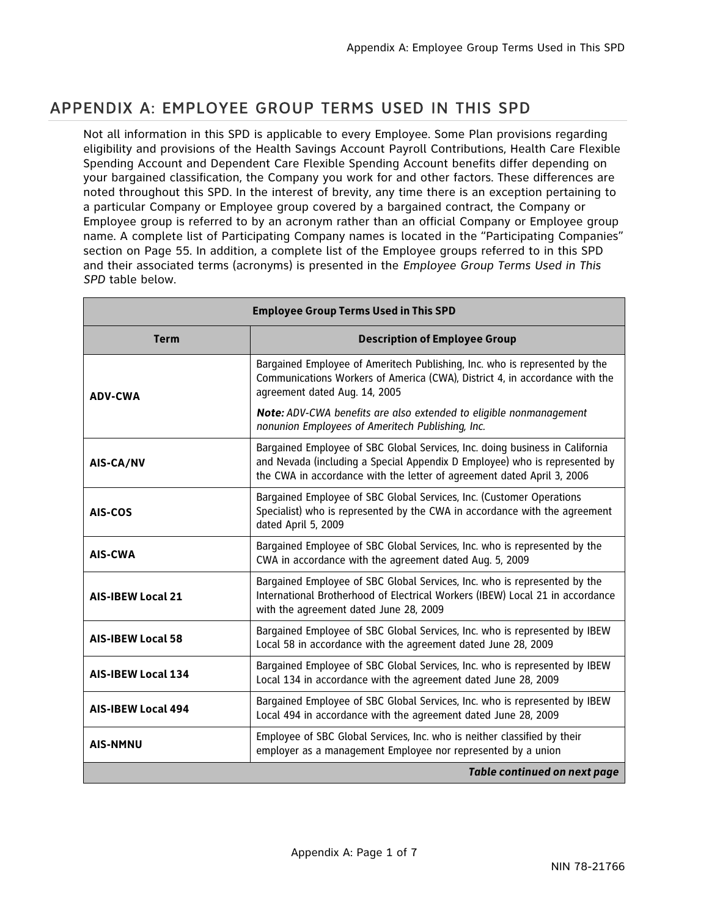# APPENDIX A: EMPLOYEE GROUP TERMS USED IN THIS SPD

Not all information in this SPD is applicable to every Employee. Some Plan provisions regarding eligibility and provisions of the Health Savings Account Payroll Contributions, Health Care Flexible Spending Account and Dependent Care Flexible Spending Account benefits differ depending on your bargained classification, the Company you work for and other factors. These differences are noted throughout this SPD. In the interest of brevity, any time there is an exception pertaining to a particular Company or Employee group covered by a bargained contract, the Company or Employee group is referred to by an acronym rather than an official Company or Employee group name. A complete list of Participating Company names is located in the "Participating Companies" section on Page 55. In addition, a complete list of the Employee groups referred to in this SPD and their associated terms (acronyms) is presented in the *Employee Group Terms Used in This SPD* table below.

**Employee Group Terms Used in This SPD**

| Term | Description of Employee Group |
|---|---|
| **ADV-CWA** | Bargained Employee of Ameritech Publishing, Inc. who is represented by the Communications Workers of America (CWA), District 4, in accordance with the agreement dated Aug. 14, 2005<br><br>***Note:*** *ADV-CWA benefits are also extended to eligible nonmanagement nonunion Employees of Ameritech Publishing, Inc.* |
| **AIS-CA/NV** | Bargained Employee of SBC Global Services, Inc. doing business in California and Nevada (including a Special Appendix D Employee) who is represented by the CWA in accordance with the letter of agreement dated April 3, 2006 |
| **AIS-COS** | Bargained Employee of SBC Global Services, Inc. (Customer Operations Specialist) who is represented by the CWA in accordance with the agreement dated April 5, 2009 |
| **AIS-CWA** | Bargained Employee of SBC Global Services, Inc. who is represented by the CWA in accordance with the agreement dated Aug. 5, 2009 |
| **AIS-IBEW Local 21** | Bargained Employee of SBC Global Services, Inc. who is represented by the International Brotherhood of Electrical Workers (IBEW) Local 21 in accordance with the agreement dated June 28, 2009 |
| **AIS-IBEW Local 58** | Bargained Employee of SBC Global Services, Inc. who is represented by IBEW Local 58 in accordance with the agreement dated June 28, 2009 |
| **AIS-IBEW Local 134** | Bargained Employee of SBC Global Services, Inc. who is represented by IBEW Local 134 in accordance with the agreement dated June 28, 2009 |
| **AIS-IBEW Local 494** | Bargained Employee of SBC Global Services, Inc. who is represented by IBEW Local 494 in accordance with the agreement dated June 28, 2009 |
| **AIS-NMNU** | Employee of SBC Global Services, Inc. who is neither classified by their employer as a management Employee nor represented by a union |

***Table continued on next page***

NIN 78-21766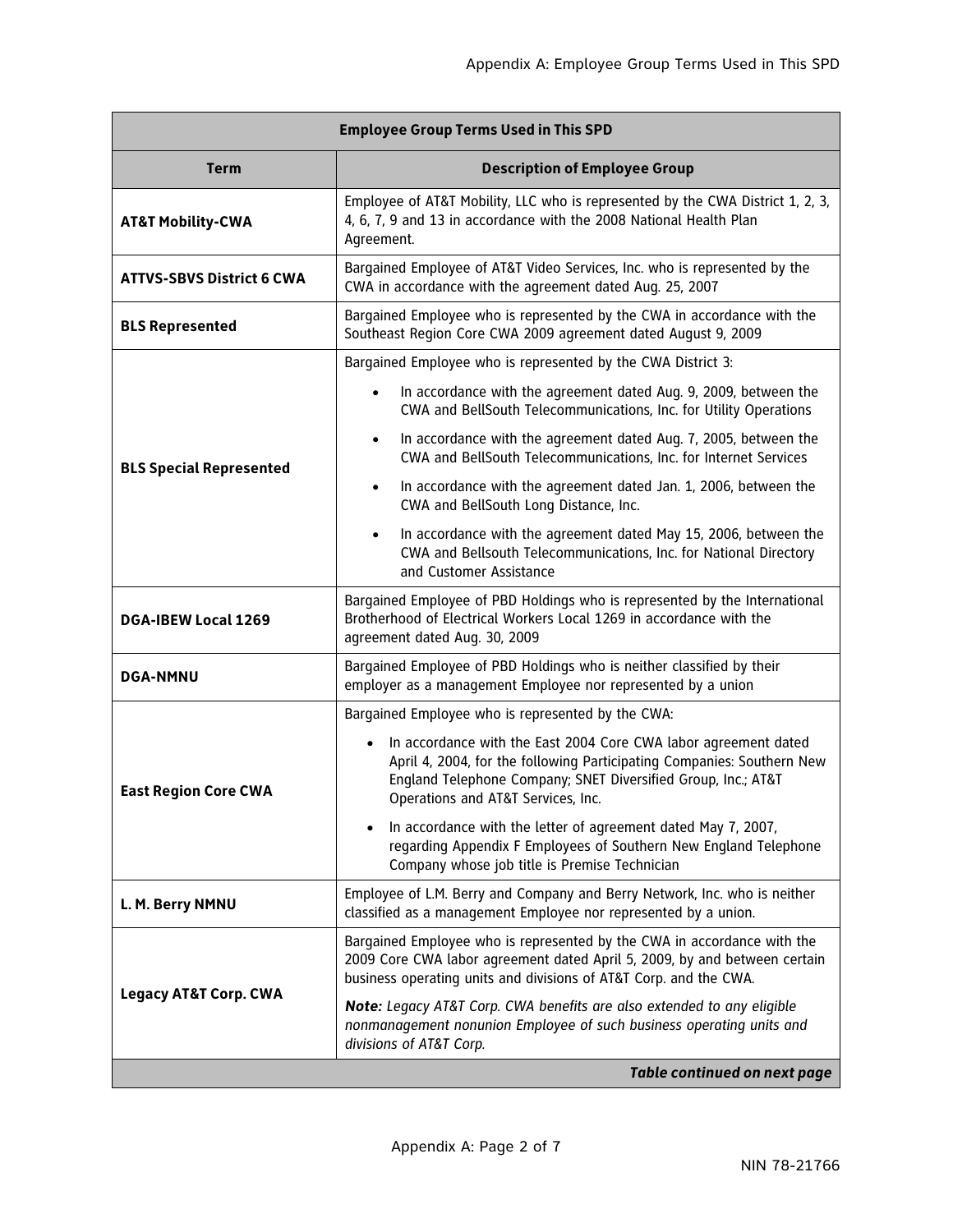| Employee Group Terms Used in This SPD | |
|---|---|
| **Term** | **Description of Employee Group** |
| **AT&T Mobility-CWA** | Employee of AT&T Mobility, LLC who is represented by the CWA District 1, 2, 3, 4, 6, 7, 9 and 13 in accordance with the 2008 National Health Plan Agreement. |
| **ATTVS-SBVS District 6 CWA** | Bargained Employee of AT&T Video Services, Inc. who is represented by the CWA in accordance with the agreement dated Aug. 25, 2007 |
| **BLS Represented** | Bargained Employee who is represented by the CWA in accordance with the Southeast Region Core CWA 2009 agreement dated August 9, 2009 |
| **BLS Special Represented** | Bargained Employee who is represented by the CWA District 3:<br>• In accordance with the agreement dated Aug. 9, 2009, between the CWA and BellSouth Telecommunications, Inc. for Utility Operations<br>• In accordance with the agreement dated Aug. 7, 2005, between the CWA and BellSouth Telecommunications, Inc. for Internet Services<br>• In accordance with the agreement dated Jan. 1, 2006, between the CWA and BellSouth Long Distance, Inc.<br>• In accordance with the agreement dated May 15, 2006, between the CWA and Bellsouth Telecommunications, Inc. for National Directory and Customer Assistance |
| **DGA-IBEW Local 1269** | Bargained Employee of PBD Holdings who is represented by the International Brotherhood of Electrical Workers Local 1269 in accordance with the agreement dated Aug. 30, 2009 |
| **DGA-NMNU** | Bargained Employee of PBD Holdings who is neither classified by their employer as a management Employee nor represented by a union |
| **East Region Core CWA** | Bargained Employee who is represented by the CWA:<br>• In accordance with the East 2004 Core CWA labor agreement dated April 4, 2004, for the following Participating Companies: Southern New England Telephone Company; SNET Diversified Group, Inc.; AT&T Operations and AT&T Services, Inc.<br>• In accordance with the letter of agreement dated May 7, 2007, regarding Appendix F Employees of Southern New England Telephone Company whose job title is Premise Technician |
| **L. M. Berry NMNU** | Employee of L.M. Berry and Company and Berry Network, Inc. who is neither classified as a management Employee nor represented by a union. |
| **Legacy AT&T Corp. CWA** | Bargained Employee who is represented by the CWA in accordance with the 2009 Core CWA labor agreement dated April 5, 2009, by and between certain business operating units and divisions of AT&T Corp. and the CWA.<br>***Note:*** *Legacy AT&T Corp. CWA benefits are also extended to any eligible nonmanagement nonunion Employee of such business operating units and divisions of AT&T Corp.* |

***Table continued on next page***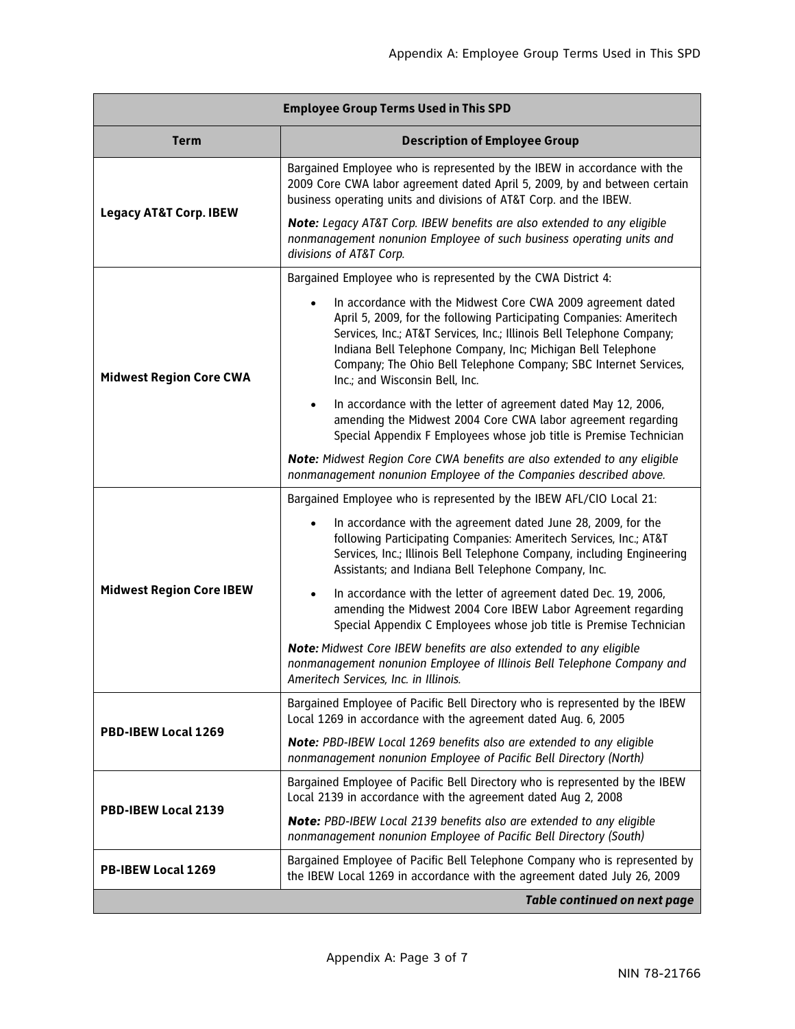| Employee Group Terms Used in This SPD | |
|---|---|
| **Term** | **Description of Employee Group** |
| **Legacy AT&T Corp. IBEW** | Bargained Employee who is represented by the IBEW in accordance with the 2009 Core CWA labor agreement dated April 5, 2009, by and between certain business operating units and divisions of AT&T Corp. and the IBEW.<br><br>***Note:*** *Legacy AT&T Corp. IBEW benefits are also extended to any eligible nonmanagement nonunion Employee of such business operating units and divisions of AT&T Corp.* |
| **Midwest Region Core CWA** | Bargained Employee who is represented by the CWA District 4:<br><br>• In accordance with the Midwest Core CWA 2009 agreement dated April 5, 2009, for the following Participating Companies: Ameritech Services, Inc.; AT&T Services, Inc.; Illinois Bell Telephone Company; Indiana Bell Telephone Company, Inc; Michigan Bell Telephone Company; The Ohio Bell Telephone Company; SBC Internet Services, Inc.; and Wisconsin Bell, Inc.<br><br>• In accordance with the letter of agreement dated May 12, 2006, amending the Midwest 2004 Core CWA labor agreement regarding Special Appendix F Employees whose job title is Premise Technician<br><br>***Note:*** *Midwest Region Core CWA benefits are also extended to any eligible nonmanagement nonunion Employee of the Companies described above.* |
| **Midwest Region Core IBEW** | Bargained Employee who is represented by the IBEW AFL/CIO Local 21:<br><br>• In accordance with the agreement dated June 28, 2009, for the following Participating Companies: Ameritech Services, Inc.; AT&T Services, Inc.; Illinois Bell Telephone Company, including Engineering Assistants; and Indiana Bell Telephone Company, Inc.<br><br>• In accordance with the letter of agreement dated Dec. 19, 2006, amending the Midwest 2004 Core IBEW Labor Agreement regarding Special Appendix C Employees whose job title is Premise Technician<br><br>***Note:*** *Midwest Core IBEW benefits are also extended to any eligible nonmanagement nonunion Employee of Illinois Bell Telephone Company and Ameritech Services, Inc. in Illinois.* |
| **PBD-IBEW Local 1269** | Bargained Employee of Pacific Bell Directory who is represented by the IBEW Local 1269 in accordance with the agreement dated Aug. 6, 2005<br><br>***Note:*** *PBD-IBEW Local 1269 benefits also are extended to any eligible nonmanagement nonunion Employee of Pacific Bell Directory (North)* |
| **PBD-IBEW Local 2139** | Bargained Employee of Pacific Bell Directory who is represented by the IBEW Local 2139 in accordance with the agreement dated Aug 2, 2008<br><br>***Note:*** *PBD-IBEW Local 2139 benefits also are extended to any eligible nonmanagement nonunion Employee of Pacific Bell Directory (South)* |
| **PB-IBEW Local 1269** | Bargained Employee of Pacific Bell Telephone Company who is represented by the IBEW Local 1269 in accordance with the agreement dated July 26, 2009 |

***Table continued on next page***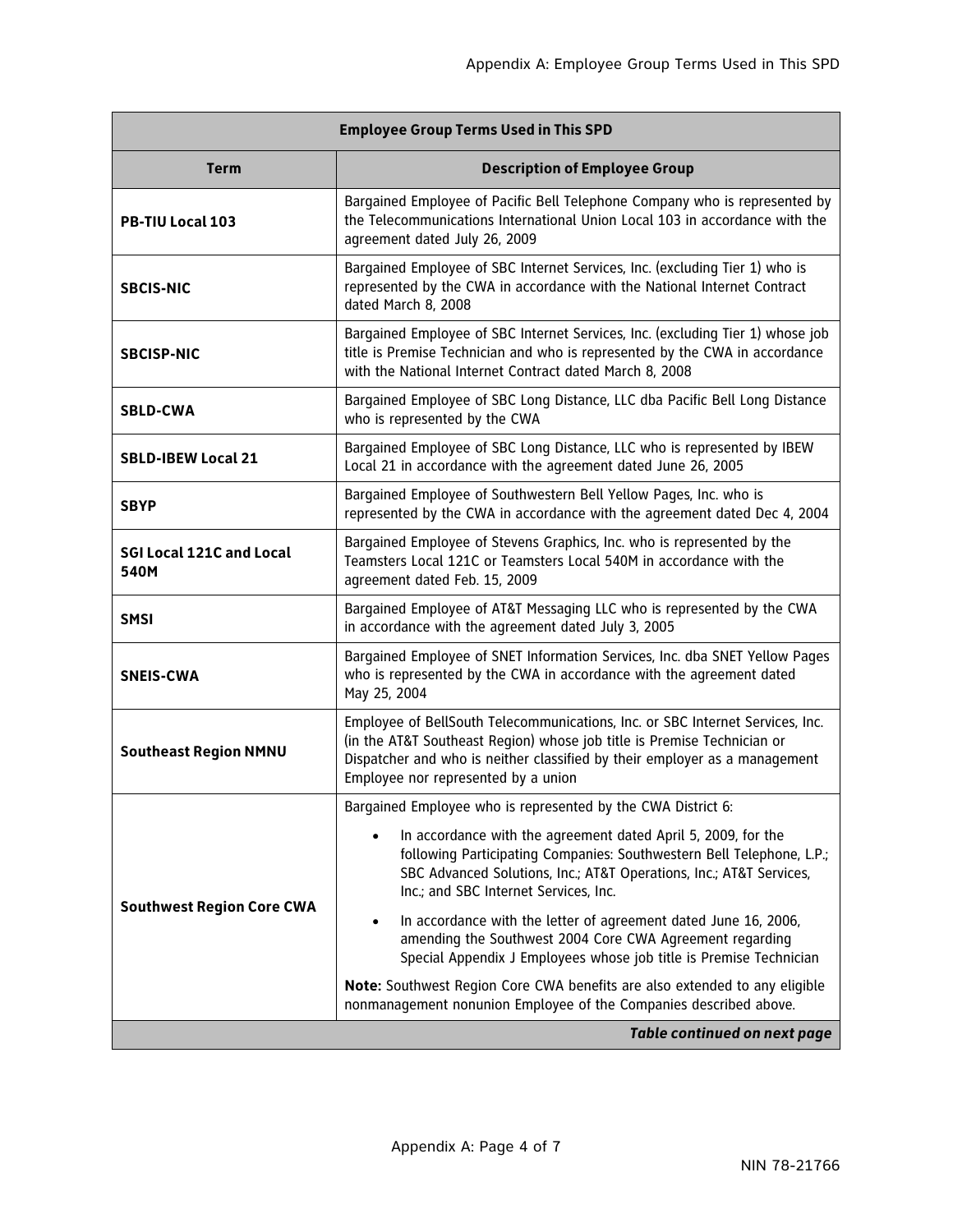| Employee Group Terms Used in This SPD | |
|---|---|
| **Term** | **Description of Employee Group** |
| **PB-TIU Local 103** | Bargained Employee of Pacific Bell Telephone Company who is represented by the Telecommunications International Union Local 103 in accordance with the agreement dated July 26, 2009 |
| **SBCIS-NIC** | Bargained Employee of SBC Internet Services, Inc. (excluding Tier 1) who is represented by the CWA in accordance with the National Internet Contract dated March 8, 2008 |
| **SBCISP-NIC** | Bargained Employee of SBC Internet Services, Inc. (excluding Tier 1) whose job title is Premise Technician and who is represented by the CWA in accordance with the National Internet Contract dated March 8, 2008 |
| **SBLD-CWA** | Bargained Employee of SBC Long Distance, LLC dba Pacific Bell Long Distance who is represented by the CWA |
| **SBLD-IBEW Local 21** | Bargained Employee of SBC Long Distance, LLC who is represented by IBEW Local 21 in accordance with the agreement dated June 26, 2005 |
| **SBYP** | Bargained Employee of Southwestern Bell Yellow Pages, Inc. who is represented by the CWA in accordance with the agreement dated Dec 4, 2004 |
| **SGI Local 121C and Local 540M** | Bargained Employee of Stevens Graphics, Inc. who is represented by the Teamsters Local 121C or Teamsters Local 540M in accordance with the agreement dated Feb. 15, 2009 |
| **SMSI** | Bargained Employee of AT&T Messaging LLC who is represented by the CWA in accordance with the agreement dated July 3, 2005 |
| **SNEIS-CWA** | Bargained Employee of SNET Information Services, Inc. dba SNET Yellow Pages who is represented by the CWA in accordance with the agreement dated May 25, 2004 |
| **Southeast Region NMNU** | Employee of BellSouth Telecommunications, Inc. or SBC Internet Services, Inc. (in the AT&T Southeast Region) whose job title is Premise Technician or Dispatcher and who is neither classified by their employer as a management Employee nor represented by a union |
| **Southwest Region Core CWA** | Bargained Employee who is represented by the CWA District 6:<br>• In accordance with the agreement dated April 5, 2009, for the following Participating Companies: Southwestern Bell Telephone, L.P.; SBC Advanced Solutions, Inc.; AT&T Operations, Inc.; AT&T Services, Inc.; and SBC Internet Services, Inc.<br>• In accordance with the letter of agreement dated June 16, 2006, amending the Southwest 2004 Core CWA Agreement regarding Special Appendix J Employees whose job title is Premise Technician<br>**Note:** Southwest Region Core CWA benefits are also extended to any eligible nonmanagement nonunion Employee of the Companies described above. |

***Table continued on next page***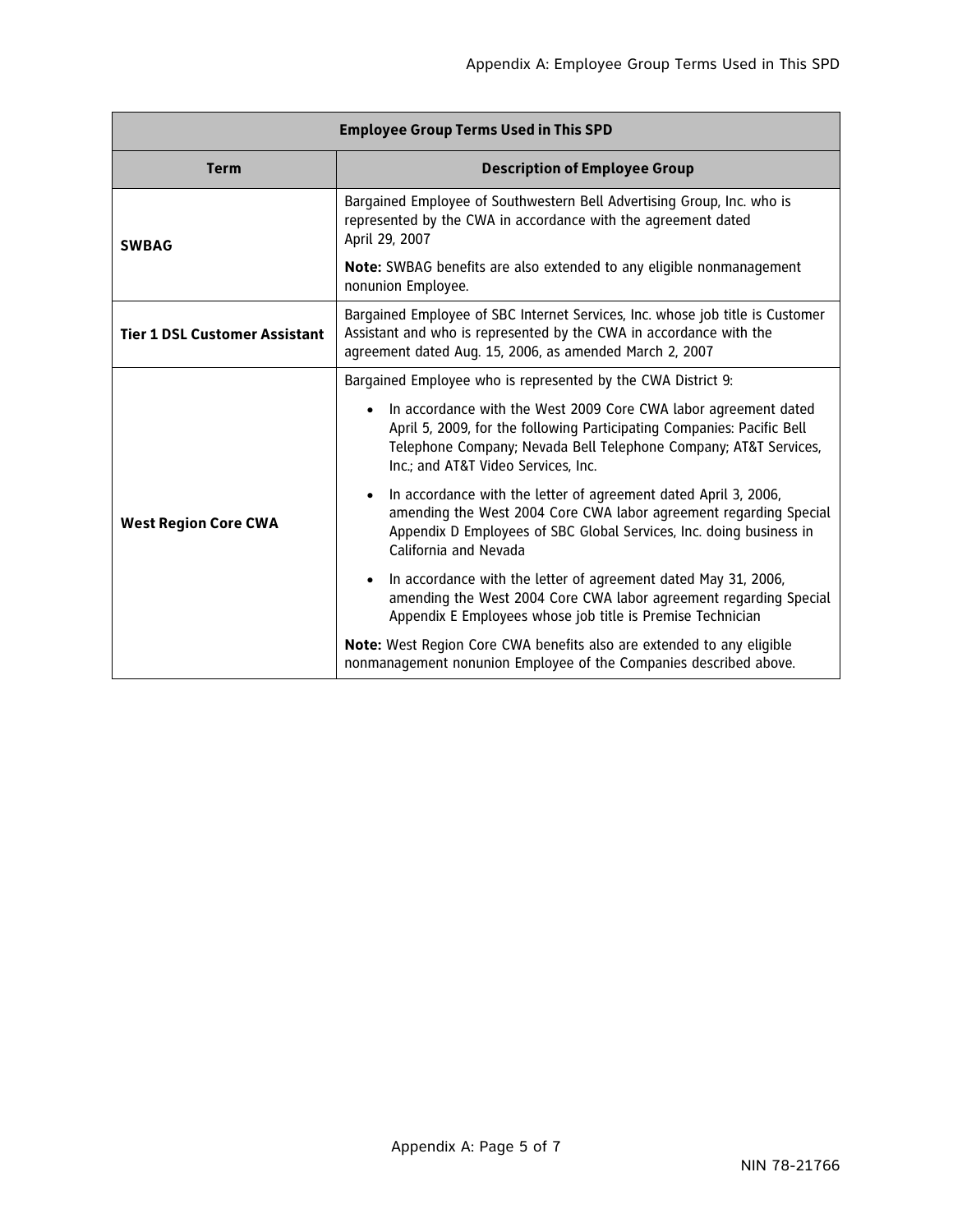| Employee Group Terms Used in This SPD | |
|---|---|
| **Term** | **Description of Employee Group** |
| **SWBAG** | Bargained Employee of Southwestern Bell Advertising Group, Inc. who is represented by the CWA in accordance with the agreement dated April 29, 2007<br><br>**Note:** SWBAG benefits are also extended to any eligible nonmanagement nonunion Employee. |
| **Tier 1 DSL Customer Assistant** | Bargained Employee of SBC Internet Services, Inc. whose job title is Customer Assistant and who is represented by the CWA in accordance with the agreement dated Aug. 15, 2006, as amended March 2, 2007 |
| **West Region Core CWA** | Bargained Employee who is represented by the CWA District 9:<br><br>• In accordance with the West 2009 Core CWA labor agreement dated April 5, 2009, for the following Participating Companies: Pacific Bell Telephone Company; Nevada Bell Telephone Company; AT&T Services, Inc.; and AT&T Video Services, Inc.<br><br>• In accordance with the letter of agreement dated April 3, 2006, amending the West 2004 Core CWA labor agreement regarding Special Appendix D Employees of SBC Global Services, Inc. doing business in California and Nevada<br><br>• In accordance with the letter of agreement dated May 31, 2006, amending the West 2004 Core CWA labor agreement regarding Special Appendix E Employees whose job title is Premise Technician<br><br>**Note:** West Region Core CWA benefits also are extended to any eligible nonmanagement nonunion Employee of the Companies described above. |

NIN 78-21766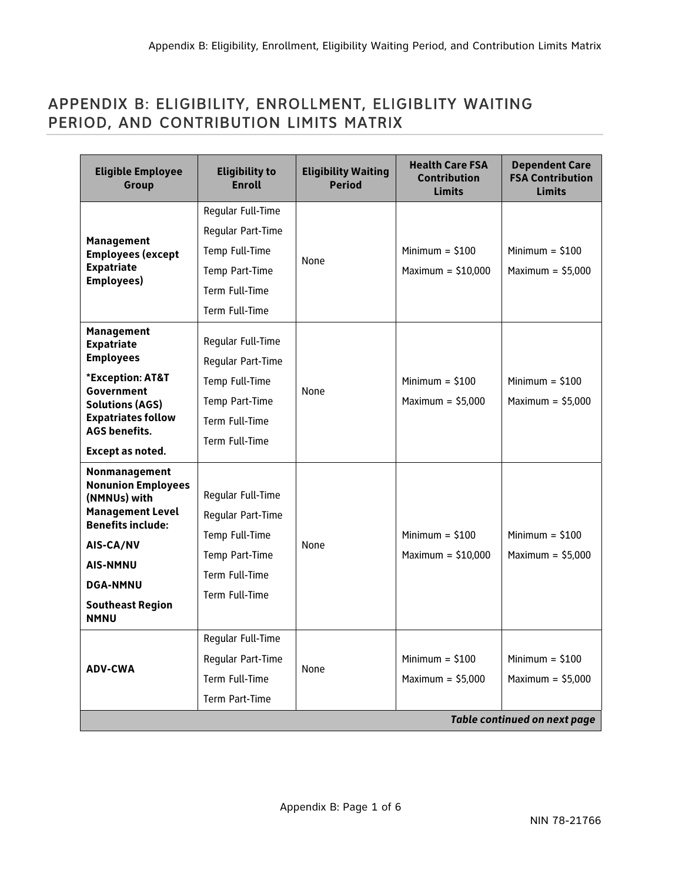# APPENDIX B: ELIGIBILITY, ENROLLMENT, ELIGIBLITY WAITING PERIOD, AND CONTRIBUTION LIMITS MATRIX

| Eligible Employee Group | Eligibility to Enroll | Eligibility Waiting Period | Health Care FSA Contribution Limits | Dependent Care FSA Contribution Limits |
|---|---|---|---|---|
| **Management Employees (except Expatriate Employees)** | Regular Full-Time<br>Regular Part-Time<br>Temp Full-Time<br>Temp Part-Time<br>Term Full-Time<br>Term Full-Time | None | Minimum = $100<br>Maximum = $10,000 | Minimum = $100<br>Maximum = $5,000 |
| **Management Expatriate Employees**<br>**\*Exception: AT&T Government Solutions (AGS) Expatriates follow AGS benefits.**<br>**Except as noted.** | Regular Full-Time<br>Regular Part-Time<br>Temp Full-Time<br>Temp Part-Time<br>Term Full-Time<br>Term Full-Time | None | Minimum = $100<br>Maximum = $5,000 | Minimum = $100<br>Maximum = $5,000 |
| **Nonmanagement Nonunion Employees (NMNUs) with Management Level Benefits include:**<br>**AIS-CA/NV**<br>**AIS-NMNU**<br>**DGA-NMNU**<br>**Southeast Region NMNU** | Regular Full-Time<br>Regular Part-Time<br>Temp Full-Time<br>Temp Part-Time<br>Term Full-Time<br>Term Full-Time | None | Minimum = $100<br>Maximum = $10,000 | Minimum = $100<br>Maximum = $5,000 |
| **ADV-CWA** | Regular Full-Time<br>Regular Part-Time<br>Term Full-Time<br>Term Part-Time | None | Minimum = $100<br>Maximum = $5,000 | Minimum = $100<br>Maximum = $5,000 |

***Table continued on next page***

NIN 78-21766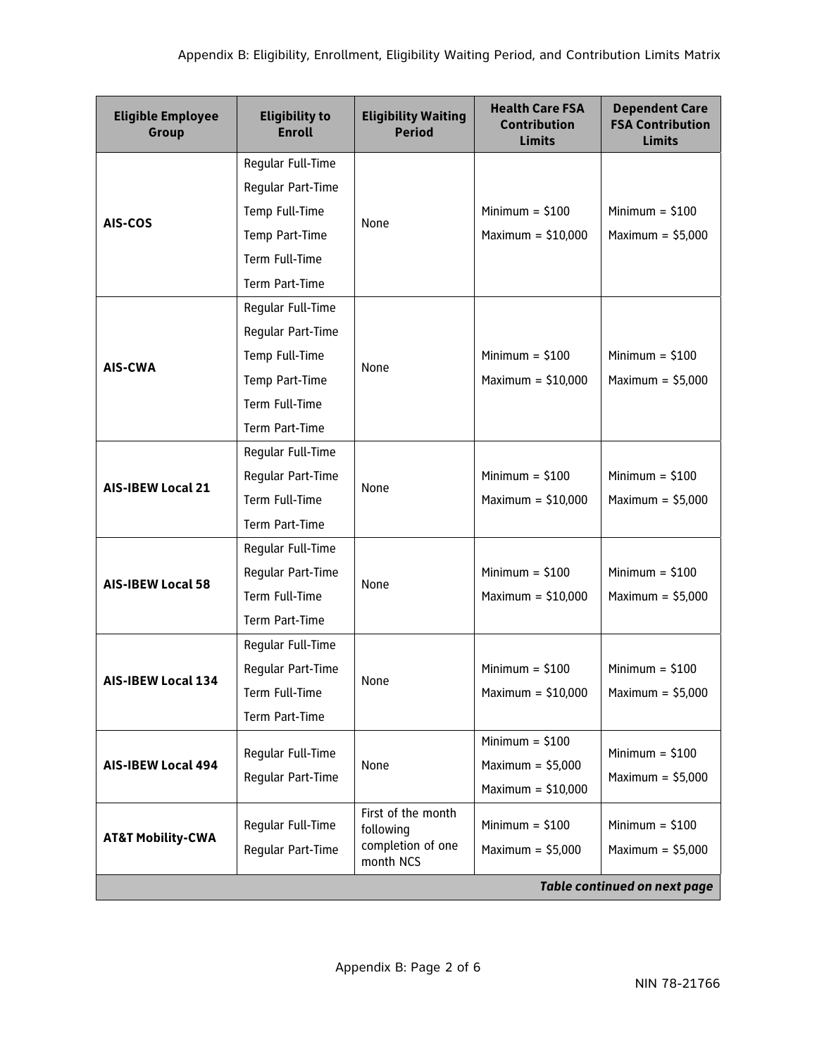| Eligible Employee Group | Eligibility to Enroll | Eligibility Waiting Period | Health Care FSA Contribution Limits | Dependent Care FSA Contribution Limits |
|---|---|---|---|---|
| **AIS-COS** | Regular Full-Time<br>Regular Part-Time<br>Temp Full-Time<br>Temp Part-Time<br>Term Full-Time<br>Term Part-Time | None | Minimum = $100<br>Maximum = $10,000 | Minimum = $100<br>Maximum = $5,000 |
| **AIS-CWA** | Regular Full-Time<br>Regular Part-Time<br>Temp Full-Time<br>Temp Part-Time<br>Term Full-Time<br>Term Part-Time | None | Minimum = $100<br>Maximum = $10,000 | Minimum = $100<br>Maximum = $5,000 |
| **AIS-IBEW Local 21** | Regular Full-Time<br>Regular Part-Time<br>Term Full-Time<br>Term Part-Time | None | Minimum = $100<br>Maximum = $10,000 | Minimum = $100<br>Maximum = $5,000 |
| **AIS-IBEW Local 58** | Regular Full-Time<br>Regular Part-Time<br>Term Full-Time<br>Term Part-Time | None | Minimum = $100<br>Maximum = $10,000 | Minimum = $100<br>Maximum = $5,000 |
| **AIS-IBEW Local 134** | Regular Full-Time<br>Regular Part-Time<br>Term Full-Time<br>Term Part-Time | None | Minimum = $100<br>Maximum = $10,000 | Minimum = $100<br>Maximum = $5,000 |
| **AIS-IBEW Local 494** | Regular Full-Time<br>Regular Part-Time | None | Minimum = $100<br>Maximum = $5,000<br>Maximum = $10,000 | Minimum = $100<br>Maximum = $5,000 |
| **AT&T Mobility-CWA** | Regular Full-Time<br>Regular Part-Time | First of the month following completion of one month NCS | Minimum = $100<br>Maximum = $5,000 | Minimum = $100<br>Maximum = $5,000 |

***Table continued on next page***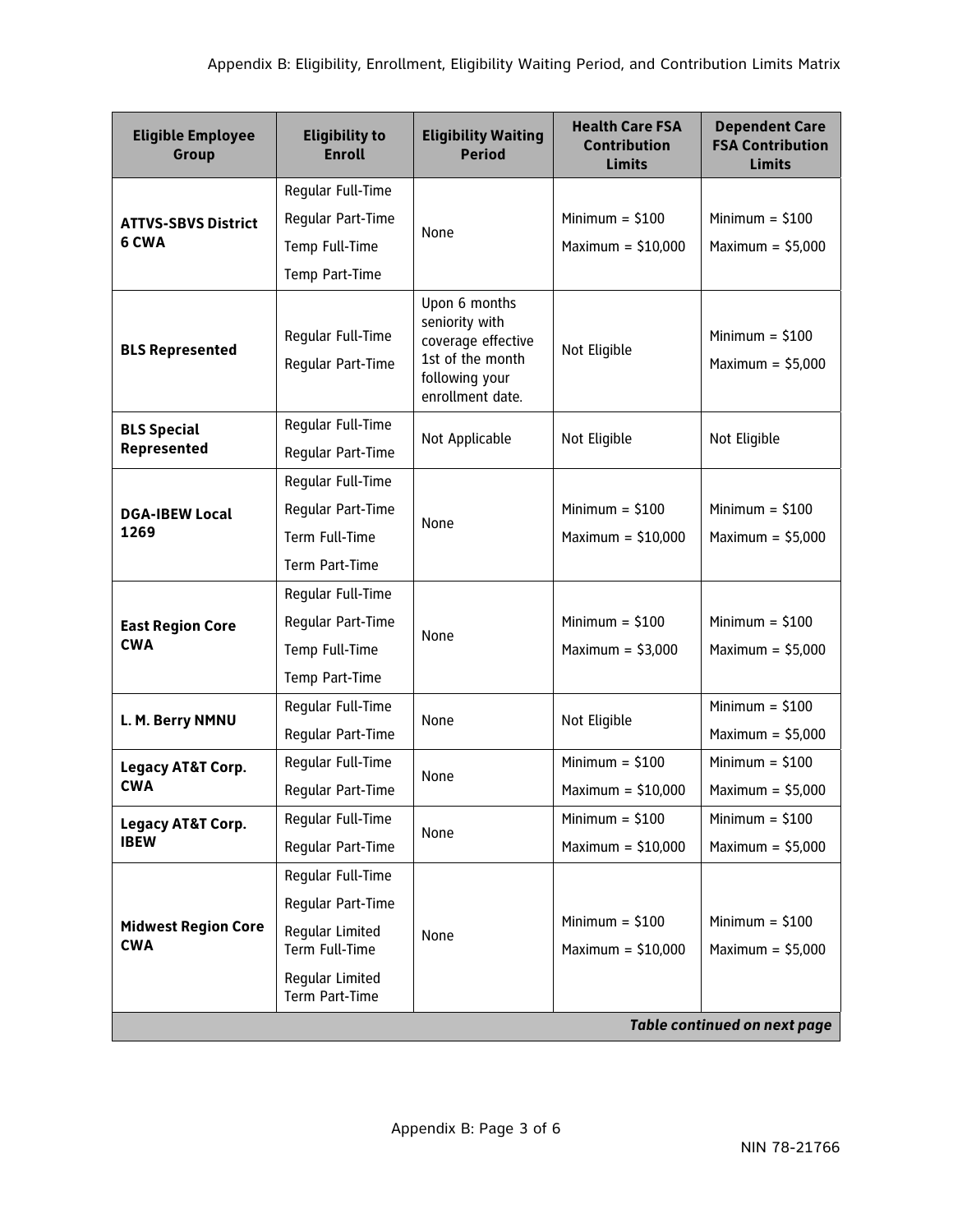| Eligible Employee Group | Eligibility to Enroll | Eligibility Waiting Period | Health Care FSA Contribution Limits | Dependent Care FSA Contribution Limits |
|---|---|---|---|---|
| **ATTVS-SBVS District 6 CWA** | Regular Full-Time<br>Regular Part-Time<br>Temp Full-Time<br>Temp Part-Time | None | Minimum = $100<br>Maximum = $10,000 | Minimum = $100<br>Maximum = $5,000 |
| **BLS Represented** | Regular Full-Time<br>Regular Part-Time | Upon 6 months seniority with coverage effective 1st of the month following your enrollment date. | Not Eligible | Minimum = $100<br>Maximum = $5,000 |
| **BLS Special Represented** | Regular Full-Time<br>Regular Part-Time | Not Applicable | Not Eligible | Not Eligible |
| **DGA-IBEW Local 1269** | Regular Full-Time<br>Regular Part-Time<br>Term Full-Time<br>Term Part-Time | None | Minimum = $100<br>Maximum = $10,000 | Minimum = $100<br>Maximum = $5,000 |
| **East Region Core CWA** | Regular Full-Time<br>Regular Part-Time<br>Temp Full-Time<br>Temp Part-Time | None | Minimum = $100<br>Maximum = $3,000 | Minimum = $100<br>Maximum = $5,000 |
| **L. M. Berry NMNU** | Regular Full-Time<br>Regular Part-Time | None | Not Eligible | Minimum = $100<br>Maximum = $5,000 |
| **Legacy AT&T Corp. CWA** | Regular Full-Time<br>Regular Part-Time | None | Minimum = $100<br>Maximum = $10,000 | Minimum = $100<br>Maximum = $5,000 |
| **Legacy AT&T Corp. IBEW** | Regular Full-Time<br>Regular Part-Time | None | Minimum = $100<br>Maximum = $10,000 | Minimum = $100<br>Maximum = $5,000 |
| **Midwest Region Core CWA** | Regular Full-Time<br>Regular Part-Time<br>Regular Limited Term Full-Time<br>Regular Limited Term Part-Time | None | Minimum = $100<br>Maximum = $10,000 | Minimum = $100<br>Maximum = $5,000 |

***Table continued on next page***

NIN 78-21766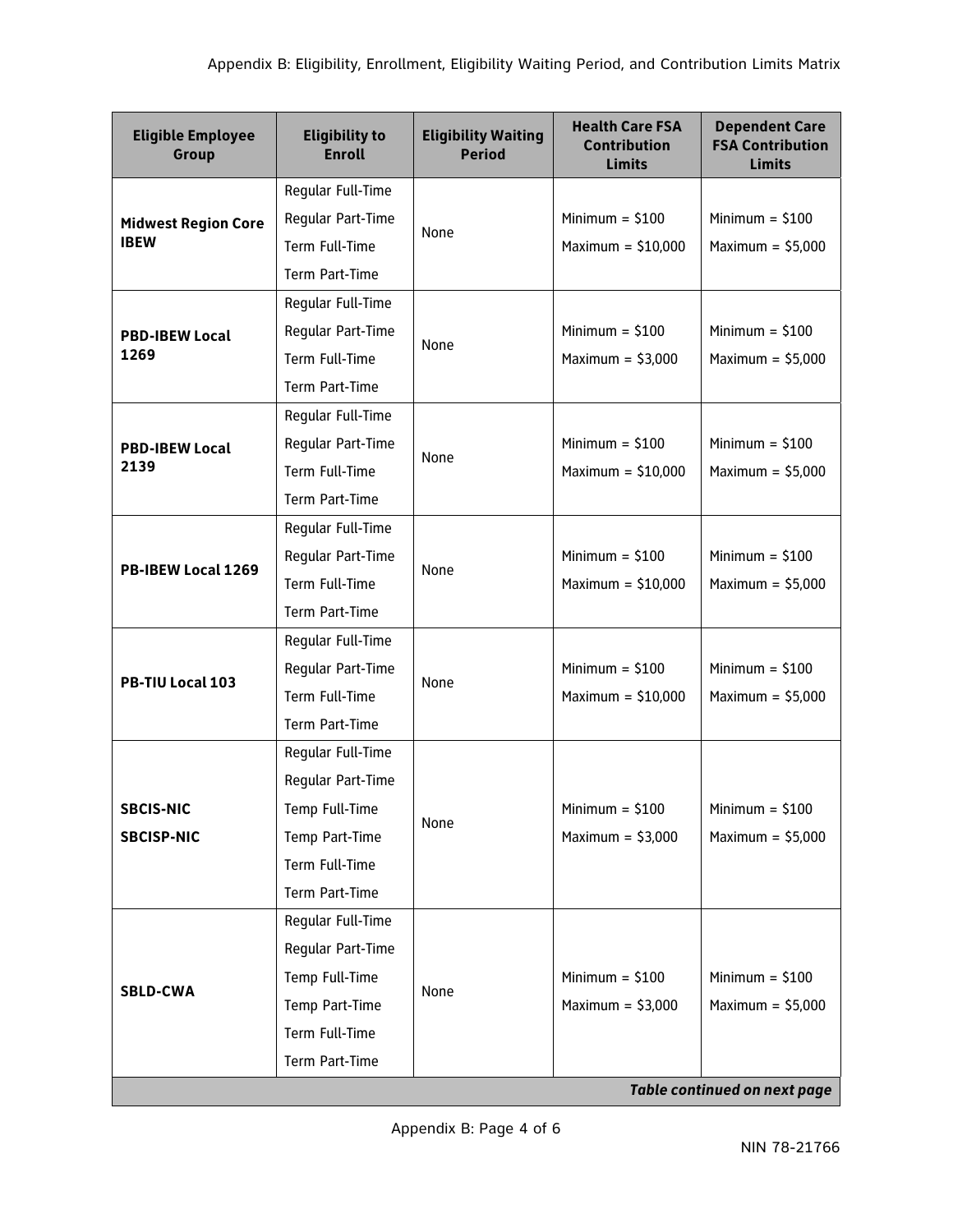| Eligible Employee Group | Eligibility to Enroll | Eligibility Waiting Period | Health Care FSA Contribution Limits | Dependent Care FSA Contribution Limits |
|---|---|---|---|---|
| **Midwest Region Core IBEW** | Regular Full-Time<br>Regular Part-Time<br>Term Full-Time<br>Term Part-Time | None | Minimum = $100<br>Maximum = $10,000 | Minimum = $100<br>Maximum = $5,000 |
| **PBD-IBEW Local 1269** | Regular Full-Time<br>Regular Part-Time<br>Term Full-Time<br>Term Part-Time | None | Minimum = $100<br>Maximum = $3,000 | Minimum = $100<br>Maximum = $5,000 |
| **PBD-IBEW Local 2139** | Regular Full-Time<br>Regular Part-Time<br>Term Full-Time<br>Term Part-Time | None | Minimum = $100<br>Maximum = $10,000 | Minimum = $100<br>Maximum = $5,000 |
| **PB-IBEW Local 1269** | Regular Full-Time<br>Regular Part-Time<br>Term Full-Time<br>Term Part-Time | None | Minimum = $100<br>Maximum = $10,000 | Minimum = $100<br>Maximum = $5,000 |
| **PB-TIU Local 103** | Regular Full-Time<br>Regular Part-Time<br>Term Full-Time<br>Term Part-Time | None | Minimum = $100<br>Maximum = $10,000 | Minimum = $100<br>Maximum = $5,000 |
| **SBCIS-NIC**<br>**SBCISP-NIC** | Regular Full-Time<br>Regular Part-Time<br>Temp Full-Time<br>Temp Part-Time<br>Term Full-Time<br>Term Part-Time | None | Minimum = $100<br>Maximum = $3,000 | Minimum = $100<br>Maximum = $5,000 |
| **SBLD-CWA** | Regular Full-Time<br>Regular Part-Time<br>Temp Full-Time<br>Temp Part-Time<br>Term Full-Time<br>Term Part-Time | None | Minimum = $100<br>Maximum = $3,000 | Minimum = $100<br>Maximum = $5,000 |

***Table continued on next page***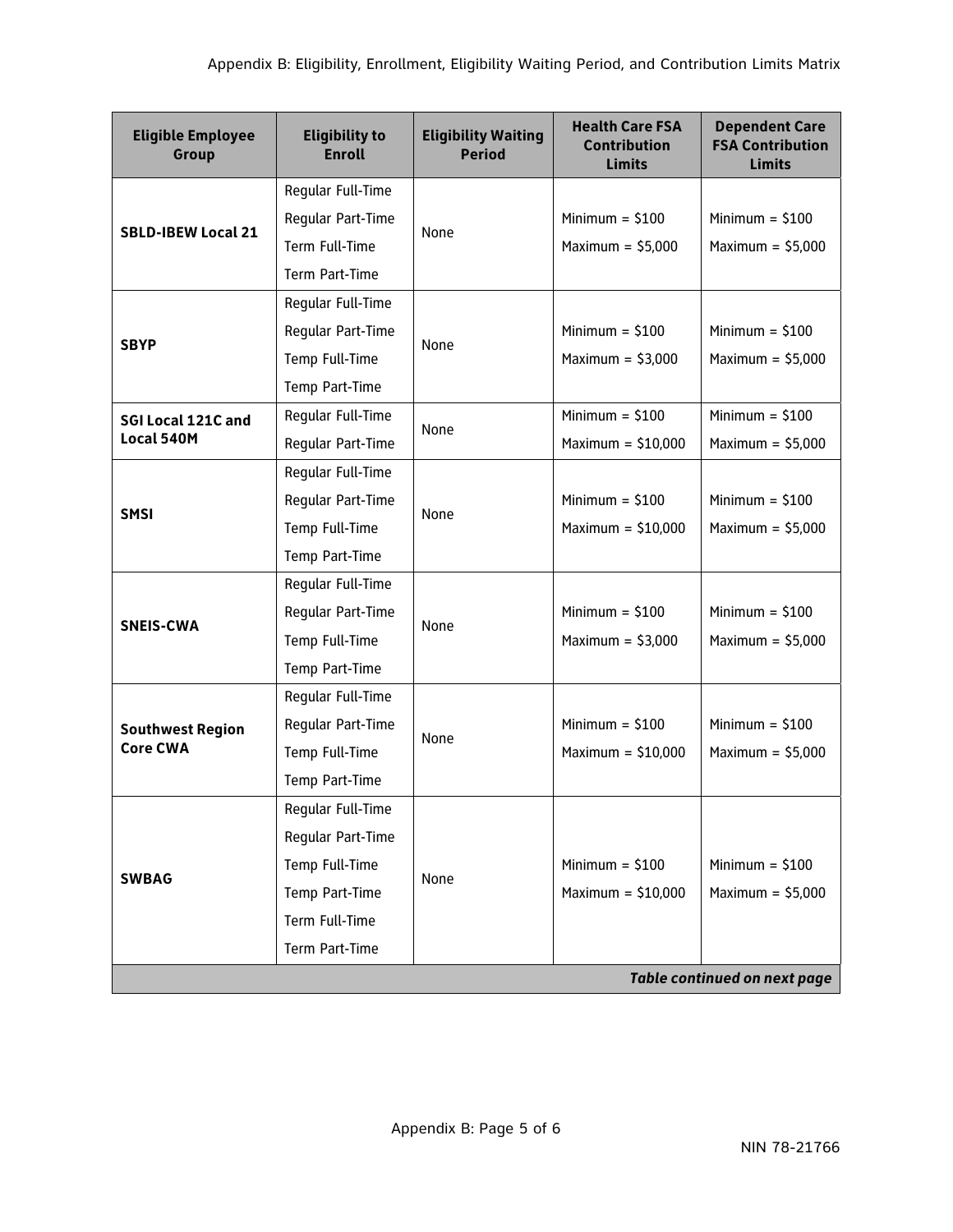| Eligible Employee Group | Eligibility to Enroll | Eligibility Waiting Period | Health Care FSA Contribution Limits | Dependent Care FSA Contribution Limits |
|---|---|---|---|---|
| **SBLD-IBEW Local 21** | Regular Full-Time<br>Regular Part-Time<br>Term Full-Time<br>Term Part-Time | None | Minimum = $100<br>Maximum = $5,000 | Minimum = $100<br>Maximum = $5,000 |
| **SBYP** | Regular Full-Time<br>Regular Part-Time<br>Temp Full-Time<br>Temp Part-Time | None | Minimum = $100<br>Maximum = $3,000 | Minimum = $100<br>Maximum = $5,000 |
| **SGI Local 121C and Local 540M** | Regular Full-Time<br>Regular Part-Time | None | Minimum = $100<br>Maximum = $10,000 | Minimum = $100<br>Maximum = $5,000 |
| **SMSI** | Regular Full-Time<br>Regular Part-Time<br>Temp Full-Time<br>Temp Part-Time | None | Minimum = $100<br>Maximum = $10,000 | Minimum = $100<br>Maximum = $5,000 |
| **SNEIS-CWA** | Regular Full-Time<br>Regular Part-Time<br>Temp Full-Time<br>Temp Part-Time | None | Minimum = $100<br>Maximum = $3,000 | Minimum = $100<br>Maximum = $5,000 |
| **Southwest Region Core CWA** | Regular Full-Time<br>Regular Part-Time<br>Temp Full-Time<br>Temp Part-Time | None | Minimum = $100<br>Maximum = $10,000 | Minimum = $100<br>Maximum = $5,000 |
| **SWBAG** | Regular Full-Time<br>Regular Part-Time<br>Temp Full-Time<br>Temp Part-Time<br>Term Full-Time<br>Term Part-Time | None | Minimum = $100<br>Maximum = $10,000 | Minimum = $100<br>Maximum = $5,000 |

***Table continued on next page***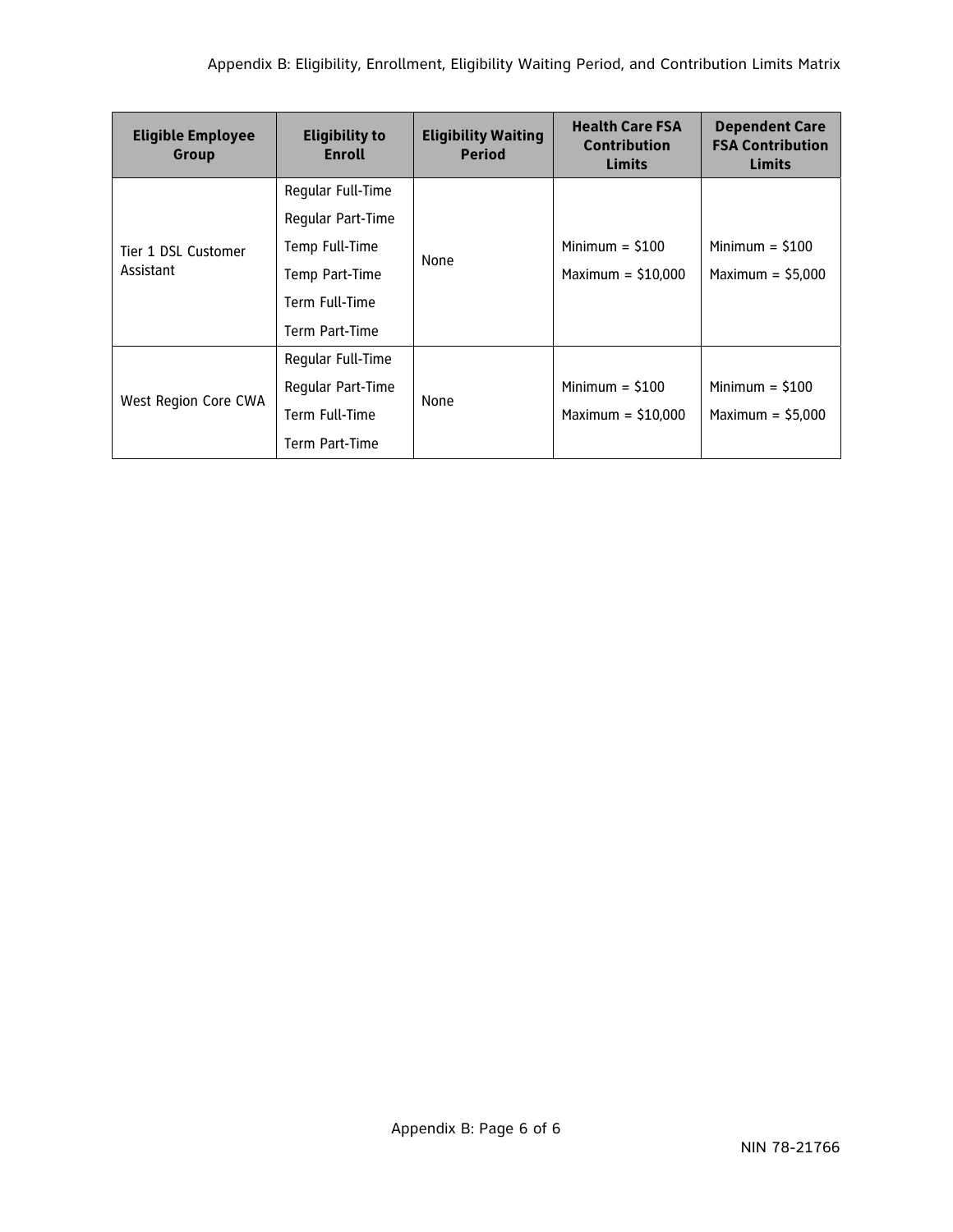| Eligible Employee Group | Eligibility to Enroll | Eligibility Waiting Period | Health Care FSA Contribution Limits | Dependent Care FSA Contribution Limits |
|---|---|---|---|---|
| Tier 1 DSL Customer Assistant | Regular Full-Time<br>Regular Part-Time<br>Temp Full-Time<br>Temp Part-Time<br>Term Full-Time<br>Term Part-Time | None | Minimum = $100<br>Maximum = $10,000 | Minimum = $100<br>Maximum = $5,000 |
| West Region Core CWA | Regular Full-Time<br>Regular Part-Time<br>Term Full-Time<br>Term Part-Time | None | Minimum = $100<br>Maximum = $10,000 | Minimum = $100<br>Maximum = $5,000 |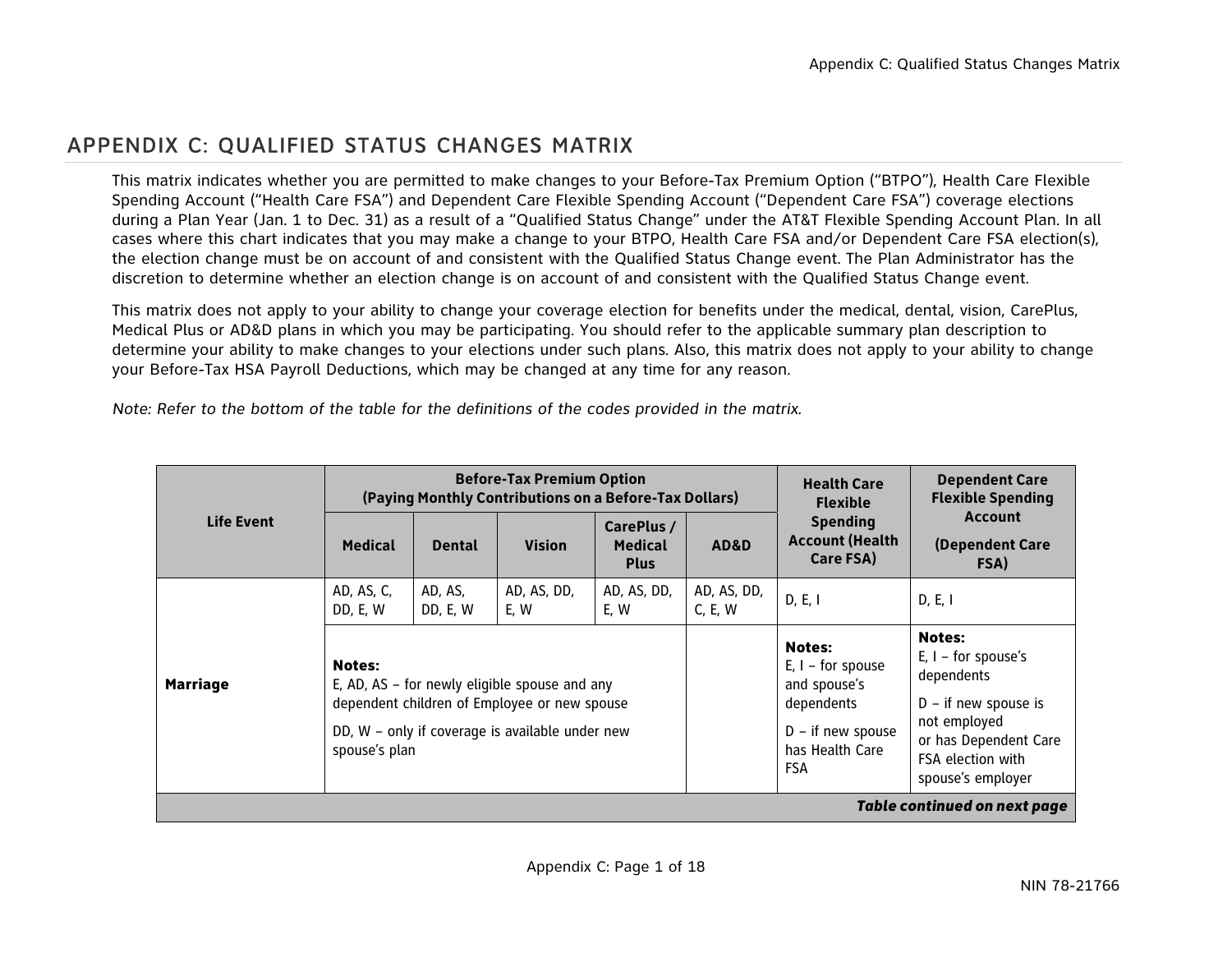# APPENDIX C: QUALIFIED STATUS CHANGES MATRIX

This matrix indicates whether you are permitted to make changes to your Before-Tax Premium Option ("BTPO"), Health Care Flexible Spending Account ("Health Care FSA") and Dependent Care Flexible Spending Account ("Dependent Care FSA") coverage elections during a Plan Year (Jan. 1 to Dec. 31) as a result of a "Qualified Status Change" under the AT&T Flexible Spending Account Plan. In all cases where this chart indicates that you may make a change to your BTPO, Health Care FSA and/or Dependent Care FSA election(s), the election change must be on account of and consistent with the Qualified Status Change event. The Plan Administrator has the discretion to determine whether an election change is on account of and consistent with the Qualified Status Change event.

This matrix does not apply to your ability to change your coverage election for benefits under the medical, dental, vision, CarePlus, Medical Plus or AD&D plans in which you may be participating. You should refer to the applicable summary plan description to determine your ability to make changes to your elections under such plans. Also, this matrix does not apply to your ability to change your Before-Tax HSA Payroll Deductions, which may be changed at any time for any reason.

*Note: Refer to the bottom of the table for the definitions of the codes provided in the matrix.*

| Life Event | Before-Tax Premium Option (Paying Monthly Contributions on a Before-Tax Dollars) | | | | | Health Care Flexible Spending Account (Health Care FSA) | Dependent Care Flexible Spending Account (Dependent Care FSA) |
|---|---|---|---|---|---|---|---|
| | Medical | Dental | Vision | CarePlus / Medical Plus | AD&D | | |
| **Marriage** | AD, AS, C, DD, E, W | AD, AS, DD, E, W | AD, AS, DD, E, W | AD, AS, DD, E, W | AD, AS, DD, C, E, W | D, E, I | D, E, I |
| | **Notes:** E, AD, AS – for newly eligible spouse and any dependent children of Employee or new spouse<br>DD, W – only if coverage is available under new spouse's plan | | | | | **Notes:** E, I – for spouse and spouse's dependents<br>D – if new spouse has Health Care FSA | **Notes:** E, I – for spouse's dependents<br>D – if new spouse is not employed or has Dependent Care FSA election with spouse's employer |

***Table continued on next page***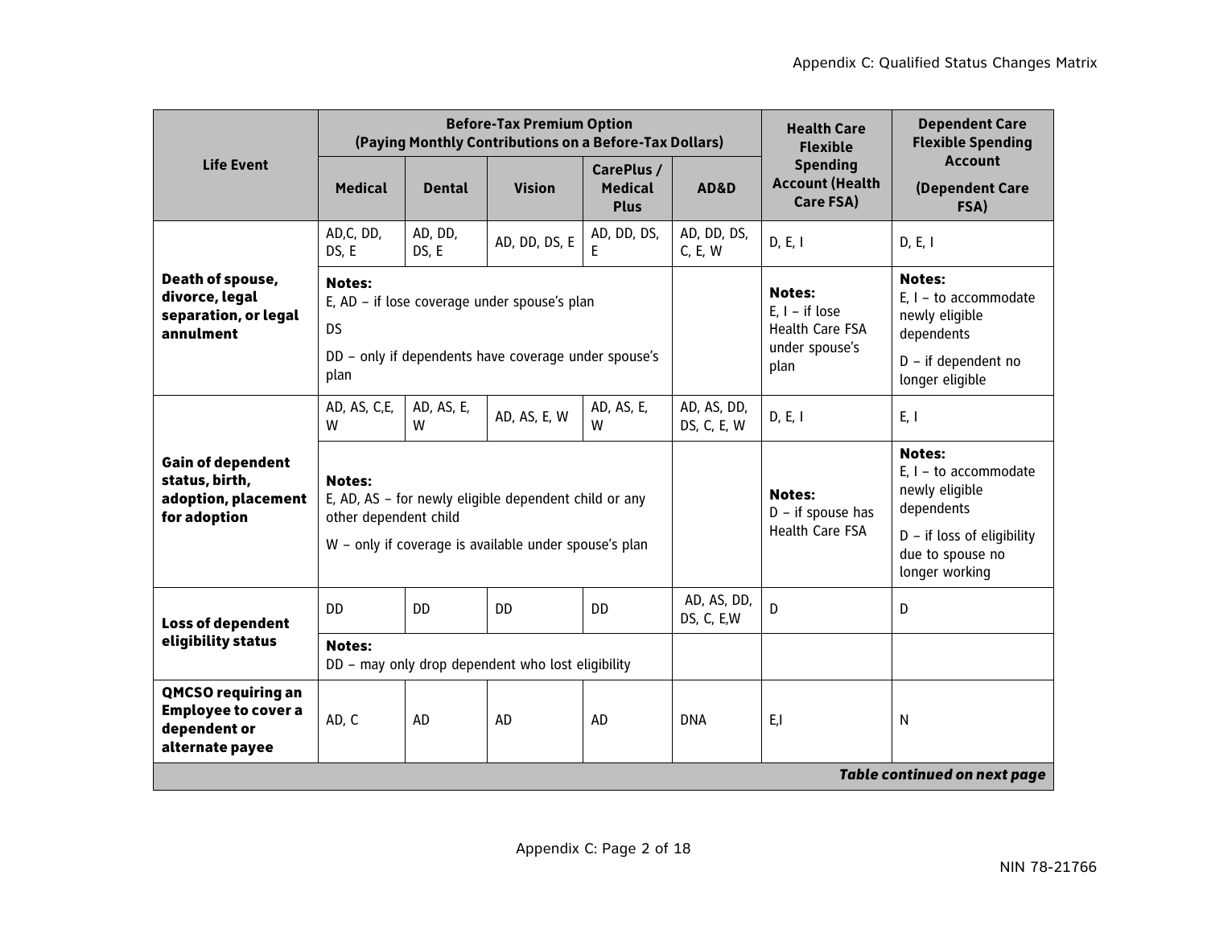| Life Event | Before-Tax Premium Option (Paying Monthly Contributions on a Before-Tax Dollars) | | | | | Health Care Flexible Spending Account (Health Care FSA) | Dependent Care Flexible Spending Account (Dependent Care FSA) |
|---|---|---|---|---|---|---|---|
| | Medical | Dental | Vision | CarePlus / Medical Plus | AD&D | | |
| **Death of spouse, divorce, legal separation, or legal annulment** | AD,C, DD, DS, E | AD, DD, DS, E | AD, DD, DS, E | AD, DD, DS, E | AD, DD, DS, C, E, W | D, E, I | D, E, I |
| | **Notes:** E, AD – if lose coverage under spouse's plan<br>DS<br>DD – only if dependents have coverage under spouse's plan | | | | | **Notes:** E, I – if lose Health Care FSA under spouse's plan | **Notes:** E, I – to accommodate newly eligible dependents<br>D – if dependent no longer eligible |
| **Gain of dependent status, birth, adoption, placement for adoption** | AD, AS, C,E, W | AD, AS, E, W | AD, AS, E, W | AD, AS, E, W | AD, AS, DD, DS, C, E, W | D, E, I | E, I |
| | **Notes:** E, AD, AS – for newly eligible dependent child or any other dependent child<br>W – only if coverage is available under spouse's plan | | | | | **Notes:** D – if spouse has Health Care FSA | **Notes:** E, I – to accommodate newly eligible dependents<br>D – if loss of eligibility due to spouse no longer working |
| **Loss of dependent eligibility status** | DD | DD | DD | DD | AD, AS, DD, DS, C, E,W | D | D |
| | **Notes:** DD – may only drop dependent who lost eligibility | | | | | | |
| **QMCSO requiring an Employee to cover a dependent or alternate payee** | AD, C | AD | AD | AD | DNA | E,I | N |

***Table continued on next page***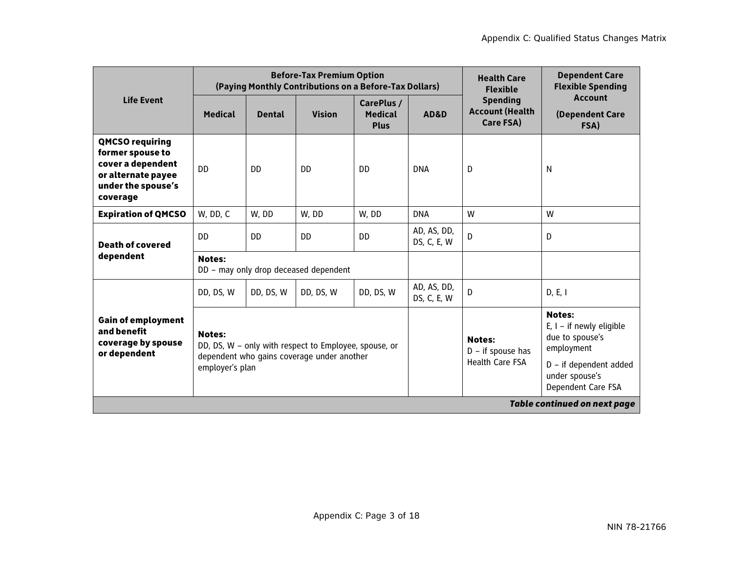| Life Event | Before-Tax Premium Option (Paying Monthly Contributions on a Before-Tax Dollars) | | | | | Health Care Flexible Spending Account (Health Care FSA) | Dependent Care Flexible Spending Account (Dependent Care FSA) |
|---|---|---|---|---|---|---|---|
| | Medical | Dental | Vision | CarePlus / Medical Plus | AD&D | | |
| **QMCSO requiring former spouse to cover a dependent or alternate payee under the spouse's coverage** | DD | DD | DD | DD | DNA | D | N |
| **Expiration of QMCSO** | W, DD, C | W, DD | W, DD | W, DD | DNA | W | W |
| **Death of covered dependent** | DD | DD | DD | DD | AD, AS, DD, DS, C, E, W | D | D |
| | **Notes:** DD – may only drop deceased dependent | | | | | | |
| **Gain of employment and benefit coverage by spouse or dependent** | DD, DS, W | DD, DS, W | DD, DS, W | DD, DS, W | AD, AS, DD, DS, C, E, W | D | D, E, I |
| | **Notes:** DD, DS, W – only with respect to Employee, spouse, or dependent who gains coverage under another employer's plan | | | | | **Notes:** D – if spouse has Health Care FSA | **Notes:** E, I – if newly eligible due to spouse's employment<br>D – if dependent added under spouse's Dependent Care FSA |

***Table continued on next page***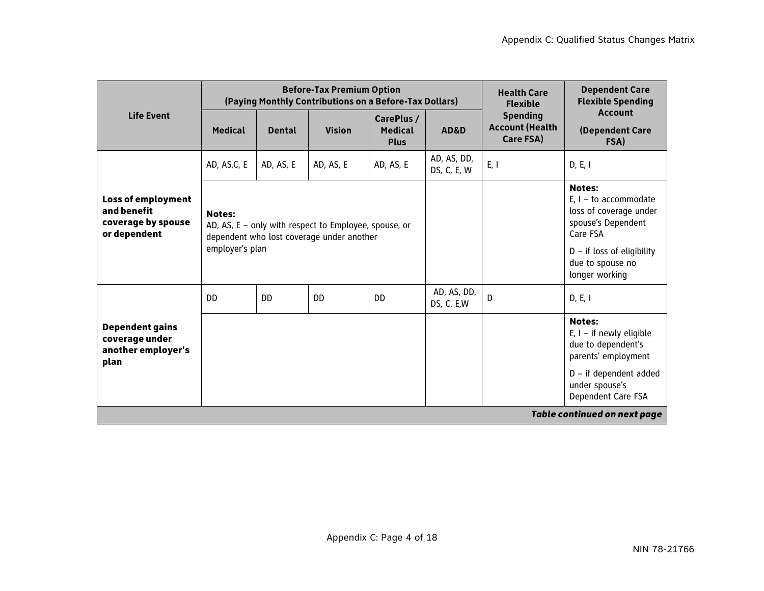| Life Event | Before-Tax Premium Option (Paying Monthly Contributions on a Before-Tax Dollars) | | | | | Health Care Flexible Spending Account (Health Care FSA) | Dependent Care Flexible Spending Account (Dependent Care FSA) |
|---|---|---|---|---|---|---|---|
| | Medical | Dental | Vision | CarePlus / Medical Plus | AD&D | | |
| **Loss of employment and benefit coverage by spouse or dependent** | AD, AS,C, E | AD, AS, E | AD, AS, E | AD, AS, E | AD, AS, DD, DS, C, E, W | E, I | D, E, I |
| | **Notes:** AD, AS, E – only with respect to Employee, spouse, or dependent who lost coverage under another employer's plan | | | | | | **Notes:** E, I – to accommodate loss of coverage under spouse's Dependent Care FSA<br>D – if loss of eligibility due to spouse no longer working |
| **Dependent gains coverage under another employer's plan** | DD | DD | DD | DD | AD, AS, DD, DS, C, E,W | D | D, E, I |
| | | | | | | | **Notes:** E, I – if newly eligible due to dependent's parents' employment<br>D – if dependent added under spouse's Dependent Care FSA |

***Table continued on next page***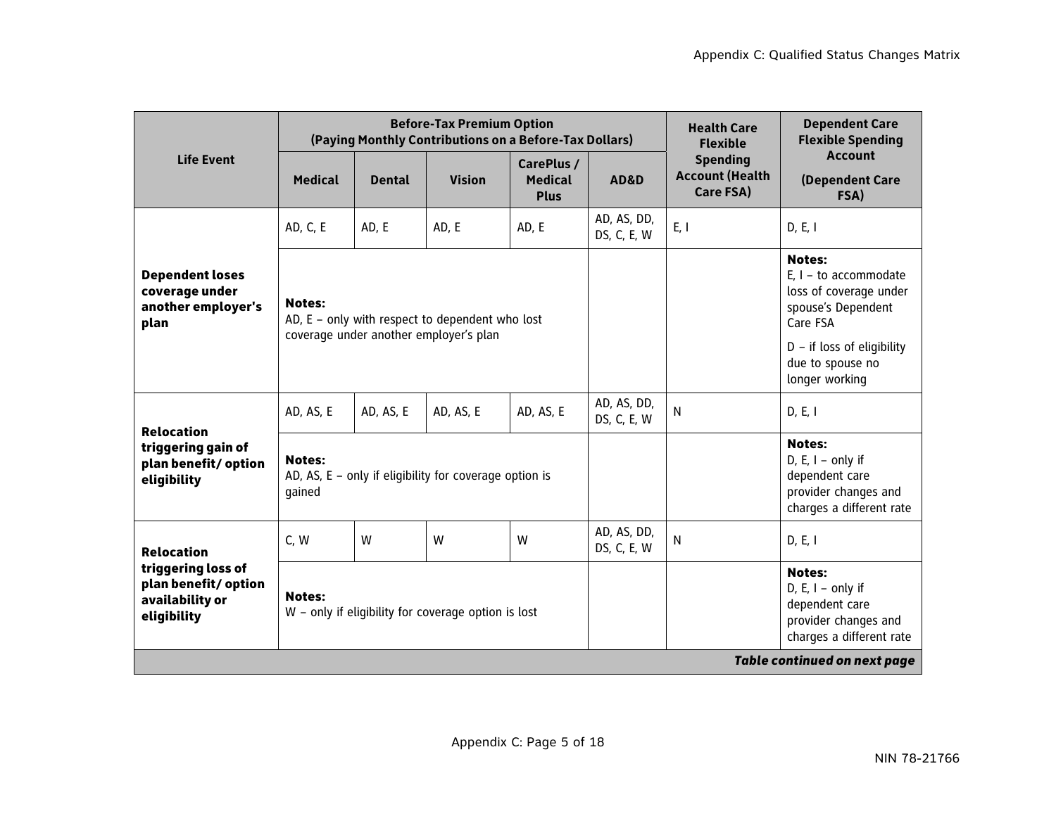| Life Event | Before-Tax Premium Option (Paying Monthly Contributions on a Before-Tax Dollars) | | | | | Health Care Flexible Spending Account (Health Care FSA) | Dependent Care Flexible Spending Account (Dependent Care FSA) |
|---|---|---|---|---|---|---|---|
| | Medical | Dental | Vision | CarePlus / Medical Plus | AD&D | | |
| **Dependent loses coverage under another employer's plan** | AD, C, E | AD, E | AD, E | AD, E | AD, AS, DD, DS, C, E, W | E, I | D, E, I |
| | **Notes:** AD, E – only with respect to dependent who lost coverage under another employer's plan | | | | | | **Notes:** E, I – to accommodate loss of coverage under spouse's Dependent Care FSA<br>D – if loss of eligibility due to spouse no longer working |
| **Relocation triggering gain of plan benefit/ option eligibility** | AD, AS, E | AD, AS, E | AD, AS, E | AD, AS, E | AD, AS, DD, DS, C, E, W | N | D, E, I |
| | **Notes:** AD, AS, E – only if eligibility for coverage option is gained | | | | | | **Notes:** D, E, I – only if dependent care provider changes and charges a different rate |
| **Relocation triggering loss of plan benefit/ option availability or eligibility** | C, W | W | W | W | AD, AS, DD, DS, C, E, W | N | D, E, I |
| | **Notes:** W – only if eligibility for coverage option is lost | | | | | | **Notes:** D, E, I – only if dependent care provider changes and charges a different rate |

***Table continued on next page***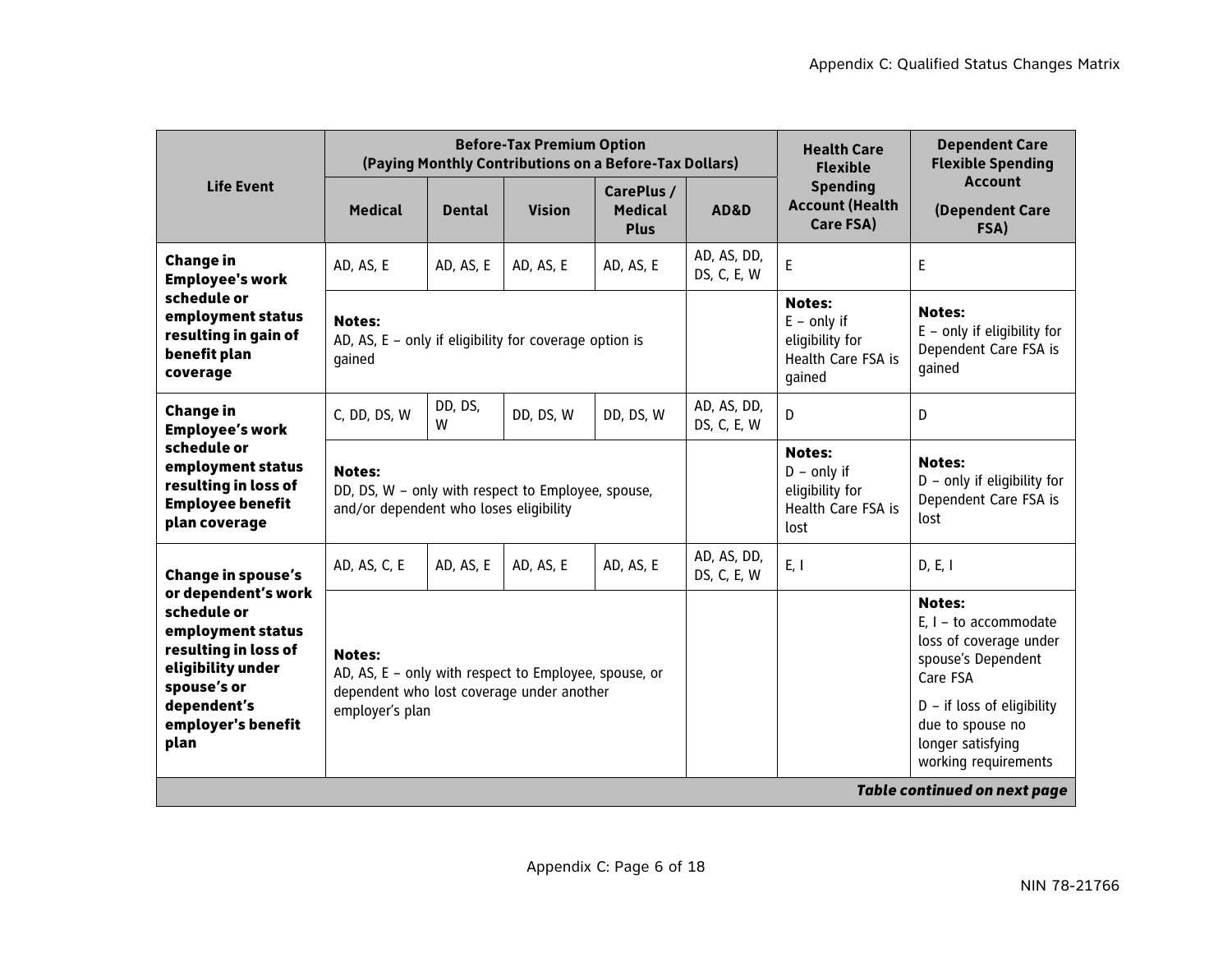| Life Event | Before-Tax Premium Option (Paying Monthly Contributions on a Before-Tax Dollars) | | | | | Health Care Flexible Spending Account (Health Care FSA) | Dependent Care Flexible Spending Account (Dependent Care FSA) |
|---|---|---|---|---|---|---|---|
| | Medical | Dental | Vision | CarePlus / Medical Plus | AD&D | | |
| **Change in Employee's work schedule or employment status resulting in gain of benefit plan coverage** | AD, AS, E | AD, AS, E | AD, AS, E | AD, AS, E | AD, AS, DD, DS, C, E, W | E | E |
| | **Notes:** AD, AS, E – only if eligibility for coverage option is gained | | | | | **Notes:** E – only if eligibility for Health Care FSA is gained | **Notes:** E – only if eligibility for Dependent Care FSA is gained |
| **Change in Employee's work schedule or employment status resulting in loss of Employee benefit plan coverage** | C, DD, DS, W | DD, DS, W | DD, DS, W | DD, DS, W | AD, AS, DD, DS, C, E, W | D | D |
| | **Notes:** DD, DS, W – only with respect to Employee, spouse, and/or dependent who loses eligibility | | | | | **Notes:** D – only if eligibility for Health Care FSA is lost | **Notes:** D – only if eligibility for Dependent Care FSA is lost |
| **Change in spouse's or dependent's work schedule or employment status resulting in loss of eligibility under spouse's or dependent's employer's benefit plan** | AD, AS, C, E | AD, AS, E | AD, AS, E | AD, AS, E | AD, AS, DD, DS, C, E, W | E, I | D, E, I |
| | **Notes:** AD, AS, E – only with respect to Employee, spouse, or dependent who lost coverage under another employer's plan | | | | | | **Notes:** E, I – to accommodate loss of coverage under spouse's Dependent Care FSA<br>D – if loss of eligibility due to spouse no longer satisfying working requirements |

***Table continued on next page***

NIN 78-21766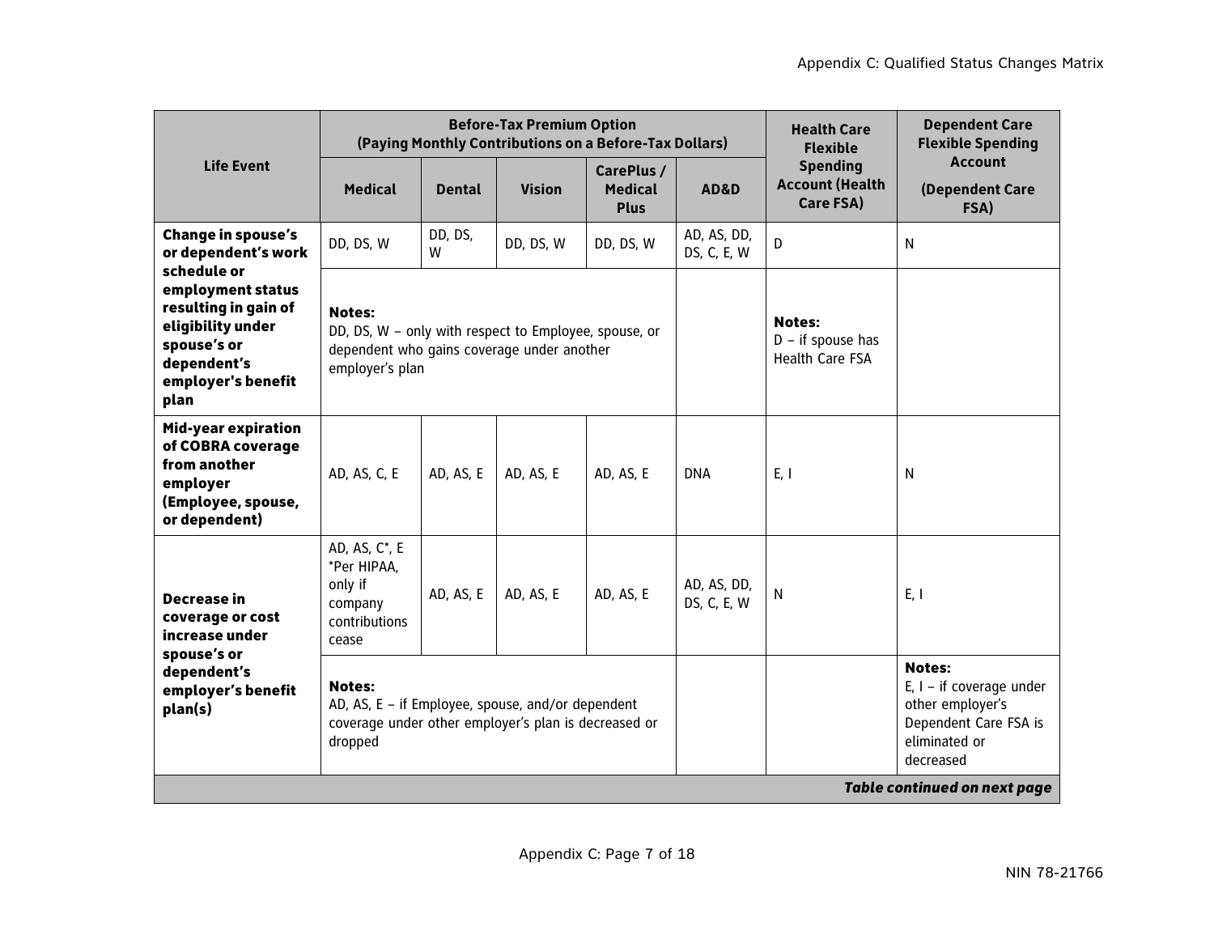| Life Event | Before-Tax Premium Option (Paying Monthly Contributions on a Before-Tax Dollars) | | | | | Health Care Flexible Spending Account (Health Care FSA) | Dependent Care Flexible Spending Account (Dependent Care FSA) |
|---|---|---|---|---|---|---|---|
| | Medical | Dental | Vision | CarePlus / Medical Plus | AD&D | | |
| **Change in spouse's or dependent's work schedule or employment status resulting in gain of eligibility under spouse's or dependent's employer's benefit plan** | DD, DS, W | DD, DS, W | DD, DS, W | DD, DS, W | AD, AS, DD, DS, C, E, W | D | N |
| | **Notes:** DD, DS, W – only with respect to Employee, spouse, or dependent who gains coverage under another employer's plan | | | | | **Notes:** D – if spouse has Health Care FSA | |
| **Mid-year expiration of COBRA coverage from another employer (Employee, spouse, or dependent)** | AD, AS, C, E | AD, AS, E | AD, AS, E | AD, AS, E | DNA | E, I | N |
| **Decrease in coverage or cost increase under spouse's or dependent's employer's benefit plan(s)** | AD, AS, C*, E *Per HIPAA, only if company contributions cease | AD, AS, E | AD, AS, E | AD, AS, E | AD, AS, DD, DS, C, E, W | N | E, I |
| | **Notes:** AD, AS, E – if Employee, spouse, and/or dependent coverage under other employer's plan is decreased or dropped | | | | | | **Notes:** E, I – if coverage under other employer's Dependent Care FSA is eliminated or decreased |

***Table continued on next page***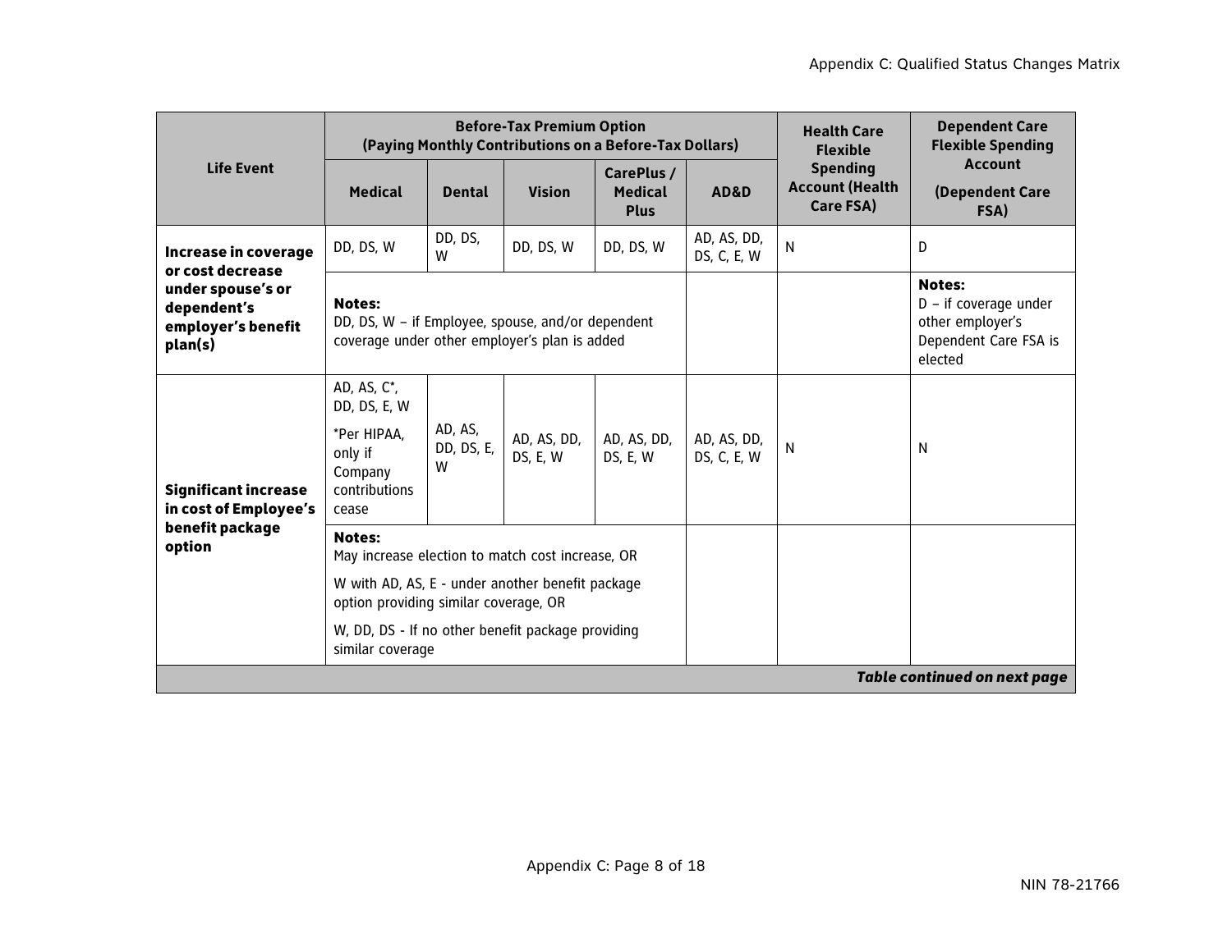| Life Event | Before-Tax Premium Option (Paying Monthly Contributions on a Before-Tax Dollars) | | | | | Health Care Flexible Spending Account (Health Care FSA) | Dependent Care Flexible Spending Account (Dependent Care FSA) |
|---|---|---|---|---|---|---|---|
| | Medical | Dental | Vision | CarePlus / Medical Plus | AD&D | | |
| **Increase in coverage or cost decrease under spouse's or dependent's employer's benefit plan(s)** | DD, DS, W | DD, DS, W | DD, DS, W | DD, DS, W | AD, AS, DD, DS, C, E, W | N | D |
| | **Notes:** DD, DS, W – if Employee, spouse, and/or dependent coverage under other employer's plan is added | | | | | | **Notes:** D – if coverage under other employer's Dependent Care FSA is elected |
| **Significant increase in cost of Employee's benefit package option** | AD, AS, C*, DD, DS, E, W *Per HIPAA, only if Company contributions cease | AD, AS, DD, DS, E, W | AD, AS, DD, DS, E, W | AD, AS, DD, DS, E, W | AD, AS, DD, DS, C, E, W | N | N |
| | **Notes:** May increase election to match cost increase, OR W with AD, AS, E - under another benefit package option providing similar coverage, OR W, DD, DS - If no other benefit package providing similar coverage | | | | | | |

***Table continued on next page***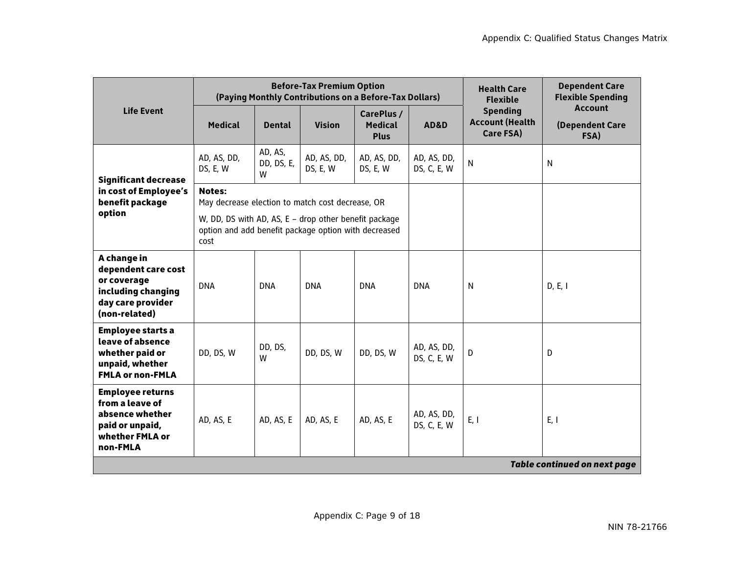| Life Event | Before-Tax Premium Option (Paying Monthly Contributions on a Before-Tax Dollars) | | | | | Health Care Flexible Spending Account (Health Care FSA) | Dependent Care Flexible Spending Account (Dependent Care FSA) |
|---|---|---|---|---|---|---|---|
| | Medical | Dental | Vision | CarePlus / Medical Plus | AD&D | | |
| **Significant decrease in cost of Employee's benefit package option** | AD, AS, DD, DS, E, W | AD, AS, DD, DS, E, W | AD, AS, DD, DS, E, W | AD, AS, DD, DS, E, W | AD, AS, DD, DS, C, E, W | N | N |
| | **Notes:** May decrease election to match cost decrease, OR W, DD, DS with AD, AS, E – drop other benefit package option and add benefit package option with decreased cost | | | | | | |
| **A change in dependent care cost or coverage including changing day care provider (non-related)** | DNA | DNA | DNA | DNA | DNA | N | D, E, I |
| **Employee starts a leave of absence whether paid or unpaid, whether FMLA or non-FMLA** | DD, DS, W | DD, DS, W | DD, DS, W | DD, DS, W | AD, AS, DD, DS, C, E, W | D | D |
| **Employee returns from a leave of absence whether paid or unpaid, whether FMLA or non-FMLA** | AD, AS, E | AD, AS, E | AD, AS, E | AD, AS, E | AD, AS, DD, DS, C, E, W | E, I | E, I |

***Table continued on next page***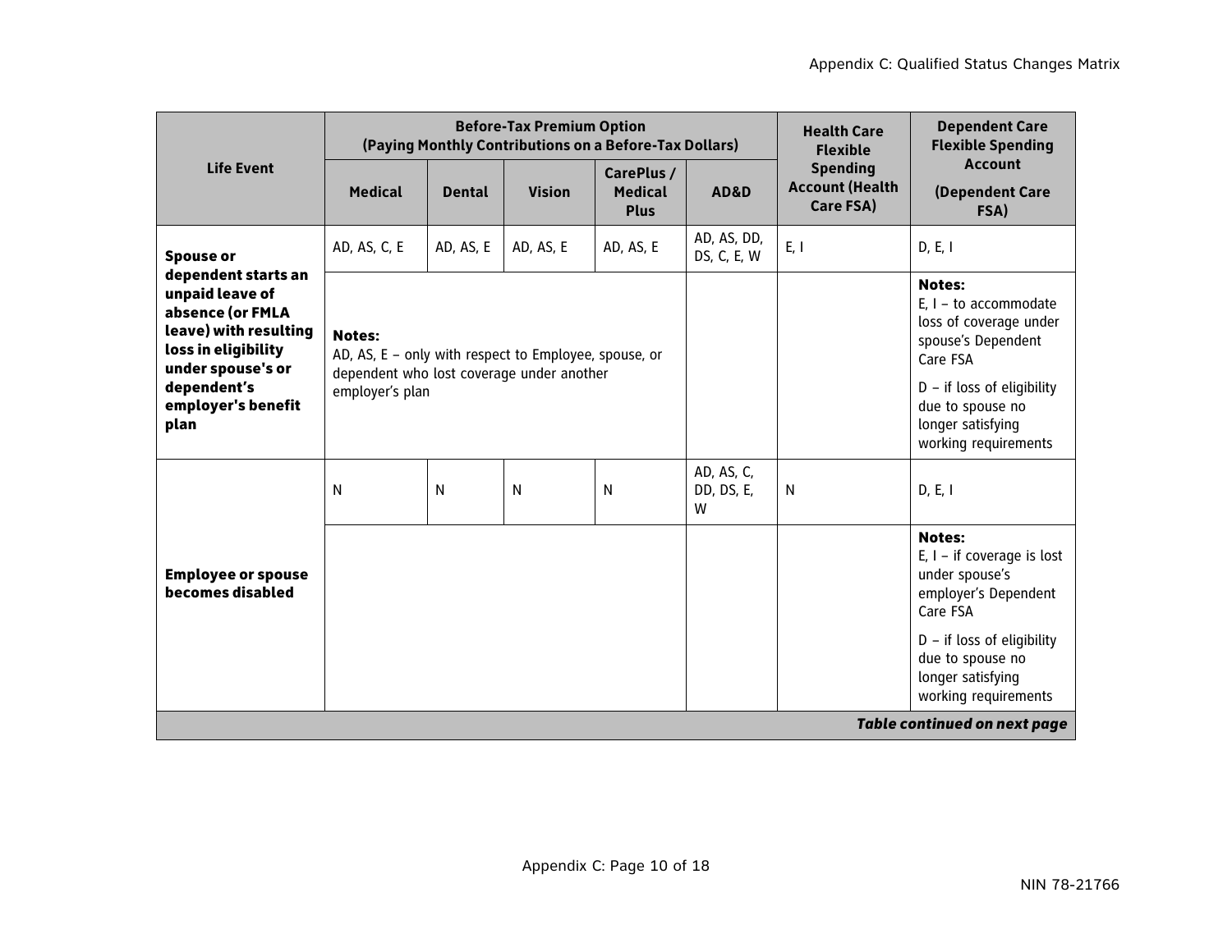| Life Event | Before-Tax Premium Option (Paying Monthly Contributions on a Before-Tax Dollars) | | | | | Health Care Flexible Spending Account (Health Care FSA) | Dependent Care Flexible Spending Account (Dependent Care FSA) |
|---|---|---|---|---|---|---|---|
| | Medical | Dental | Vision | CarePlus / Medical Plus | AD&D | | |
| **Spouse or dependent starts an unpaid leave of absence (or FMLA leave) with resulting loss in eligibility under spouse's or dependent's employer's benefit plan** | AD, AS, C, E | AD, AS, E | AD, AS, E | AD, AS, E | AD, AS, DD, DS, C, E, W | E, I | D, E, I |
| | **Notes:** AD, AS, E – only with respect to Employee, spouse, or dependent who lost coverage under another employer's plan | | | | | | **Notes:** E, I – to accommodate loss of coverage under spouse's Dependent Care FSA<br><br>D – if loss of eligibility due to spouse no longer satisfying working requirements |
| **Employee or spouse becomes disabled** | N | N | N | N | AD, AS, C, DD, DS, E, W | N | D, E, I |
| | | | | | | | **Notes:** E, I – if coverage is lost under spouse's employer's Dependent Care FSA<br><br>D – if loss of eligibility due to spouse no longer satisfying working requirements |

***Table continued on next page***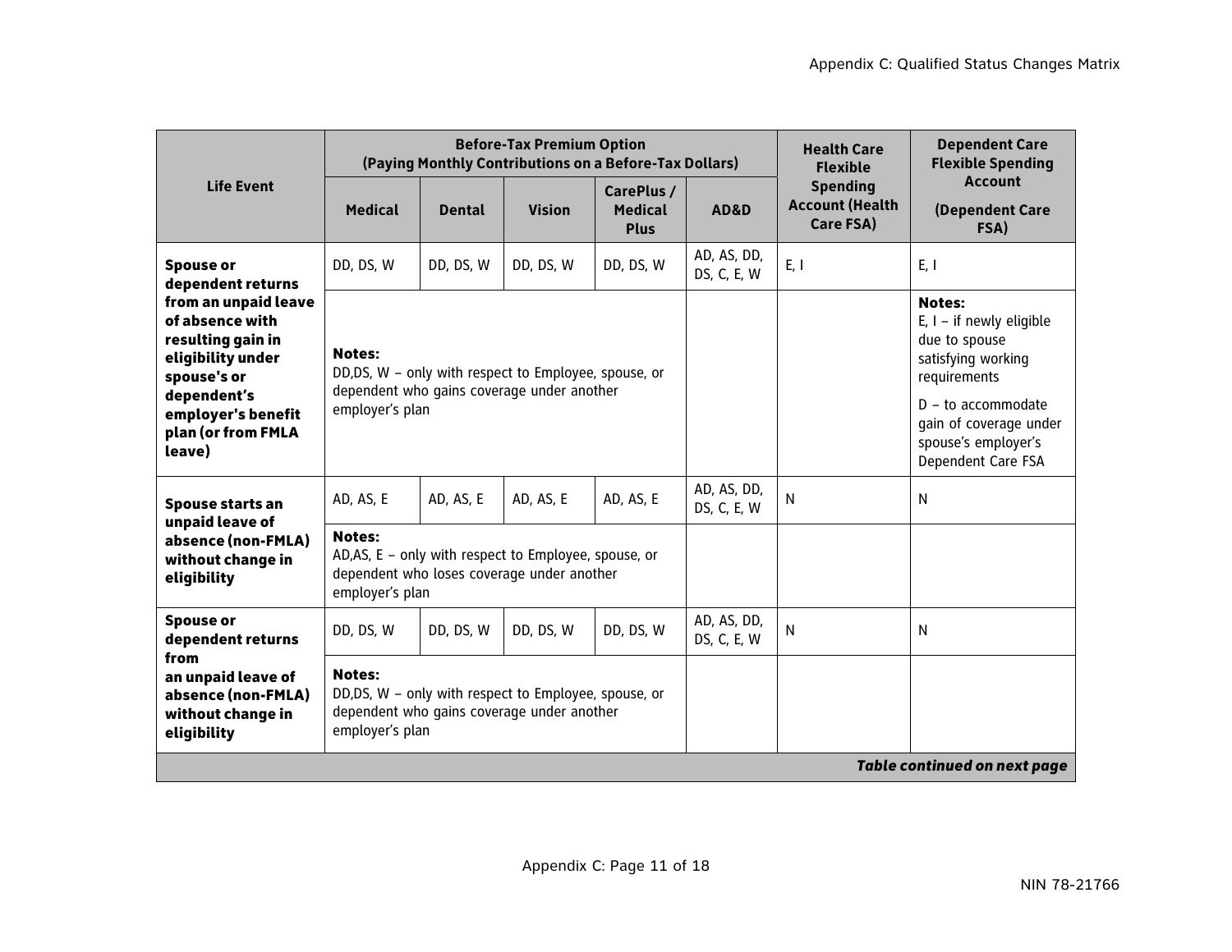| Life Event | Before-Tax Premium Option (Paying Monthly Contributions on a Before-Tax Dollars) | | | | | Health Care Flexible Spending Account (Health Care FSA) | Dependent Care Flexible Spending Account (Dependent Care FSA) |
|---|---|---|---|---|---|---|---|
| | Medical | Dental | Vision | CarePlus / Medical Plus | AD&D | | |
| **Spouse or dependent returns from an unpaid leave of absence with resulting gain in eligibility under spouse's or dependent's employer's benefit plan (or from FMLA leave)** | DD, DS, W | DD, DS, W | DD, DS, W | DD, DS, W | AD, AS, DD, DS, C, E, W | E, I | E, I |
| | **Notes:** DD,DS, W – only with respect to Employee, spouse, or dependent who gains coverage under another employer's plan | | | | | | **Notes:** E, I – if newly eligible due to spouse satisfying working requirements<br>D – to accommodate gain of coverage under spouse's employer's Dependent Care FSA |
| **Spouse starts an unpaid leave of absence (non-FMLA) without change in eligibility** | AD, AS, E | AD, AS, E | AD, AS, E | AD, AS, E | AD, AS, DD, DS, C, E, W | N | N |
| | **Notes:** AD,AS, E – only with respect to Employee, spouse, or dependent who loses coverage under another employer's plan | | | | | | |
| **Spouse or dependent returns from an unpaid leave of absence (non-FMLA) without change in eligibility** | DD, DS, W | DD, DS, W | DD, DS, W | DD, DS, W | AD, AS, DD, DS, C, E, W | N | N |
| | **Notes:** DD,DS, W – only with respect to Employee, spouse, or dependent who gains coverage under another employer's plan | | | | | | |

***Table continued on next page***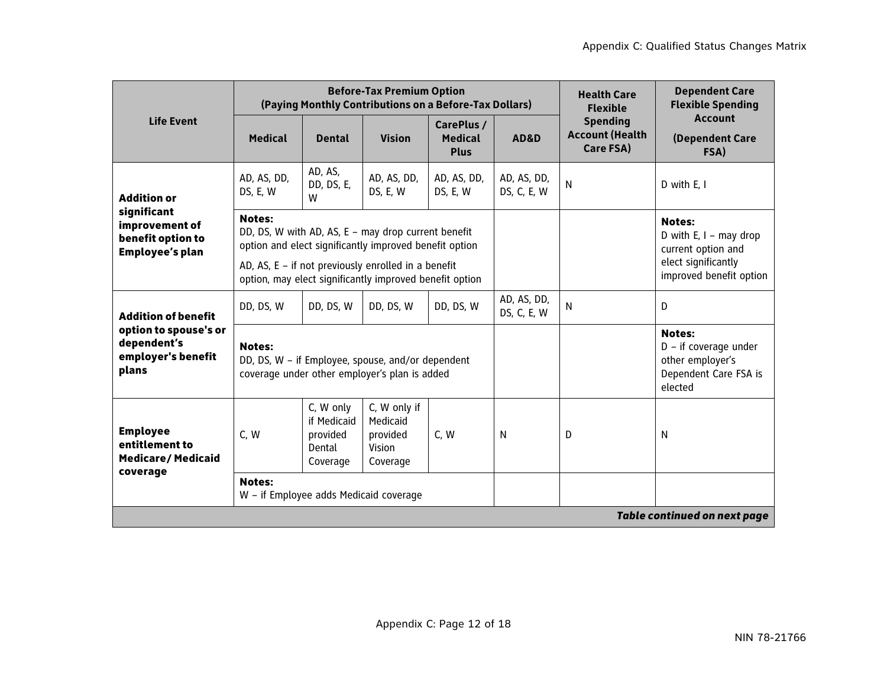| Life Event | Before-Tax Premium Option (Paying Monthly Contributions on a Before-Tax Dollars) | | | | | Health Care Flexible Spending Account (Health Care FSA) | Dependent Care Flexible Spending Account (Dependent Care FSA) |
|---|---|---|---|---|---|---|---|
| | Medical | Dental | Vision | CarePlus / Medical Plus | AD&D | | |
| **Addition or significant improvement of benefit option to Employee's plan** | AD, AS, DD, DS, E, W | AD, AS, DD, DS, E, W | AD, AS, DD, DS, E, W | AD, AS, DD, DS, E, W | AD, AS, DD, DS, C, E, W | N | D with E, I |
| | **Notes:** DD, DS, W with AD, AS, E – may drop current benefit option and elect significantly improved benefit option<br>AD, AS, E – if not previously enrolled in a benefit option, may elect significantly improved benefit option | | | | | | **Notes:** D with E, I – may drop current option and elect significantly improved benefit option |
| **Addition of benefit option to spouse's or dependent's employer's benefit plans** | DD, DS, W | DD, DS, W | DD, DS, W | DD, DS, W | AD, AS, DD, DS, C, E, W | N | D |
| | **Notes:** DD, DS, W – if Employee, spouse, and/or dependent coverage under other employer's plan is added | | | | | | **Notes:** D – if coverage under other employer's Dependent Care FSA is elected |
| **Employee entitlement to Medicare/ Medicaid coverage** | C, W | C, W only if Medicaid provided Dental Coverage | C, W only if Medicaid provided Vision Coverage | C, W | N | D | N |
| | **Notes:** W – if Employee adds Medicaid coverage | | | | | | |

***Table continued on next page***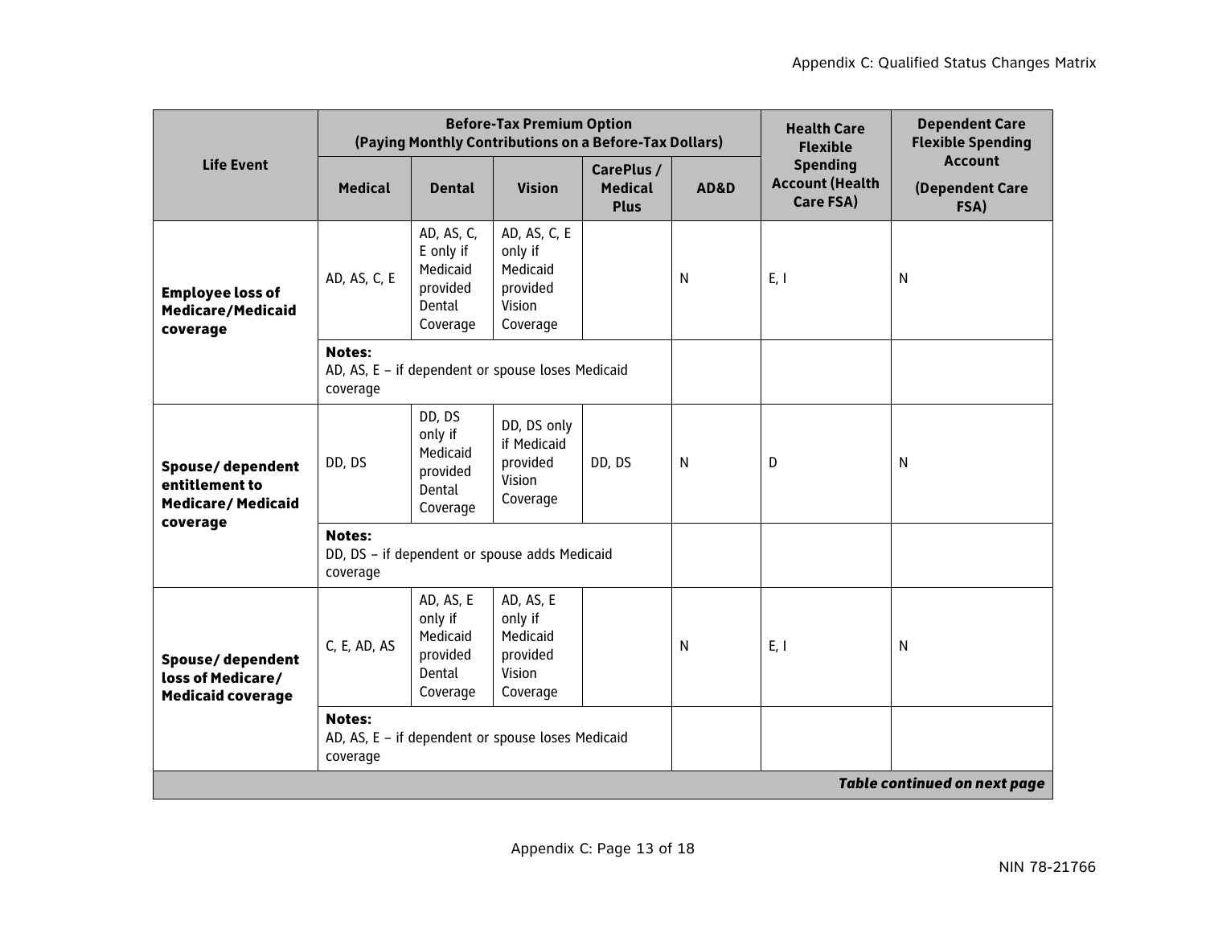| Life Event | Before-Tax Premium Option (Paying Monthly Contributions on a Before-Tax Dollars) | | | | | Health Care Flexible Spending Account (Health Care FSA) | Dependent Care Flexible Spending Account (Dependent Care FSA) |
|---|---|---|---|---|---|---|---|
| | Medical | Dental | Vision | CarePlus / Medical Plus | AD&D | | |
| **Employee loss of Medicare/Medicaid coverage** | AD, AS, C, E | AD, AS, C, E only if Medicaid provided Dental Coverage | AD, AS, C, E only if Medicaid provided Vision Coverage | | N | E, I | N |
| | **Notes:** AD, AS, E – if dependent or spouse loses Medicaid coverage | | | | | | |
| **Spouse/ dependent entitlement to Medicare/ Medicaid coverage** | DD, DS | DD, DS only if Medicaid provided Dental Coverage | DD, DS only if Medicaid provided Vision Coverage | DD, DS | N | D | N |
| | **Notes:** DD, DS – if dependent or spouse adds Medicaid coverage | | | | | | |
| **Spouse/ dependent loss of Medicare/ Medicaid coverage** | C, E, AD, AS | AD, AS, E only if Medicaid provided Dental Coverage | AD, AS, E only if Medicaid provided Vision Coverage | | N | E, I | N |
| | **Notes:** AD, AS, E – if dependent or spouse loses Medicaid coverage | | | | | | |

***Table continued on next page***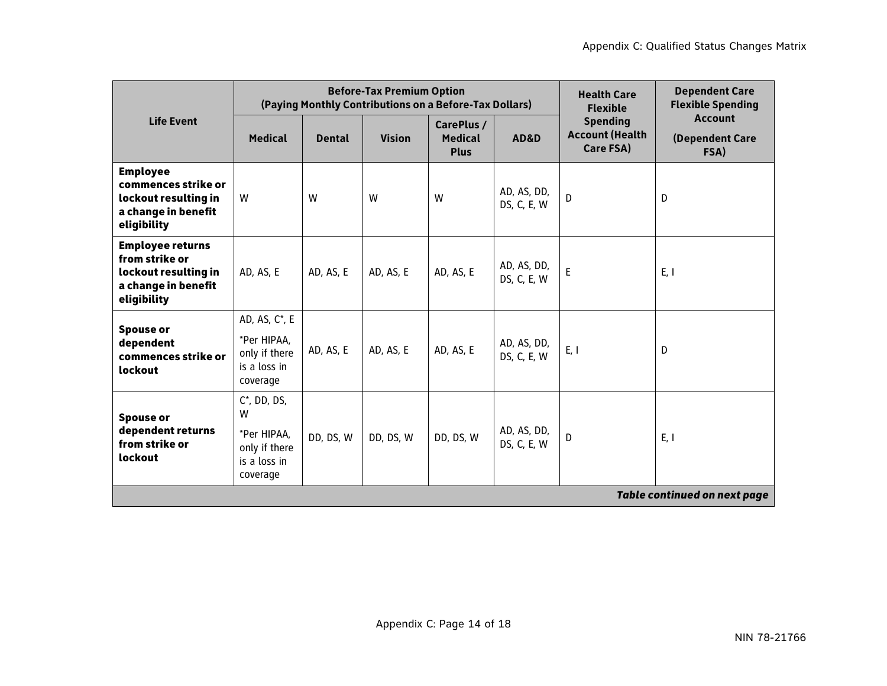| Life Event | Before-Tax Premium Option (Paying Monthly Contributions on a Before-Tax Dollars) | | | | | Health Care Flexible Spending Account (Health Care FSA) | Dependent Care Flexible Spending Account (Dependent Care FSA) |
|---|---|---|---|---|---|---|---|
| | Medical | Dental | Vision | CarePlus / Medical Plus | AD&D | | |
| **Employee commences strike or lockout resulting in a change in benefit eligibility** | W | W | W | W | AD, AS, DD, DS, C, E, W | D | D |
| **Employee returns from strike or lockout resulting in a change in benefit eligibility** | AD, AS, E | AD, AS, E | AD, AS, E | AD, AS, E | AD, AS, DD, DS, C, E, W | E | E, I |
| **Spouse or dependent commences strike or lockout** | AD, AS, C*, E<br>*Per HIPAA, only if there is a loss in coverage | AD, AS, E | AD, AS, E | AD, AS, E | AD, AS, DD, DS, C, E, W | E, I | D |
| **Spouse or dependent returns from strike or lockout** | C*, DD, DS, W<br>*Per HIPAA, only if there is a loss in coverage | DD, DS, W | DD, DS, W | DD, DS, W | AD, AS, DD, DS, C, E, W | D | E, I |

***Table continued on next page***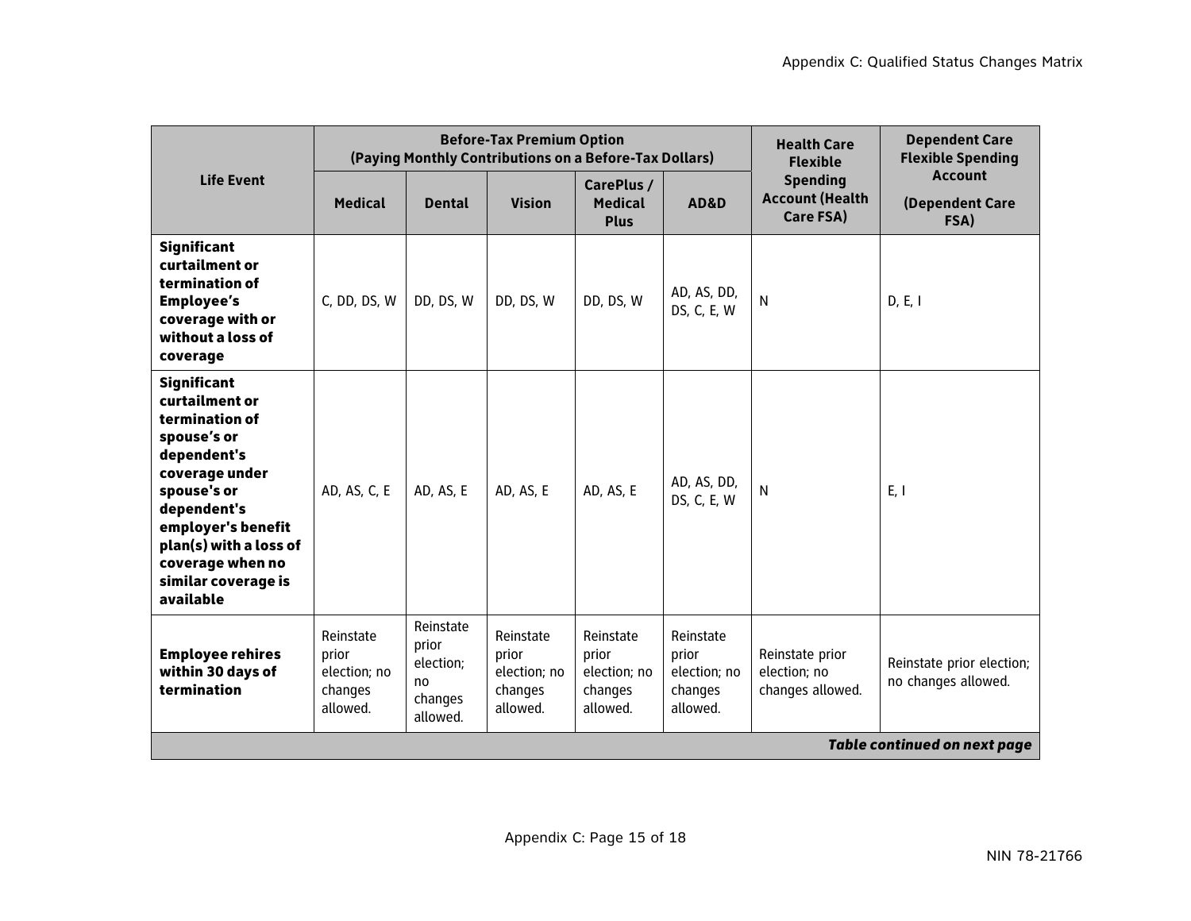| Life Event | Before-Tax Premium Option (Paying Monthly Contributions on a Before-Tax Dollars) | | | | | Health Care Flexible Spending Account (Health Care FSA) | Dependent Care Flexible Spending Account (Dependent Care FSA) |
|---|---|---|---|---|---|---|---|
| | Medical | Dental | Vision | CarePlus / Medical Plus | AD&D | | |
| **Significant curtailment or termination of Employee's coverage with or without a loss of coverage** | C, DD, DS, W | DD, DS, W | DD, DS, W | DD, DS, W | AD, AS, DD, DS, C, E, W | N | D, E, I |
| **Significant curtailment or termination of spouse's or dependent's coverage under spouse's or dependent's employer's benefit plan(s) with a loss of coverage when no similar coverage is available** | AD, AS, C, E | AD, AS, E | AD, AS, E | AD, AS, E | AD, AS, DD, DS, C, E, W | N | E, I |
| **Employee rehires within 30 days of termination** | Reinstate prior election; no changes allowed. | Reinstate prior election; no changes allowed. | Reinstate prior election; no changes allowed. | Reinstate prior election; no changes allowed. | Reinstate prior election; no changes allowed. | Reinstate prior election; no changes allowed. | Reinstate prior election; no changes allowed. |

***Table continued on next page***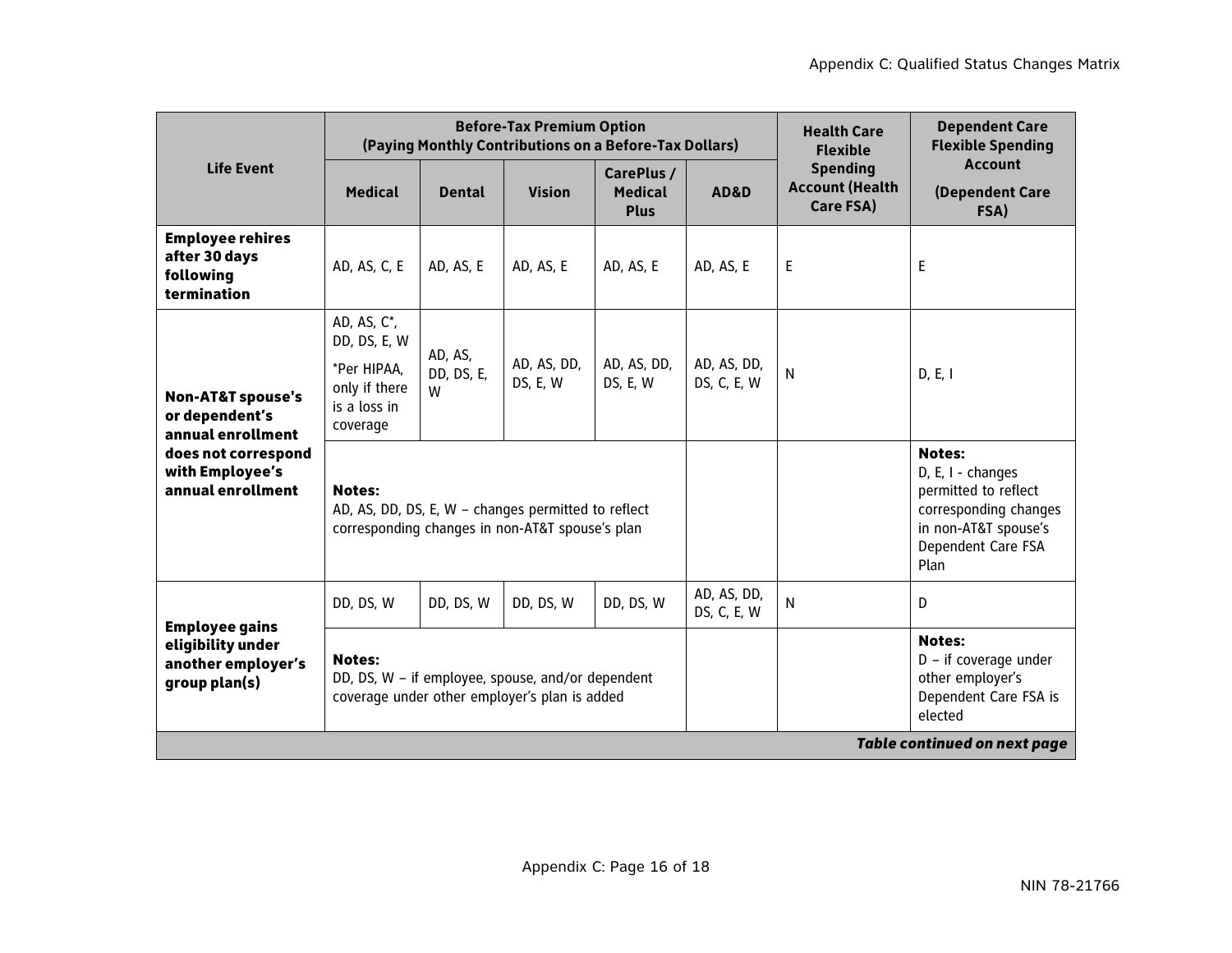| Life Event | Before-Tax Premium Option (Paying Monthly Contributions on a Before-Tax Dollars) | | | | | Health Care Flexible Spending Account (Health Care FSA) | Dependent Care Flexible Spending Account (Dependent Care FSA) |
|---|---|---|---|---|---|---|---|
| | Medical | Dental | Vision | CarePlus / Medical Plus | AD&D | | |
| **Employee rehires after 30 days following termination** | AD, AS, C, E | AD, AS, E | AD, AS, E | AD, AS, E | AD, AS, E | E | E |
| **Non-AT&T spouse's or dependent's annual enrollment does not correspond with Employee's annual enrollment** | AD, AS, C*, DD, DS, E, W *Per HIPAA, only if there is a loss in coverage | AD, AS, DD, DS, E, W | AD, AS, DD, DS, E, W | AD, AS, DD, DS, E, W | AD, AS, DD, DS, C, E, W | N | D, E, I |
| | **Notes:** AD, AS, DD, DS, E, W – changes permitted to reflect corresponding changes in non-AT&T spouse's plan | | | | | | **Notes:** D, E, I - changes permitted to reflect corresponding changes in non-AT&T spouse's Dependent Care FSA Plan |
| **Employee gains eligibility under another employer's group plan(s)** | DD, DS, W | DD, DS, W | DD, DS, W | DD, DS, W | AD, AS, DD, DS, C, E, W | N | D |
| | **Notes:** DD, DS, W – if employee, spouse, and/or dependent coverage under other employer's plan is added | | | | | | **Notes:** D – if coverage under other employer's Dependent Care FSA is elected |

***Table continued on next page***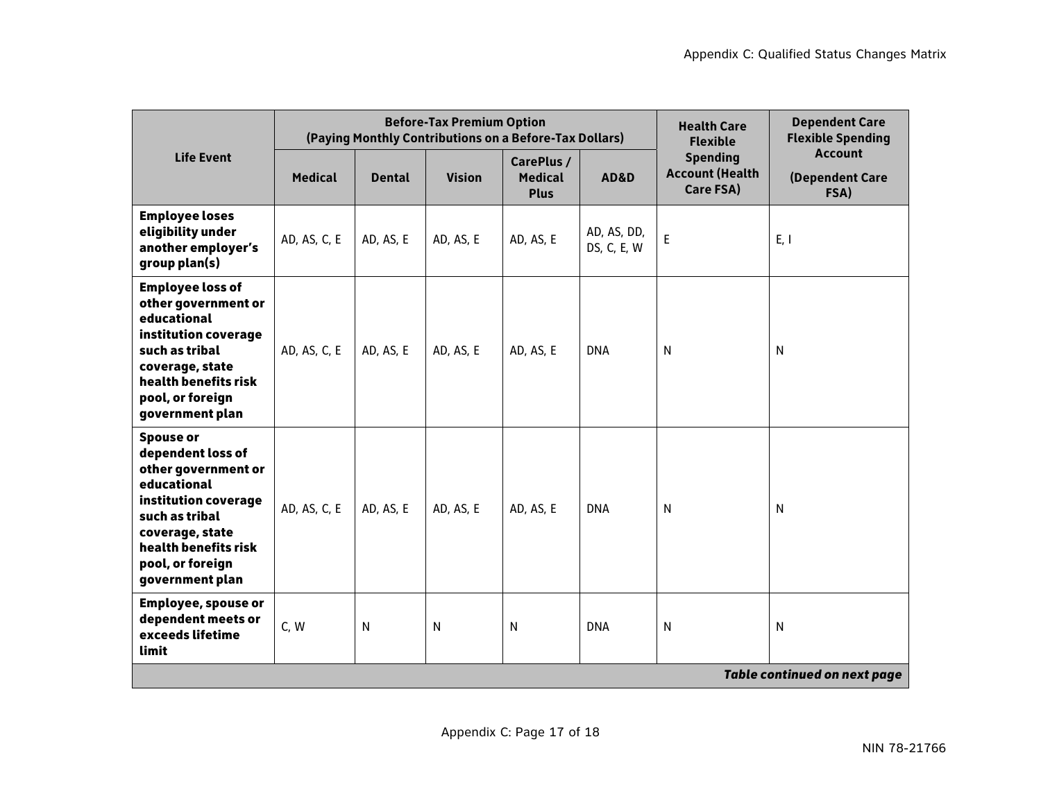| Life Event | Before-Tax Premium Option (Paying Monthly Contributions on a Before-Tax Dollars) | | | | | Health Care Flexible Spending Account (Health Care FSA) | Dependent Care Flexible Spending Account (Dependent Care FSA) |
|---|---|---|---|---|---|---|---|
| | Medical | Dental | Vision | CarePlus / Medical Plus | AD&D | | |
| **Employee loses eligibility under another employer's group plan(s)** | AD, AS, C, E | AD, AS, E | AD, AS, E | AD, AS, E | AD, AS, DD, DS, C, E, W | E | E, I |
| **Employee loss of other government or educational institution coverage such as tribal coverage, state health benefits risk pool, or foreign government plan** | AD, AS, C, E | AD, AS, E | AD, AS, E | AD, AS, E | DNA | N | N |
| **Spouse or dependent loss of other government or educational institution coverage such as tribal coverage, state health benefits risk pool, or foreign government plan** | AD, AS, C, E | AD, AS, E | AD, AS, E | AD, AS, E | DNA | N | N |
| **Employee, spouse or dependent meets or exceeds lifetime limit** | C, W | N | N | N | DNA | N | N |

***Table continued on next page***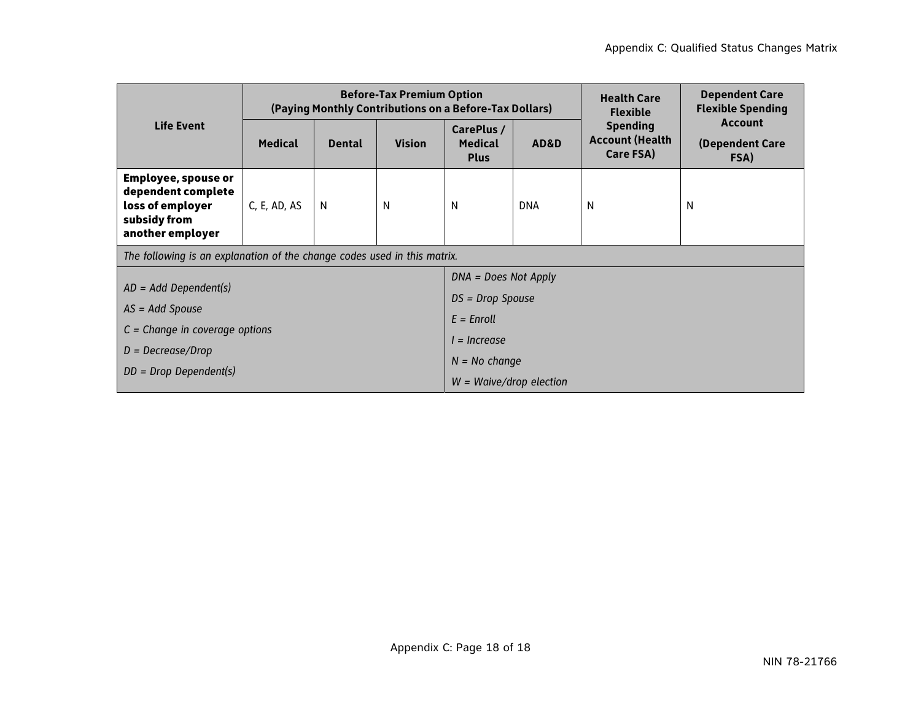| Life Event | Before-Tax Premium Option (Paying Monthly Contributions on a Before-Tax Dollars) | | | | | Health Care Flexible Spending Account (Health Care FSA) | Dependent Care Flexible Spending Account (Dependent Care FSA) |
|---|---|---|---|---|---|---|---|
| | Medical | Dental | Vision | CarePlus / Medical Plus | AD&D | | |
| **Employee, spouse or dependent complete loss of employer subsidy from another employer** | C, E, AD, AS | N | N | N | DNA | N | N |

*The following is an explanation of the change codes used in this matrix.*

*AD = Add Dependent(s)*

*AS = Add Spouse*

*C = Change in coverage options*

*D = Decrease/Drop*

*DD = Drop Dependent(s)*

*DNA = Does Not Apply*

*DS = Drop Spouse*

*E = Enroll*

*I = Increase*

*N = No change*

*W = Waive/drop election*